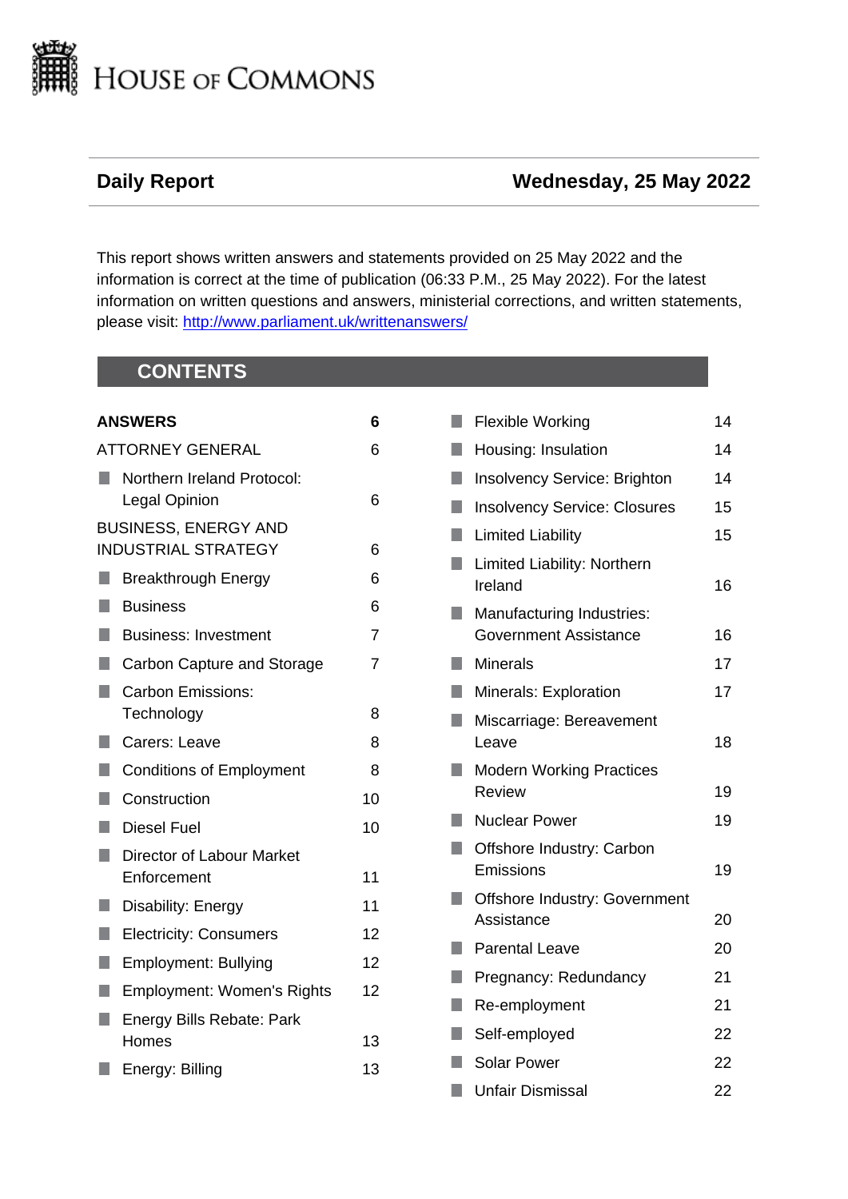# HOUSE OF COMMONS

## Daily Report — Wednesday, 25 May 2022

This report shows written answers and statements provided on 25 May 2022 and the information is correct at the time of publication (06:33 P.M., 25 May 2022). For the latest information on written questions and answers, ministerial corrections, and written statements, please visit: [http://www.parliament.uk/writtenanswers/](http://www.parliament.uk/writtenanswers/)

## CONTENTS

| | |
|---|---|
| **ANSWERS** | **6** |
| ATTORNEY GENERAL | 6 |
| ■ Northern Ireland Protocol: Legal Opinion | 6 |
| BUSINESS, ENERGY AND INDUSTRIAL STRATEGY | 6 |
| ■ Breakthrough Energy | 6 |
| ■ Business | 6 |
| ■ Business: Investment | 7 |
| ■ Carbon Capture and Storage | 7 |
| ■ Carbon Emissions: Technology | 8 |
| ■ Carers: Leave | 8 |
| ■ Conditions of Employment | 8 |
| ■ Construction | 10 |
| ■ Diesel Fuel | 10 |
| ■ Director of Labour Market Enforcement | 11 |
| ■ Disability: Energy | 11 |
| ■ Electricity: Consumers | 12 |
| ■ Employment: Bullying | 12 |
| ■ Employment: Women's Rights | 12 |
| ■ Energy Bills Rebate: Park Homes | 13 |
| ■ Energy: Billing | 13 |
| ■ Flexible Working | 14 |
| ■ Housing: Insulation | 14 |
| ■ Insolvency Service: Brighton | 14 |
| ■ Insolvency Service: Closures | 15 |
| ■ Limited Liability | 15 |
| ■ Limited Liability: Northern Ireland | 16 |
| ■ Manufacturing Industries: Government Assistance | 16 |
| ■ Minerals | 17 |
| ■ Minerals: Exploration | 17 |
| ■ Miscarriage: Bereavement Leave | 18 |
| ■ Modern Working Practices Review | 19 |
| ■ Nuclear Power | 19 |
| ■ Offshore Industry: Carbon Emissions | 19 |
| ■ Offshore Industry: Government Assistance | 20 |
| ■ Parental Leave | 20 |
| ■ Pregnancy: Redundancy | 21 |
| ■ Re-employment | 21 |
| ■ Self-employed | 22 |
| ■ Solar Power | 22 |
| ■ Unfair Dismissal | 22 |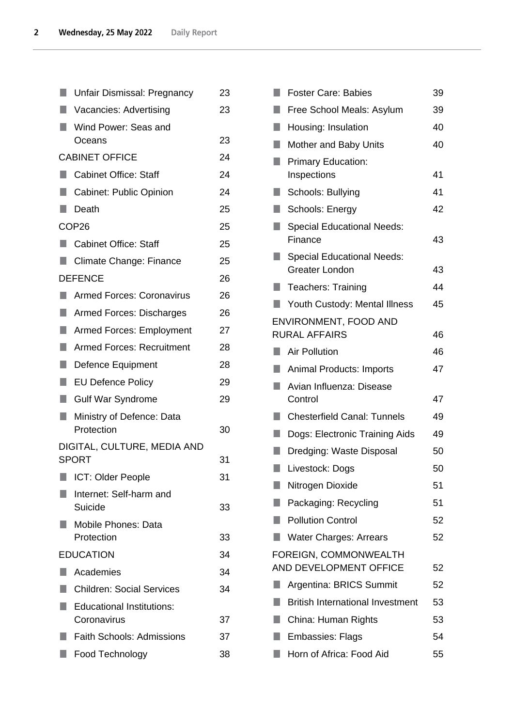| | |
|---|---|
| ■ Unfair Dismissal: Pregnancy | 23 |
| ■ Vacancies: Advertising | 23 |
| ■ Wind Power: Seas and Oceans | 23 |
| CABINET OFFICE | 24 |
| ■ Cabinet Office: Staff | 24 |
| ■ Cabinet: Public Opinion | 24 |
| ■ Death | 25 |
| COP26 | 25 |
| ■ Cabinet Office: Staff | 25 |
| ■ Climate Change: Finance | 25 |
| DEFENCE | 26 |
| ■ Armed Forces: Coronavirus | 26 |
| ■ Armed Forces: Discharges | 26 |
| ■ Armed Forces: Employment | 27 |
| ■ Armed Forces: Recruitment | 28 |
| ■ Defence Equipment | 28 |
| ■ EU Defence Policy | 29 |
| ■ Gulf War Syndrome | 29 |
| ■ Ministry of Defence: Data Protection | 30 |
| DIGITAL, CULTURE, MEDIA AND SPORT | 31 |
| ■ ICT: Older People | 31 |
| ■ Internet: Self-harm and Suicide | 33 |
| ■ Mobile Phones: Data Protection | 33 |
| EDUCATION | 34 |
| ■ Academies | 34 |
| ■ Children: Social Services | 34 |
| ■ Educational Institutions: Coronavirus | 37 |
| ■ Faith Schools: Admissions | 37 |
| ■ Food Technology | 38 |
| ■ Foster Care: Babies | 39 |
| ■ Free School Meals: Asylum | 39 |
| ■ Housing: Insulation | 40 |
| ■ Mother and Baby Units | 40 |
| ■ Primary Education: Inspections | 41 |
| ■ Schools: Bullying | 41 |
| ■ Schools: Energy | 42 |
| ■ Special Educational Needs: Finance | 43 |
| ■ Special Educational Needs: Greater London | 43 |
| ■ Teachers: Training | 44 |
| ■ Youth Custody: Mental Illness | 45 |
| ENVIRONMENT, FOOD AND RURAL AFFAIRS | 46 |
| ■ Air Pollution | 46 |
| ■ Animal Products: Imports | 47 |
| ■ Avian Influenza: Disease Control | 47 |
| ■ Chesterfield Canal: Tunnels | 49 |
| ■ Dogs: Electronic Training Aids | 49 |
| ■ Dredging: Waste Disposal | 50 |
| ■ Livestock: Dogs | 50 |
| ■ Nitrogen Dioxide | 51 |
| ■ Packaging: Recycling | 51 |
| ■ Pollution Control | 52 |
| ■ Water Charges: Arrears | 52 |
| FOREIGN, COMMONWEALTH AND DEVELOPMENT OFFICE | 52 |
| ■ Argentina: BRICS Summit | 52 |
| ■ British International Investment | 53 |
| ■ China: Human Rights | 53 |
| ■ Embassies: Flags | 54 |
| ■ Horn of Africa: Food Aid | 55 |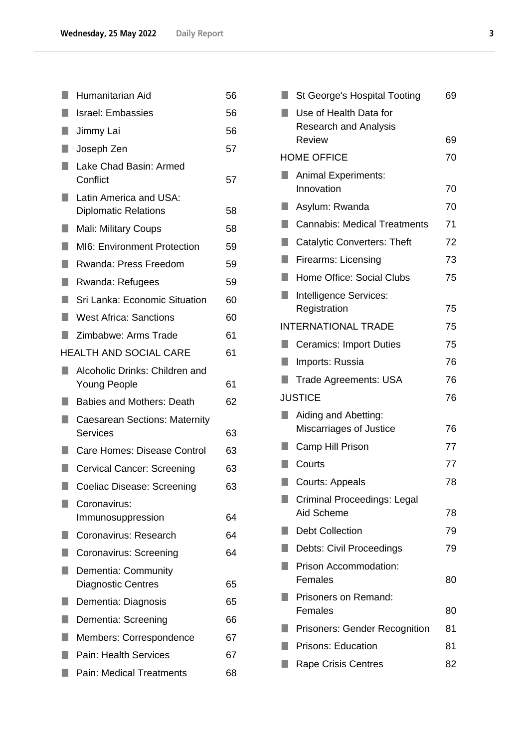| | |
|---|---|
| Humanitarian Aid | 56 |
| Israel: Embassies | 56 |
| Jimmy Lai | 56 |
| Joseph Zen | 57 |
| Lake Chad Basin: Armed Conflict | 57 |
| Latin America and USA: Diplomatic Relations | 58 |
| Mali: Military Coups | 58 |
| MI6: Environment Protection | 59 |
| Rwanda: Press Freedom | 59 |
| Rwanda: Refugees | 59 |
| Sri Lanka: Economic Situation | 60 |
| West Africa: Sanctions | 60 |
| Zimbabwe: Arms Trade | 61 |
| HEALTH AND SOCIAL CARE | 61 |
| Alcoholic Drinks: Children and Young People | 61 |
| Babies and Mothers: Death | 62 |
| Caesarean Sections: Maternity Services | 63 |
| Care Homes: Disease Control | 63 |
| Cervical Cancer: Screening | 63 |
| Coeliac Disease: Screening | 63 |
| Coronavirus: Immunosuppression | 64 |
| Coronavirus: Research | 64 |
| Coronavirus: Screening | 64 |
| Dementia: Community Diagnostic Centres | 65 |
| Dementia: Diagnosis | 65 |
| Dementia: Screening | 66 |
| Members: Correspondence | 67 |
| Pain: Health Services | 67 |
| Pain: Medical Treatments | 68 |
| St George's Hospital Tooting | 69 |
| Use of Health Data for Research and Analysis Review | 69 |
| HOME OFFICE | 70 |
| Animal Experiments: Innovation | 70 |
| Asylum: Rwanda | 70 |
| Cannabis: Medical Treatments | 71 |
| Catalytic Converters: Theft | 72 |
| Firearms: Licensing | 73 |
| Home Office: Social Clubs | 75 |
| Intelligence Services: Registration | 75 |
| INTERNATIONAL TRADE | 75 |
| Ceramics: Import Duties | 75 |
| Imports: Russia | 76 |
| Trade Agreements: USA | 76 |
| JUSTICE | 76 |
| Aiding and Abetting: Miscarriages of Justice | 76 |
| Camp Hill Prison | 77 |
| Courts | 77 |
| Courts: Appeals | 78 |
| Criminal Proceedings: Legal Aid Scheme | 78 |
| Debt Collection | 79 |
| Debts: Civil Proceedings | 79 |
| Prison Accommodation: Females | 80 |
| Prisoners on Remand: Females | 80 |
| Prisoners: Gender Recognition | 81 |
| Prisons: Education | 81 |
| Rape Crisis Centres | 82 |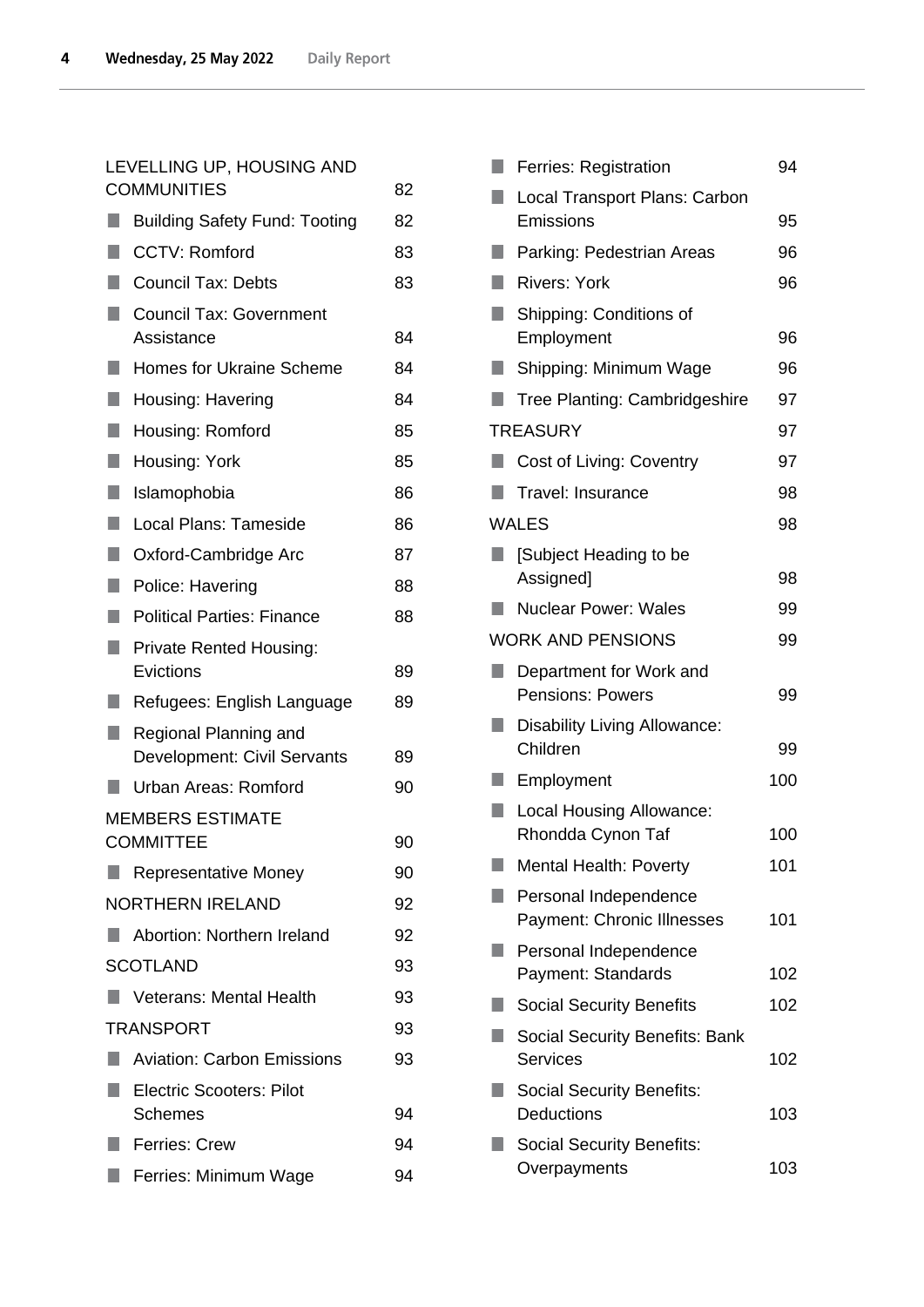LEVELLING UP, HOUSING AND COMMUNITIES 82

- Building Safety Fund: Tooting 82
- CCTV: Romford 83
- Council Tax: Debts 83
- Council Tax: Government Assistance 84
- Homes for Ukraine Scheme 84
- Housing: Havering 84
- Housing: Romford 85
- Housing: York 85
- Islamophobia 86
- Local Plans: Tameside 86
- Oxford-Cambridge Arc 87
- Police: Havering 88
- Political Parties: Finance 88
- Private Rented Housing: Evictions 89
- Refugees: English Language 89
- Regional Planning and Development: Civil Servants 89
- Urban Areas: Romford 90

MEMBERS ESTIMATE COMMITTEE 90

- Representative Money 90

NORTHERN IRELAND 92

- Abortion: Northern Ireland 92

SCOTLAND 93

- Veterans: Mental Health 93

TRANSPORT 93

- Aviation: Carbon Emissions 93
- Electric Scooters: Pilot Schemes 94
- Ferries: Crew 94
- Ferries: Minimum Wage 94
- Ferries: Registration 94
- Local Transport Plans: Carbon Emissions 95
- Parking: Pedestrian Areas 96
- Rivers: York 96
- Shipping: Conditions of Employment 96
- Shipping: Minimum Wage 96
- Tree Planting: Cambridgeshire 97

TREASURY 97

- Cost of Living: Coventry 97
- Travel: Insurance 98

WALES 98

- [Subject Heading to be Assigned] 98
- Nuclear Power: Wales 99

WORK AND PENSIONS 99

- Department for Work and Pensions: Powers 99
- Disability Living Allowance: Children 99
- Employment 100
- Local Housing Allowance: Rhondda Cynon Taf 100
- Mental Health: Poverty 101
- Personal Independence Payment: Chronic Illnesses 101
- Personal Independence Payment: Standards 102
- Social Security Benefits 102
- Social Security Benefits: Bank Services 102
- Social Security Benefits: Deductions 103
- Social Security Benefits: Overpayments 103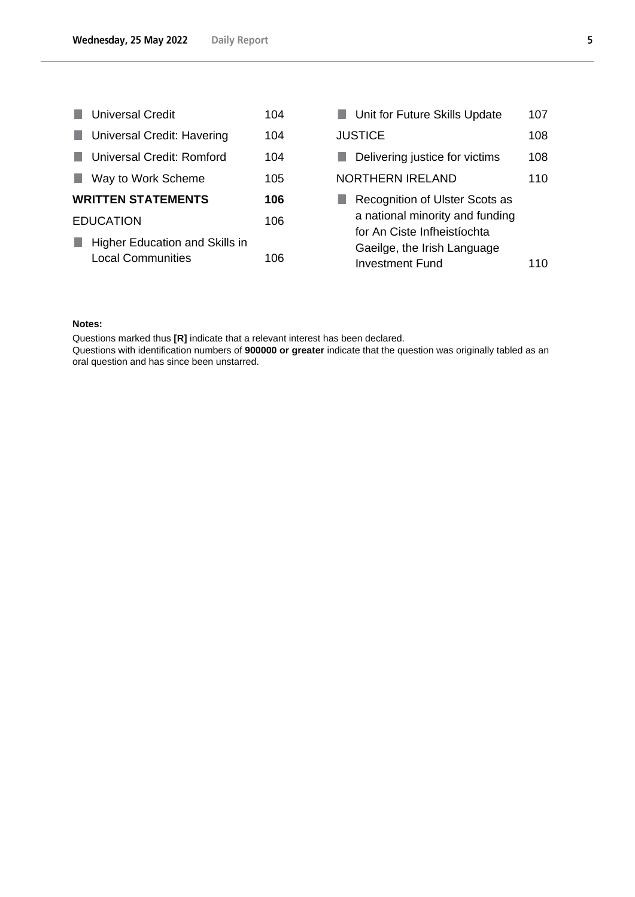- Universal Credit 104
- Universal Credit: Havering 104
- Universal Credit: Romford 104
- Way to Work Scheme 105

**WRITTEN STATEMENTS 106**

EDUCATION 106

- Higher Education and Skills in Local Communities 106
- Unit for Future Skills Update 107

JUSTICE 108

- Delivering justice for victims 108

NORTHERN IRELAND 110

- Recognition of Ulster Scots as a national minority and funding for An Ciste Infheistíochta Gaeilge, the Irish Language Investment Fund 110

**Notes:**

Questions marked thus **[R]** indicate that a relevant interest has been declared.
Questions with identification numbers of **900000 or greater** indicate that the question was originally tabled as an oral question and has since been unstarred.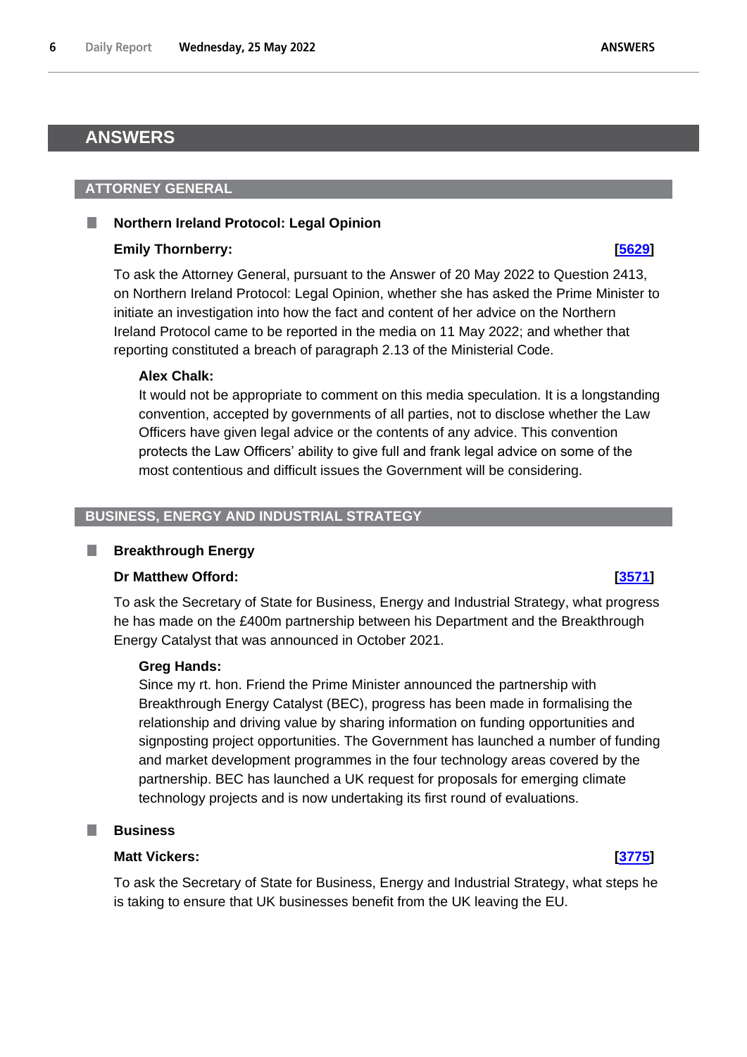# ANSWERS

## ATTORNEY GENERAL

### Northern Ireland Protocol: Legal Opinion

**Emily Thornberry:** **[5629]**

To ask the Attorney General, pursuant to the Answer of 20 May 2022 to Question 2413, on Northern Ireland Protocol: Legal Opinion, whether she has asked the Prime Minister to initiate an investigation into how the fact and content of her advice on the Northern Ireland Protocol came to be reported in the media on 11 May 2022; and whether that reporting constituted a breach of paragraph 2.13 of the Ministerial Code.

**Alex Chalk:**

It would not be appropriate to comment on this media speculation. It is a longstanding convention, accepted by governments of all parties, not to disclose whether the Law Officers have given legal advice or the contents of any advice. This convention protects the Law Officers' ability to give full and frank legal advice on some of the most contentious and difficult issues the Government will be considering.

## BUSINESS, ENERGY AND INDUSTRIAL STRATEGY

### Breakthrough Energy

**Dr Matthew Offord:** **[3571]**

To ask the Secretary of State for Business, Energy and Industrial Strategy, what progress he has made on the £400m partnership between his Department and the Breakthrough Energy Catalyst that was announced in October 2021.

**Greg Hands:**

Since my rt. hon. Friend the Prime Minister announced the partnership with Breakthrough Energy Catalyst (BEC), progress has been made in formalising the relationship and driving value by sharing information on funding opportunities and signposting project opportunities. The Government has launched a number of funding and market development programmes in the four technology areas covered by the partnership. BEC has launched a UK request for proposals for emerging climate technology projects and is now undertaking its first round of evaluations.

### Business

**Matt Vickers:** **[3775]**

To ask the Secretary of State for Business, Energy and Industrial Strategy, what steps he is taking to ensure that UK businesses benefit from the UK leaving the EU.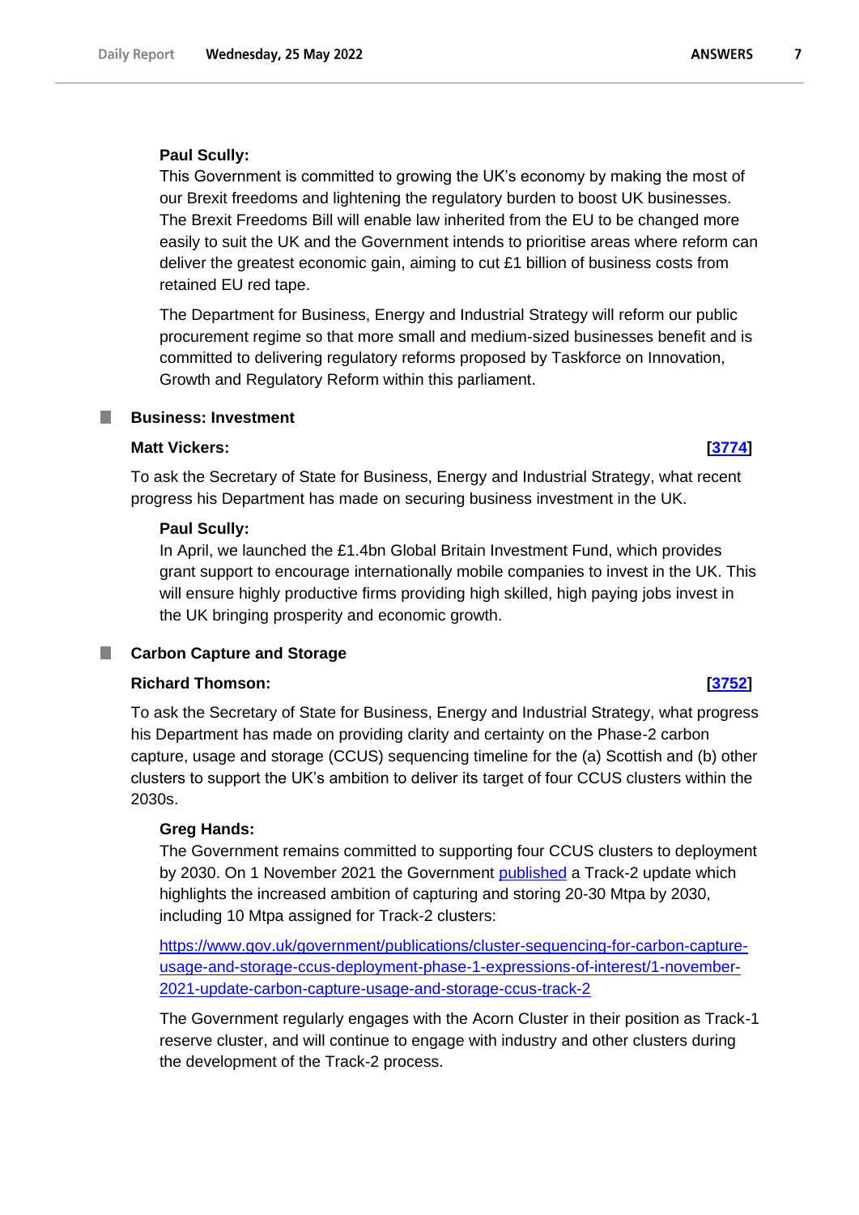**Paul Scully:**

This Government is committed to growing the UK's economy by making the most of our Brexit freedoms and lightening the regulatory burden to boost UK businesses. The Brexit Freedoms Bill will enable law inherited from the EU to be changed more easily to suit the UK and the Government intends to prioritise areas where reform can deliver the greatest economic gain, aiming to cut £1 billion of business costs from retained EU red tape.

The Department for Business, Energy and Industrial Strategy will reform our public procurement regime so that more small and medium-sized businesses benefit and is committed to delivering regulatory reforms proposed by Taskforce on Innovation, Growth and Regulatory Reform within this parliament.

## Business: Investment

**Matt Vickers:** **[3774]**

To ask the Secretary of State for Business, Energy and Industrial Strategy, what recent progress his Department has made on securing business investment in the UK.

**Paul Scully:**

In April, we launched the £1.4bn Global Britain Investment Fund, which provides grant support to encourage internationally mobile companies to invest in the UK. This will ensure highly productive firms providing high skilled, high paying jobs invest in the UK bringing prosperity and economic growth.

## Carbon Capture and Storage

**Richard Thomson:** **[3752]**

To ask the Secretary of State for Business, Energy and Industrial Strategy, what progress his Department has made on providing clarity and certainty on the Phase-2 carbon capture, usage and storage (CCUS) sequencing timeline for the (a) Scottish and (b) other clusters to support the UK's ambition to deliver its target of four CCUS clusters within the 2030s.

**Greg Hands:**

The Government remains committed to supporting four CCUS clusters to deployment by 2030. On 1 November 2021 the Government published a Track-2 update which highlights the increased ambition of capturing and storing 20-30 Mtpa by 2030, including 10 Mtpa assigned for Track-2 clusters:

https://www.gov.uk/government/publications/cluster-sequencing-for-carbon-capture-usage-and-storage-ccus-deployment-phase-1-expressions-of-interest/1-november-2021-update-carbon-capture-usage-and-storage-ccus-track-2

The Government regularly engages with the Acorn Cluster in their position as Track-1 reserve cluster, and will continue to engage with industry and other clusters during the development of the Track-2 process.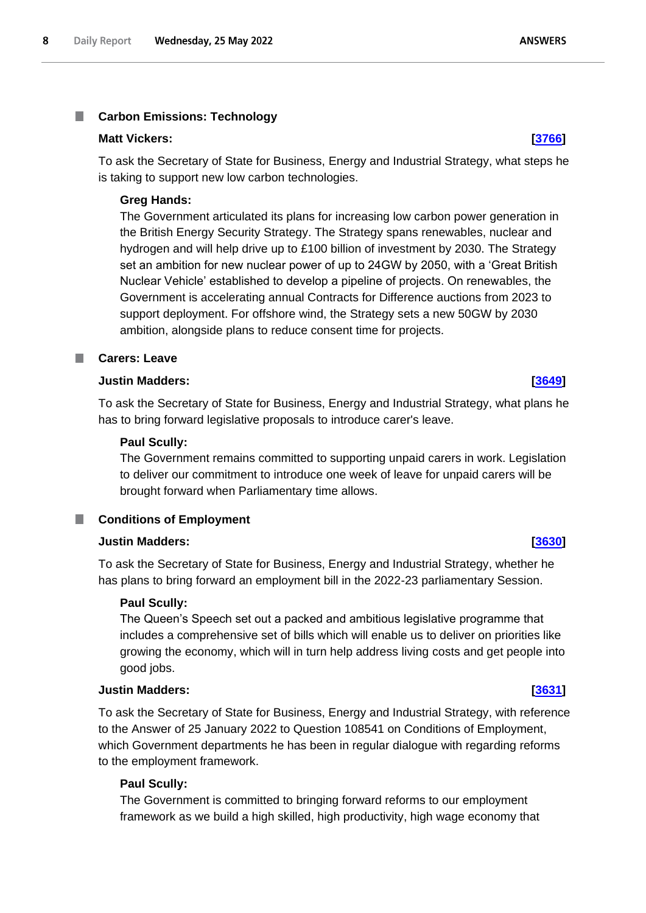### Carbon Emissions: Technology

**Matt Vickers:** **[3766]**

To ask the Secretary of State for Business, Energy and Industrial Strategy, what steps he is taking to support new low carbon technologies.

**Greg Hands:**

The Government articulated its plans for increasing low carbon power generation in the British Energy Security Strategy. The Strategy spans renewables, nuclear and hydrogen and will help drive up to £100 billion of investment by 2030. The Strategy set an ambition for new nuclear power of up to 24GW by 2050, with a 'Great British Nuclear Vehicle' established to develop a pipeline of projects. On renewables, the Government is accelerating annual Contracts for Difference auctions from 2023 to support deployment. For offshore wind, the Strategy sets a new 50GW by 2030 ambition, alongside plans to reduce consent time for projects.

### Carers: Leave

**Justin Madders:** **[3649]**

To ask the Secretary of State for Business, Energy and Industrial Strategy, what plans he has to bring forward legislative proposals to introduce carer's leave.

**Paul Scully:**

The Government remains committed to supporting unpaid carers in work. Legislation to deliver our commitment to introduce one week of leave for unpaid carers will be brought forward when Parliamentary time allows.

### Conditions of Employment

**Justin Madders:** **[3630]**

To ask the Secretary of State for Business, Energy and Industrial Strategy, whether he has plans to bring forward an employment bill in the 2022-23 parliamentary Session.

**Paul Scully:**

The Queen's Speech set out a packed and ambitious legislative programme that includes a comprehensive set of bills which will enable us to deliver on priorities like growing the economy, which will in turn help address living costs and get people into good jobs.

**Justin Madders:** **[3631]**

To ask the Secretary of State for Business, Energy and Industrial Strategy, with reference to the Answer of 25 January 2022 to Question 108541 on Conditions of Employment, which Government departments he has been in regular dialogue with regarding reforms to the employment framework.

**Paul Scully:**

The Government is committed to bringing forward reforms to our employment framework as we build a high skilled, high productivity, high wage economy that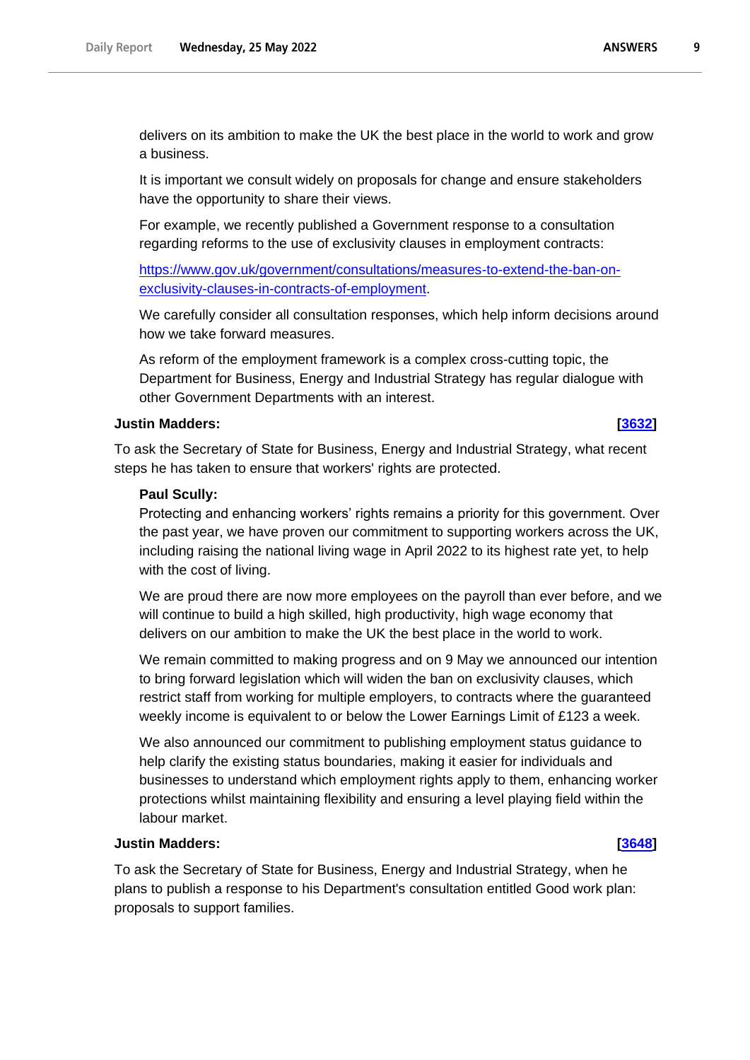delivers on its ambition to make the UK the best place in the world to work and grow a business.

It is important we consult widely on proposals for change and ensure stakeholders have the opportunity to share their views.

For example, we recently published a Government response to a consultation regarding reforms to the use of exclusivity clauses in employment contracts:

[https://www.gov.uk/government/consultations/measures-to-extend-the-ban-on-exclusivity-clauses-in-contracts-of-employment](https://www.gov.uk/government/consultations/measures-to-extend-the-ban-on-exclusivity-clauses-in-contracts-of-employment).

We carefully consider all consultation responses, which help inform decisions around how we take forward measures.

As reform of the employment framework is a complex cross-cutting topic, the Department for Business, Energy and Industrial Strategy has regular dialogue with other Government Departments with an interest.

**Justin Madders:** **[3632]**

To ask the Secretary of State for Business, Energy and Industrial Strategy, what recent steps he has taken to ensure that workers' rights are protected.

**Paul Scully:**

Protecting and enhancing workers' rights remains a priority for this government. Over the past year, we have proven our commitment to supporting workers across the UK, including raising the national living wage in April 2022 to its highest rate yet, to help with the cost of living.

We are proud there are now more employees on the payroll than ever before, and we will continue to build a high skilled, high productivity, high wage economy that delivers on our ambition to make the UK the best place in the world to work.

We remain committed to making progress and on 9 May we announced our intention to bring forward legislation which will widen the ban on exclusivity clauses, which restrict staff from working for multiple employers, to contracts where the guaranteed weekly income is equivalent to or below the Lower Earnings Limit of £123 a week.

We also announced our commitment to publishing employment status guidance to help clarify the existing status boundaries, making it easier for individuals and businesses to understand which employment rights apply to them, enhancing worker protections whilst maintaining flexibility and ensuring a level playing field within the labour market.

**Justin Madders:** **[3648]**

To ask the Secretary of State for Business, Energy and Industrial Strategy, when he plans to publish a response to his Department's consultation entitled Good work plan: proposals to support families.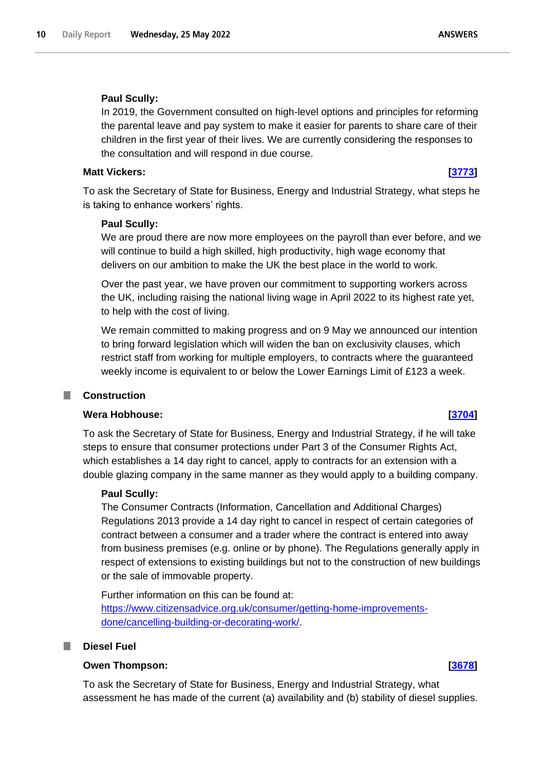**Paul Scully:**

In 2019, the Government consulted on high-level options and principles for reforming the parental leave and pay system to make it easier for parents to share care of their children in the first year of their lives. We are currently considering the responses to the consultation and will respond in due course.

**Matt Vickers:** **[3773]**

To ask the Secretary of State for Business, Energy and Industrial Strategy, what steps he is taking to enhance workers' rights.

**Paul Scully:**

We are proud there are now more employees on the payroll than ever before, and we will continue to build a high skilled, high productivity, high wage economy that delivers on our ambition to make the UK the best place in the world to work.

Over the past year, we have proven our commitment to supporting workers across the UK, including raising the national living wage in April 2022 to its highest rate yet, to help with the cost of living.

We remain committed to making progress and on 9 May we announced our intention to bring forward legislation which will widen the ban on exclusivity clauses, which restrict staff from working for multiple employers, to contracts where the guaranteed weekly income is equivalent to or below the Lower Earnings Limit of £123 a week.

## Construction

**Wera Hobhouse:** **[3704]**

To ask the Secretary of State for Business, Energy and Industrial Strategy, if he will take steps to ensure that consumer protections under Part 3 of the Consumer Rights Act, which establishes a 14 day right to cancel, apply to contracts for an extension with a double glazing company in the same manner as they would apply to a building company.

**Paul Scully:**

The Consumer Contracts (Information, Cancellation and Additional Charges) Regulations 2013 provide a 14 day right to cancel in respect of certain categories of contract between a consumer and a trader where the contract is entered into away from business premises (e.g. online or by phone). The Regulations generally apply in respect of extensions to existing buildings but not to the construction of new buildings or the sale of immovable property.

Further information on this can be found at: https://www.citizensadvice.org.uk/consumer/getting-home-improvements-done/cancelling-building-or-decorating-work/.

## Diesel Fuel

**Owen Thompson:** **[3678]**

To ask the Secretary of State for Business, Energy and Industrial Strategy, what assessment he has made of the current (a) availability and (b) stability of diesel supplies.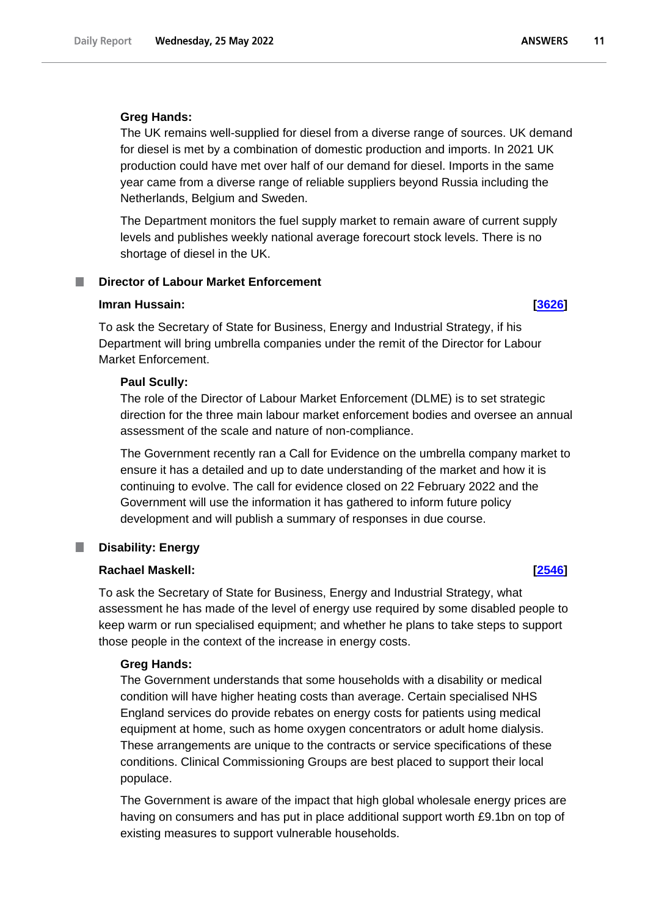**Greg Hands:**

The UK remains well-supplied for diesel from a diverse range of sources. UK demand for diesel is met by a combination of domestic production and imports. In 2021 UK production could have met over half of our demand for diesel. Imports in the same year came from a diverse range of reliable suppliers beyond Russia including the Netherlands, Belgium and Sweden.

The Department monitors the fuel supply market to remain aware of current supply levels and publishes weekly national average forecourt stock levels. There is no shortage of diesel in the UK.

## Director of Labour Market Enforcement

**Imran Hussain:** **[3626]**

To ask the Secretary of State for Business, Energy and Industrial Strategy, if his Department will bring umbrella companies under the remit of the Director for Labour Market Enforcement.

**Paul Scully:**

The role of the Director of Labour Market Enforcement (DLME) is to set strategic direction for the three main labour market enforcement bodies and oversee an annual assessment of the scale and nature of non-compliance.

The Government recently ran a Call for Evidence on the umbrella company market to ensure it has a detailed and up to date understanding of the market and how it is continuing to evolve. The call for evidence closed on 22 February 2022 and the Government will use the information it has gathered to inform future policy development and will publish a summary of responses in due course.

## Disability: Energy

**Rachael Maskell:** **[2546]**

To ask the Secretary of State for Business, Energy and Industrial Strategy, what assessment he has made of the level of energy use required by some disabled people to keep warm or run specialised equipment; and whether he plans to take steps to support those people in the context of the increase in energy costs.

**Greg Hands:**

The Government understands that some households with a disability or medical condition will have higher heating costs than average. Certain specialised NHS England services do provide rebates on energy costs for patients using medical equipment at home, such as home oxygen concentrators or adult home dialysis. These arrangements are unique to the contracts or service specifications of these conditions. Clinical Commissioning Groups are best placed to support their local populace.

The Government is aware of the impact that high global wholesale energy prices are having on consumers and has put in place additional support worth £9.1bn on top of existing measures to support vulnerable households.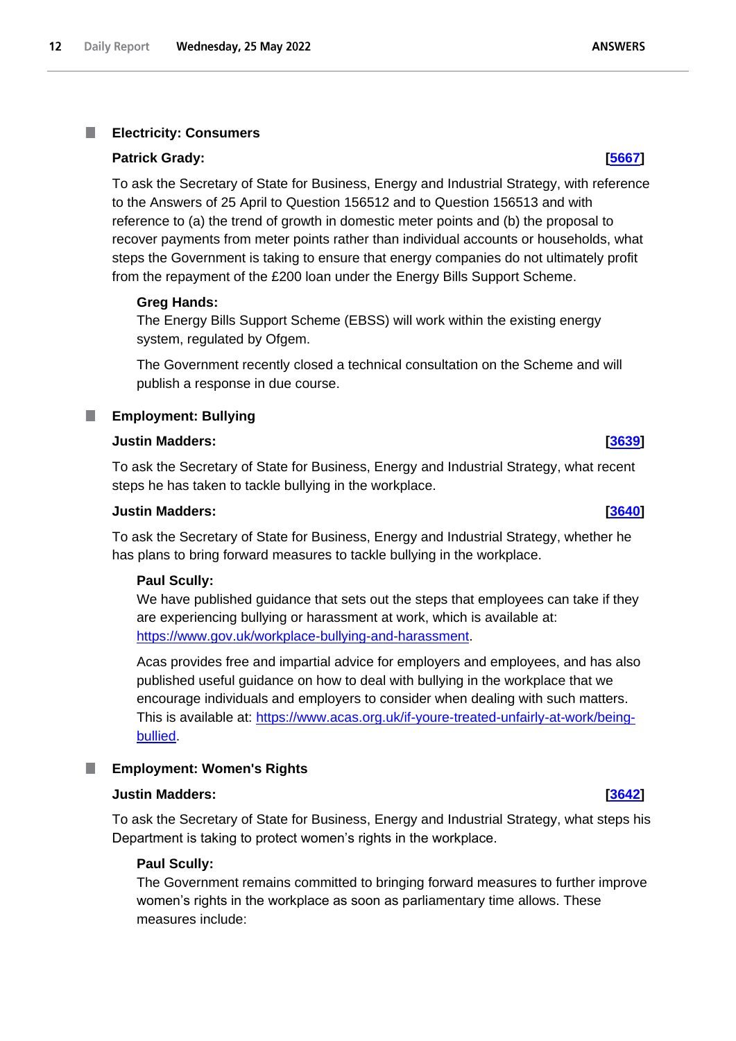## Electricity: Consumers

**Patrick Grady:** **[5667]**

To ask the Secretary of State for Business, Energy and Industrial Strategy, with reference to the Answers of 25 April to Question 156512 and to Question 156513 and with reference to (a) the trend of growth in domestic meter points and (b) the proposal to recover payments from meter points rather than individual accounts or households, what steps the Government is taking to ensure that energy companies do not ultimately profit from the repayment of the £200 loan under the Energy Bills Support Scheme.

**Greg Hands:**

The Energy Bills Support Scheme (EBSS) will work within the existing energy system, regulated by Ofgem.

The Government recently closed a technical consultation on the Scheme and will publish a response in due course.

## Employment: Bullying

**Justin Madders:** **[3639]**

To ask the Secretary of State for Business, Energy and Industrial Strategy, what recent steps he has taken to tackle bullying in the workplace.

**Justin Madders:** **[3640]**

To ask the Secretary of State for Business, Energy and Industrial Strategy, whether he has plans to bring forward measures to tackle bullying in the workplace.

**Paul Scully:**

We have published guidance that sets out the steps that employees can take if they are experiencing bullying or harassment at work, which is available at: https://www.gov.uk/workplace-bullying-and-harassment.

Acas provides free and impartial advice for employers and employees, and has also published useful guidance on how to deal with bullying in the workplace that we encourage individuals and employers to consider when dealing with such matters. This is available at: https://www.acas.org.uk/if-youre-treated-unfairly-at-work/being-bullied.

## Employment: Women's Rights

**Justin Madders:** **[3642]**

To ask the Secretary of State for Business, Energy and Industrial Strategy, what steps his Department is taking to protect women's rights in the workplace.

**Paul Scully:**

The Government remains committed to bringing forward measures to further improve women's rights in the workplace as soon as parliamentary time allows. These measures include: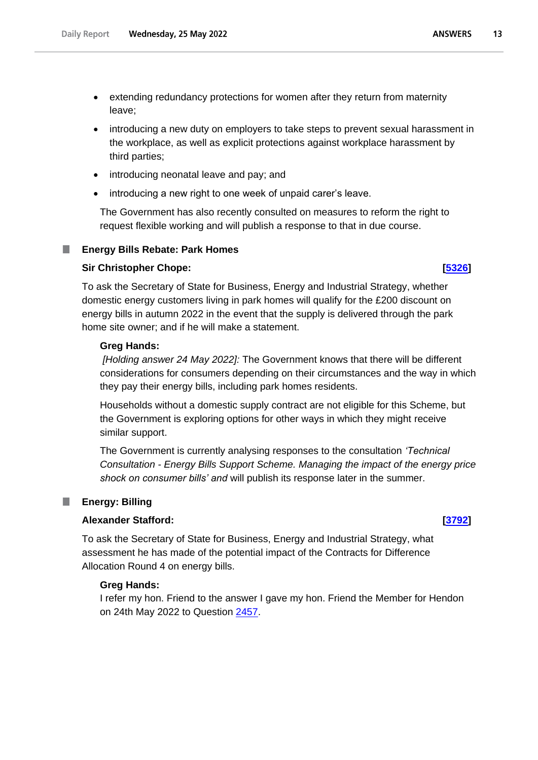- extending redundancy protections for women after they return from maternity leave;
- introducing a new duty on employers to take steps to prevent sexual harassment in the workplace, as well as explicit protections against workplace harassment by third parties;
- introducing neonatal leave and pay; and
- introducing a new right to one week of unpaid carer's leave.

The Government has also recently consulted on measures to reform the right to request flexible working and will publish a response to that in due course.

## Energy Bills Rebate: Park Homes

**Sir Christopher Chope:** **[5326]**

To ask the Secretary of State for Business, Energy and Industrial Strategy, whether domestic energy customers living in park homes will qualify for the £200 discount on energy bills in autumn 2022 in the event that the supply is delivered through the park home site owner; and if he will make a statement.

**Greg Hands:**

*[Holding answer 24 May 2022]:* The Government knows that there will be different considerations for consumers depending on their circumstances and the way in which they pay their energy bills, including park homes residents.

Households without a domestic supply contract are not eligible for this Scheme, but the Government is exploring options for other ways in which they might receive similar support.

The Government is currently analysing responses to the consultation *'Technical Consultation - Energy Bills Support Scheme. Managing the impact of the energy price shock on consumer bills' and* will publish its response later in the summer.

## Energy: Billing

**Alexander Stafford:** **[3792]**

To ask the Secretary of State for Business, Energy and Industrial Strategy, what assessment he has made of the potential impact of the Contracts for Difference Allocation Round 4 on energy bills.

**Greg Hands:**

I refer my hon. Friend to the answer I gave my hon. Friend the Member for Hendon on 24th May 2022 to Question 2457.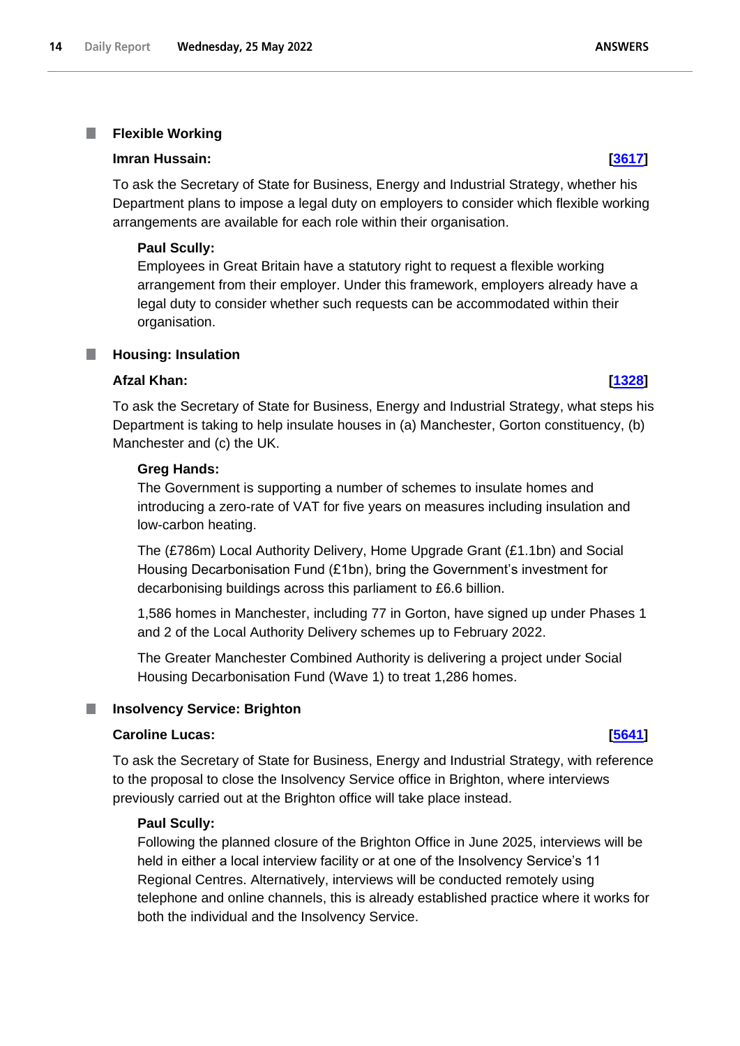### Flexible Working

**Imran Hussain:** **[3617]**

To ask the Secretary of State for Business, Energy and Industrial Strategy, whether his Department plans to impose a legal duty on employers to consider which flexible working arrangements are available for each role within their organisation.

**Paul Scully:**

Employees in Great Britain have a statutory right to request a flexible working arrangement from their employer. Under this framework, employers already have a legal duty to consider whether such requests can be accommodated within their organisation.

### Housing: Insulation

**Afzal Khan:** **[1328]**

To ask the Secretary of State for Business, Energy and Industrial Strategy, what steps his Department is taking to help insulate houses in (a) Manchester, Gorton constituency, (b) Manchester and (c) the UK.

**Greg Hands:**

The Government is supporting a number of schemes to insulate homes and introducing a zero-rate of VAT for five years on measures including insulation and low-carbon heating.

The (£786m) Local Authority Delivery, Home Upgrade Grant (£1.1bn) and Social Housing Decarbonisation Fund (£1bn), bring the Government's investment for decarbonising buildings across this parliament to £6.6 billion.

1,586 homes in Manchester, including 77 in Gorton, have signed up under Phases 1 and 2 of the Local Authority Delivery schemes up to February 2022.

The Greater Manchester Combined Authority is delivering a project under Social Housing Decarbonisation Fund (Wave 1) to treat 1,286 homes.

### Insolvency Service: Brighton

**Caroline Lucas:** **[5641]**

To ask the Secretary of State for Business, Energy and Industrial Strategy, with reference to the proposal to close the Insolvency Service office in Brighton, where interviews previously carried out at the Brighton office will take place instead.

**Paul Scully:**

Following the planned closure of the Brighton Office in June 2025, interviews will be held in either a local interview facility or at one of the Insolvency Service's 11 Regional Centres. Alternatively, interviews will be conducted remotely using telephone and online channels, this is already established practice where it works for both the individual and the Insolvency Service.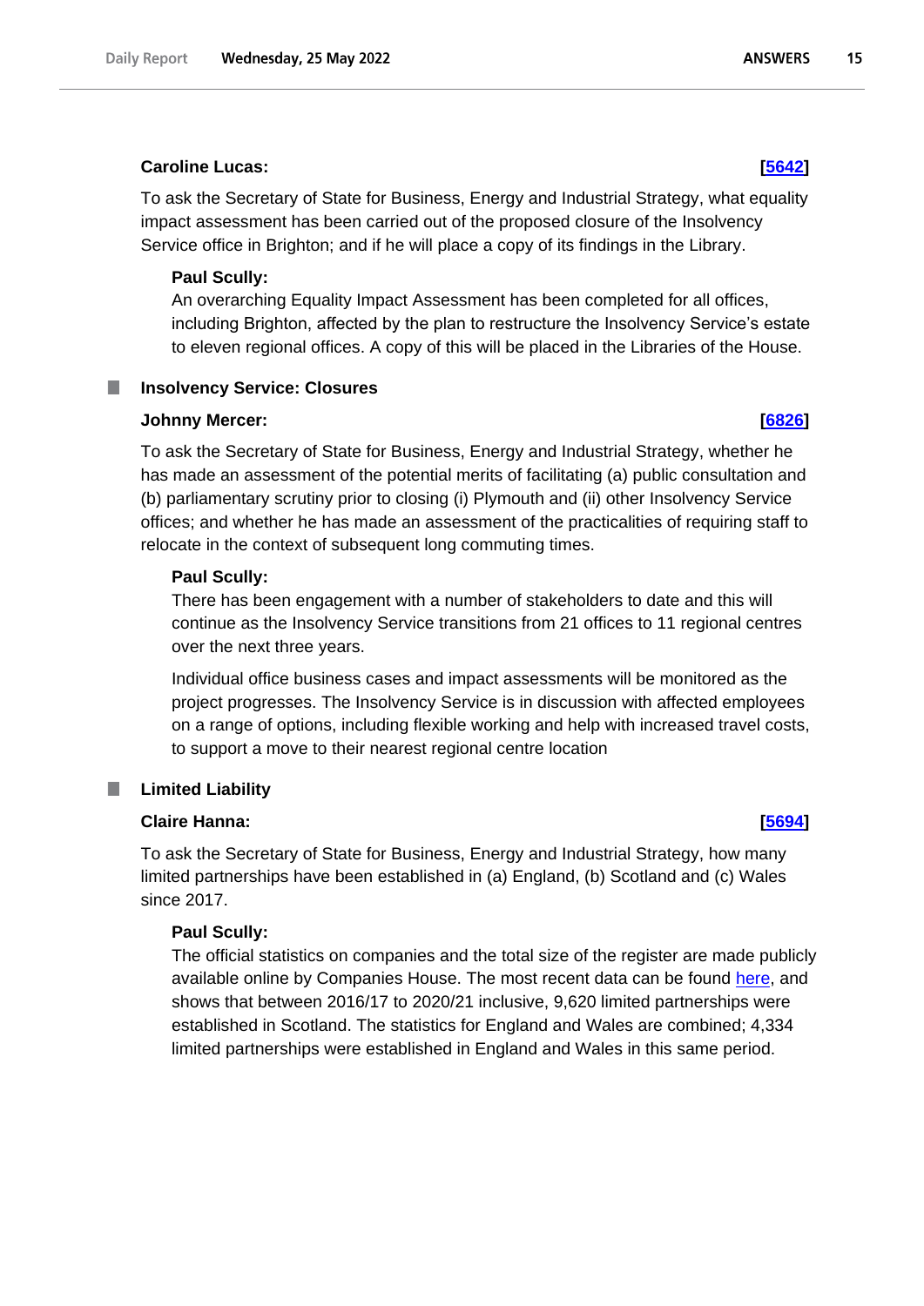**Caroline Lucas:** **[5642]**

To ask the Secretary of State for Business, Energy and Industrial Strategy, what equality impact assessment has been carried out of the proposed closure of the Insolvency Service office in Brighton; and if he will place a copy of its findings in the Library.

**Paul Scully:**

An overarching Equality Impact Assessment has been completed for all offices, including Brighton, affected by the plan to restructure the Insolvency Service's estate to eleven regional offices. A copy of this will be placed in the Libraries of the House.

## Insolvency Service: Closures

**Johnny Mercer:** **[6826]**

To ask the Secretary of State for Business, Energy and Industrial Strategy, whether he has made an assessment of the potential merits of facilitating (a) public consultation and (b) parliamentary scrutiny prior to closing (i) Plymouth and (ii) other Insolvency Service offices; and whether he has made an assessment of the practicalities of requiring staff to relocate in the context of subsequent long commuting times.

**Paul Scully:**

There has been engagement with a number of stakeholders to date and this will continue as the Insolvency Service transitions from 21 offices to 11 regional centres over the next three years.

Individual office business cases and impact assessments will be monitored as the project progresses. The Insolvency Service is in discussion with affected employees on a range of options, including flexible working and help with increased travel costs, to support a move to their nearest regional centre location

## Limited Liability

**Claire Hanna:** **[5694]**

To ask the Secretary of State for Business, Energy and Industrial Strategy, how many limited partnerships have been established in (a) England, (b) Scotland and (c) Wales since 2017.

**Paul Scully:**

The official statistics on companies and the total size of the register are made publicly available online by Companies House. The most recent data can be found here, and shows that between 2016/17 to 2020/21 inclusive, 9,620 limited partnerships were established in Scotland. The statistics for England and Wales are combined; 4,334 limited partnerships were established in England and Wales in this same period.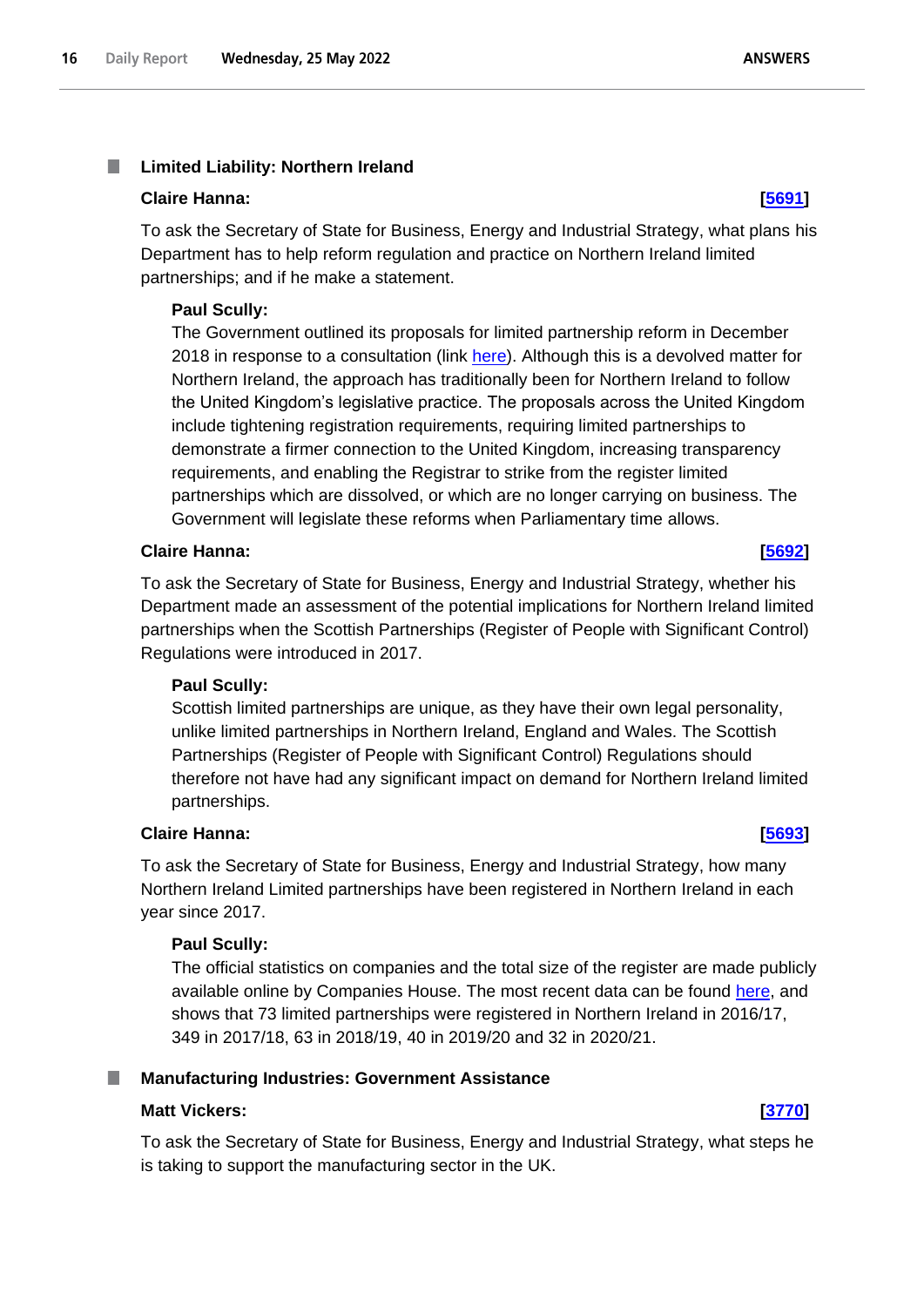### Limited Liability: Northern Ireland

**Claire Hanna:** **[5691]**

To ask the Secretary of State for Business, Energy and Industrial Strategy, what plans his Department has to help reform regulation and practice on Northern Ireland limited partnerships; and if he make a statement.

**Paul Scully:**

The Government outlined its proposals for limited partnership reform in December 2018 in response to a consultation (link here). Although this is a devolved matter for Northern Ireland, the approach has traditionally been for Northern Ireland to follow the United Kingdom's legislative practice. The proposals across the United Kingdom include tightening registration requirements, requiring limited partnerships to demonstrate a firmer connection to the United Kingdom, increasing transparency requirements, and enabling the Registrar to strike from the register limited partnerships which are dissolved, or which are no longer carrying on business. The Government will legislate these reforms when Parliamentary time allows.

**Claire Hanna:** **[5692]**

To ask the Secretary of State for Business, Energy and Industrial Strategy, whether his Department made an assessment of the potential implications for Northern Ireland limited partnerships when the Scottish Partnerships (Register of People with Significant Control) Regulations were introduced in 2017.

**Paul Scully:**

Scottish limited partnerships are unique, as they have their own legal personality, unlike limited partnerships in Northern Ireland, England and Wales. The Scottish Partnerships (Register of People with Significant Control) Regulations should therefore not have had any significant impact on demand for Northern Ireland limited partnerships.

**Claire Hanna:** **[5693]**

To ask the Secretary of State for Business, Energy and Industrial Strategy, how many Northern Ireland Limited partnerships have been registered in Northern Ireland in each year since 2017.

**Paul Scully:**

The official statistics on companies and the total size of the register are made publicly available online by Companies House. The most recent data can be found here, and shows that 73 limited partnerships were registered in Northern Ireland in 2016/17, 349 in 2017/18, 63 in 2018/19, 40 in 2019/20 and 32 in 2020/21.

### Manufacturing Industries: Government Assistance

**Matt Vickers:** **[3770]**

To ask the Secretary of State for Business, Energy and Industrial Strategy, what steps he is taking to support the manufacturing sector in the UK.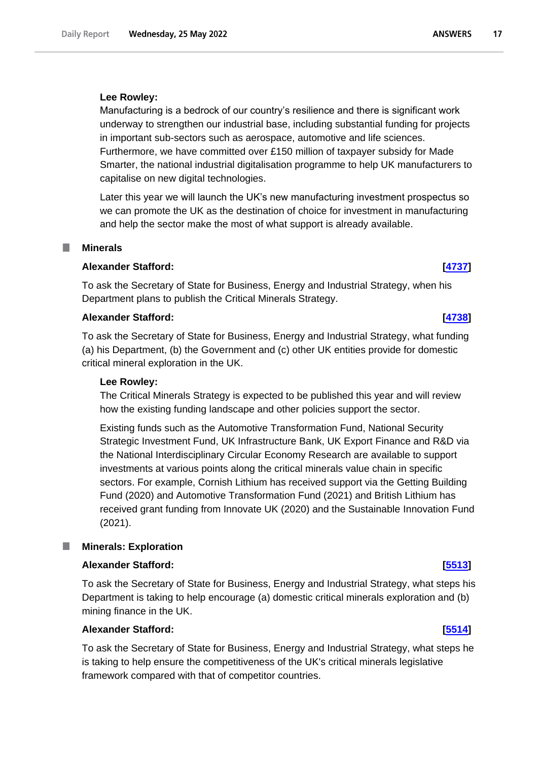**Lee Rowley:**

Manufacturing is a bedrock of our country's resilience and there is significant work underway to strengthen our industrial base, including substantial funding for projects in important sub-sectors such as aerospace, automotive and life sciences. Furthermore, we have committed over £150 million of taxpayer subsidy for Made Smarter, the national industrial digitalisation programme to help UK manufacturers to capitalise on new digital technologies.

Later this year we will launch the UK's new manufacturing investment prospectus so we can promote the UK as the destination of choice for investment in manufacturing and help the sector make the most of what support is already available.

## Minerals

**Alexander Stafford:** **[4737]**

To ask the Secretary of State for Business, Energy and Industrial Strategy, when his Department plans to publish the Critical Minerals Strategy.

**Alexander Stafford:** **[4738]**

To ask the Secretary of State for Business, Energy and Industrial Strategy, what funding (a) his Department, (b) the Government and (c) other UK entities provide for domestic critical mineral exploration in the UK.

**Lee Rowley:**

The Critical Minerals Strategy is expected to be published this year and will review how the existing funding landscape and other policies support the sector.

Existing funds such as the Automotive Transformation Fund, National Security Strategic Investment Fund, UK Infrastructure Bank, UK Export Finance and R&D via the National Interdisciplinary Circular Economy Research are available to support investments at various points along the critical minerals value chain in specific sectors. For example, Cornish Lithium has received support via the Getting Building Fund (2020) and Automotive Transformation Fund (2021) and British Lithium has received grant funding from Innovate UK (2020) and the Sustainable Innovation Fund (2021).

## Minerals: Exploration

**Alexander Stafford:** **[5513]**

To ask the Secretary of State for Business, Energy and Industrial Strategy, what steps his Department is taking to help encourage (a) domestic critical minerals exploration and (b) mining finance in the UK.

**Alexander Stafford:** **[5514]**

To ask the Secretary of State for Business, Energy and Industrial Strategy, what steps he is taking to help ensure the competitiveness of the UK's critical minerals legislative framework compared with that of competitor countries.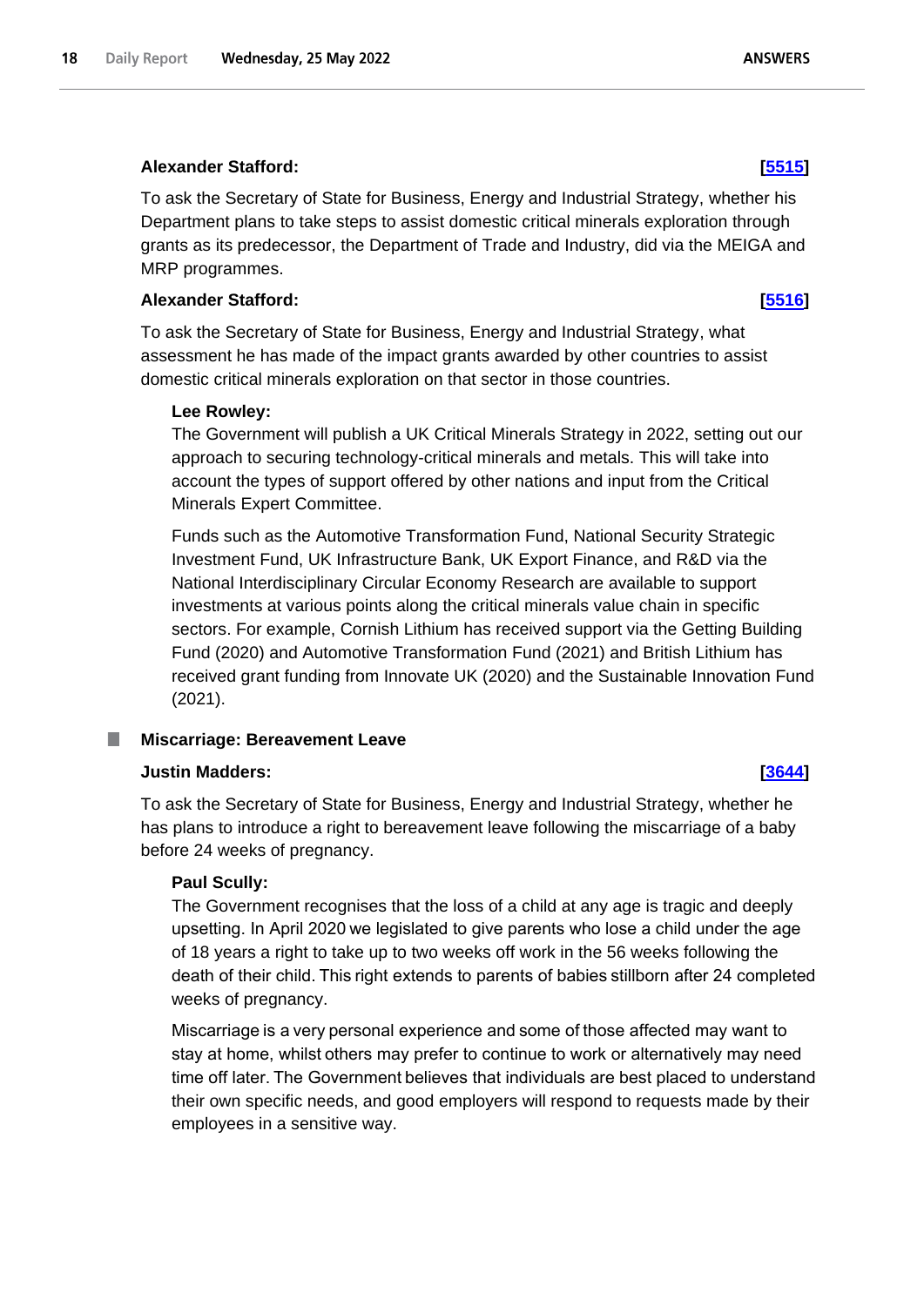**Alexander Stafford:** **[5515]**

To ask the Secretary of State for Business, Energy and Industrial Strategy, whether his Department plans to take steps to assist domestic critical minerals exploration through grants as its predecessor, the Department of Trade and Industry, did via the MEIGA and MRP programmes.

**Alexander Stafford:** **[5516]**

To ask the Secretary of State for Business, Energy and Industrial Strategy, what assessment he has made of the impact grants awarded by other countries to assist domestic critical minerals exploration on that sector in those countries.

**Lee Rowley:**

The Government will publish a UK Critical Minerals Strategy in 2022, setting out our approach to securing technology-critical minerals and metals. This will take into account the types of support offered by other nations and input from the Critical Minerals Expert Committee.

Funds such as the Automotive Transformation Fund, National Security Strategic Investment Fund, UK Infrastructure Bank, UK Export Finance, and R&D via the National Interdisciplinary Circular Economy Research are available to support investments at various points along the critical minerals value chain in specific sectors. For example, Cornish Lithium has received support via the Getting Building Fund (2020) and Automotive Transformation Fund (2021) and British Lithium has received grant funding from Innovate UK (2020) and the Sustainable Innovation Fund (2021).

### Miscarriage: Bereavement Leave

**Justin Madders:** **[3644]**

To ask the Secretary of State for Business, Energy and Industrial Strategy, whether he has plans to introduce a right to bereavement leave following the miscarriage of a baby before 24 weeks of pregnancy.

**Paul Scully:**

The Government recognises that the loss of a child at any age is tragic and deeply upsetting. In April 2020 we legislated to give parents who lose a child under the age of 18 years a right to take up to two weeks off work in the 56 weeks following the death of their child. This right extends to parents of babies stillborn after 24 completed weeks of pregnancy.

Miscarriage is a very personal experience and some of those affected may want to stay at home, whilst others may prefer to continue to work or alternatively may need time off later. The Government believes that individuals are best placed to understand their own specific needs, and good employers will respond to requests made by their employees in a sensitive way.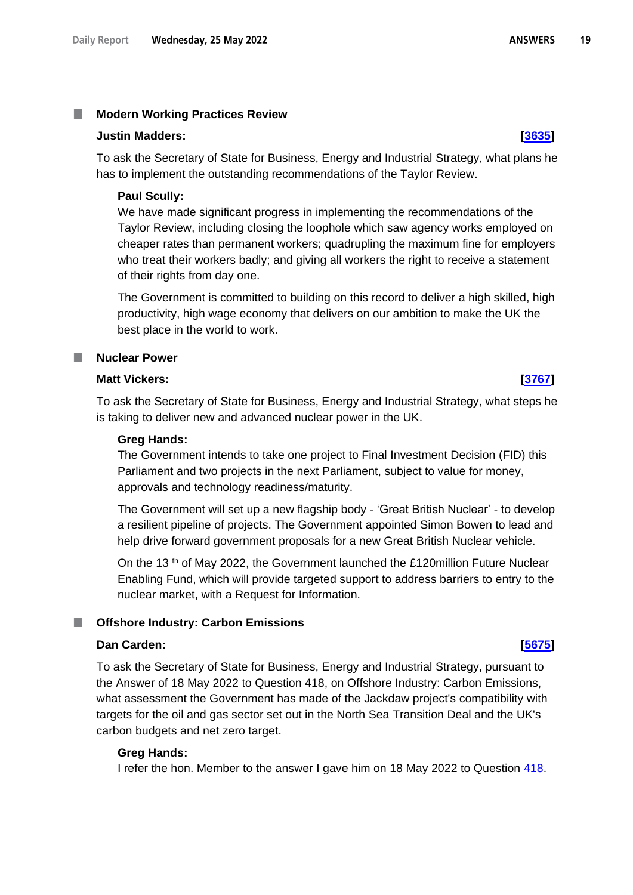## Modern Working Practices Review

**Justin Madders:** **[3635]**

To ask the Secretary of State for Business, Energy and Industrial Strategy, what plans he has to implement the outstanding recommendations of the Taylor Review.

**Paul Scully:**

We have made significant progress in implementing the recommendations of the Taylor Review, including closing the loophole which saw agency works employed on cheaper rates than permanent workers; quadrupling the maximum fine for employers who treat their workers badly; and giving all workers the right to receive a statement of their rights from day one.

The Government is committed to building on this record to deliver a high skilled, high productivity, high wage economy that delivers on our ambition to make the UK the best place in the world to work.

## Nuclear Power

**Matt Vickers:** **[3767]**

To ask the Secretary of State for Business, Energy and Industrial Strategy, what steps he is taking to deliver new and advanced nuclear power in the UK.

**Greg Hands:**

The Government intends to take one project to Final Investment Decision (FID) this Parliament and two projects in the next Parliament, subject to value for money, approvals and technology readiness/maturity.

The Government will set up a new flagship body - 'Great British Nuclear' - to develop a resilient pipeline of projects. The Government appointed Simon Bowen to lead and help drive forward government proposals for a new Great British Nuclear vehicle.

On the 13 th of May 2022, the Government launched the £120million Future Nuclear Enabling Fund, which will provide targeted support to address barriers to entry to the nuclear market, with a Request for Information.

## Offshore Industry: Carbon Emissions

**Dan Carden:** **[5675]**

To ask the Secretary of State for Business, Energy and Industrial Strategy, pursuant to the Answer of 18 May 2022 to Question 418, on Offshore Industry: Carbon Emissions, what assessment the Government has made of the Jackdaw project's compatibility with targets for the oil and gas sector set out in the North Sea Transition Deal and the UK's carbon budgets and net zero target.

**Greg Hands:**

I refer the hon. Member to the answer I gave him on 18 May 2022 to Question 418.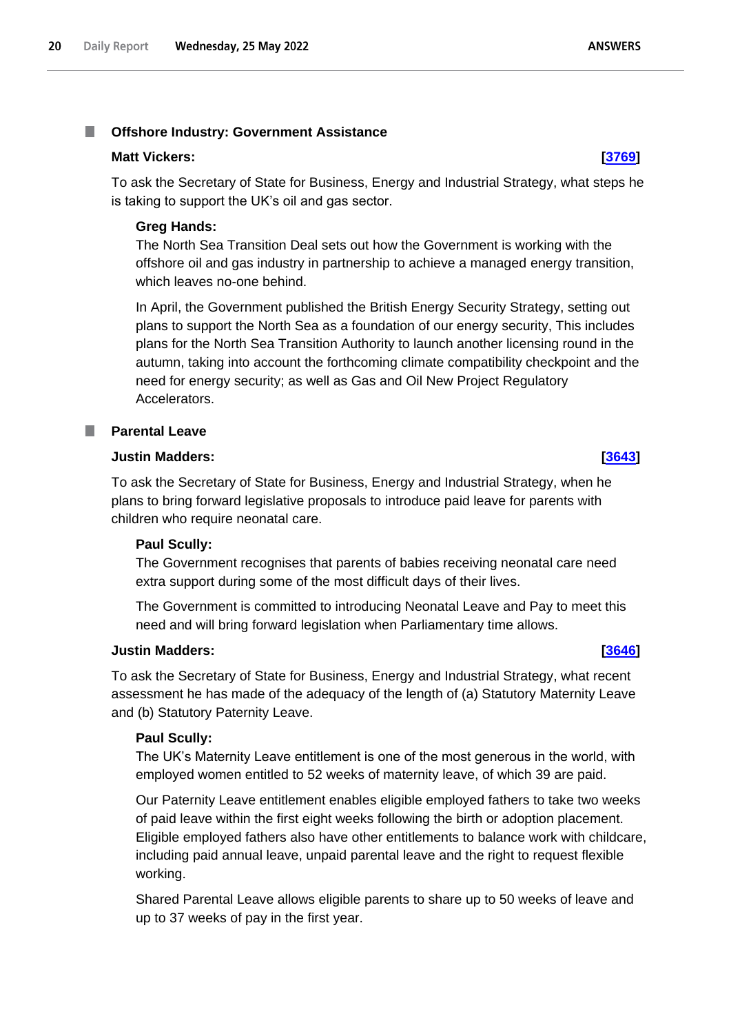## Offshore Industry: Government Assistance

**Matt Vickers:** **[3769]**

To ask the Secretary of State for Business, Energy and Industrial Strategy, what steps he is taking to support the UK's oil and gas sector.

**Greg Hands:**

The North Sea Transition Deal sets out how the Government is working with the offshore oil and gas industry in partnership to achieve a managed energy transition, which leaves no-one behind.

In April, the Government published the British Energy Security Strategy, setting out plans to support the North Sea as a foundation of our energy security, This includes plans for the North Sea Transition Authority to launch another licensing round in the autumn, taking into account the forthcoming climate compatibility checkpoint and the need for energy security; as well as Gas and Oil New Project Regulatory Accelerators.

## Parental Leave

**Justin Madders:** **[3643]**

To ask the Secretary of State for Business, Energy and Industrial Strategy, when he plans to bring forward legislative proposals to introduce paid leave for parents with children who require neonatal care.

**Paul Scully:**

The Government recognises that parents of babies receiving neonatal care need extra support during some of the most difficult days of their lives.

The Government is committed to introducing Neonatal Leave and Pay to meet this need and will bring forward legislation when Parliamentary time allows.

**Justin Madders:** **[3646]**

To ask the Secretary of State for Business, Energy and Industrial Strategy, what recent assessment he has made of the adequacy of the length of (a) Statutory Maternity Leave and (b) Statutory Paternity Leave.

**Paul Scully:**

The UK's Maternity Leave entitlement is one of the most generous in the world, with employed women entitled to 52 weeks of maternity leave, of which 39 are paid.

Our Paternity Leave entitlement enables eligible employed fathers to take two weeks of paid leave within the first eight weeks following the birth or adoption placement. Eligible employed fathers also have other entitlements to balance work with childcare, including paid annual leave, unpaid parental leave and the right to request flexible working.

Shared Parental Leave allows eligible parents to share up to 50 weeks of leave and up to 37 weeks of pay in the first year.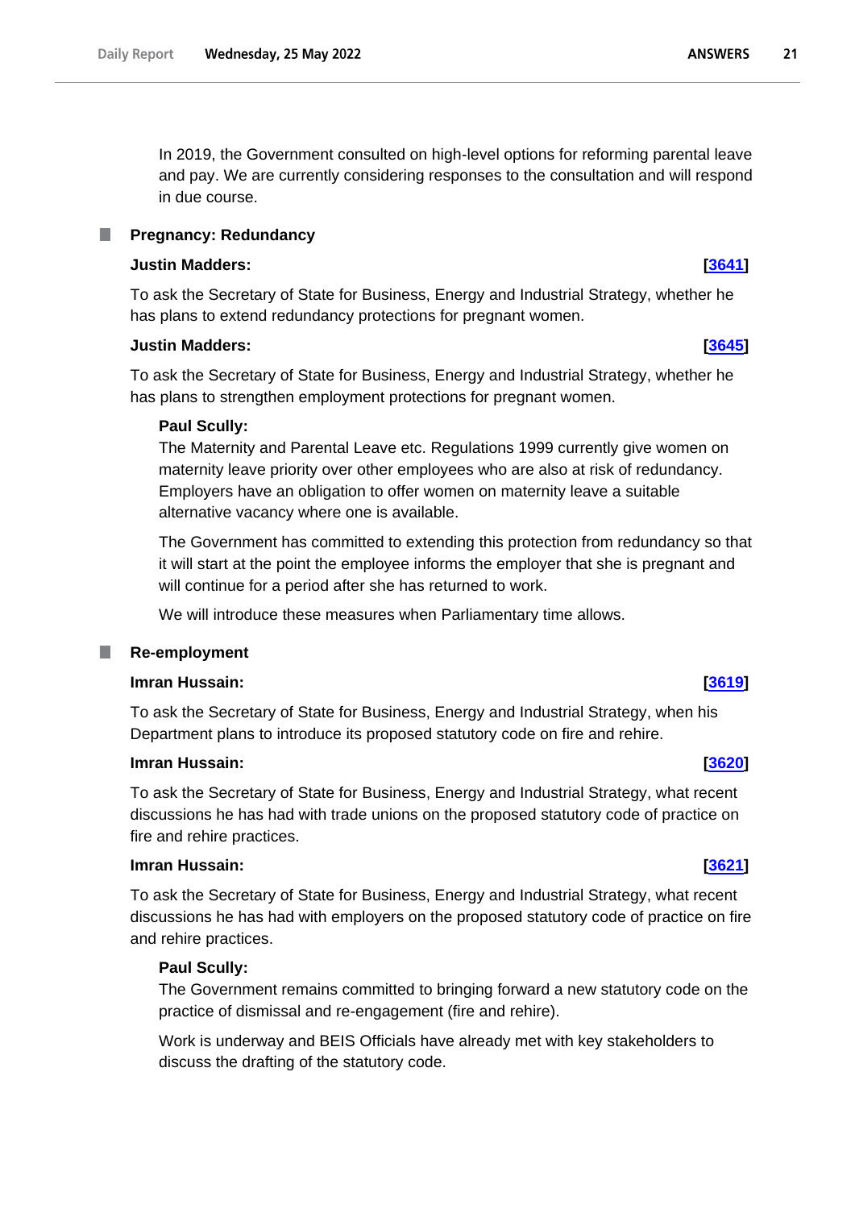In 2019, the Government consulted on high-level options for reforming parental leave and pay. We are currently considering responses to the consultation and will respond in due course.

## Pregnancy: Redundancy

**Justin Madders:** **[3641]**

To ask the Secretary of State for Business, Energy and Industrial Strategy, whether he has plans to extend redundancy protections for pregnant women.

**Justin Madders:** **[3645]**

To ask the Secretary of State for Business, Energy and Industrial Strategy, whether he has plans to strengthen employment protections for pregnant women.

**Paul Scully:**

The Maternity and Parental Leave etc. Regulations 1999 currently give women on maternity leave priority over other employees who are also at risk of redundancy. Employers have an obligation to offer women on maternity leave a suitable alternative vacancy where one is available.

The Government has committed to extending this protection from redundancy so that it will start at the point the employee informs the employer that she is pregnant and will continue for a period after she has returned to work.

We will introduce these measures when Parliamentary time allows.

## Re-employment

**Imran Hussain:** **[3619]**

To ask the Secretary of State for Business, Energy and Industrial Strategy, when his Department plans to introduce its proposed statutory code on fire and rehire.

**Imran Hussain:** **[3620]**

To ask the Secretary of State for Business, Energy and Industrial Strategy, what recent discussions he has had with trade unions on the proposed statutory code of practice on fire and rehire practices.

**Imran Hussain:** **[3621]**

To ask the Secretary of State for Business, Energy and Industrial Strategy, what recent discussions he has had with employers on the proposed statutory code of practice on fire and rehire practices.

**Paul Scully:**

The Government remains committed to bringing forward a new statutory code on the practice of dismissal and re-engagement (fire and rehire).

Work is underway and BEIS Officials have already met with key stakeholders to discuss the drafting of the statutory code.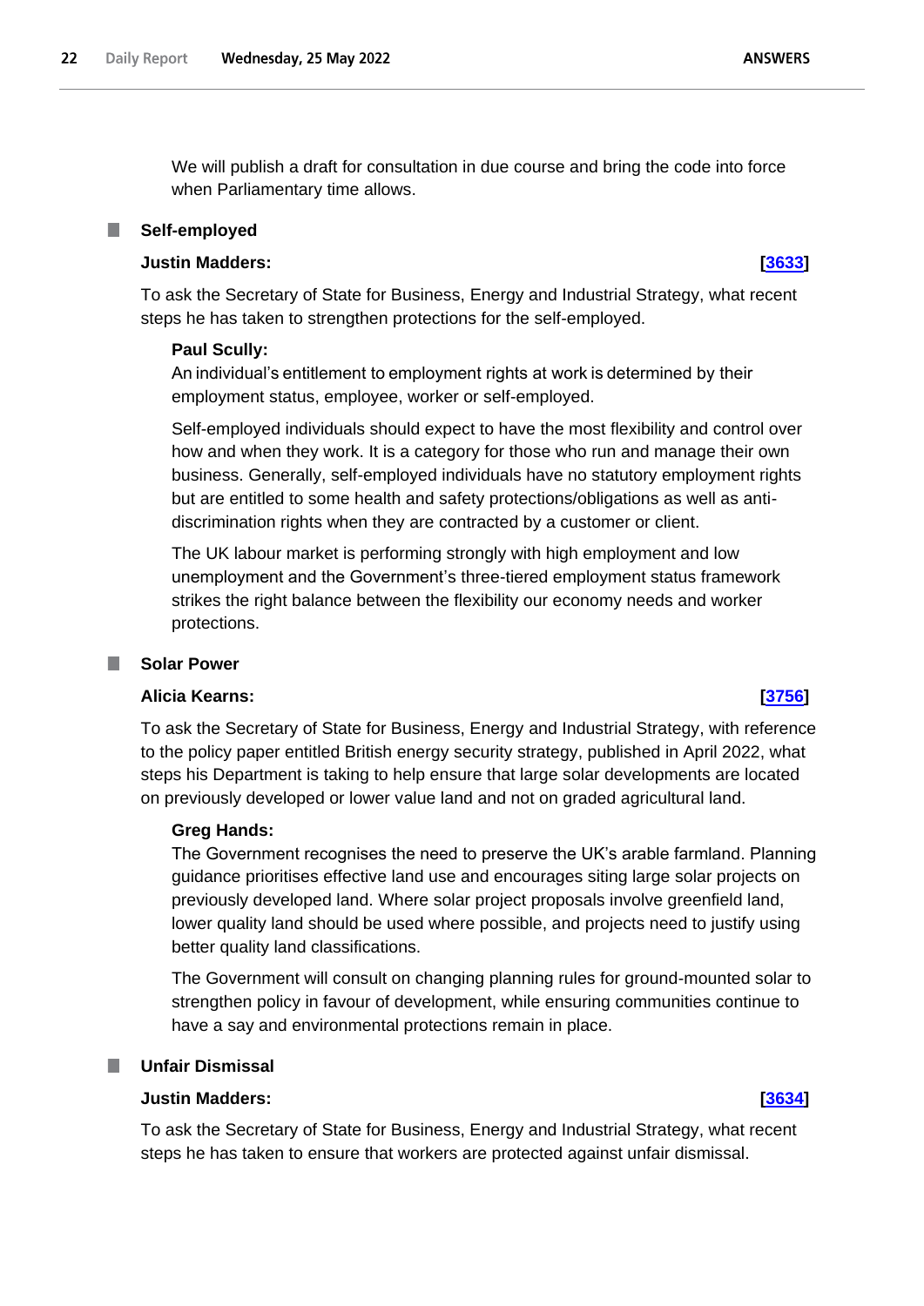We will publish a draft for consultation in due course and bring the code into force when Parliamentary time allows.

## Self-employed

**Justin Madders:** **[3633]**

To ask the Secretary of State for Business, Energy and Industrial Strategy, what recent steps he has taken to strengthen protections for the self-employed.

**Paul Scully:**

An individual's entitlement to employment rights at work is determined by their employment status, employee, worker or self-employed.

Self-employed individuals should expect to have the most flexibility and control over how and when they work. It is a category for those who run and manage their own business. Generally, self-employed individuals have no statutory employment rights but are entitled to some health and safety protections/obligations as well as anti-discrimination rights when they are contracted by a customer or client.

The UK labour market is performing strongly with high employment and low unemployment and the Government's three-tiered employment status framework strikes the right balance between the flexibility our economy needs and worker protections.

## Solar Power

**Alicia Kearns:** **[3756]**

To ask the Secretary of State for Business, Energy and Industrial Strategy, with reference to the policy paper entitled British energy security strategy, published in April 2022, what steps his Department is taking to help ensure that large solar developments are located on previously developed or lower value land and not on graded agricultural land.

**Greg Hands:**

The Government recognises the need to preserve the UK's arable farmland. Planning guidance prioritises effective land use and encourages siting large solar projects on previously developed land. Where solar project proposals involve greenfield land, lower quality land should be used where possible, and projects need to justify using better quality land classifications.

The Government will consult on changing planning rules for ground-mounted solar to strengthen policy in favour of development, while ensuring communities continue to have a say and environmental protections remain in place.

## Unfair Dismissal

**Justin Madders:** **[3634]**

To ask the Secretary of State for Business, Energy and Industrial Strategy, what recent steps he has taken to ensure that workers are protected against unfair dismissal.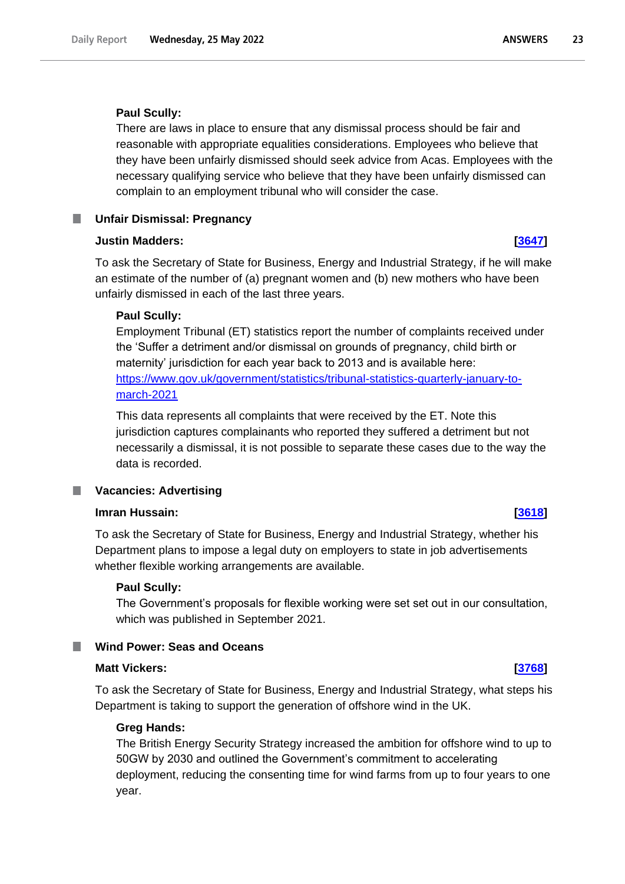**Paul Scully:**

There are laws in place to ensure that any dismissal process should be fair and reasonable with appropriate equalities considerations. Employees who believe that they have been unfairly dismissed should seek advice from Acas. Employees with the necessary qualifying service who believe that they have been unfairly dismissed can complain to an employment tribunal who will consider the case.

## Unfair Dismissal: Pregnancy

**Justin Madders:** **[3647]**

To ask the Secretary of State for Business, Energy and Industrial Strategy, if he will make an estimate of the number of (a) pregnant women and (b) new mothers who have been unfairly dismissed in each of the last three years.

**Paul Scully:**

Employment Tribunal (ET) statistics report the number of complaints received under the 'Suffer a detriment and/or dismissal on grounds of pregnancy, child birth or maternity' jurisdiction for each year back to 2013 and is available here: https://www.gov.uk/government/statistics/tribunal-statistics-quarterly-january-to-march-2021

This data represents all complaints that were received by the ET. Note this jurisdiction captures complainants who reported they suffered a detriment but not necessarily a dismissal, it is not possible to separate these cases due to the way the data is recorded.

## Vacancies: Advertising

**Imran Hussain:** **[3618]**

To ask the Secretary of State for Business, Energy and Industrial Strategy, whether his Department plans to impose a legal duty on employers to state in job advertisements whether flexible working arrangements are available.

**Paul Scully:**

The Government's proposals for flexible working were set set out in our consultation, which was published in September 2021.

## Wind Power: Seas and Oceans

**Matt Vickers:** **[3768]**

To ask the Secretary of State for Business, Energy and Industrial Strategy, what steps his Department is taking to support the generation of offshore wind in the UK.

**Greg Hands:**

The British Energy Security Strategy increased the ambition for offshore wind to up to 50GW by 2030 and outlined the Government's commitment to accelerating deployment, reducing the consenting time for wind farms from up to four years to one year.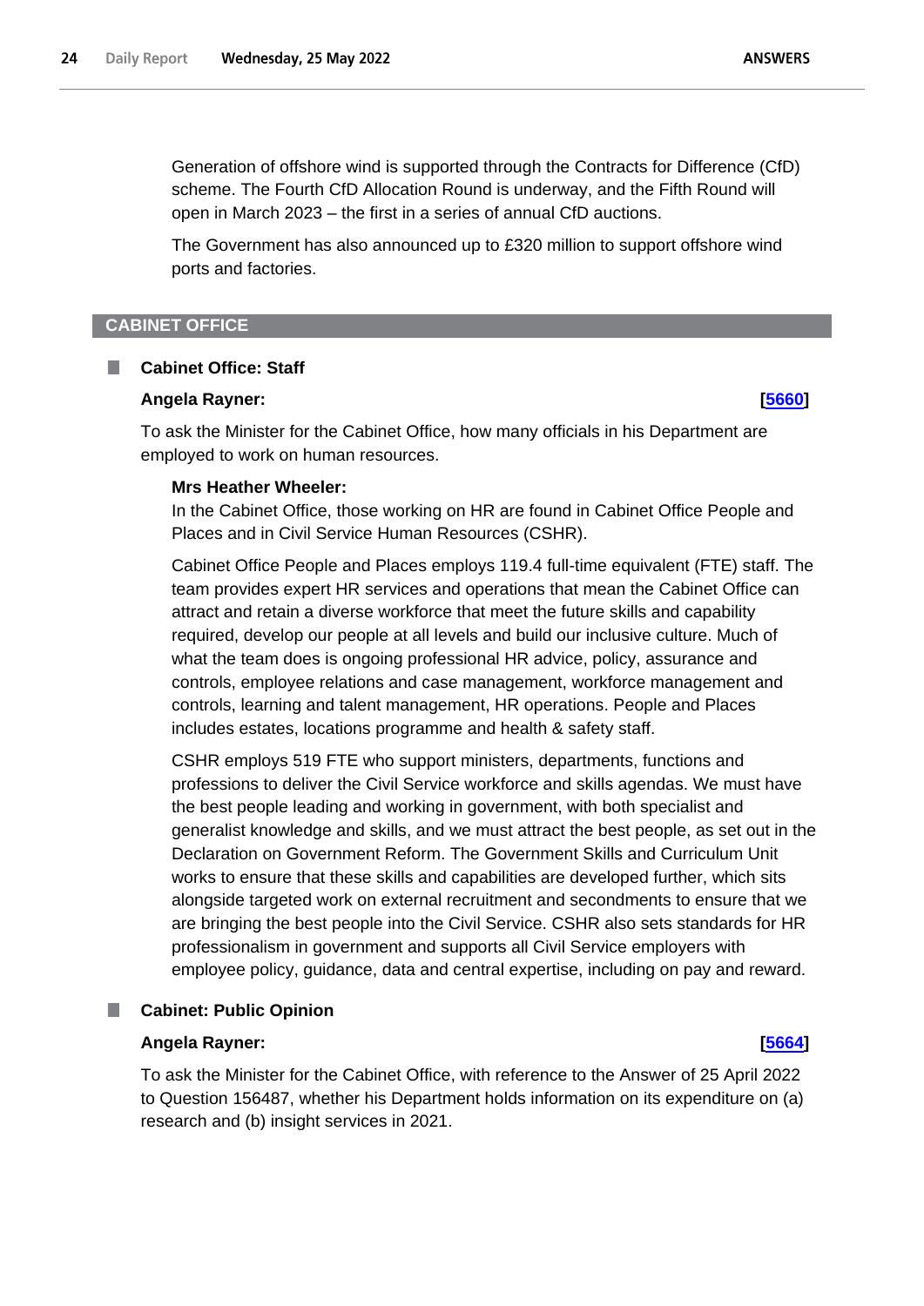Generation of offshore wind is supported through the Contracts for Difference (CfD) scheme. The Fourth CfD Allocation Round is underway, and the Fifth Round will open in March 2023 – the first in a series of annual CfD auctions.

The Government has also announced up to £320 million to support offshore wind ports and factories.

## CABINET OFFICE

### Cabinet Office: Staff

**Angela Rayner:** **[5660]**

To ask the Minister for the Cabinet Office, how many officials in his Department are employed to work on human resources.

**Mrs Heather Wheeler:**

In the Cabinet Office, those working on HR are found in Cabinet Office People and Places and in Civil Service Human Resources (CSHR).

Cabinet Office People and Places employs 119.4 full-time equivalent (FTE) staff. The team provides expert HR services and operations that mean the Cabinet Office can attract and retain a diverse workforce that meet the future skills and capability required, develop our people at all levels and build our inclusive culture. Much of what the team does is ongoing professional HR advice, policy, assurance and controls, employee relations and case management, workforce management and controls, learning and talent management, HR operations. People and Places includes estates, locations programme and health & safety staff.

CSHR employs 519 FTE who support ministers, departments, functions and professions to deliver the Civil Service workforce and skills agendas. We must have the best people leading and working in government, with both specialist and generalist knowledge and skills, and we must attract the best people, as set out in the Declaration on Government Reform. The Government Skills and Curriculum Unit works to ensure that these skills and capabilities are developed further, which sits alongside targeted work on external recruitment and secondments to ensure that we are bringing the best people into the Civil Service. CSHR also sets standards for HR professionalism in government and supports all Civil Service employers with employee policy, guidance, data and central expertise, including on pay and reward.

### Cabinet: Public Opinion

**Angela Rayner:** **[5664]**

To ask the Minister for the Cabinet Office, with reference to the Answer of 25 April 2022 to Question 156487, whether his Department holds information on its expenditure on (a) research and (b) insight services in 2021.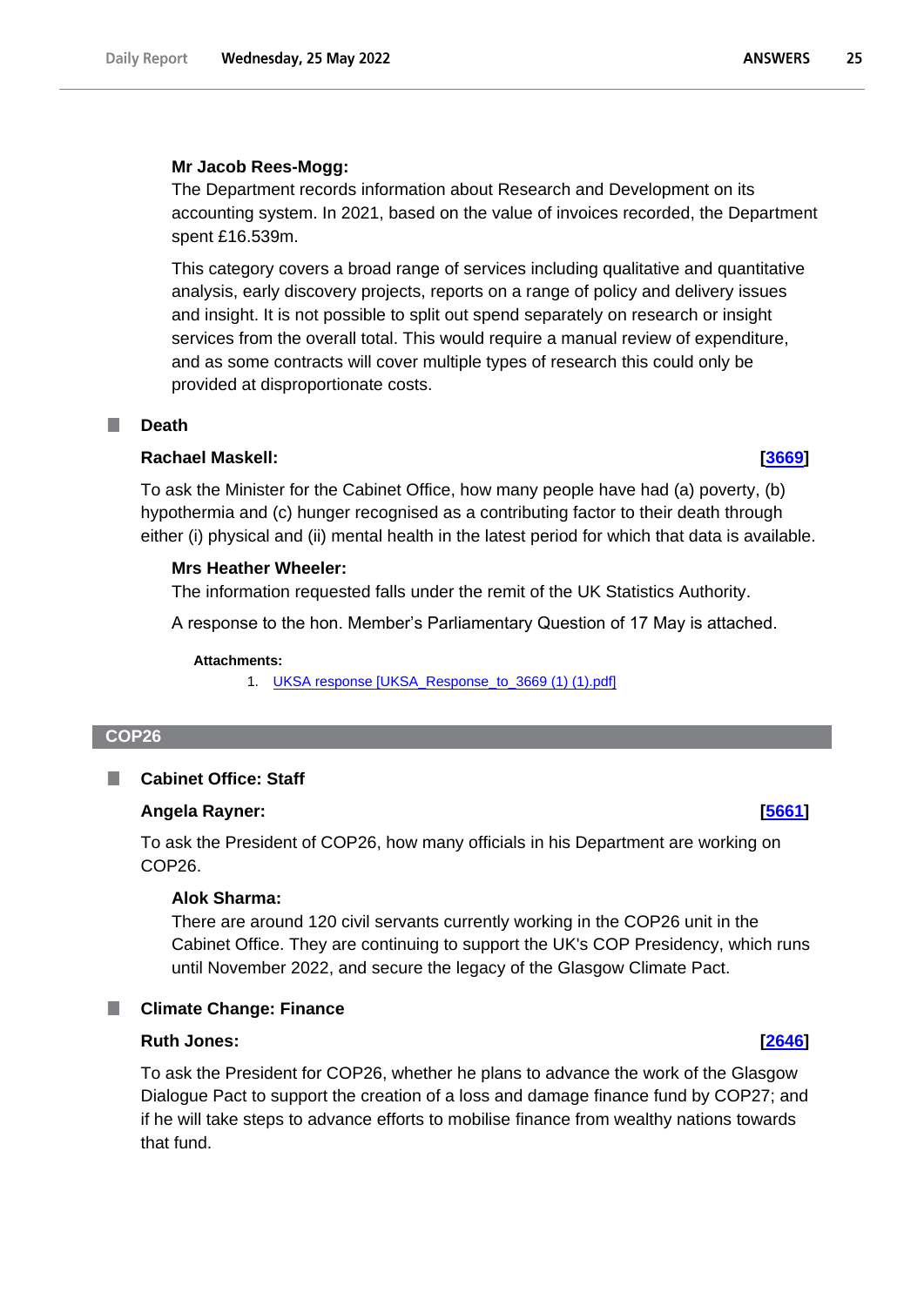**Mr Jacob Rees-Mogg:**

The Department records information about Research and Development on its accounting system. In 2021, based on the value of invoices recorded, the Department spent £16.539m.

This category covers a broad range of services including qualitative and quantitative analysis, early discovery projects, reports on a range of policy and delivery issues and insight. It is not possible to split out spend separately on research or insight services from the overall total. This would require a manual review of expenditure, and as some contracts will cover multiple types of research this could only be provided at disproportionate costs.

### Death

**Rachael Maskell:** **[3669]**

To ask the Minister for the Cabinet Office, how many people have had (a) poverty, (b) hypothermia and (c) hunger recognised as a contributing factor to their death through either (i) physical and (ii) mental health in the latest period for which that data is available.

**Mrs Heather Wheeler:**

The information requested falls under the remit of the UK Statistics Authority.

A response to the hon. Member's Parliamentary Question of 17 May is attached.

**Attachments:**

1. UKSA response [UKSA_Response_to_3669 (1) (1).pdf]

## COP26

### Cabinet Office: Staff

**Angela Rayner:** **[5661]**

To ask the President of COP26, how many officials in his Department are working on COP26.

**Alok Sharma:**

There are around 120 civil servants currently working in the COP26 unit in the Cabinet Office. They are continuing to support the UK's COP Presidency, which runs until November 2022, and secure the legacy of the Glasgow Climate Pact.

### Climate Change: Finance

**Ruth Jones:** **[2646]**

To ask the President for COP26, whether he plans to advance the work of the Glasgow Dialogue Pact to support the creation of a loss and damage finance fund by COP27; and if he will take steps to advance efforts to mobilise finance from wealthy nations towards that fund.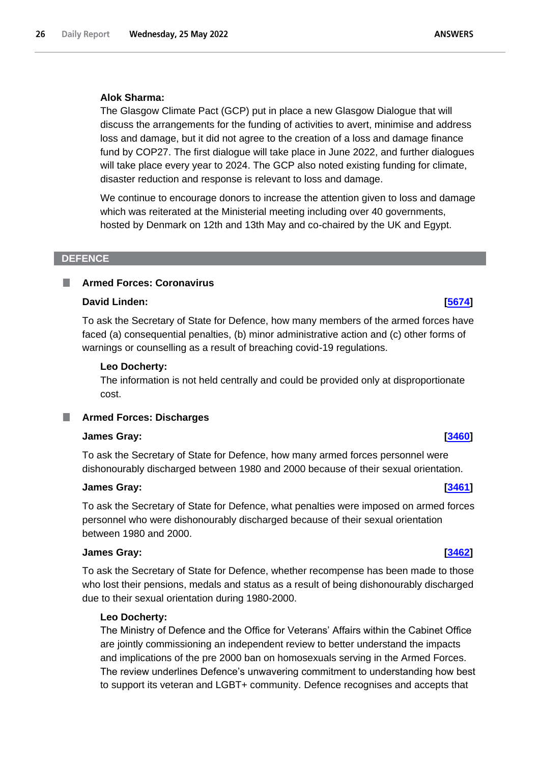**Alok Sharma:**

The Glasgow Climate Pact (GCP) put in place a new Glasgow Dialogue that will discuss the arrangements for the funding of activities to avert, minimise and address loss and damage, but it did not agree to the creation of a loss and damage finance fund by COP27. The first dialogue will take place in June 2022, and further dialogues will take place every year to 2024. The GCP also noted existing funding for climate, disaster reduction and response is relevant to loss and damage.

We continue to encourage donors to increase the attention given to loss and damage which was reiterated at the Ministerial meeting including over 40 governments, hosted by Denmark on 12th and 13th May and co-chaired by the UK and Egypt.

## DEFENCE

### Armed Forces: Coronavirus

**David Linden:** **[5674]**

To ask the Secretary of State for Defence, how many members of the armed forces have faced (a) consequential penalties, (b) minor administrative action and (c) other forms of warnings or counselling as a result of breaching covid-19 regulations.

**Leo Docherty:**

The information is not held centrally and could be provided only at disproportionate cost.

### Armed Forces: Discharges

**James Gray:** **[3460]**

To ask the Secretary of State for Defence, how many armed forces personnel were dishonourably discharged between 1980 and 2000 because of their sexual orientation.

**James Gray:** **[3461]**

To ask the Secretary of State for Defence, what penalties were imposed on armed forces personnel who were dishonourably discharged because of their sexual orientation between 1980 and 2000.

**James Gray:** **[3462]**

To ask the Secretary of State for Defence, whether recompense has been made to those who lost their pensions, medals and status as a result of being dishonourably discharged due to their sexual orientation during 1980-2000.

**Leo Docherty:**

The Ministry of Defence and the Office for Veterans' Affairs within the Cabinet Office are jointly commissioning an independent review to better understand the impacts and implications of the pre 2000 ban on homosexuals serving in the Armed Forces. The review underlines Defence's unwavering commitment to understanding how best to support its veteran and LGBT+ community. Defence recognises and accepts that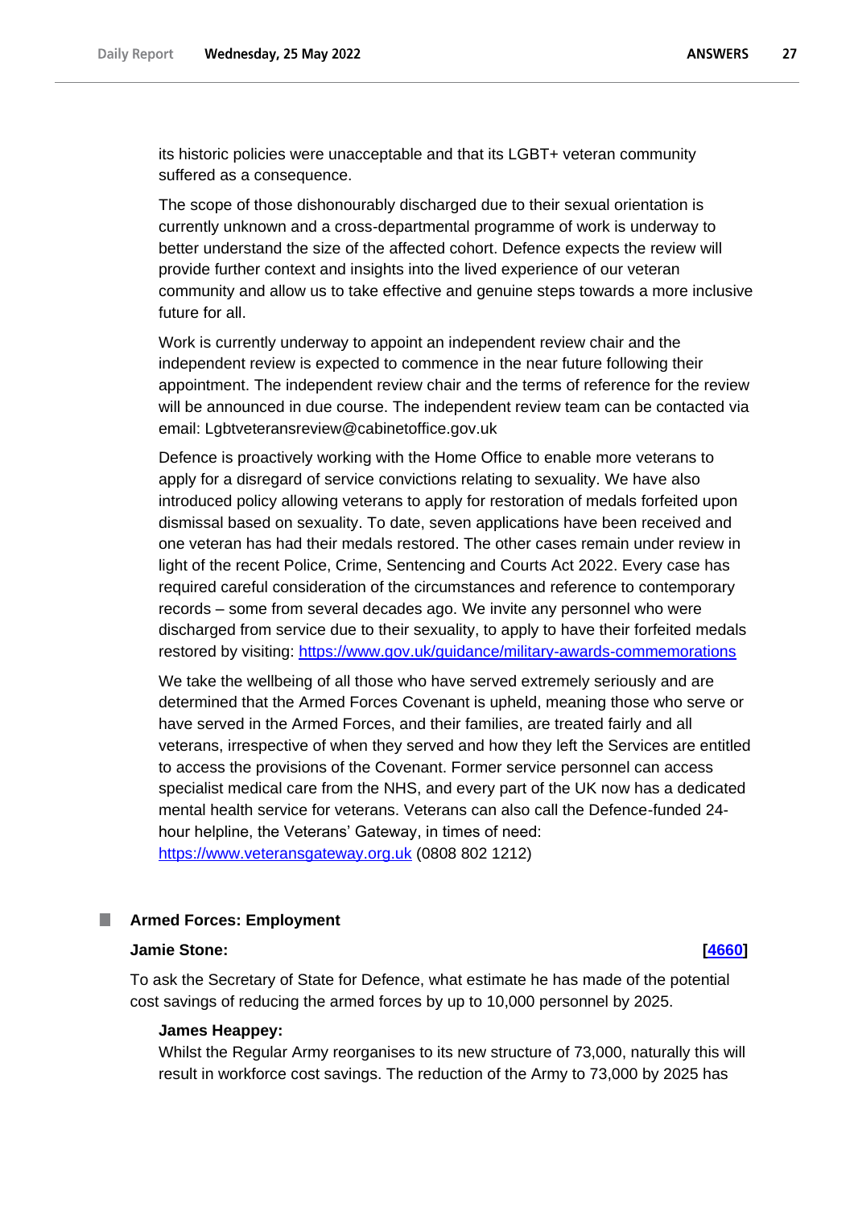its historic policies were unacceptable and that its LGBT+ veteran community suffered as a consequence.

The scope of those dishonourably discharged due to their sexual orientation is currently unknown and a cross-departmental programme of work is underway to better understand the size of the affected cohort. Defence expects the review will provide further context and insights into the lived experience of our veteran community and allow us to take effective and genuine steps towards a more inclusive future for all.

Work is currently underway to appoint an independent review chair and the independent review is expected to commence in the near future following their appointment. The independent review chair and the terms of reference for the review will be announced in due course. The independent review team can be contacted via email: Lgbtveteransreview@cabinetoffice.gov.uk

Defence is proactively working with the Home Office to enable more veterans to apply for a disregard of service convictions relating to sexuality. We have also introduced policy allowing veterans to apply for restoration of medals forfeited upon dismissal based on sexuality. To date, seven applications have been received and one veteran has had their medals restored. The other cases remain under review in light of the recent Police, Crime, Sentencing and Courts Act 2022. Every case has required careful consideration of the circumstances and reference to contemporary records – some from several decades ago. We invite any personnel who were discharged from service due to their sexuality, to apply to have their forfeited medals restored by visiting: [https://www.gov.uk/guidance/military-awards-commemorations](https://www.gov.uk/guidance/military-awards-commemorations)

We take the wellbeing of all those who have served extremely seriously and are determined that the Armed Forces Covenant is upheld, meaning those who serve or have served in the Armed Forces, and their families, are treated fairly and all veterans, irrespective of when they served and how they left the Services are entitled to access the provisions of the Covenant. Former service personnel can access specialist medical care from the NHS, and every part of the UK now has a dedicated mental health service for veterans. Veterans can also call the Defence-funded 24-hour helpline, the Veterans' Gateway, in times of need: [https://www.veteransgateway.org.uk](https://www.veteransgateway.org.uk) (0808 802 1212)

## Armed Forces: Employment

**Jamie Stone:** **[4660]**

To ask the Secretary of State for Defence, what estimate he has made of the potential cost savings of reducing the armed forces by up to 10,000 personnel by 2025.

**James Heappey:**

Whilst the Regular Army reorganises to its new structure of 73,000, naturally this will result in workforce cost savings. The reduction of the Army to 73,000 by 2025 has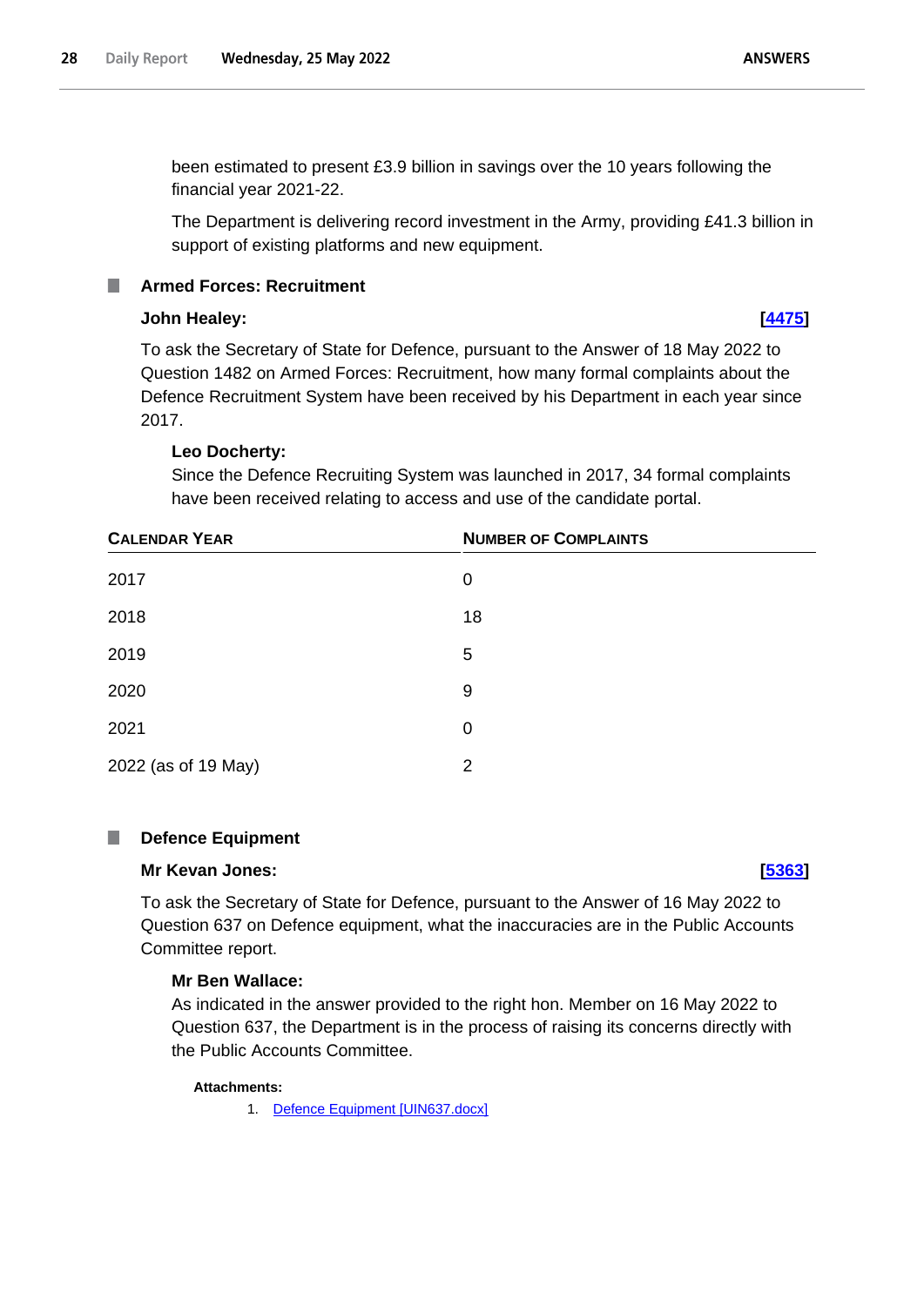been estimated to present £3.9 billion in savings over the 10 years following the financial year 2021-22.

The Department is delivering record investment in the Army, providing £41.3 billion in support of existing platforms and new equipment.

### Armed Forces: Recruitment

**John Healey:** **[4475]**

To ask the Secretary of State for Defence, pursuant to the Answer of 18 May 2022 to Question 1482 on Armed Forces: Recruitment, how many formal complaints about the Defence Recruitment System have been received by his Department in each year since 2017.

**Leo Docherty:**

Since the Defence Recruiting System was launched in 2017, 34 formal complaints have been received relating to access and use of the candidate portal.

| CALENDAR YEAR | NUMBER OF COMPLAINTS |
| --- | --- |
| 2017 | 0 |
| 2018 | 18 |
| 2019 | 5 |
| 2020 | 9 |
| 2021 | 0 |
| 2022 (as of 19 May) | 2 |

### Defence Equipment

**Mr Kevan Jones:** **[5363]**

To ask the Secretary of State for Defence, pursuant to the Answer of 16 May 2022 to Question 637 on Defence equipment, what the inaccuracies are in the Public Accounts Committee report.

**Mr Ben Wallace:**

As indicated in the answer provided to the right hon. Member on 16 May 2022 to Question 637, the Department is in the process of raising its concerns directly with the Public Accounts Committee.

**Attachments:**

1. Defence Equipment [UIN637.docx]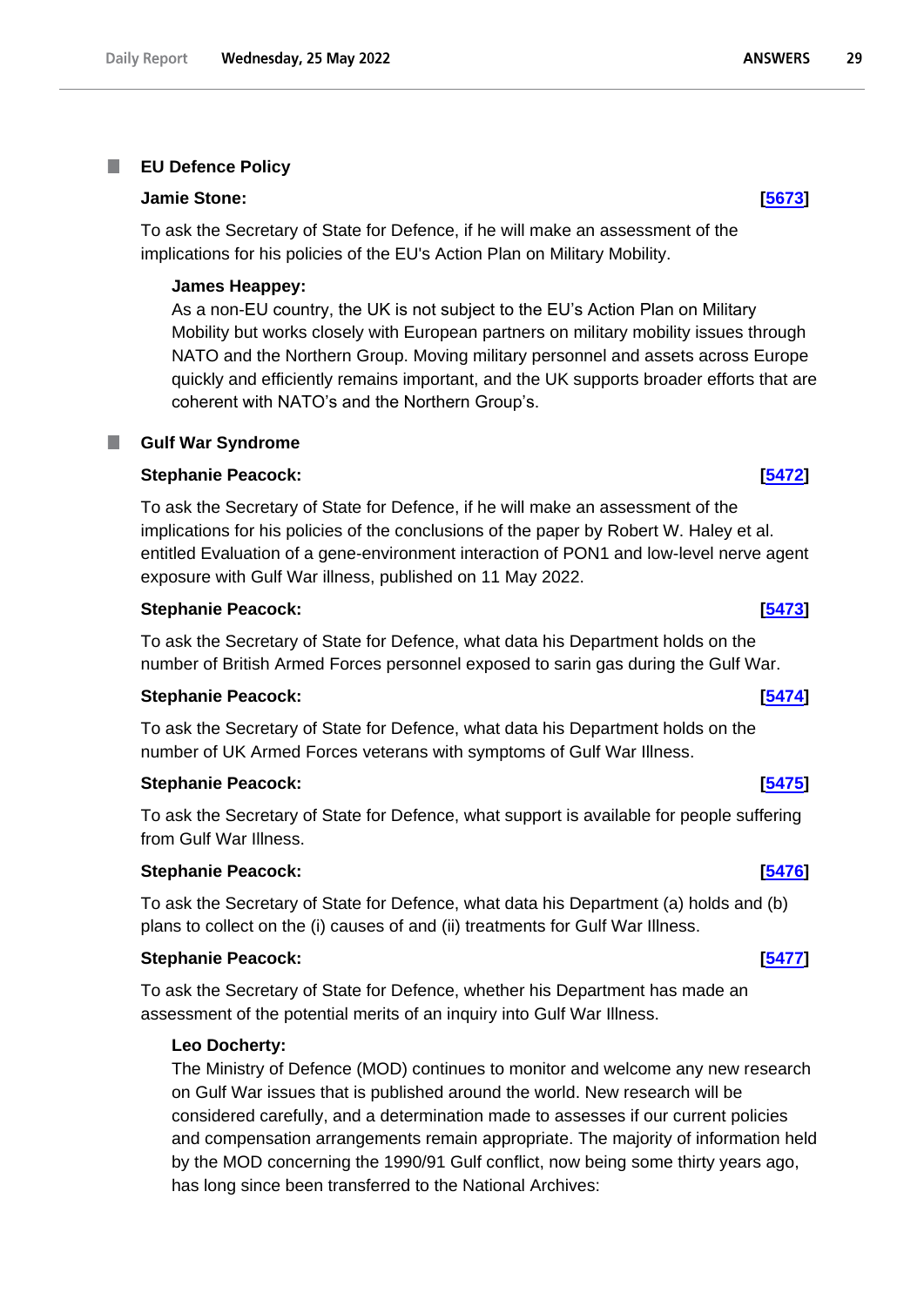## EU Defence Policy

**Jamie Stone:** **[5673]**

To ask the Secretary of State for Defence, if he will make an assessment of the implications for his policies of the EU's Action Plan on Military Mobility.

**James Heappey:**

As a non-EU country, the UK is not subject to the EU's Action Plan on Military Mobility but works closely with European partners on military mobility issues through NATO and the Northern Group. Moving military personnel and assets across Europe quickly and efficiently remains important, and the UK supports broader efforts that are coherent with NATO's and the Northern Group's.

## Gulf War Syndrome

**Stephanie Peacock:** **[5472]**

To ask the Secretary of State for Defence, if he will make an assessment of the implications for his policies of the conclusions of the paper by Robert W. Haley et al. entitled Evaluation of a gene-environment interaction of PON1 and low-level nerve agent exposure with Gulf War illness, published on 11 May 2022.

**Stephanie Peacock:** **[5473]**

To ask the Secretary of State for Defence, what data his Department holds on the number of British Armed Forces personnel exposed to sarin gas during the Gulf War.

**Stephanie Peacock:** **[5474]**

To ask the Secretary of State for Defence, what data his Department holds on the number of UK Armed Forces veterans with symptoms of Gulf War Illness.

**Stephanie Peacock:** **[5475]**

To ask the Secretary of State for Defence, what support is available for people suffering from Gulf War Illness.

**Stephanie Peacock:** **[5476]**

To ask the Secretary of State for Defence, what data his Department (a) holds and (b) plans to collect on the (i) causes of and (ii) treatments for Gulf War Illness.

**Stephanie Peacock:** **[5477]**

To ask the Secretary of State for Defence, whether his Department has made an assessment of the potential merits of an inquiry into Gulf War Illness.

**Leo Docherty:**

The Ministry of Defence (MOD) continues to monitor and welcome any new research on Gulf War issues that is published around the world. New research will be considered carefully, and a determination made to assesses if our current policies and compensation arrangements remain appropriate. The majority of information held by the MOD concerning the 1990/91 Gulf conflict, now being some thirty years ago, has long since been transferred to the National Archives: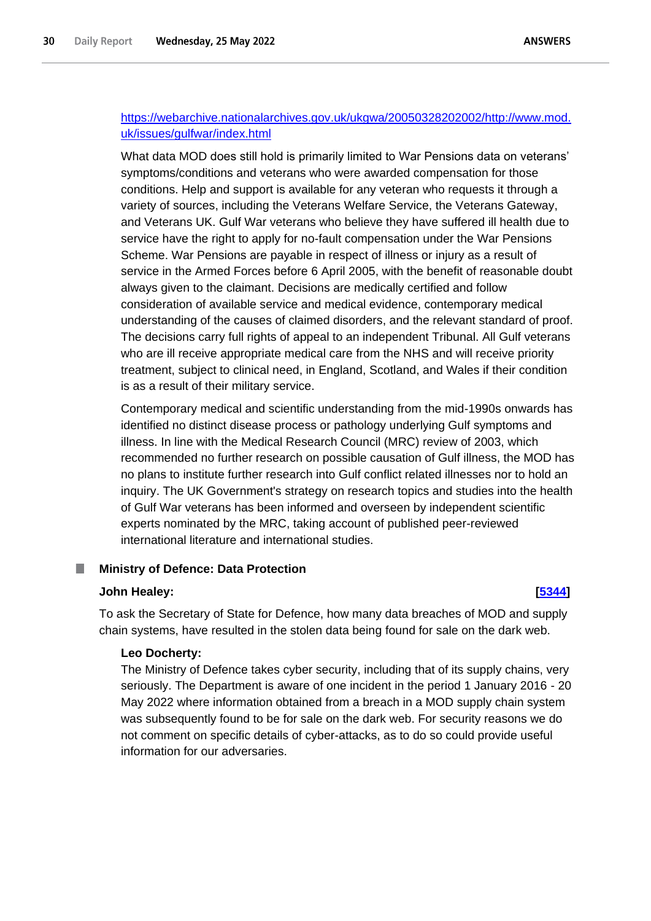[https://webarchive.nationalarchives.gov.uk/ukgwa/20050328202002/http://www.mod.uk/issues/gulfwar/index.html](https://webarchive.nationalarchives.gov.uk/ukgwa/20050328202002/http://www.mod.uk/issues/gulfwar/index.html)

What data MOD does still hold is primarily limited to War Pensions data on veterans' symptoms/conditions and veterans who were awarded compensation for those conditions. Help and support is available for any veteran who requests it through a variety of sources, including the Veterans Welfare Service, the Veterans Gateway, and Veterans UK. Gulf War veterans who believe they have suffered ill health due to service have the right to apply for no-fault compensation under the War Pensions Scheme. War Pensions are payable in respect of illness or injury as a result of service in the Armed Forces before 6 April 2005, with the benefit of reasonable doubt always given to the claimant. Decisions are medically certified and follow consideration of available service and medical evidence, contemporary medical understanding of the causes of claimed disorders, and the relevant standard of proof. The decisions carry full rights of appeal to an independent Tribunal. All Gulf veterans who are ill receive appropriate medical care from the NHS and will receive priority treatment, subject to clinical need, in England, Scotland, and Wales if their condition is as a result of their military service.

Contemporary medical and scientific understanding from the mid-1990s onwards has identified no distinct disease process or pathology underlying Gulf symptoms and illness. In line with the Medical Research Council (MRC) review of 2003, which recommended no further research on possible causation of Gulf illness, the MOD has no plans to institute further research into Gulf conflict related illnesses nor to hold an inquiry. The UK Government's strategy on research topics and studies into the health of Gulf War veterans has been informed and overseen by independent scientific experts nominated by the MRC, taking account of published peer-reviewed international literature and international studies.

### Ministry of Defence: Data Protection

**John Healey:** **[5344]**

To ask the Secretary of State for Defence, how many data breaches of MOD and supply chain systems, have resulted in the stolen data being found for sale on the dark web.

**Leo Docherty:**

The Ministry of Defence takes cyber security, including that of its supply chains, very seriously. The Department is aware of one incident in the period 1 January 2016 - 20 May 2022 where information obtained from a breach in a MOD supply chain system was subsequently found to be for sale on the dark web. For security reasons we do not comment on specific details of cyber-attacks, as to do so could provide useful information for our adversaries.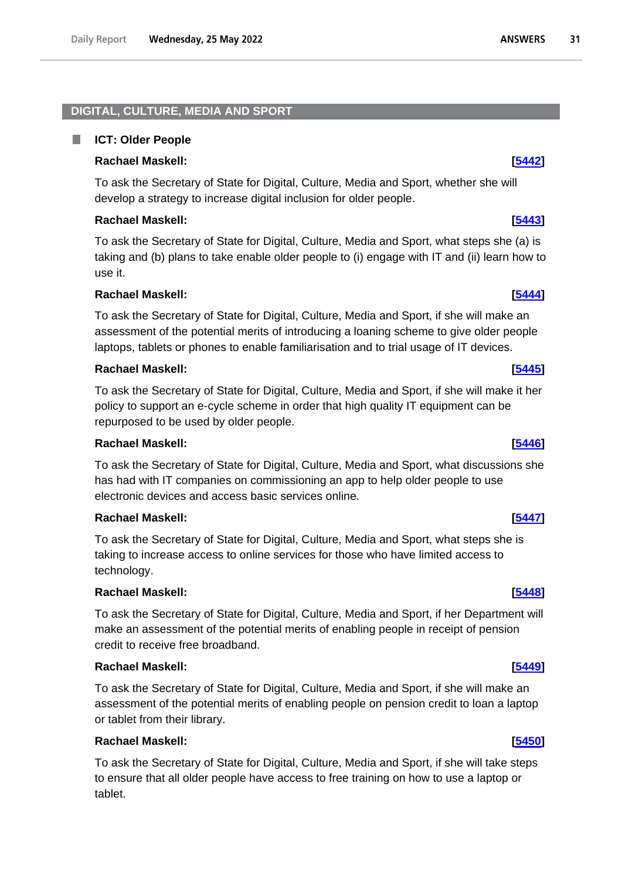## DIGITAL, CULTURE, MEDIA AND SPORT

### ICT: Older People

**Rachael Maskell:** **[5442]**

To ask the Secretary of State for Digital, Culture, Media and Sport, whether she will develop a strategy to increase digital inclusion for older people.

**Rachael Maskell:** **[5443]**

To ask the Secretary of State for Digital, Culture, Media and Sport, what steps she (a) is taking and (b) plans to take enable older people to (i) engage with IT and (ii) learn how to use it.

**Rachael Maskell:** **[5444]**

To ask the Secretary of State for Digital, Culture, Media and Sport, if she will make an assessment of the potential merits of introducing a loaning scheme to give older people laptops, tablets or phones to enable familiarisation and to trial usage of IT devices.

**Rachael Maskell:** **[5445]**

To ask the Secretary of State for Digital, Culture, Media and Sport, if she will make it her policy to support an e-cycle scheme in order that high quality IT equipment can be repurposed to be used by older people.

**Rachael Maskell:** **[5446]**

To ask the Secretary of State for Digital, Culture, Media and Sport, what discussions she has had with IT companies on commissioning an app to help older people to use electronic devices and access basic services online.

**Rachael Maskell:** **[5447]**

To ask the Secretary of State for Digital, Culture, Media and Sport, what steps she is taking to increase access to online services for those who have limited access to technology.

**Rachael Maskell:** **[5448]**

To ask the Secretary of State for Digital, Culture, Media and Sport, if her Department will make an assessment of the potential merits of enabling people in receipt of pension credit to receive free broadband.

**Rachael Maskell:** **[5449]**

To ask the Secretary of State for Digital, Culture, Media and Sport, if she will make an assessment of the potential merits of enabling people on pension credit to loan a laptop or tablet from their library.

**Rachael Maskell:** **[5450]**

To ask the Secretary of State for Digital, Culture, Media and Sport, if she will take steps to ensure that all older people have access to free training on how to use a laptop or tablet.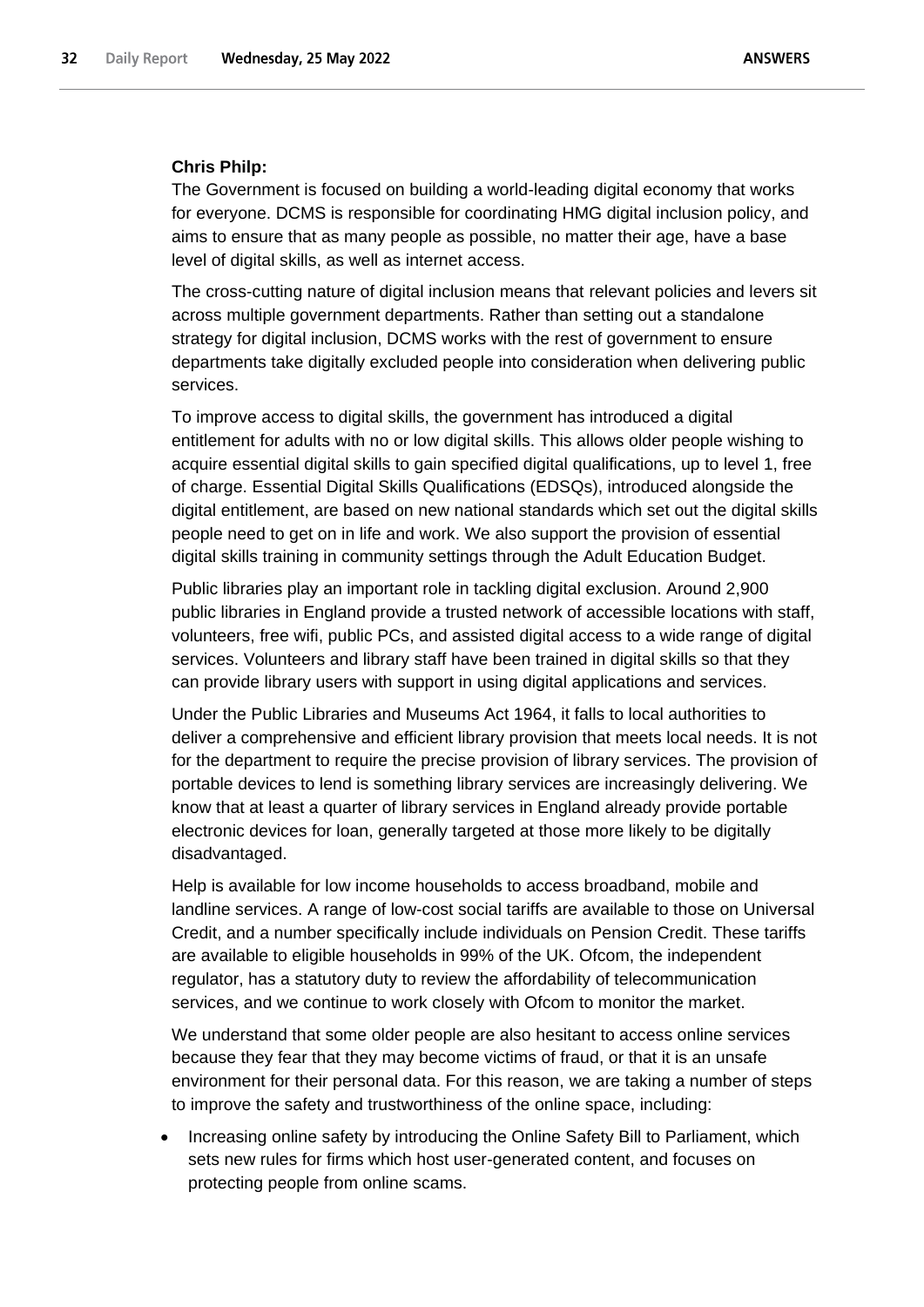**Chris Philp:**

The Government is focused on building a world-leading digital economy that works for everyone. DCMS is responsible for coordinating HMG digital inclusion policy, and aims to ensure that as many people as possible, no matter their age, have a base level of digital skills, as well as internet access.

The cross-cutting nature of digital inclusion means that relevant policies and levers sit across multiple government departments. Rather than setting out a standalone strategy for digital inclusion, DCMS works with the rest of government to ensure departments take digitally excluded people into consideration when delivering public services.

To improve access to digital skills, the government has introduced a digital entitlement for adults with no or low digital skills. This allows older people wishing to acquire essential digital skills to gain specified digital qualifications, up to level 1, free of charge. Essential Digital Skills Qualifications (EDSQs), introduced alongside the digital entitlement, are based on new national standards which set out the digital skills people need to get on in life and work. We also support the provision of essential digital skills training in community settings through the Adult Education Budget.

Public libraries play an important role in tackling digital exclusion. Around 2,900 public libraries in England provide a trusted network of accessible locations with staff, volunteers, free wifi, public PCs, and assisted digital access to a wide range of digital services. Volunteers and library staff have been trained in digital skills so that they can provide library users with support in using digital applications and services.

Under the Public Libraries and Museums Act 1964, it falls to local authorities to deliver a comprehensive and efficient library provision that meets local needs. It is not for the department to require the precise provision of library services. The provision of portable devices to lend is something library services are increasingly delivering. We know that at least a quarter of library services in England already provide portable electronic devices for loan, generally targeted at those more likely to be digitally disadvantaged.

Help is available for low income households to access broadband, mobile and landline services. A range of low-cost social tariffs are available to those on Universal Credit, and a number specifically include individuals on Pension Credit. These tariffs are available to eligible households in 99% of the UK. Ofcom, the independent regulator, has a statutory duty to review the affordability of telecommunication services, and we continue to work closely with Ofcom to monitor the market.

We understand that some older people are also hesitant to access online services because they fear that they may become victims of fraud, or that it is an unsafe environment for their personal data. For this reason, we are taking a number of steps to improve the safety and trustworthiness of the online space, including:

- Increasing online safety by introducing the Online Safety Bill to Parliament, which sets new rules for firms which host user-generated content, and focuses on protecting people from online scams.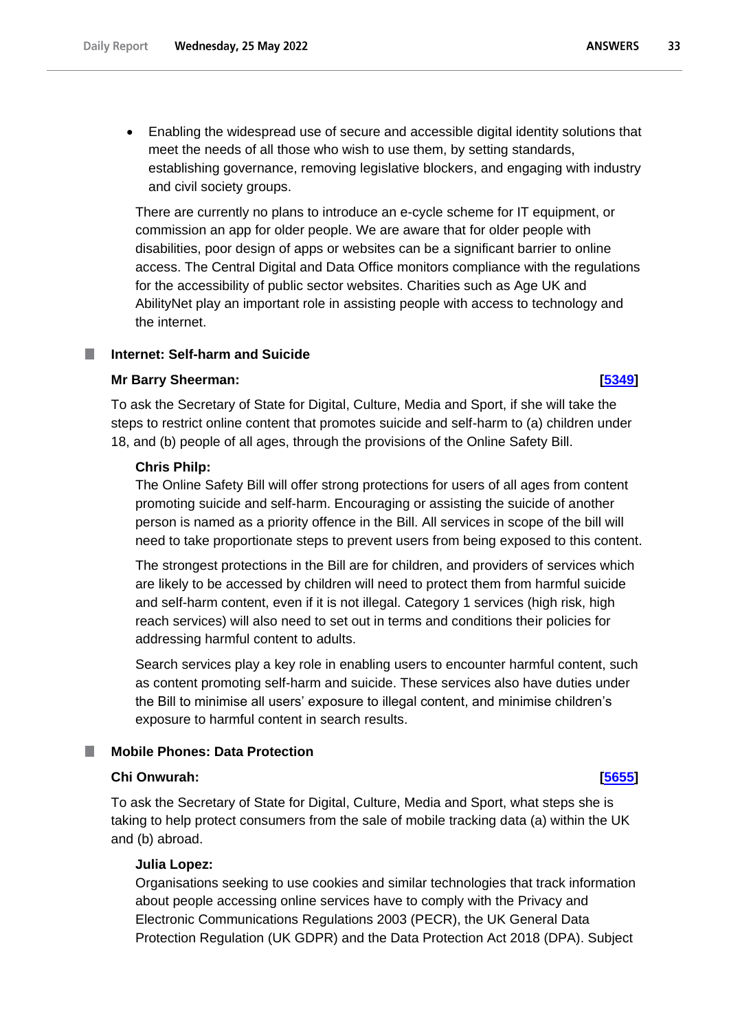- Enabling the widespread use of secure and accessible digital identity solutions that meet the needs of all those who wish to use them, by setting standards, establishing governance, removing legislative blockers, and engaging with industry and civil society groups.

There are currently no plans to introduce an e-cycle scheme for IT equipment, or commission an app for older people. We are aware that for older people with disabilities, poor design of apps or websites can be a significant barrier to online access. The Central Digital and Data Office monitors compliance with the regulations for the accessibility of public sector websites. Charities such as Age UK and AbilityNet play an important role in assisting people with access to technology and the internet.

## Internet: Self-harm and Suicide

**Mr Barry Sheerman:** **[5349]**

To ask the Secretary of State for Digital, Culture, Media and Sport, if she will take the steps to restrict online content that promotes suicide and self-harm to (a) children under 18, and (b) people of all ages, through the provisions of the Online Safety Bill.

**Chris Philp:**

The Online Safety Bill will offer strong protections for users of all ages from content promoting suicide and self-harm. Encouraging or assisting the suicide of another person is named as a priority offence in the Bill. All services in scope of the bill will need to take proportionate steps to prevent users from being exposed to this content.

The strongest protections in the Bill are for children, and providers of services which are likely to be accessed by children will need to protect them from harmful suicide and self-harm content, even if it is not illegal. Category 1 services (high risk, high reach services) will also need to set out in terms and conditions their policies for addressing harmful content to adults.

Search services play a key role in enabling users to encounter harmful content, such as content promoting self-harm and suicide. These services also have duties under the Bill to minimise all users' exposure to illegal content, and minimise children's exposure to harmful content in search results.

## Mobile Phones: Data Protection

**Chi Onwurah:** **[5655]**

To ask the Secretary of State for Digital, Culture, Media and Sport, what steps she is taking to help protect consumers from the sale of mobile tracking data (a) within the UK and (b) abroad.

**Julia Lopez:**

Organisations seeking to use cookies and similar technologies that track information about people accessing online services have to comply with the Privacy and Electronic Communications Regulations 2003 (PECR), the UK General Data Protection Regulation (UK GDPR) and the Data Protection Act 2018 (DPA). Subject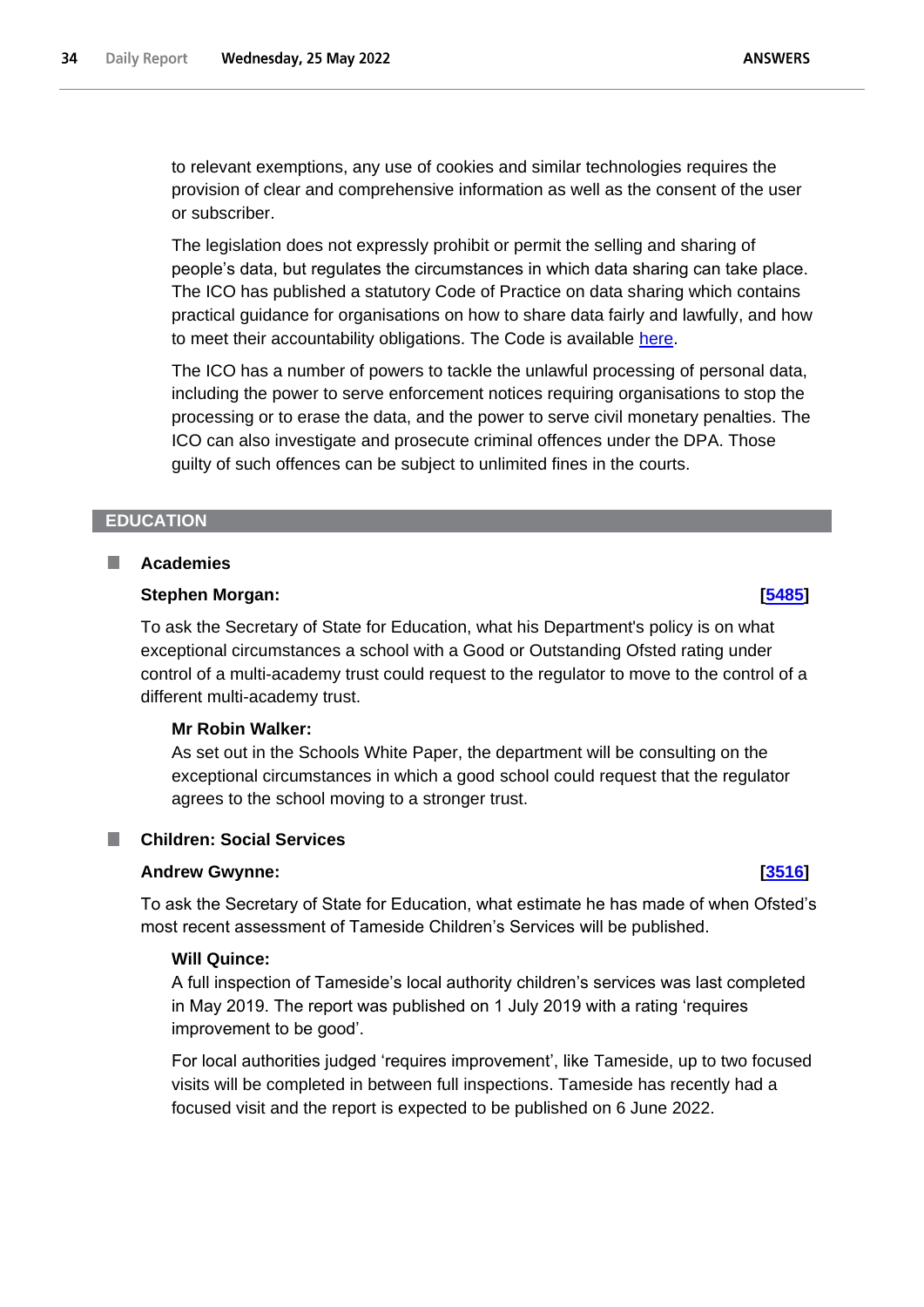to relevant exemptions, any use of cookies and similar technologies requires the provision of clear and comprehensive information as well as the consent of the user or subscriber.

The legislation does not expressly prohibit or permit the selling and sharing of people's data, but regulates the circumstances in which data sharing can take place. The ICO has published a statutory Code of Practice on data sharing which contains practical guidance for organisations on how to share data fairly and lawfully, and how to meet their accountability obligations. The Code is available here.

The ICO has a number of powers to tackle the unlawful processing of personal data, including the power to serve enforcement notices requiring organisations to stop the processing or to erase the data, and the power to serve civil monetary penalties. The ICO can also investigate and prosecute criminal offences under the DPA. Those guilty of such offences can be subject to unlimited fines in the courts.

## EDUCATION

### Academies

**Stephen Morgan:** **[5485]**

To ask the Secretary of State for Education, what his Department's policy is on what exceptional circumstances a school with a Good or Outstanding Ofsted rating under control of a multi-academy trust could request to the regulator to move to the control of a different multi-academy trust.

**Mr Robin Walker:**
As set out in the Schools White Paper, the department will be consulting on the exceptional circumstances in which a good school could request that the regulator agrees to the school moving to a stronger trust.

### Children: Social Services

**Andrew Gwynne:** **[3516]**

To ask the Secretary of State for Education, what estimate he has made of when Ofsted's most recent assessment of Tameside Children's Services will be published.

**Will Quince:**
A full inspection of Tameside's local authority children's services was last completed in May 2019. The report was published on 1 July 2019 with a rating 'requires improvement to be good'.

For local authorities judged 'requires improvement', like Tameside, up to two focused visits will be completed in between full inspections. Tameside has recently had a focused visit and the report is expected to be published on 6 June 2022.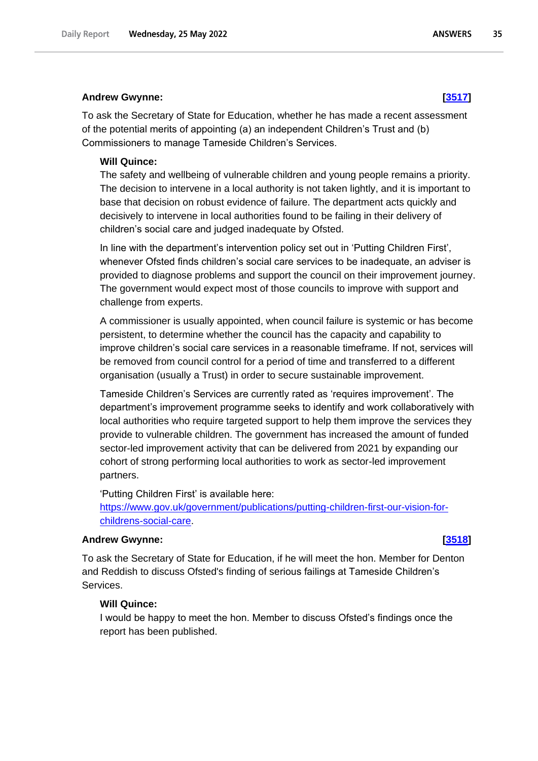**Andrew Gwynne:** **[3517]**

To ask the Secretary of State for Education, whether he has made a recent assessment of the potential merits of appointing (a) an independent Children's Trust and (b) Commissioners to manage Tameside Children's Services.

**Will Quince:**

The safety and wellbeing of vulnerable children and young people remains a priority. The decision to intervene in a local authority is not taken lightly, and it is important to base that decision on robust evidence of failure. The department acts quickly and decisively to intervene in local authorities found to be failing in their delivery of children's social care and judged inadequate by Ofsted.

In line with the department's intervention policy set out in 'Putting Children First', whenever Ofsted finds children's social care services to be inadequate, an adviser is provided to diagnose problems and support the council on their improvement journey. The government would expect most of those councils to improve with support and challenge from experts.

A commissioner is usually appointed, when council failure is systemic or has become persistent, to determine whether the council has the capacity and capability to improve children's social care services in a reasonable timeframe. If not, services will be removed from council control for a period of time and transferred to a different organisation (usually a Trust) in order to secure sustainable improvement.

Tameside Children's Services are currently rated as 'requires improvement'. The department's improvement programme seeks to identify and work collaboratively with local authorities who require targeted support to help them improve the services they provide to vulnerable children. The government has increased the amount of funded sector-led improvement activity that can be delivered from 2021 by expanding our cohort of strong performing local authorities to work as sector-led improvement partners.

'Putting Children First' is available here: https://www.gov.uk/government/publications/putting-children-first-our-vision-for-childrens-social-care.

**Andrew Gwynne:** **[3518]**

To ask the Secretary of State for Education, if he will meet the hon. Member for Denton and Reddish to discuss Ofsted's finding of serious failings at Tameside Children's Services.

**Will Quince:**

I would be happy to meet the hon. Member to discuss Ofsted's findings once the report has been published.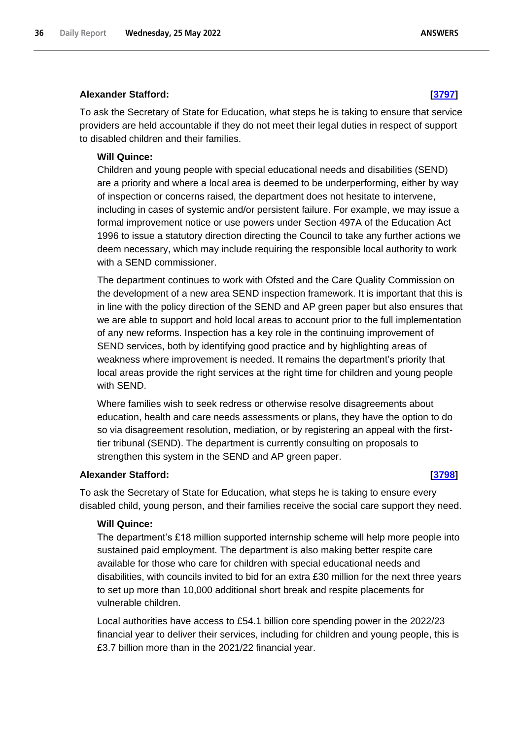**Alexander Stafford: [3797]**

To ask the Secretary of State for Education, what steps he is taking to ensure that service providers are held accountable if they do not meet their legal duties in respect of support to disabled children and their families.

**Will Quince:**

Children and young people with special educational needs and disabilities (SEND) are a priority and where a local area is deemed to be underperforming, either by way of inspection or concerns raised, the department does not hesitate to intervene, including in cases of systemic and/or persistent failure. For example, we may issue a formal improvement notice or use powers under Section 497A of the Education Act 1996 to issue a statutory direction directing the Council to take any further actions we deem necessary, which may include requiring the responsible local authority to work with a SEND commissioner.

The department continues to work with Ofsted and the Care Quality Commission on the development of a new area SEND inspection framework. It is important that this is in line with the policy direction of the SEND and AP green paper but also ensures that we are able to support and hold local areas to account prior to the full implementation of any new reforms. Inspection has a key role in the continuing improvement of SEND services, both by identifying good practice and by highlighting areas of weakness where improvement is needed. It remains the department's priority that local areas provide the right services at the right time for children and young people with SEND.

Where families wish to seek redress or otherwise resolve disagreements about education, health and care needs assessments or plans, they have the option to do so via disagreement resolution, mediation, or by registering an appeal with the first-tier tribunal (SEND). The department is currently consulting on proposals to strengthen this system in the SEND and AP green paper.

**Alexander Stafford: [3798]**

To ask the Secretary of State for Education, what steps he is taking to ensure every disabled child, young person, and their families receive the social care support they need.

**Will Quince:**

The department's £18 million supported internship scheme will help more people into sustained paid employment. The department is also making better respite care available for those who care for children with special educational needs and disabilities, with councils invited to bid for an extra £30 million for the next three years to set up more than 10,000 additional short break and respite placements for vulnerable children.

Local authorities have access to £54.1 billion core spending power in the 2022/23 financial year to deliver their services, including for children and young people, this is £3.7 billion more than in the 2021/22 financial year.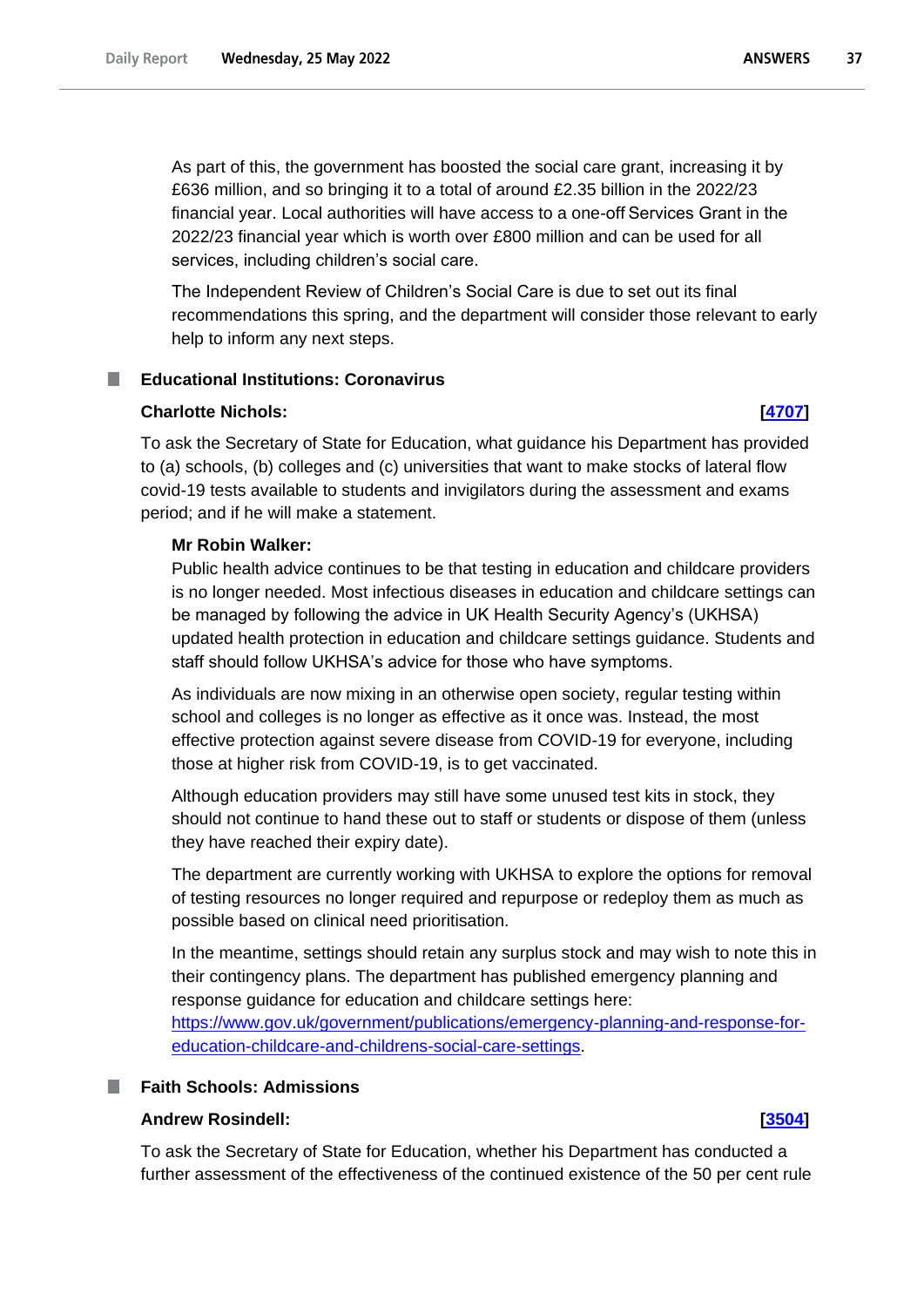As part of this, the government has boosted the social care grant, increasing it by £636 million, and so bringing it to a total of around £2.35 billion in the 2022/23 financial year. Local authorities will have access to a one-off Services Grant in the 2022/23 financial year which is worth over £800 million and can be used for all services, including children's social care.

The Independent Review of Children's Social Care is due to set out its final recommendations this spring, and the department will consider those relevant to early help to inform any next steps.

## Educational Institutions: Coronavirus

**Charlotte Nichols:** **[4707]**

To ask the Secretary of State for Education, what guidance his Department has provided to (a) schools, (b) colleges and (c) universities that want to make stocks of lateral flow covid-19 tests available to students and invigilators during the assessment and exams period; and if he will make a statement.

**Mr Robin Walker:**

Public health advice continues to be that testing in education and childcare providers is no longer needed. Most infectious diseases in education and childcare settings can be managed by following the advice in UK Health Security Agency's (UKHSA) updated health protection in education and childcare settings guidance. Students and staff should follow UKHSA's advice for those who have symptoms.

As individuals are now mixing in an otherwise open society, regular testing within school and colleges is no longer as effective as it once was. Instead, the most effective protection against severe disease from COVID-19 for everyone, including those at higher risk from COVID-19, is to get vaccinated.

Although education providers may still have some unused test kits in stock, they should not continue to hand these out to staff or students or dispose of them (unless they have reached their expiry date).

The department are currently working with UKHSA to explore the options for removal of testing resources no longer required and repurpose or redeploy them as much as possible based on clinical need prioritisation.

In the meantime, settings should retain any surplus stock and may wish to note this in their contingency plans. The department has published emergency planning and response guidance for education and childcare settings here: https://www.gov.uk/government/publications/emergency-planning-and-response-for-education-childcare-and-childrens-social-care-settings.

## Faith Schools: Admissions

**Andrew Rosindell:** **[3504]**

To ask the Secretary of State for Education, whether his Department has conducted a further assessment of the effectiveness of the continued existence of the 50 per cent rule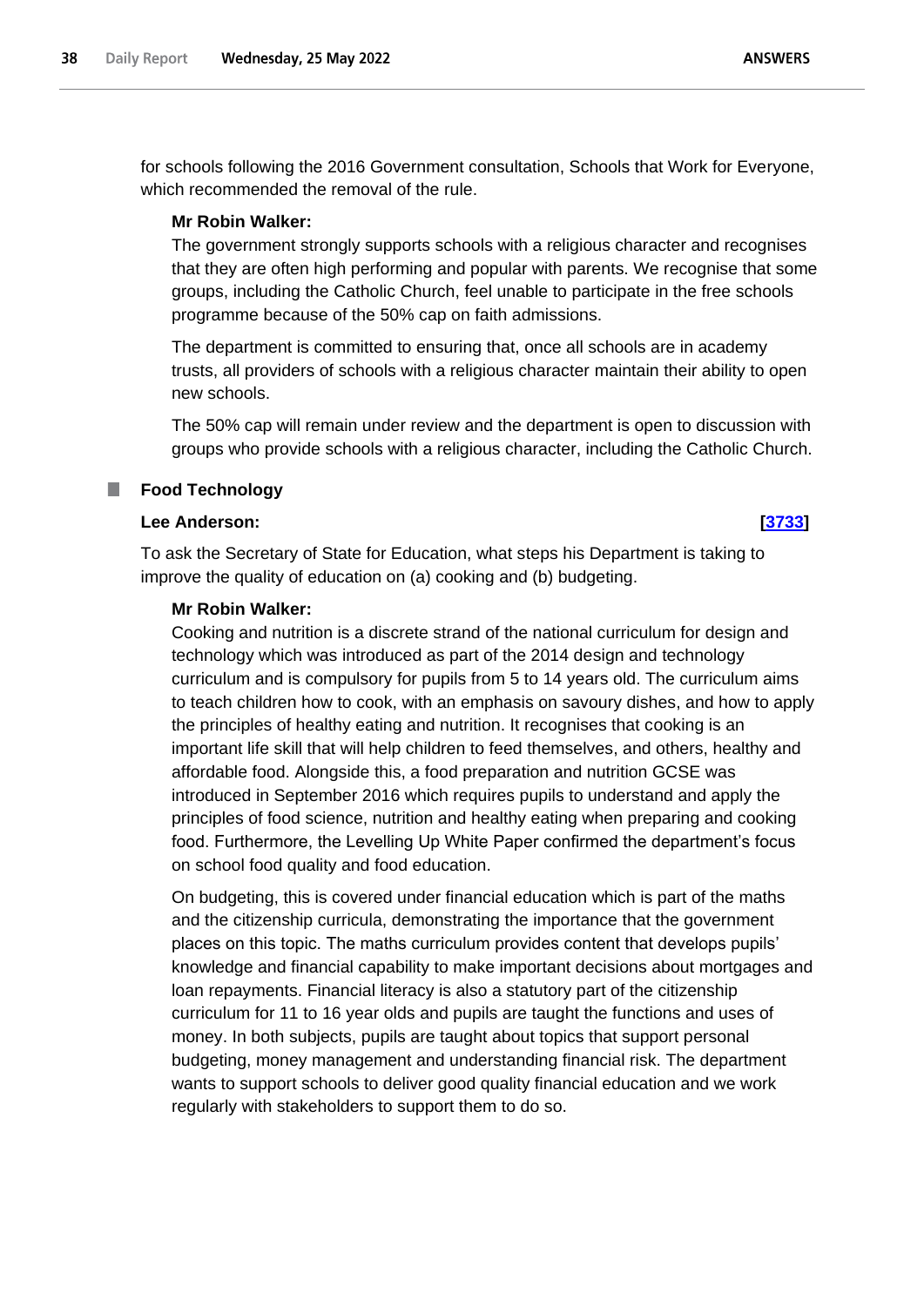for schools following the 2016 Government consultation, Schools that Work for Everyone, which recommended the removal of the rule.

**Mr Robin Walker:**

The government strongly supports schools with a religious character and recognises that they are often high performing and popular with parents. We recognise that some groups, including the Catholic Church, feel unable to participate in the free schools programme because of the 50% cap on faith admissions.

The department is committed to ensuring that, once all schools are in academy trusts, all providers of schools with a religious character maintain their ability to open new schools.

The 50% cap will remain under review and the department is open to discussion with groups who provide schools with a religious character, including the Catholic Church.

## Food Technology

**Lee Anderson:** **[3733]**

To ask the Secretary of State for Education, what steps his Department is taking to improve the quality of education on (a) cooking and (b) budgeting.

**Mr Robin Walker:**

Cooking and nutrition is a discrete strand of the national curriculum for design and technology which was introduced as part of the 2014 design and technology curriculum and is compulsory for pupils from 5 to 14 years old. The curriculum aims to teach children how to cook, with an emphasis on savoury dishes, and how to apply the principles of healthy eating and nutrition. It recognises that cooking is an important life skill that will help children to feed themselves, and others, healthy and affordable food. Alongside this, a food preparation and nutrition GCSE was introduced in September 2016 which requires pupils to understand and apply the principles of food science, nutrition and healthy eating when preparing and cooking food. Furthermore, the Levelling Up White Paper confirmed the department's focus on school food quality and food education.

On budgeting, this is covered under financial education which is part of the maths and the citizenship curricula, demonstrating the importance that the government places on this topic. The maths curriculum provides content that develops pupils' knowledge and financial capability to make important decisions about mortgages and loan repayments. Financial literacy is also a statutory part of the citizenship curriculum for 11 to 16 year olds and pupils are taught the functions and uses of money. In both subjects, pupils are taught about topics that support personal budgeting, money management and understanding financial risk. The department wants to support schools to deliver good quality financial education and we work regularly with stakeholders to support them to do so.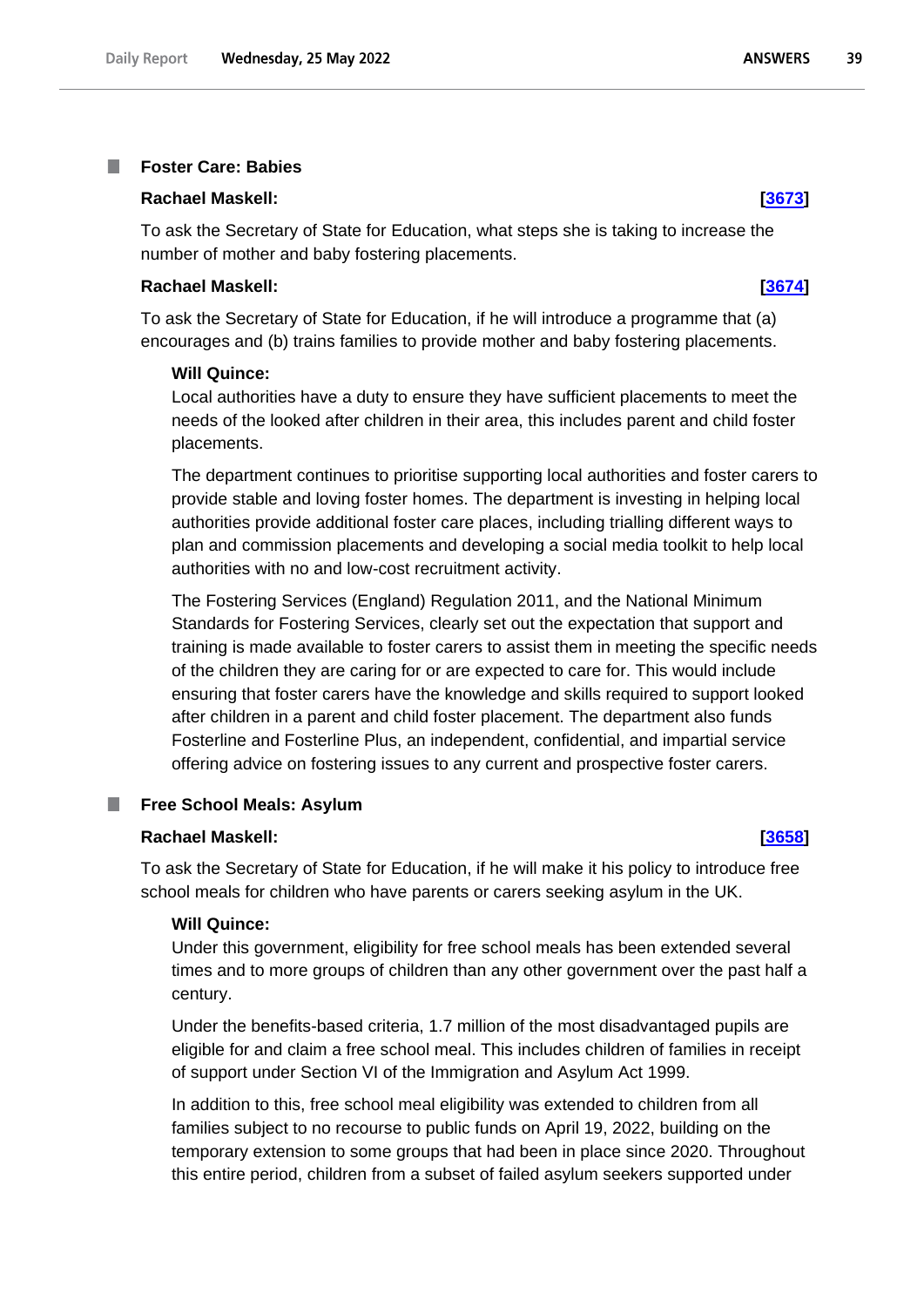## Foster Care: Babies

**Rachael Maskell:** **[3673]**

To ask the Secretary of State for Education, what steps she is taking to increase the number of mother and baby fostering placements.

**Rachael Maskell:** **[3674]**

To ask the Secretary of State for Education, if he will introduce a programme that (a) encourages and (b) trains families to provide mother and baby fostering placements.

**Will Quince:**

Local authorities have a duty to ensure they have sufficient placements to meet the needs of the looked after children in their area, this includes parent and child foster placements.

The department continues to prioritise supporting local authorities and foster carers to provide stable and loving foster homes. The department is investing in helping local authorities provide additional foster care places, including trialling different ways to plan and commission placements and developing a social media toolkit to help local authorities with no and low-cost recruitment activity.

The Fostering Services (England) Regulation 2011, and the National Minimum Standards for Fostering Services, clearly set out the expectation that support and training is made available to foster carers to assist them in meeting the specific needs of the children they are caring for or are expected to care for. This would include ensuring that foster carers have the knowledge and skills required to support looked after children in a parent and child foster placement. The department also funds Fosterline and Fosterline Plus, an independent, confidential, and impartial service offering advice on fostering issues to any current and prospective foster carers.

## Free School Meals: Asylum

**Rachael Maskell:** **[3658]**

To ask the Secretary of State for Education, if he will make it his policy to introduce free school meals for children who have parents or carers seeking asylum in the UK.

**Will Quince:**

Under this government, eligibility for free school meals has been extended several times and to more groups of children than any other government over the past half a century.

Under the benefits-based criteria, 1.7 million of the most disadvantaged pupils are eligible for and claim a free school meal. This includes children of families in receipt of support under Section VI of the Immigration and Asylum Act 1999.

In addition to this, free school meal eligibility was extended to children from all families subject to no recourse to public funds on April 19, 2022, building on the temporary extension to some groups that had been in place since 2020. Throughout this entire period, children from a subset of failed asylum seekers supported under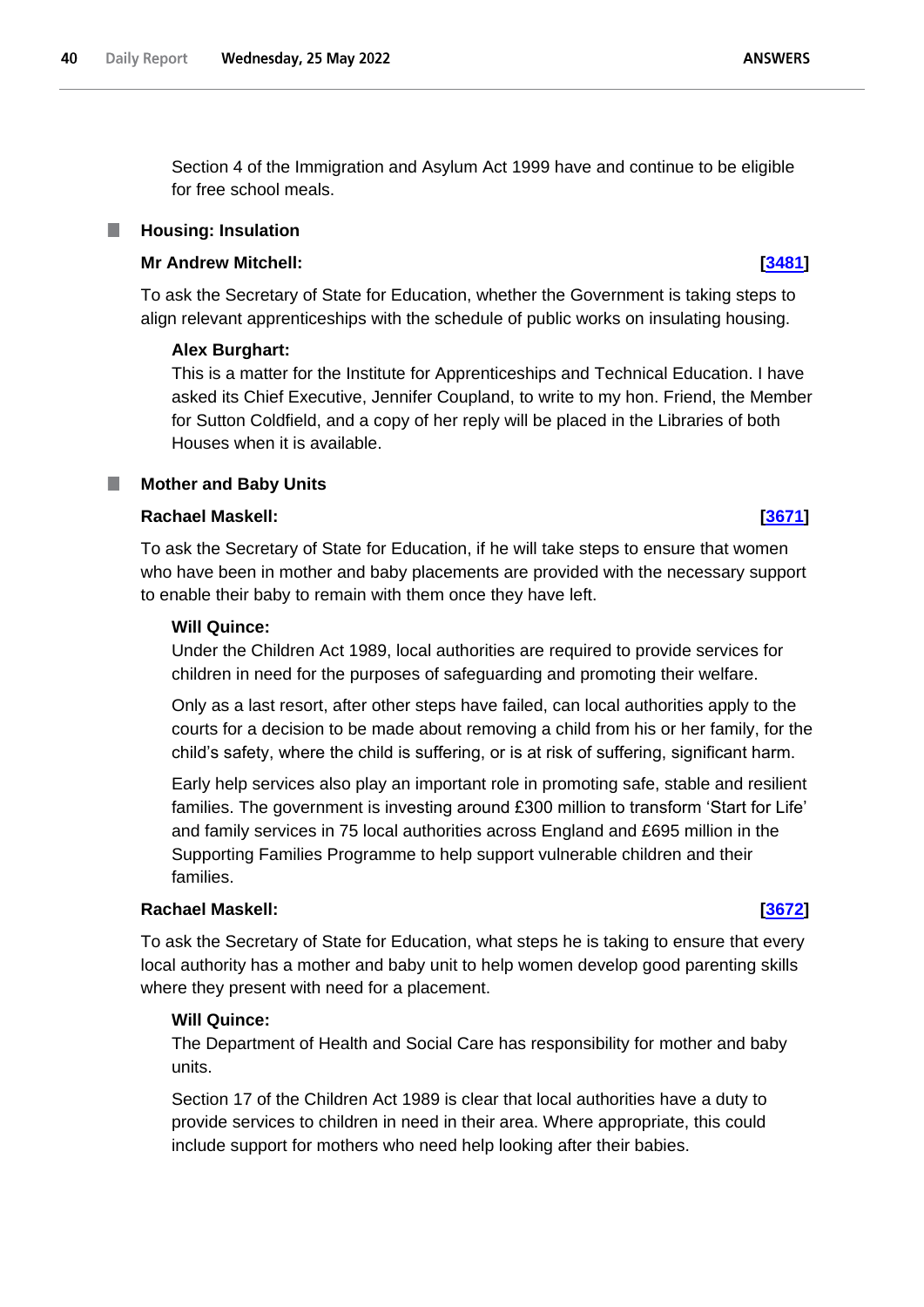Section 4 of the Immigration and Asylum Act 1999 have and continue to be eligible for free school meals.

## Housing: Insulation

**Mr Andrew Mitchell:** **[3481]**

To ask the Secretary of State for Education, whether the Government is taking steps to align relevant apprenticeships with the schedule of public works on insulating housing.

**Alex Burghart:**

This is a matter for the Institute for Apprenticeships and Technical Education. I have asked its Chief Executive, Jennifer Coupland, to write to my hon. Friend, the Member for Sutton Coldfield, and a copy of her reply will be placed in the Libraries of both Houses when it is available.

## Mother and Baby Units

**Rachael Maskell:** **[3671]**

To ask the Secretary of State for Education, if he will take steps to ensure that women who have been in mother and baby placements are provided with the necessary support to enable their baby to remain with them once they have left.

**Will Quince:**

Under the Children Act 1989, local authorities are required to provide services for children in need for the purposes of safeguarding and promoting their welfare.

Only as a last resort, after other steps have failed, can local authorities apply to the courts for a decision to be made about removing a child from his or her family, for the child's safety, where the child is suffering, or is at risk of suffering, significant harm.

Early help services also play an important role in promoting safe, stable and resilient families. The government is investing around £300 million to transform 'Start for Life' and family services in 75 local authorities across England and £695 million in the Supporting Families Programme to help support vulnerable children and their families.

**Rachael Maskell:** **[3672]**

To ask the Secretary of State for Education, what steps he is taking to ensure that every local authority has a mother and baby unit to help women develop good parenting skills where they present with need for a placement.

**Will Quince:**

The Department of Health and Social Care has responsibility for mother and baby units.

Section 17 of the Children Act 1989 is clear that local authorities have a duty to provide services to children in need in their area. Where appropriate, this could include support for mothers who need help looking after their babies.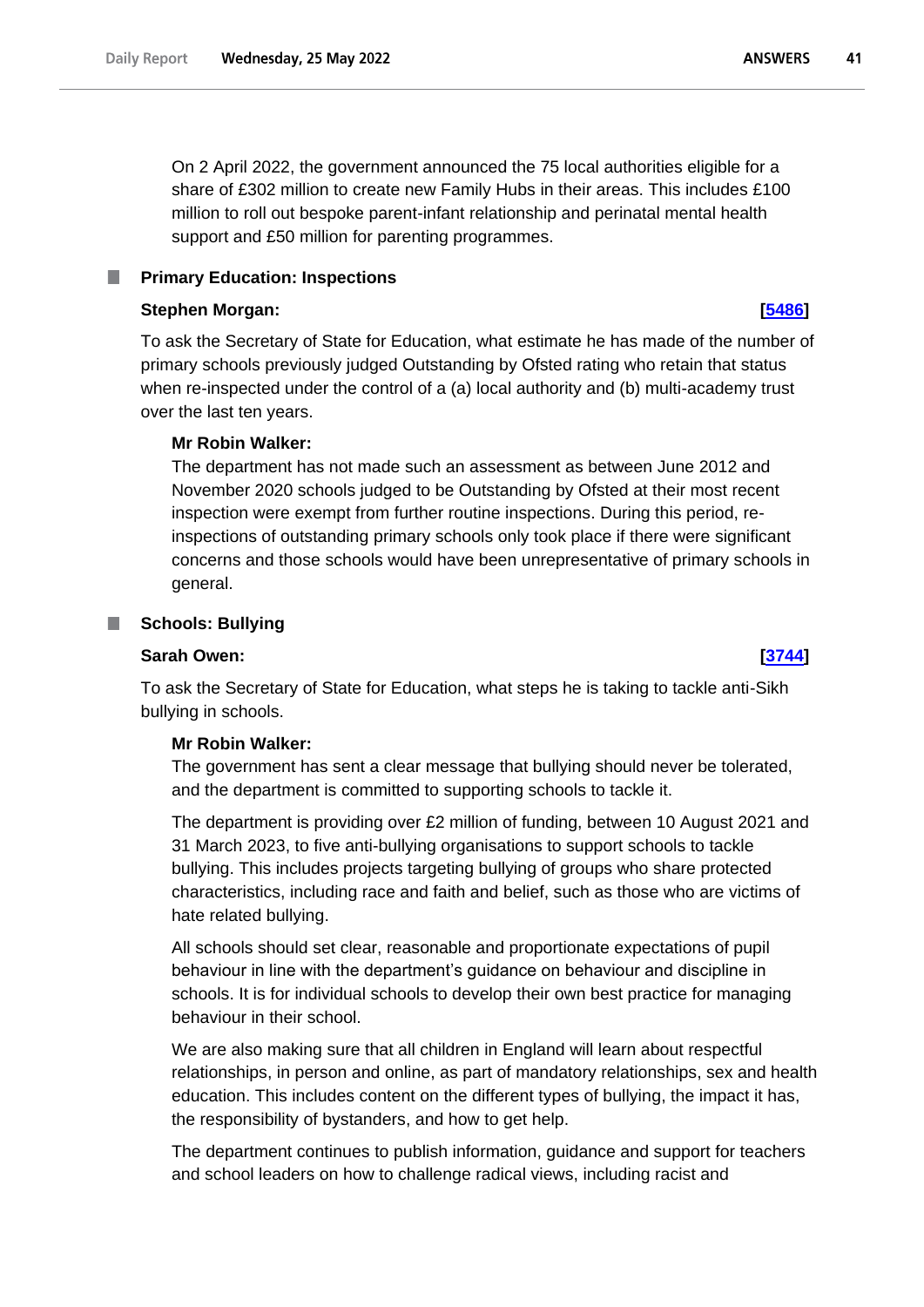On 2 April 2022, the government announced the 75 local authorities eligible for a share of £302 million to create new Family Hubs in their areas. This includes £100 million to roll out bespoke parent-infant relationship and perinatal mental health support and £50 million for parenting programmes.

### Primary Education: Inspections

**Stephen Morgan:** **[5486]**

To ask the Secretary of State for Education, what estimate he has made of the number of primary schools previously judged Outstanding by Ofsted rating who retain that status when re-inspected under the control of a (a) local authority and (b) multi-academy trust over the last ten years.

**Mr Robin Walker:**

The department has not made such an assessment as between June 2012 and November 2020 schools judged to be Outstanding by Ofsted at their most recent inspection were exempt from further routine inspections. During this period, re-inspections of outstanding primary schools only took place if there were significant concerns and those schools would have been unrepresentative of primary schools in general.

### Schools: Bullying

**Sarah Owen:** **[3744]**

To ask the Secretary of State for Education, what steps he is taking to tackle anti-Sikh bullying in schools.

**Mr Robin Walker:**

The government has sent a clear message that bullying should never be tolerated, and the department is committed to supporting schools to tackle it.

The department is providing over £2 million of funding, between 10 August 2021 and 31 March 2023, to five anti-bullying organisations to support schools to tackle bullying. This includes projects targeting bullying of groups who share protected characteristics, including race and faith and belief, such as those who are victims of hate related bullying.

All schools should set clear, reasonable and proportionate expectations of pupil behaviour in line with the department's guidance on behaviour and discipline in schools. It is for individual schools to develop their own best practice for managing behaviour in their school.

We are also making sure that all children in England will learn about respectful relationships, in person and online, as part of mandatory relationships, sex and health education. This includes content on the different types of bullying, the impact it has, the responsibility of bystanders, and how to get help.

The department continues to publish information, guidance and support for teachers and school leaders on how to challenge radical views, including racist and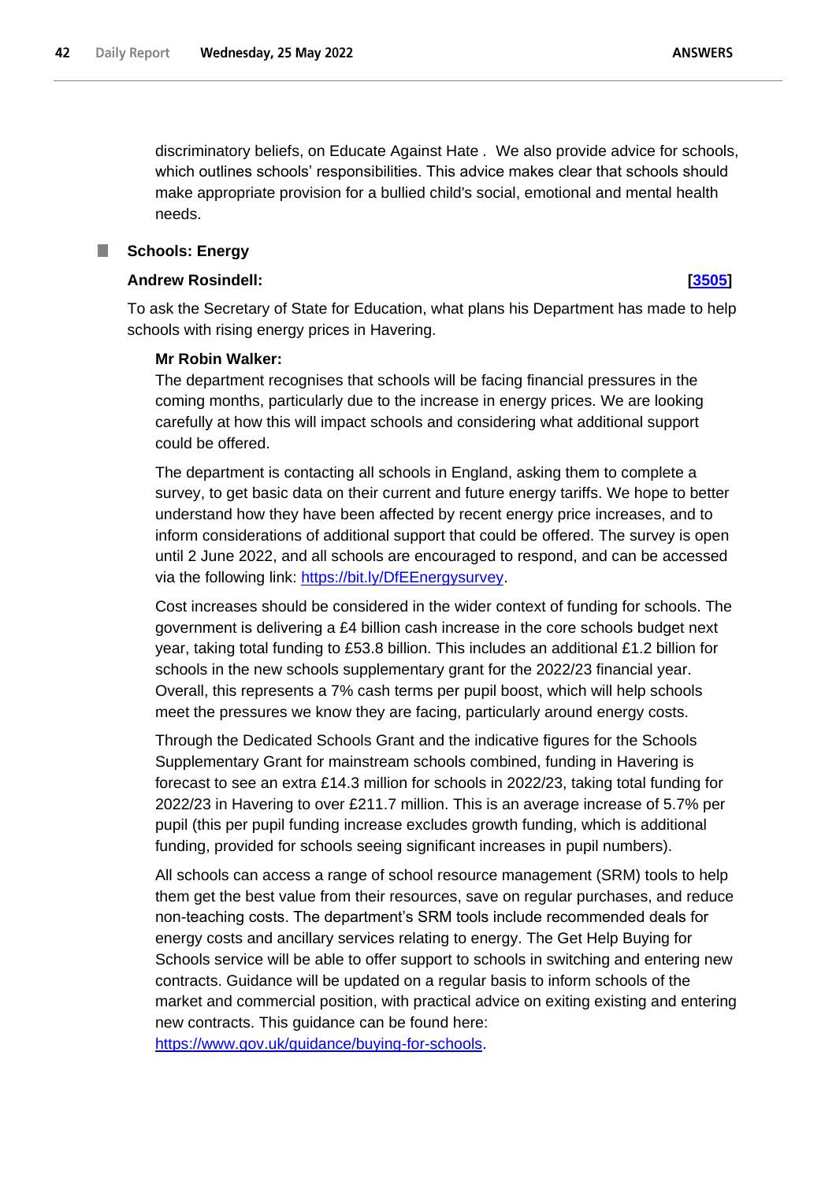discriminatory beliefs, on Educate Against Hate . We also provide advice for schools, which outlines schools' responsibilities. This advice makes clear that schools should make appropriate provision for a bullied child's social, emotional and mental health needs.

## Schools: Energy

**Andrew Rosindell:** **[3505]**

To ask the Secretary of State for Education, what plans his Department has made to help schools with rising energy prices in Havering.

**Mr Robin Walker:**

The department recognises that schools will be facing financial pressures in the coming months, particularly due to the increase in energy prices. We are looking carefully at how this will impact schools and considering what additional support could be offered.

The department is contacting all schools in England, asking them to complete a survey, to get basic data on their current and future energy tariffs. We hope to better understand how they have been affected by recent energy price increases, and to inform considerations of additional support that could be offered. The survey is open until 2 June 2022, and all schools are encouraged to respond, and can be accessed via the following link: https://bit.ly/DfEEnergysurvey.

Cost increases should be considered in the wider context of funding for schools. The government is delivering a £4 billion cash increase in the core schools budget next year, taking total funding to £53.8 billion. This includes an additional £1.2 billion for schools in the new schools supplementary grant for the 2022/23 financial year. Overall, this represents a 7% cash terms per pupil boost, which will help schools meet the pressures we know they are facing, particularly around energy costs.

Through the Dedicated Schools Grant and the indicative figures for the Schools Supplementary Grant for mainstream schools combined, funding in Havering is forecast to see an extra £14.3 million for schools in 2022/23, taking total funding for 2022/23 in Havering to over £211.7 million. This is an average increase of 5.7% per pupil (this per pupil funding increase excludes growth funding, which is additional funding, provided for schools seeing significant increases in pupil numbers).

All schools can access a range of school resource management (SRM) tools to help them get the best value from their resources, save on regular purchases, and reduce non-teaching costs. The department's SRM tools include recommended deals for energy costs and ancillary services relating to energy. The Get Help Buying for Schools service will be able to offer support to schools in switching and entering new contracts. Guidance will be updated on a regular basis to inform schools of the market and commercial position, with practical advice on exiting existing and entering new contracts. This guidance can be found here: https://www.gov.uk/guidance/buying-for-schools.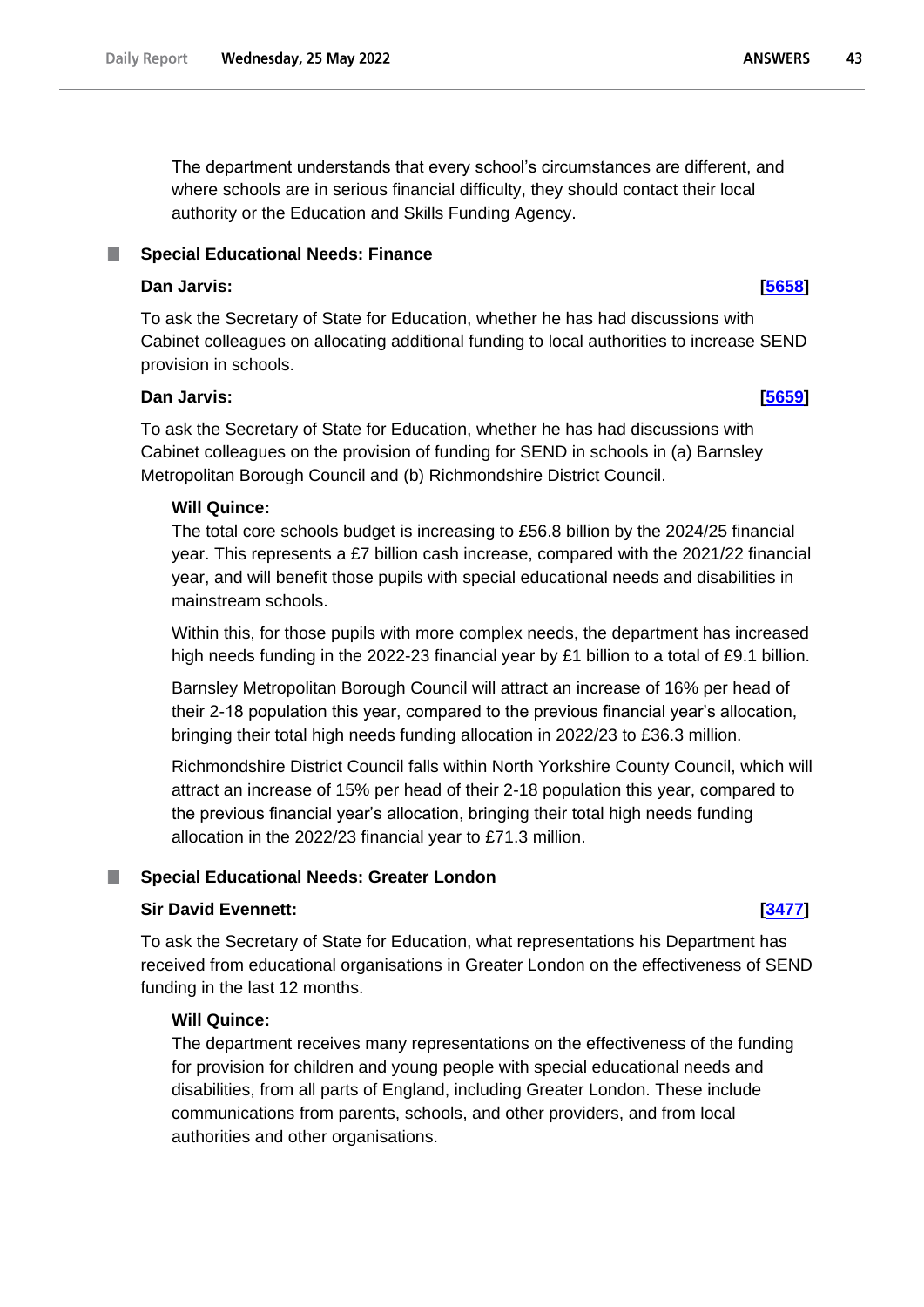The department understands that every school's circumstances are different, and where schools are in serious financial difficulty, they should contact their local authority or the Education and Skills Funding Agency.

### Special Educational Needs: Finance

**Dan Jarvis:** **[5658]**

To ask the Secretary of State for Education, whether he has had discussions with Cabinet colleagues on allocating additional funding to local authorities to increase SEND provision in schools.

**Dan Jarvis:** **[5659]**

To ask the Secretary of State for Education, whether he has had discussions with Cabinet colleagues on the provision of funding for SEND in schools in (a) Barnsley Metropolitan Borough Council and (b) Richmondshire District Council.

**Will Quince:**

The total core schools budget is increasing to £56.8 billion by the 2024/25 financial year. This represents a £7 billion cash increase, compared with the 2021/22 financial year, and will benefit those pupils with special educational needs and disabilities in mainstream schools.

Within this, for those pupils with more complex needs, the department has increased high needs funding in the 2022-23 financial year by £1 billion to a total of £9.1 billion.

Barnsley Metropolitan Borough Council will attract an increase of 16% per head of their 2-18 population this year, compared to the previous financial year's allocation, bringing their total high needs funding allocation in 2022/23 to £36.3 million.

Richmondshire District Council falls within North Yorkshire County Council, which will attract an increase of 15% per head of their 2-18 population this year, compared to the previous financial year's allocation, bringing their total high needs funding allocation in the 2022/23 financial year to £71.3 million.

### Special Educational Needs: Greater London

**Sir David Evennett:** **[3477]**

To ask the Secretary of State for Education, what representations his Department has received from educational organisations in Greater London on the effectiveness of SEND funding in the last 12 months.

**Will Quince:**

The department receives many representations on the effectiveness of the funding for provision for children and young people with special educational needs and disabilities, from all parts of England, including Greater London. These include communications from parents, schools, and other providers, and from local authorities and other organisations.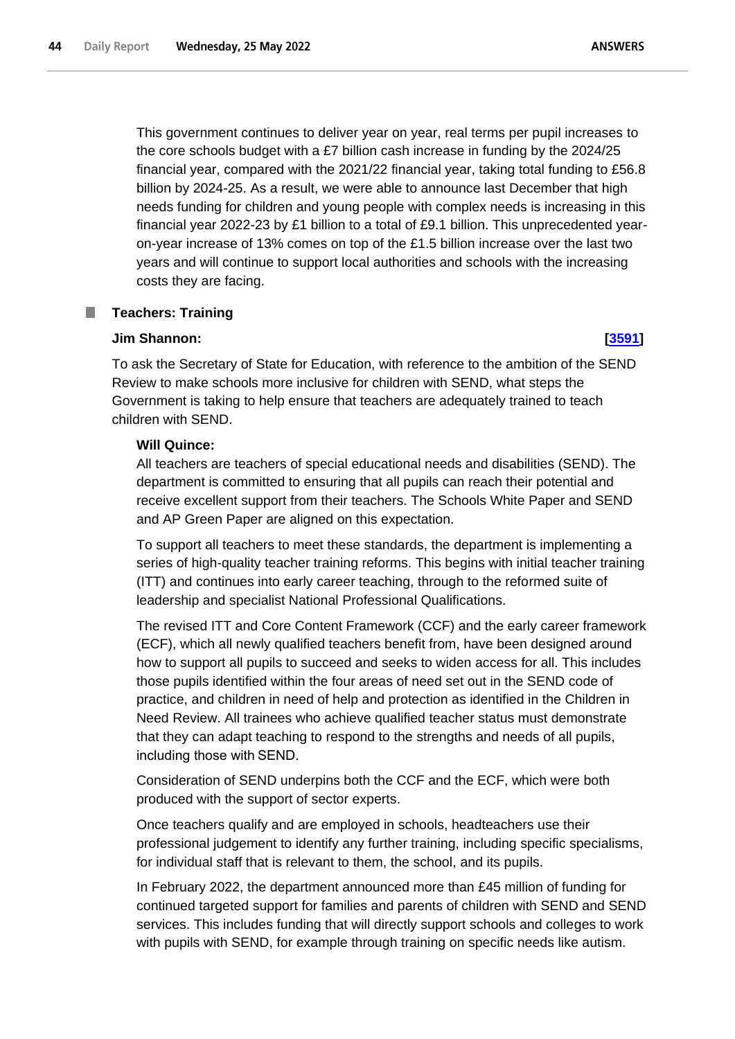This government continues to deliver year on year, real terms per pupil increases to the core schools budget with a £7 billion cash increase in funding by the 2024/25 financial year, compared with the 2021/22 financial year, taking total funding to £56.8 billion by 2024-25. As a result, we were able to announce last December that high needs funding for children and young people with complex needs is increasing in this financial year 2022-23 by £1 billion to a total of £9.1 billion. This unprecedented year-on-year increase of 13% comes on top of the £1.5 billion increase over the last two years and will continue to support local authorities and schools with the increasing costs they are facing.

### Teachers: Training

**Jim Shannon:** **[3591]**

To ask the Secretary of State for Education, with reference to the ambition of the SEND Review to make schools more inclusive for children with SEND, what steps the Government is taking to help ensure that teachers are adequately trained to teach children with SEND.

**Will Quince:**

All teachers are teachers of special educational needs and disabilities (SEND). The department is committed to ensuring that all pupils can reach their potential and receive excellent support from their teachers. The Schools White Paper and SEND and AP Green Paper are aligned on this expectation.

To support all teachers to meet these standards, the department is implementing a series of high-quality teacher training reforms. This begins with initial teacher training (ITT) and continues into early career teaching, through to the reformed suite of leadership and specialist National Professional Qualifications.

The revised ITT and Core Content Framework (CCF) and the early career framework (ECF), which all newly qualified teachers benefit from, have been designed around how to support all pupils to succeed and seeks to widen access for all. This includes those pupils identified within the four areas of need set out in the SEND code of practice, and children in need of help and protection as identified in the Children in Need Review. All trainees who achieve qualified teacher status must demonstrate that they can adapt teaching to respond to the strengths and needs of all pupils, including those with SEND.

Consideration of SEND underpins both the CCF and the ECF, which were both produced with the support of sector experts.

Once teachers qualify and are employed in schools, headteachers use their professional judgement to identify any further training, including specific specialisms, for individual staff that is relevant to them, the school, and its pupils.

In February 2022, the department announced more than £45 million of funding for continued targeted support for families and parents of children with SEND and SEND services. This includes funding that will directly support schools and colleges to work with pupils with SEND, for example through training on specific needs like autism.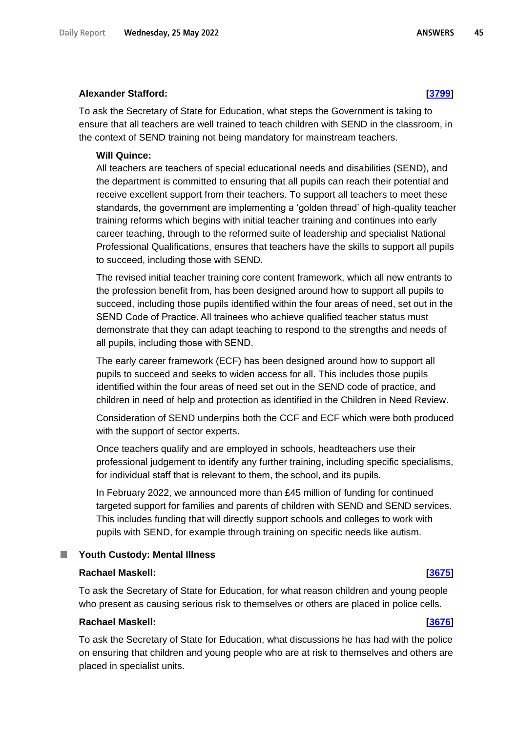**Alexander Stafford:** **[3799]**

To ask the Secretary of State for Education, what steps the Government is taking to ensure that all teachers are well trained to teach children with SEND in the classroom, in the context of SEND training not being mandatory for mainstream teachers.

**Will Quince:**

All teachers are teachers of special educational needs and disabilities (SEND), and the department is committed to ensuring that all pupils can reach their potential and receive excellent support from their teachers. To support all teachers to meet these standards, the government are implementing a 'golden thread' of high-quality teacher training reforms which begins with initial teacher training and continues into early career teaching, through to the reformed suite of leadership and specialist National Professional Qualifications, ensures that teachers have the skills to support all pupils to succeed, including those with SEND.

The revised initial teacher training core content framework, which all new entrants to the profession benefit from, has been designed around how to support all pupils to succeed, including those pupils identified within the four areas of need, set out in the SEND Code of Practice. All trainees who achieve qualified teacher status must demonstrate that they can adapt teaching to respond to the strengths and needs of all pupils, including those with SEND.

The early career framework (ECF) has been designed around how to support all pupils to succeed and seeks to widen access for all. This includes those pupils identified within the four areas of need set out in the SEND code of practice, and children in need of help and protection as identified in the Children in Need Review.

Consideration of SEND underpins both the CCF and ECF which were both produced with the support of sector experts.

Once teachers qualify and are employed in schools, headteachers use their professional judgement to identify any further training, including specific specialisms, for individual staff that is relevant to them, the school, and its pupils.

In February 2022, we announced more than £45 million of funding for continued targeted support for families and parents of children with SEND and SEND services. This includes funding that will directly support schools and colleges to work with pupils with SEND, for example through training on specific needs like autism.

## Youth Custody: Mental Illness

**Rachael Maskell:** **[3675]**

To ask the Secretary of State for Education, for what reason children and young people who present as causing serious risk to themselves or others are placed in police cells.

**Rachael Maskell:** **[3676]**

To ask the Secretary of State for Education, what discussions he has had with the police on ensuring that children and young people who are at risk to themselves and others are placed in specialist units.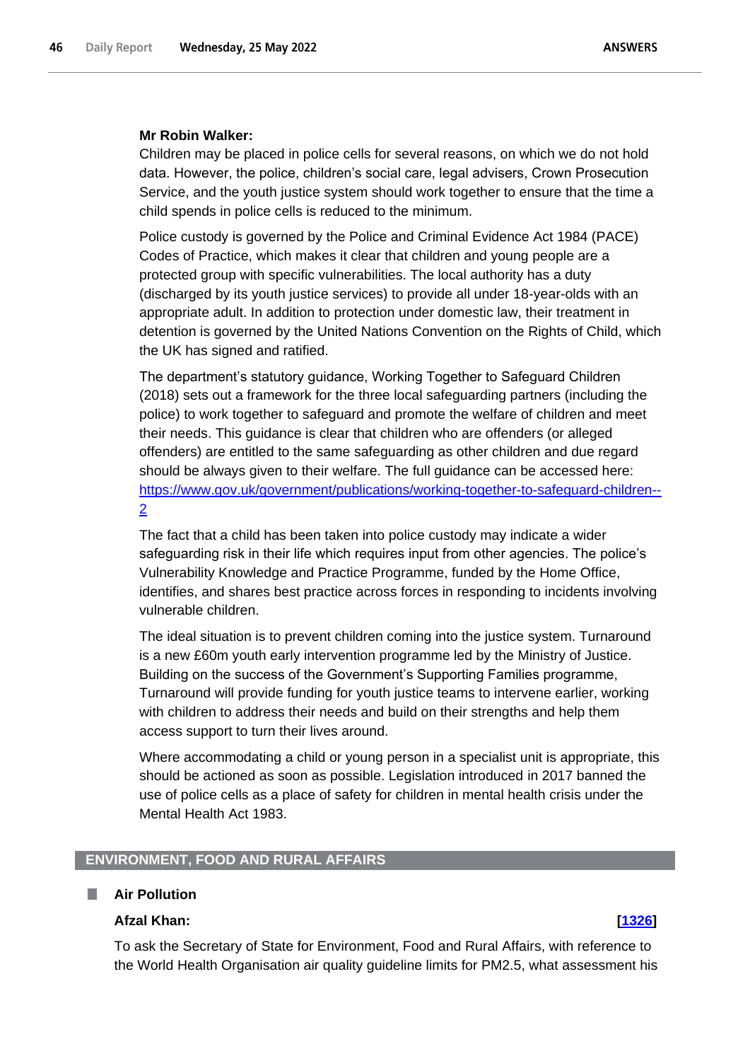**Mr Robin Walker:**

Children may be placed in police cells for several reasons, on which we do not hold data. However, the police, children's social care, legal advisers, Crown Prosecution Service, and the youth justice system should work together to ensure that the time a child spends in police cells is reduced to the minimum.

Police custody is governed by the Police and Criminal Evidence Act 1984 (PACE) Codes of Practice, which makes it clear that children and young people are a protected group with specific vulnerabilities. The local authority has a duty (discharged by its youth justice services) to provide all under 18-year-olds with an appropriate adult. In addition to protection under domestic law, their treatment in detention is governed by the United Nations Convention on the Rights of Child, which the UK has signed and ratified.

The department's statutory guidance, Working Together to Safeguard Children (2018) sets out a framework for the three local safeguarding partners (including the police) to work together to safeguard and promote the welfare of children and meet their needs. This guidance is clear that children who are offenders (or alleged offenders) are entitled to the same safeguarding as other children and due regard should be always given to their welfare. The full guidance can be accessed here: [https://www.gov.uk/government/publications/working-together-to-safeguard-children--2](https://www.gov.uk/government/publications/working-together-to-safeguard-children--2)

The fact that a child has been taken into police custody may indicate a wider safeguarding risk in their life which requires input from other agencies. The police's Vulnerability Knowledge and Practice Programme, funded by the Home Office, identifies, and shares best practice across forces in responding to incidents involving vulnerable children.

The ideal situation is to prevent children coming into the justice system. Turnaround is a new £60m youth early intervention programme led by the Ministry of Justice. Building on the success of the Government's Supporting Families programme, Turnaround will provide funding for youth justice teams to intervene earlier, working with children to address their needs and build on their strengths and help them access support to turn their lives around.

Where accommodating a child or young person in a specialist unit is appropriate, this should be actioned as soon as possible. Legislation introduced in 2017 banned the use of police cells as a place of safety for children in mental health crisis under the Mental Health Act 1983.

## ENVIRONMENT, FOOD AND RURAL AFFAIRS

### Air Pollution

**Afzal Khan:** **[1326]**

To ask the Secretary of State for Environment, Food and Rural Affairs, with reference to the World Health Organisation air quality guideline limits for PM2.5, what assessment his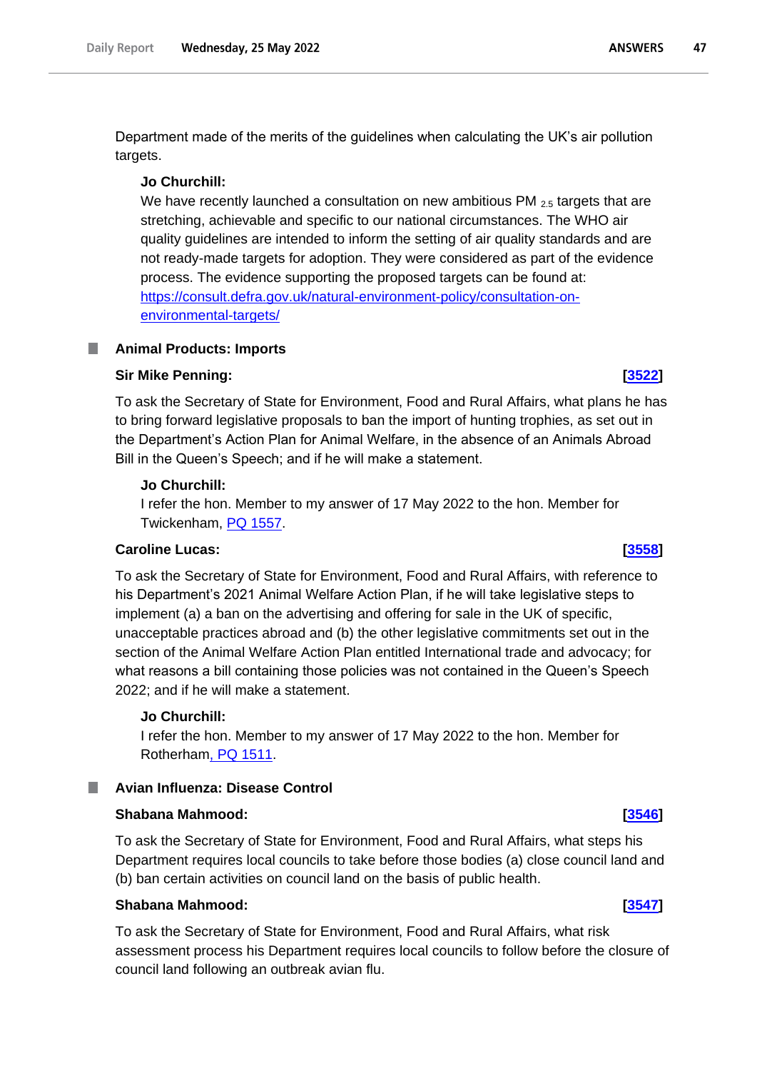Department made of the merits of the guidelines when calculating the UK's air pollution targets.

**Jo Churchill:**

We have recently launched a consultation on new ambitious $PM_{2.5}$ targets that are stretching, achievable and specific to our national circumstances. The WHO air quality guidelines are intended to inform the setting of air quality standards and are not ready-made targets for adoption. They were considered as part of the evidence process. The evidence supporting the proposed targets can be found at: https://consult.defra.gov.uk/natural-environment-policy/consultation-on-environmental-targets/

## Animal Products: Imports

**Sir Mike Penning:** **[3522]**

To ask the Secretary of State for Environment, Food and Rural Affairs, what plans he has to bring forward legislative proposals to ban the import of hunting trophies, as set out in the Department's Action Plan for Animal Welfare, in the absence of an Animals Abroad Bill in the Queen's Speech; and if he will make a statement.

**Jo Churchill:**

I refer the hon. Member to my answer of 17 May 2022 to the hon. Member for Twickenham, PQ 1557.

**Caroline Lucas:** **[3558]**

To ask the Secretary of State for Environment, Food and Rural Affairs, with reference to his Department's 2021 Animal Welfare Action Plan, if he will take legislative steps to implement (a) a ban on the advertising and offering for sale in the UK of specific, unacceptable practices abroad and (b) the other legislative commitments set out in the section of the Animal Welfare Action Plan entitled International trade and advocacy; for what reasons a bill containing those policies was not contained in the Queen's Speech 2022; and if he will make a statement.

**Jo Churchill:**

I refer the hon. Member to my answer of 17 May 2022 to the hon. Member for Rotherham, PQ 1511.

## Avian Influenza: Disease Control

**Shabana Mahmood:** **[3546]**

To ask the Secretary of State for Environment, Food and Rural Affairs, what steps his Department requires local councils to take before those bodies (a) close council land and (b) ban certain activities on council land on the basis of public health.

**Shabana Mahmood:** **[3547]**

To ask the Secretary of State for Environment, Food and Rural Affairs, what risk assessment process his Department requires local councils to follow before the closure of council land following an outbreak avian flu.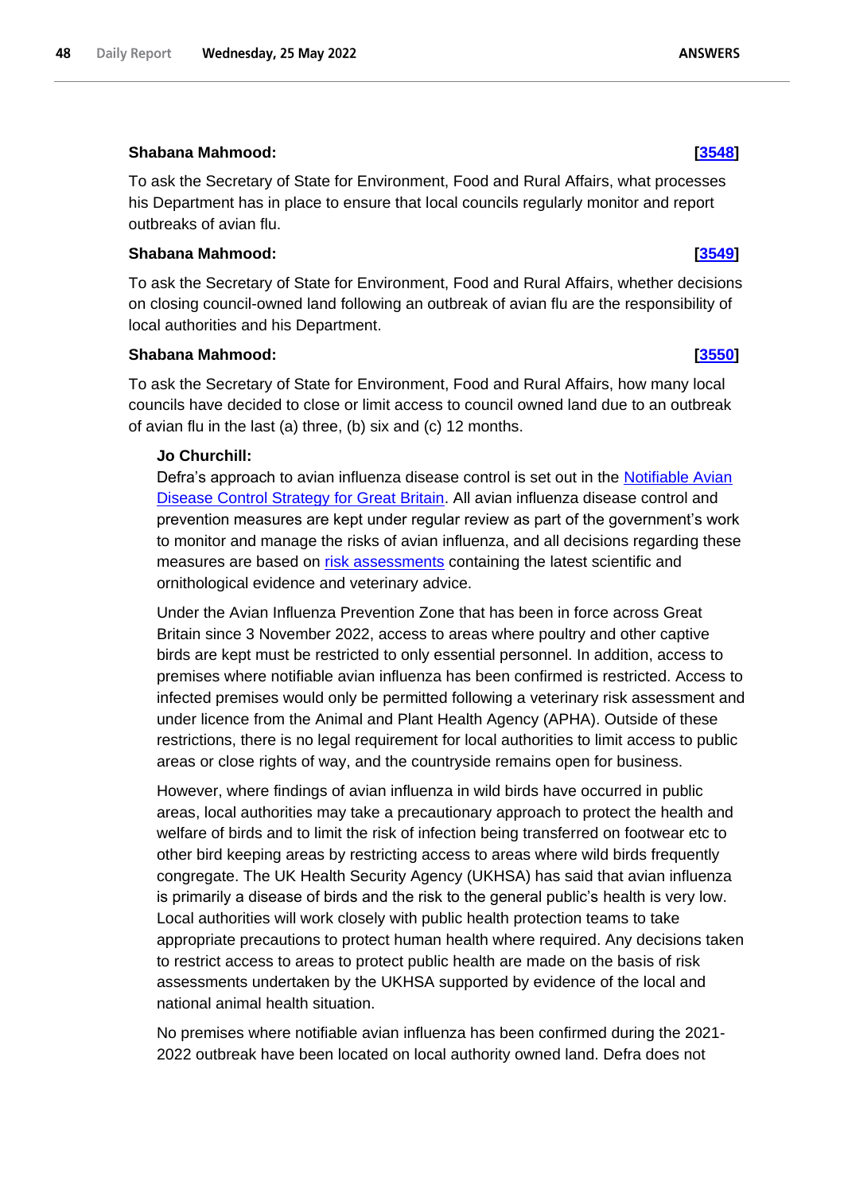**Shabana Mahmood:** **[3548]**

To ask the Secretary of State for Environment, Food and Rural Affairs, what processes his Department has in place to ensure that local councils regularly monitor and report outbreaks of avian flu.

**Shabana Mahmood:** **[3549]**

To ask the Secretary of State for Environment, Food and Rural Affairs, whether decisions on closing council-owned land following an outbreak of avian flu are the responsibility of local authorities and his Department.

**Shabana Mahmood:** **[3550]**

To ask the Secretary of State for Environment, Food and Rural Affairs, how many local councils have decided to close or limit access to council owned land due to an outbreak of avian flu in the last (a) three, (b) six and (c) 12 months.

**Jo Churchill:**

Defra's approach to avian influenza disease control is set out in the Notifiable Avian Disease Control Strategy for Great Britain. All avian influenza disease control and prevention measures are kept under regular review as part of the government's work to monitor and manage the risks of avian influenza, and all decisions regarding these measures are based on risk assessments containing the latest scientific and ornithological evidence and veterinary advice.

Under the Avian Influenza Prevention Zone that has been in force across Great Britain since 3 November 2022, access to areas where poultry and other captive birds are kept must be restricted to only essential personnel. In addition, access to premises where notifiable avian influenza has been confirmed is restricted. Access to infected premises would only be permitted following a veterinary risk assessment and under licence from the Animal and Plant Health Agency (APHA). Outside of these restrictions, there is no legal requirement for local authorities to limit access to public areas or close rights of way, and the countryside remains open for business.

However, where findings of avian influenza in wild birds have occurred in public areas, local authorities may take a precautionary approach to protect the health and welfare of birds and to limit the risk of infection being transferred on footwear etc to other bird keeping areas by restricting access to areas where wild birds frequently congregate. The UK Health Security Agency (UKHSA) has said that avian influenza is primarily a disease of birds and the risk to the general public's health is very low. Local authorities will work closely with public health protection teams to take appropriate precautions to protect human health where required. Any decisions taken to restrict access to areas to protect public health are made on the basis of risk assessments undertaken by the UKHSA supported by evidence of the local and national animal health situation.

No premises where notifiable avian influenza has been confirmed during the 2021-2022 outbreak have been located on local authority owned land. Defra does not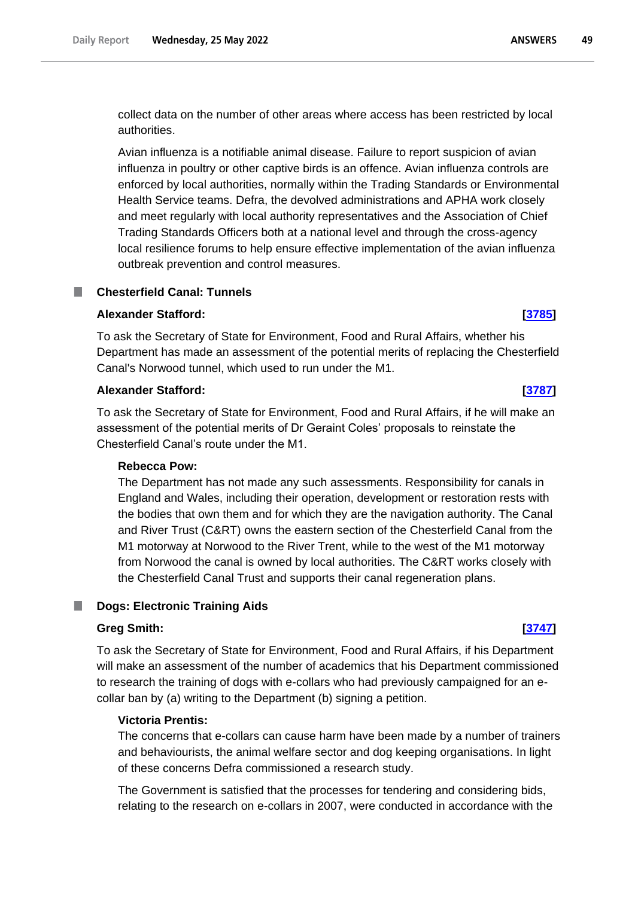collect data on the number of other areas where access has been restricted by local authorities.

Avian influenza is a notifiable animal disease. Failure to report suspicion of avian influenza in poultry or other captive birds is an offence. Avian influenza controls are enforced by local authorities, normally within the Trading Standards or Environmental Health Service teams. Defra, the devolved administrations and APHA work closely and meet regularly with local authority representatives and the Association of Chief Trading Standards Officers both at a national level and through the cross-agency local resilience forums to help ensure effective implementation of the avian influenza outbreak prevention and control measures.

## Chesterfield Canal: Tunnels

**Alexander Stafford:** **[3785]**

To ask the Secretary of State for Environment, Food and Rural Affairs, whether his Department has made an assessment of the potential merits of replacing the Chesterfield Canal's Norwood tunnel, which used to run under the M1.

**Alexander Stafford:** **[3787]**

To ask the Secretary of State for Environment, Food and Rural Affairs, if he will make an assessment of the potential merits of Dr Geraint Coles' proposals to reinstate the Chesterfield Canal's route under the M1.

**Rebecca Pow:**

The Department has not made any such assessments. Responsibility for canals in England and Wales, including their operation, development or restoration rests with the bodies that own them and for which they are the navigation authority. The Canal and River Trust (C&RT) owns the eastern section of the Chesterfield Canal from the M1 motorway at Norwood to the River Trent, while to the west of the M1 motorway from Norwood the canal is owned by local authorities. The C&RT works closely with the Chesterfield Canal Trust and supports their canal regeneration plans.

## Dogs: Electronic Training Aids

**Greg Smith:** **[3747]**

To ask the Secretary of State for Environment, Food and Rural Affairs, if his Department will make an assessment of the number of academics that his Department commissioned to research the training of dogs with e-collars who had previously campaigned for an e-collar ban by (a) writing to the Department (b) signing a petition.

**Victoria Prentis:**

The concerns that e-collars can cause harm have been made by a number of trainers and behaviourists, the animal welfare sector and dog keeping organisations. In light of these concerns Defra commissioned a research study.

The Government is satisfied that the processes for tendering and considering bids, relating to the research on e-collars in 2007, were conducted in accordance with the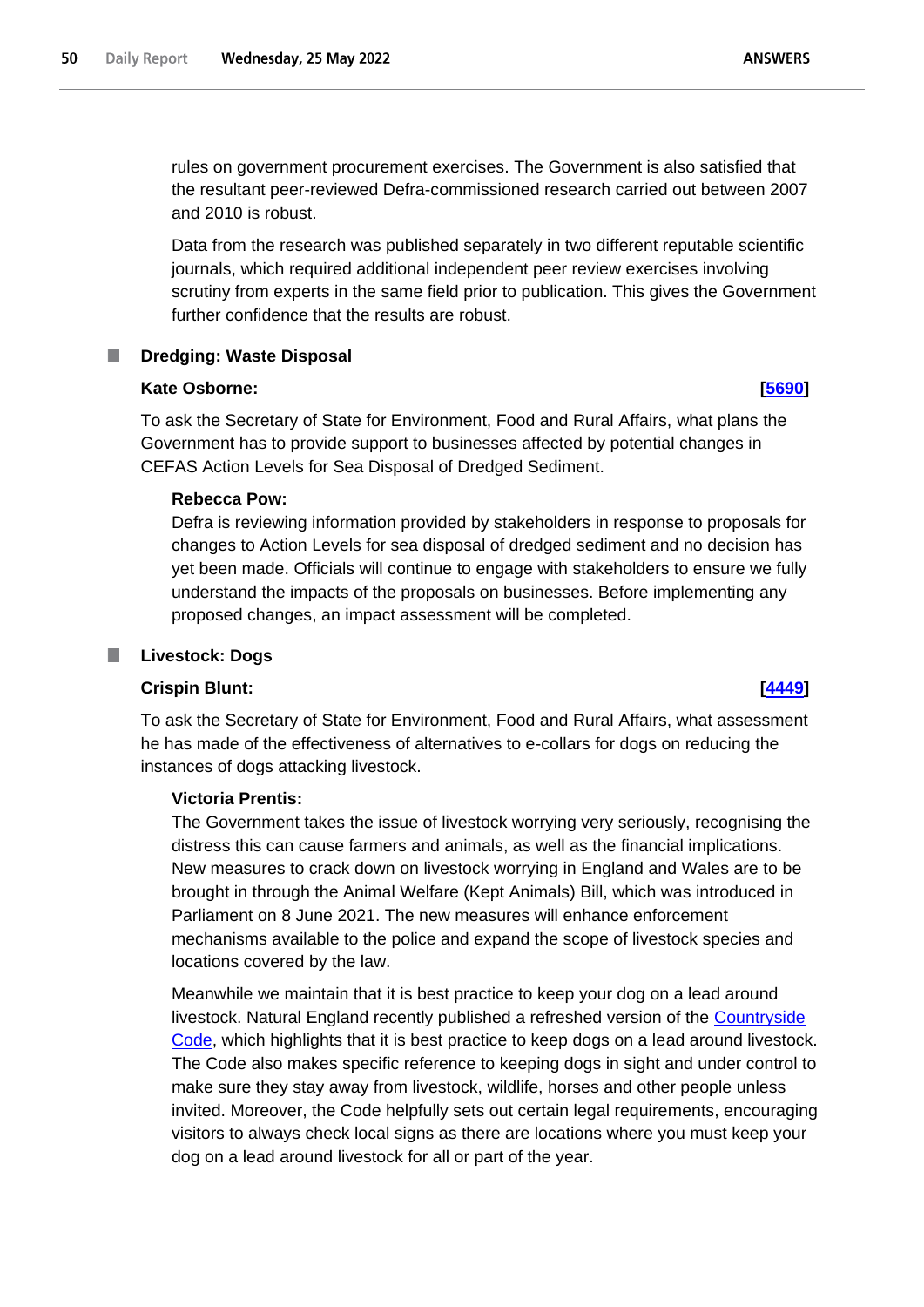rules on government procurement exercises. The Government is also satisfied that the resultant peer-reviewed Defra-commissioned research carried out between 2007 and 2010 is robust.

Data from the research was published separately in two different reputable scientific journals, which required additional independent peer review exercises involving scrutiny from experts in the same field prior to publication. This gives the Government further confidence that the results are robust.

## Dredging: Waste Disposal

**Kate Osborne:** **[5690]**

To ask the Secretary of State for Environment, Food and Rural Affairs, what plans the Government has to provide support to businesses affected by potential changes in CEFAS Action Levels for Sea Disposal of Dredged Sediment.

**Rebecca Pow:**

Defra is reviewing information provided by stakeholders in response to proposals for changes to Action Levels for sea disposal of dredged sediment and no decision has yet been made. Officials will continue to engage with stakeholders to ensure we fully understand the impacts of the proposals on businesses. Before implementing any proposed changes, an impact assessment will be completed.

## Livestock: Dogs

**Crispin Blunt:** **[4449]**

To ask the Secretary of State for Environment, Food and Rural Affairs, what assessment he has made of the effectiveness of alternatives to e-collars for dogs on reducing the instances of dogs attacking livestock.

**Victoria Prentis:**

The Government takes the issue of livestock worrying very seriously, recognising the distress this can cause farmers and animals, as well as the financial implications. New measures to crack down on livestock worrying in England and Wales are to be brought in through the Animal Welfare (Kept Animals) Bill, which was introduced in Parliament on 8 June 2021. The new measures will enhance enforcement mechanisms available to the police and expand the scope of livestock species and locations covered by the law.

Meanwhile we maintain that it is best practice to keep your dog on a lead around livestock. Natural England recently published a refreshed version of the Countryside Code, which highlights that it is best practice to keep dogs on a lead around livestock. The Code also makes specific reference to keeping dogs in sight and under control to make sure they stay away from livestock, wildlife, horses and other people unless invited. Moreover, the Code helpfully sets out certain legal requirements, encouraging visitors to always check local signs as there are locations where you must keep your dog on a lead around livestock for all or part of the year.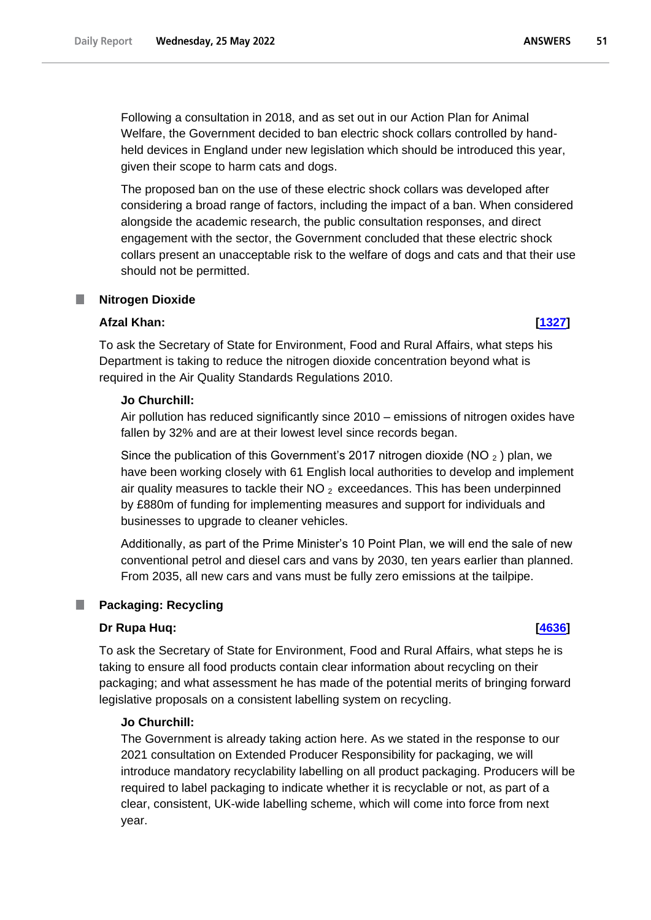Following a consultation in 2018, and as set out in our Action Plan for Animal Welfare, the Government decided to ban electric shock collars controlled by hand-held devices in England under new legislation which should be introduced this year, given their scope to harm cats and dogs.

The proposed ban on the use of these electric shock collars was developed after considering a broad range of factors, including the impact of a ban. When considered alongside the academic research, the public consultation responses, and direct engagement with the sector, the Government concluded that these electric shock collars present an unacceptable risk to the welfare of dogs and cats and that their use should not be permitted.

## Nitrogen Dioxide

**Afzal Khan:** **[1327]**

To ask the Secretary of State for Environment, Food and Rural Affairs, what steps his Department is taking to reduce the nitrogen dioxide concentration beyond what is required in the Air Quality Standards Regulations 2010.

**Jo Churchill:**

Air pollution has reduced significantly since 2010 – emissions of nitrogen oxides have fallen by 32% and are at their lowest level since records began.

Since the publication of this Government's 2017 nitrogen dioxide ($NO_2$) plan, we have been working closely with 61 English local authorities to develop and implement air quality measures to tackle their $NO_2$ exceedances. This has been underpinned by £880m of funding for implementing measures and support for individuals and businesses to upgrade to cleaner vehicles.

Additionally, as part of the Prime Minister's 10 Point Plan, we will end the sale of new conventional petrol and diesel cars and vans by 2030, ten years earlier than planned. From 2035, all new cars and vans must be fully zero emissions at the tailpipe.

## Packaging: Recycling

**Dr Rupa Huq:** **[4636]**

To ask the Secretary of State for Environment, Food and Rural Affairs, what steps he is taking to ensure all food products contain clear information about recycling on their packaging; and what assessment he has made of the potential merits of bringing forward legislative proposals on a consistent labelling system on recycling.

**Jo Churchill:**

The Government is already taking action here. As we stated in the response to our 2021 consultation on Extended Producer Responsibility for packaging, we will introduce mandatory recyclability labelling on all product packaging. Producers will be required to label packaging to indicate whether it is recyclable or not, as part of a clear, consistent, UK-wide labelling scheme, which will come into force from next year.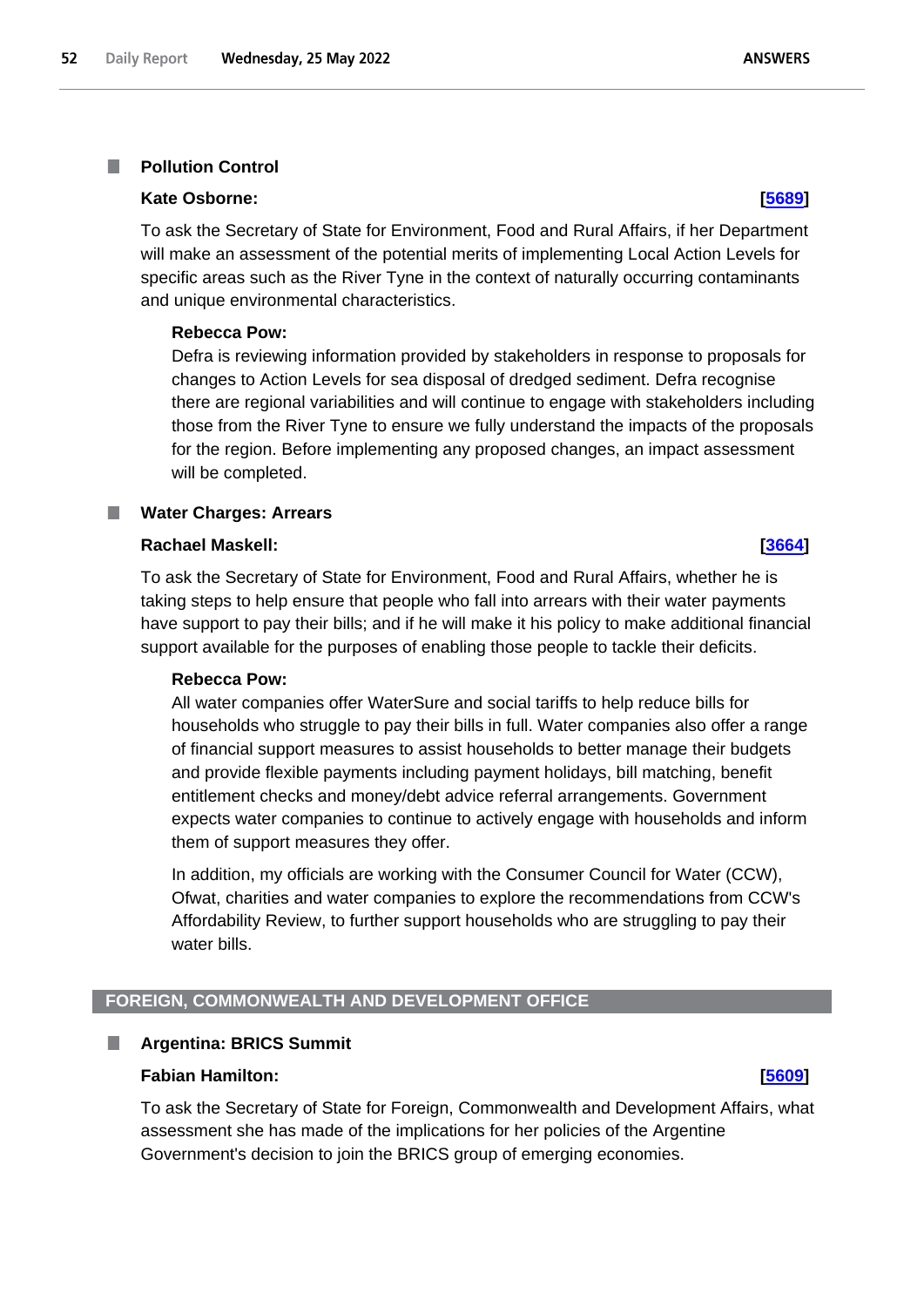### Pollution Control

**Kate Osborne:** **[5689]**

To ask the Secretary of State for Environment, Food and Rural Affairs, if her Department will make an assessment of the potential merits of implementing Local Action Levels for specific areas such as the River Tyne in the context of naturally occurring contaminants and unique environmental characteristics.

**Rebecca Pow:**

Defra is reviewing information provided by stakeholders in response to proposals for changes to Action Levels for sea disposal of dredged sediment. Defra recognise there are regional variabilities and will continue to engage with stakeholders including those from the River Tyne to ensure we fully understand the impacts of the proposals for the region. Before implementing any proposed changes, an impact assessment will be completed.

### Water Charges: Arrears

**Rachael Maskell:** **[3664]**

To ask the Secretary of State for Environment, Food and Rural Affairs, whether he is taking steps to help ensure that people who fall into arrears with their water payments have support to pay their bills; and if he will make it his policy to make additional financial support available for the purposes of enabling those people to tackle their deficits.

**Rebecca Pow:**

All water companies offer WaterSure and social tariffs to help reduce bills for households who struggle to pay their bills in full. Water companies also offer a range of financial support measures to assist households to better manage their budgets and provide flexible payments including payment holidays, bill matching, benefit entitlement checks and money/debt advice referral arrangements. Government expects water companies to continue to actively engage with households and inform them of support measures they offer.

In addition, my officials are working with the Consumer Council for Water (CCW), Ofwat, charities and water companies to explore the recommendations from CCW's Affordability Review, to further support households who are struggling to pay their water bills.

## FOREIGN, COMMONWEALTH AND DEVELOPMENT OFFICE

### Argentina: BRICS Summit

**Fabian Hamilton:** **[5609]**

To ask the Secretary of State for Foreign, Commonwealth and Development Affairs, what assessment she has made of the implications for her policies of the Argentine Government's decision to join the BRICS group of emerging economies.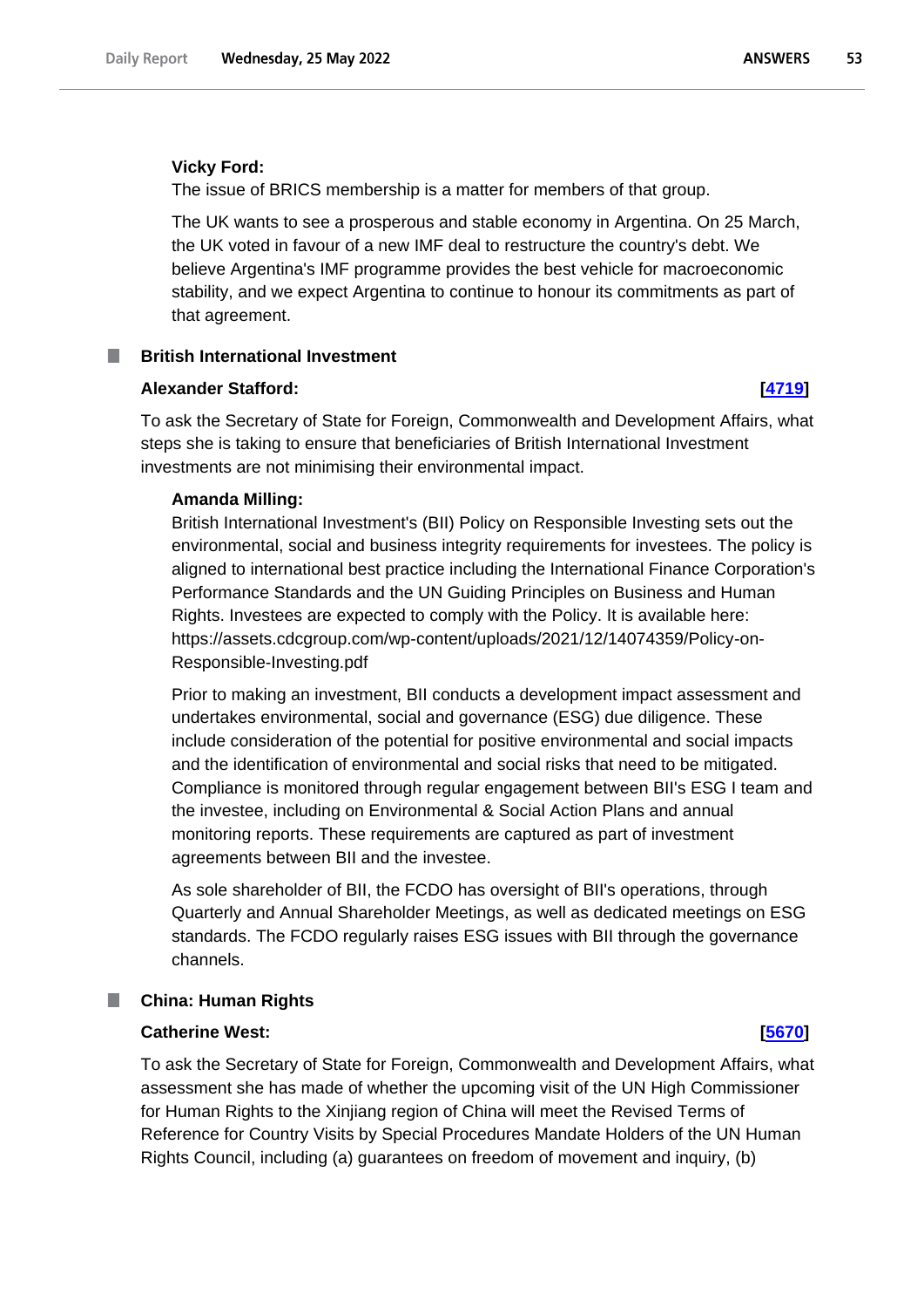**Vicky Ford:**

The issue of BRICS membership is a matter for members of that group.

The UK wants to see a prosperous and stable economy in Argentina. On 25 March, the UK voted in favour of a new IMF deal to restructure the country's debt. We believe Argentina's IMF programme provides the best vehicle for macroeconomic stability, and we expect Argentina to continue to honour its commitments as part of that agreement.

## British International Investment

**Alexander Stafford:** **[4719]**

To ask the Secretary of State for Foreign, Commonwealth and Development Affairs, what steps she is taking to ensure that beneficiaries of British International Investment investments are not minimising their environmental impact.

**Amanda Milling:**

British International Investment's (BII) Policy on Responsible Investing sets out the environmental, social and business integrity requirements for investees. The policy is aligned to international best practice including the International Finance Corporation's Performance Standards and the UN Guiding Principles on Business and Human Rights. Investees are expected to comply with the Policy. It is available here: https://assets.cdcgroup.com/wp-content/uploads/2021/12/14074359/Policy-on-Responsible-Investing.pdf

Prior to making an investment, BII conducts a development impact assessment and undertakes environmental, social and governance (ESG) due diligence. These include consideration of the potential for positive environmental and social impacts and the identification of environmental and social risks that need to be mitigated. Compliance is monitored through regular engagement between BII's ESG I team and the investee, including on Environmental & Social Action Plans and annual monitoring reports. These requirements are captured as part of investment agreements between BII and the investee.

As sole shareholder of BII, the FCDO has oversight of BII's operations, through Quarterly and Annual Shareholder Meetings, as well as dedicated meetings on ESG standards. The FCDO regularly raises ESG issues with BII through the governance channels.

## China: Human Rights

**Catherine West:** **[5670]**

To ask the Secretary of State for Foreign, Commonwealth and Development Affairs, what assessment she has made of whether the upcoming visit of the UN High Commissioner for Human Rights to the Xinjiang region of China will meet the Revised Terms of Reference for Country Visits by Special Procedures Mandate Holders of the UN Human Rights Council, including (a) guarantees on freedom of movement and inquiry, (b)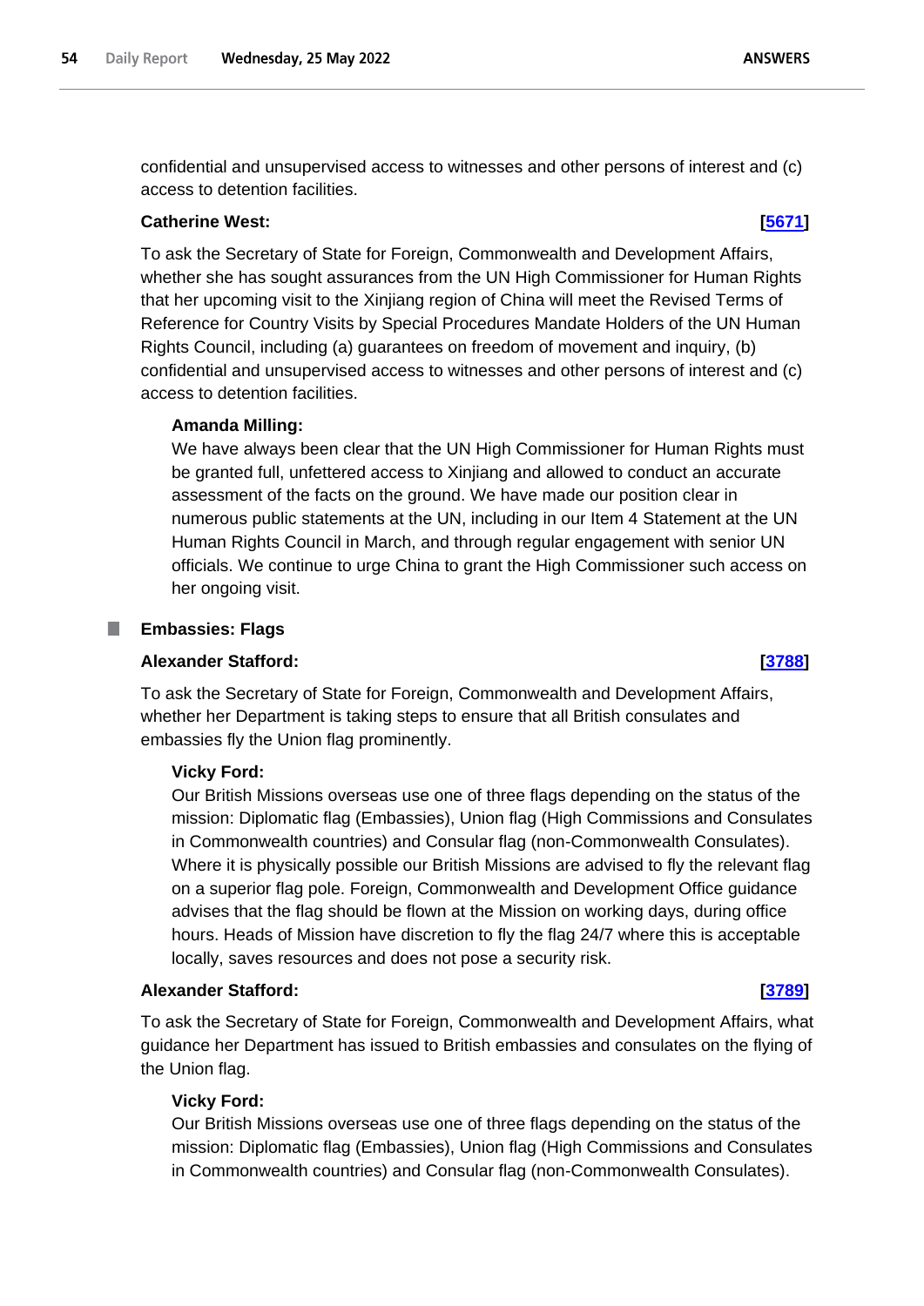confidential and unsupervised access to witnesses and other persons of interest and (c) access to detention facilities.

**Catherine West:** **[5671]**

To ask the Secretary of State for Foreign, Commonwealth and Development Affairs, whether she has sought assurances from the UN High Commissioner for Human Rights that her upcoming visit to the Xinjiang region of China will meet the Revised Terms of Reference for Country Visits by Special Procedures Mandate Holders of the UN Human Rights Council, including (a) guarantees on freedom of movement and inquiry, (b) confidential and unsupervised access to witnesses and other persons of interest and (c) access to detention facilities.

**Amanda Milling:**

We have always been clear that the UN High Commissioner for Human Rights must be granted full, unfettered access to Xinjiang and allowed to conduct an accurate assessment of the facts on the ground. We have made our position clear in numerous public statements at the UN, including in our Item 4 Statement at the UN Human Rights Council in March, and through regular engagement with senior UN officials. We continue to urge China to grant the High Commissioner such access on her ongoing visit.

## Embassies: Flags

**Alexander Stafford:** **[3788]**

To ask the Secretary of State for Foreign, Commonwealth and Development Affairs, whether her Department is taking steps to ensure that all British consulates and embassies fly the Union flag prominently.

**Vicky Ford:**

Our British Missions overseas use one of three flags depending on the status of the mission: Diplomatic flag (Embassies), Union flag (High Commissions and Consulates in Commonwealth countries) and Consular flag (non-Commonwealth Consulates). Where it is physically possible our British Missions are advised to fly the relevant flag on a superior flag pole. Foreign, Commonwealth and Development Office guidance advises that the flag should be flown at the Mission on working days, during office hours. Heads of Mission have discretion to fly the flag 24/7 where this is acceptable locally, saves resources and does not pose a security risk.

**Alexander Stafford:** **[3789]**

To ask the Secretary of State for Foreign, Commonwealth and Development Affairs, what guidance her Department has issued to British embassies and consulates on the flying of the Union flag.

**Vicky Ford:**

Our British Missions overseas use one of three flags depending on the status of the mission: Diplomatic flag (Embassies), Union flag (High Commissions and Consulates in Commonwealth countries) and Consular flag (non-Commonwealth Consulates).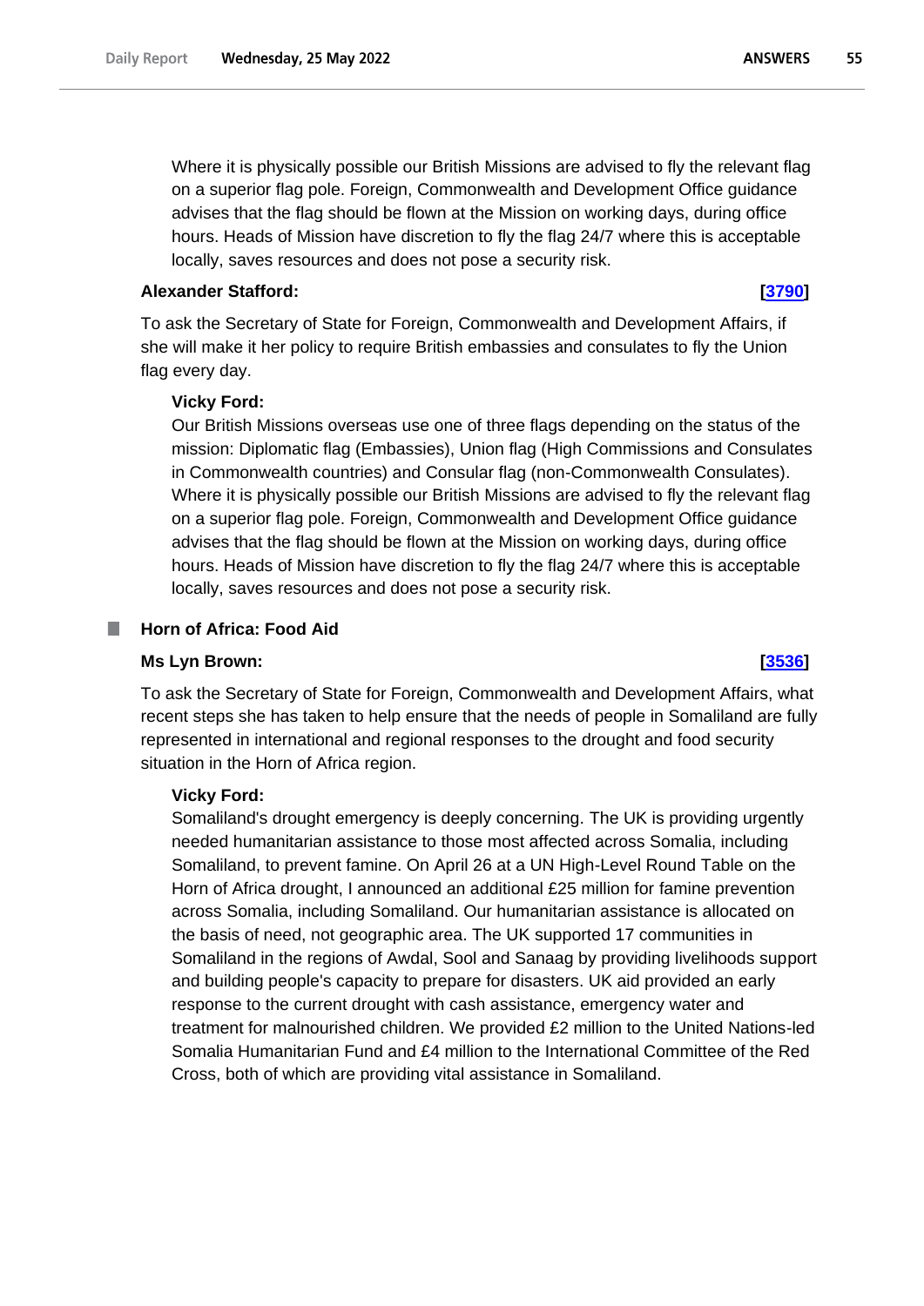Where it is physically possible our British Missions are advised to fly the relevant flag on a superior flag pole. Foreign, Commonwealth and Development Office guidance advises that the flag should be flown at the Mission on working days, during office hours. Heads of Mission have discretion to fly the flag 24/7 where this is acceptable locally, saves resources and does not pose a security risk.

**Alexander Stafford:** **[3790]**

To ask the Secretary of State for Foreign, Commonwealth and Development Affairs, if she will make it her policy to require British embassies and consulates to fly the Union flag every day.

**Vicky Ford:**

Our British Missions overseas use one of three flags depending on the status of the mission: Diplomatic flag (Embassies), Union flag (High Commissions and Consulates in Commonwealth countries) and Consular flag (non-Commonwealth Consulates). Where it is physically possible our British Missions are advised to fly the relevant flag on a superior flag pole. Foreign, Commonwealth and Development Office guidance advises that the flag should be flown at the Mission on working days, during office hours. Heads of Mission have discretion to fly the flag 24/7 where this is acceptable locally, saves resources and does not pose a security risk.

## Horn of Africa: Food Aid

**Ms Lyn Brown:** **[3536]**

To ask the Secretary of State for Foreign, Commonwealth and Development Affairs, what recent steps she has taken to help ensure that the needs of people in Somaliland are fully represented in international and regional responses to the drought and food security situation in the Horn of Africa region.

**Vicky Ford:**

Somaliland's drought emergency is deeply concerning. The UK is providing urgently needed humanitarian assistance to those most affected across Somalia, including Somaliland, to prevent famine. On April 26 at a UN High-Level Round Table on the Horn of Africa drought, I announced an additional £25 million for famine prevention across Somalia, including Somaliland. Our humanitarian assistance is allocated on the basis of need, not geographic area. The UK supported 17 communities in Somaliland in the regions of Awdal, Sool and Sanaag by providing livelihoods support and building people's capacity to prepare for disasters. UK aid provided an early response to the current drought with cash assistance, emergency water and treatment for malnourished children. We provided £2 million to the United Nations-led Somalia Humanitarian Fund and £4 million to the International Committee of the Red Cross, both of which are providing vital assistance in Somaliland.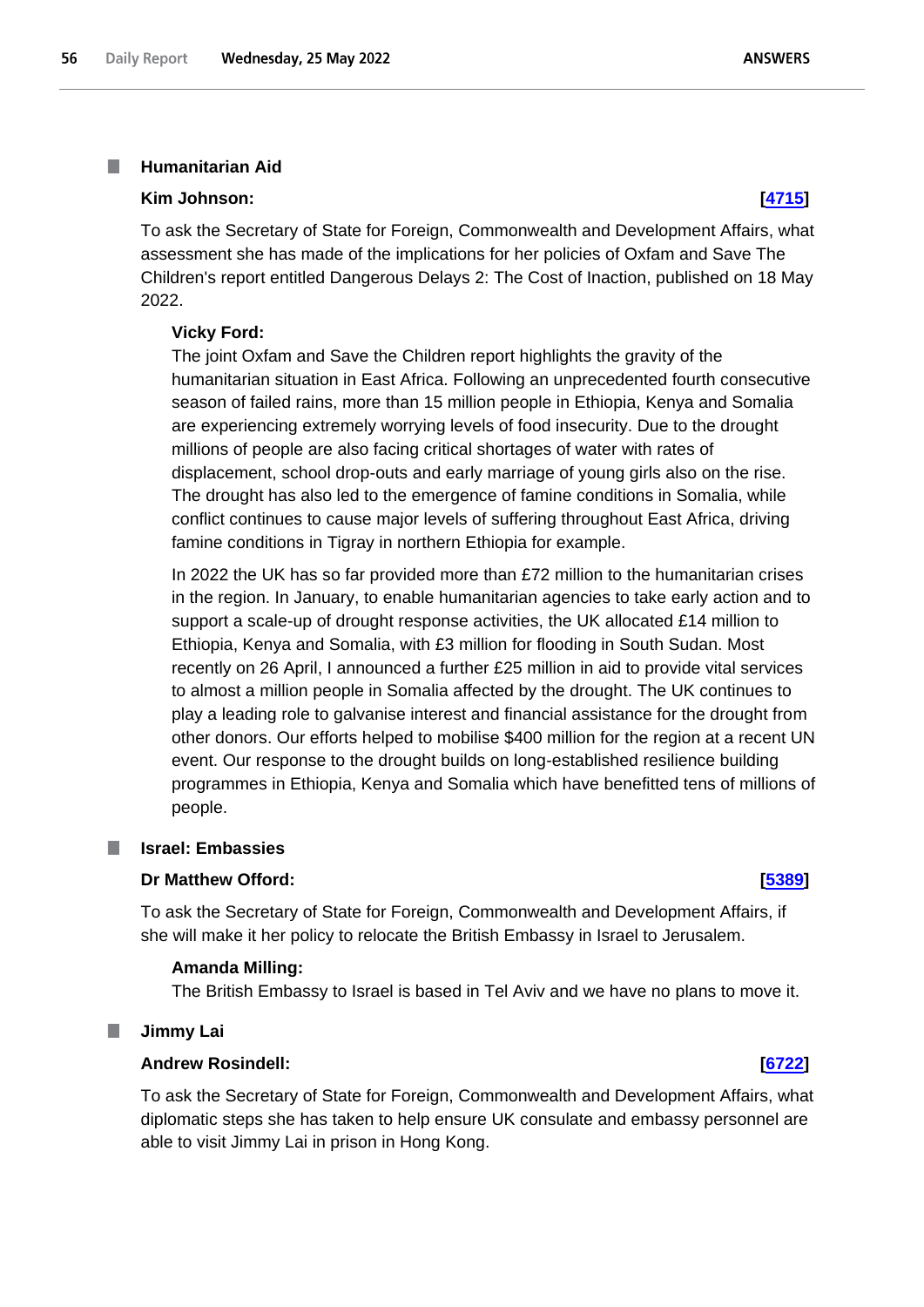## Humanitarian Aid

**Kim Johnson:** **[4715]**

To ask the Secretary of State for Foreign, Commonwealth and Development Affairs, what assessment she has made of the implications for her policies of Oxfam and Save The Children's report entitled Dangerous Delays 2: The Cost of Inaction, published on 18 May 2022.

**Vicky Ford:**

The joint Oxfam and Save the Children report highlights the gravity of the humanitarian situation in East Africa. Following an unprecedented fourth consecutive season of failed rains, more than 15 million people in Ethiopia, Kenya and Somalia are experiencing extremely worrying levels of food insecurity. Due to the drought millions of people are also facing critical shortages of water with rates of displacement, school drop-outs and early marriage of young girls also on the rise. The drought has also led to the emergence of famine conditions in Somalia, while conflict continues to cause major levels of suffering throughout East Africa, driving famine conditions in Tigray in northern Ethiopia for example.

In 2022 the UK has so far provided more than £72 million to the humanitarian crises in the region. In January, to enable humanitarian agencies to take early action and to support a scale-up of drought response activities, the UK allocated £14 million to Ethiopia, Kenya and Somalia, with £3 million for flooding in South Sudan. Most recently on 26 April, I announced a further £25 million in aid to provide vital services to almost a million people in Somalia affected by the drought. The UK continues to play a leading role to galvanise interest and financial assistance for the drought from other donors. Our efforts helped to mobilise $400 million for the region at a recent UN event. Our response to the drought builds on long-established resilience building programmes in Ethiopia, Kenya and Somalia which have benefitted tens of millions of people.

## Israel: Embassies

**Dr Matthew Offord:** **[5389]**

To ask the Secretary of State for Foreign, Commonwealth and Development Affairs, if she will make it her policy to relocate the British Embassy in Israel to Jerusalem.

**Amanda Milling:**

The British Embassy to Israel is based in Tel Aviv and we have no plans to move it.

## Jimmy Lai

**Andrew Rosindell:** **[6722]**

To ask the Secretary of State for Foreign, Commonwealth and Development Affairs, what diplomatic steps she has taken to help ensure UK consulate and embassy personnel are able to visit Jimmy Lai in prison in Hong Kong.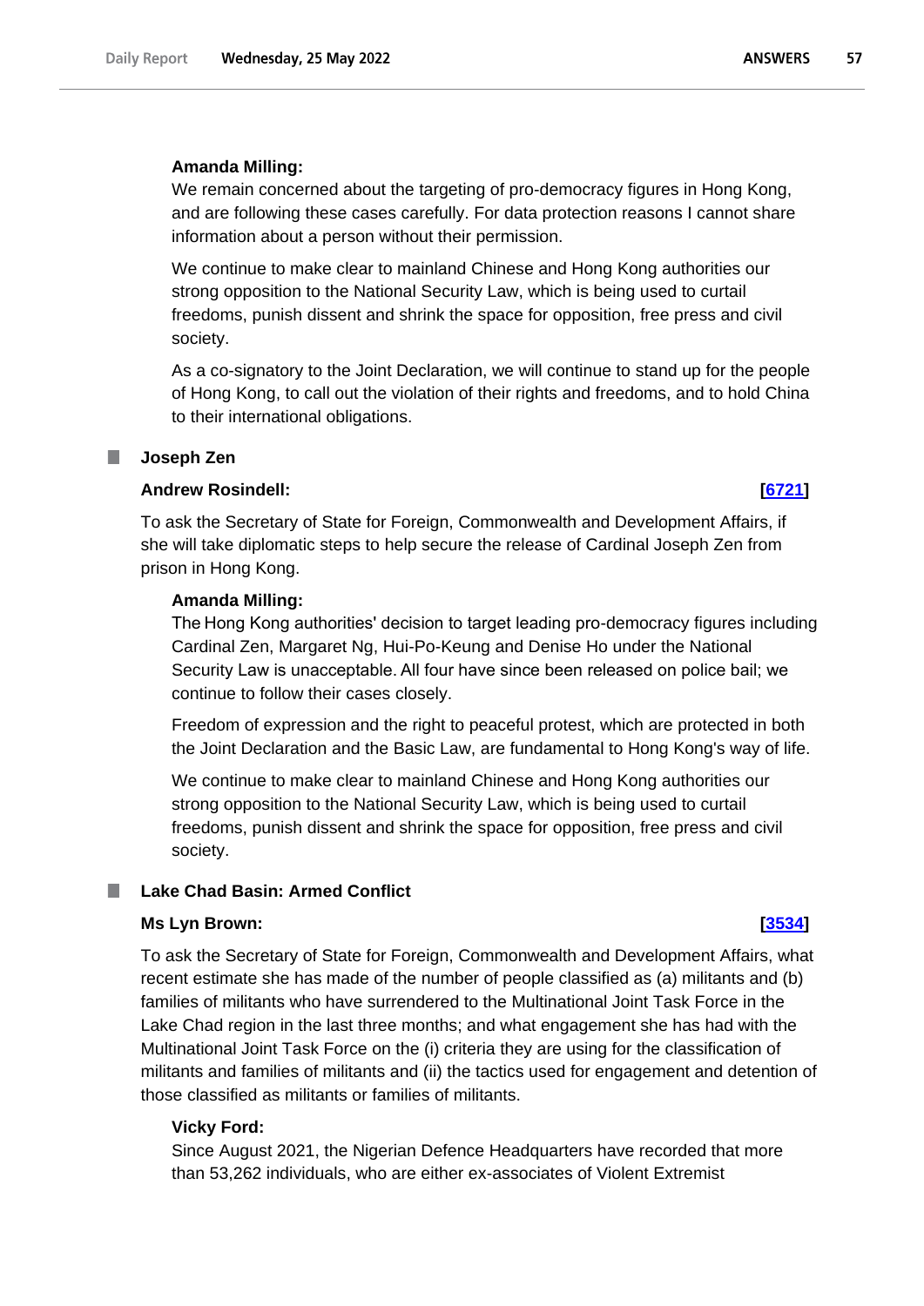**Amanda Milling:**

We remain concerned about the targeting of pro-democracy figures in Hong Kong, and are following these cases carefully. For data protection reasons I cannot share information about a person without their permission.

We continue to make clear to mainland Chinese and Hong Kong authorities our strong opposition to the National Security Law, which is being used to curtail freedoms, punish dissent and shrink the space for opposition, free press and civil society.

As a co-signatory to the Joint Declaration, we will continue to stand up for the people of Hong Kong, to call out the violation of their rights and freedoms, and to hold China to their international obligations.

## Joseph Zen

**Andrew Rosindell:** **[6721]**

To ask the Secretary of State for Foreign, Commonwealth and Development Affairs, if she will take diplomatic steps to help secure the release of Cardinal Joseph Zen from prison in Hong Kong.

**Amanda Milling:**

The Hong Kong authorities' decision to target leading pro-democracy figures including Cardinal Zen, Margaret Ng, Hui-Po-Keung and Denise Ho under the National Security Law is unacceptable. All four have since been released on police bail; we continue to follow their cases closely.

Freedom of expression and the right to peaceful protest, which are protected in both the Joint Declaration and the Basic Law, are fundamental to Hong Kong's way of life.

We continue to make clear to mainland Chinese and Hong Kong authorities our strong opposition to the National Security Law, which is being used to curtail freedoms, punish dissent and shrink the space for opposition, free press and civil society.

## Lake Chad Basin: Armed Conflict

**Ms Lyn Brown:** **[3534]**

To ask the Secretary of State for Foreign, Commonwealth and Development Affairs, what recent estimate she has made of the number of people classified as (a) militants and (b) families of militants who have surrendered to the Multinational Joint Task Force in the Lake Chad region in the last three months; and what engagement she has had with the Multinational Joint Task Force on the (i) criteria they are using for the classification of militants and families of militants and (ii) the tactics used for engagement and detention of those classified as militants or families of militants.

**Vicky Ford:**

Since August 2021, the Nigerian Defence Headquarters have recorded that more than 53,262 individuals, who are either ex-associates of Violent Extremist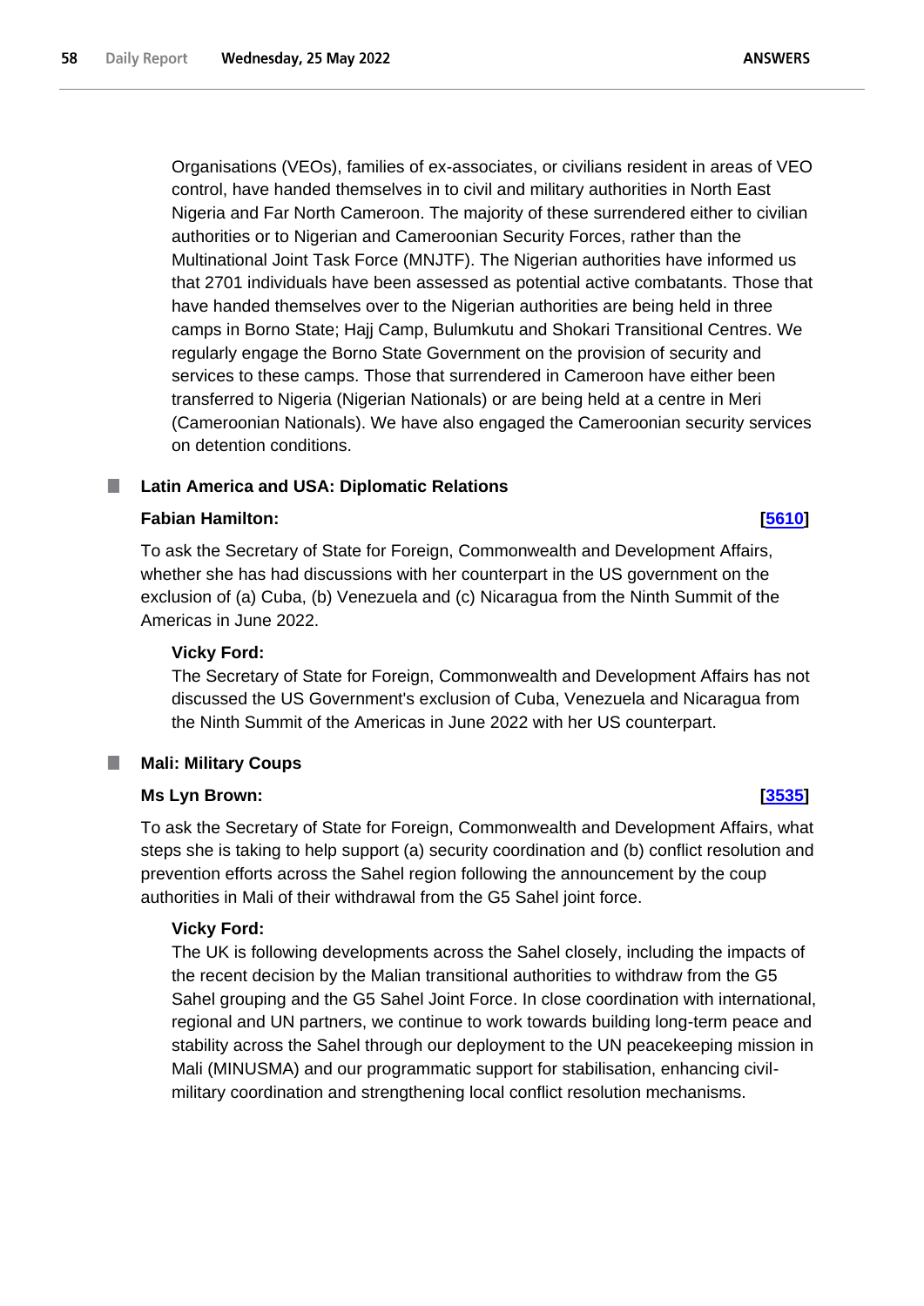Organisations (VEOs), families of ex-associates, or civilians resident in areas of VEO control, have handed themselves in to civil and military authorities in North East Nigeria and Far North Cameroon. The majority of these surrendered either to civilian authorities or to Nigerian and Cameroonian Security Forces, rather than the Multinational Joint Task Force (MNJTF). The Nigerian authorities have informed us that 2701 individuals have been assessed as potential active combatants. Those that have handed themselves over to the Nigerian authorities are being held in three camps in Borno State; Hajj Camp, Bulumkutu and Shokari Transitional Centres. We regularly engage the Borno State Government on the provision of security and services to these camps. Those that surrendered in Cameroon have either been transferred to Nigeria (Nigerian Nationals) or are being held at a centre in Meri (Cameroonian Nationals). We have also engaged the Cameroonian security services on detention conditions.

## Latin America and USA: Diplomatic Relations

**Fabian Hamilton:** **[5610]**

To ask the Secretary of State for Foreign, Commonwealth and Development Affairs, whether she has had discussions with her counterpart in the US government on the exclusion of (a) Cuba, (b) Venezuela and (c) Nicaragua from the Ninth Summit of the Americas in June 2022.

**Vicky Ford:**

The Secretary of State for Foreign, Commonwealth and Development Affairs has not discussed the US Government's exclusion of Cuba, Venezuela and Nicaragua from the Ninth Summit of the Americas in June 2022 with her US counterpart.

## Mali: Military Coups

**Ms Lyn Brown:** **[3535]**

To ask the Secretary of State for Foreign, Commonwealth and Development Affairs, what steps she is taking to help support (a) security coordination and (b) conflict resolution and prevention efforts across the Sahel region following the announcement by the coup authorities in Mali of their withdrawal from the G5 Sahel joint force.

**Vicky Ford:**

The UK is following developments across the Sahel closely, including the impacts of the recent decision by the Malian transitional authorities to withdraw from the G5 Sahel grouping and the G5 Sahel Joint Force. In close coordination with international, regional and UN partners, we continue to work towards building long-term peace and stability across the Sahel through our deployment to the UN peacekeeping mission in Mali (MINUSMA) and our programmatic support for stabilisation, enhancing civil-military coordination and strengthening local conflict resolution mechanisms.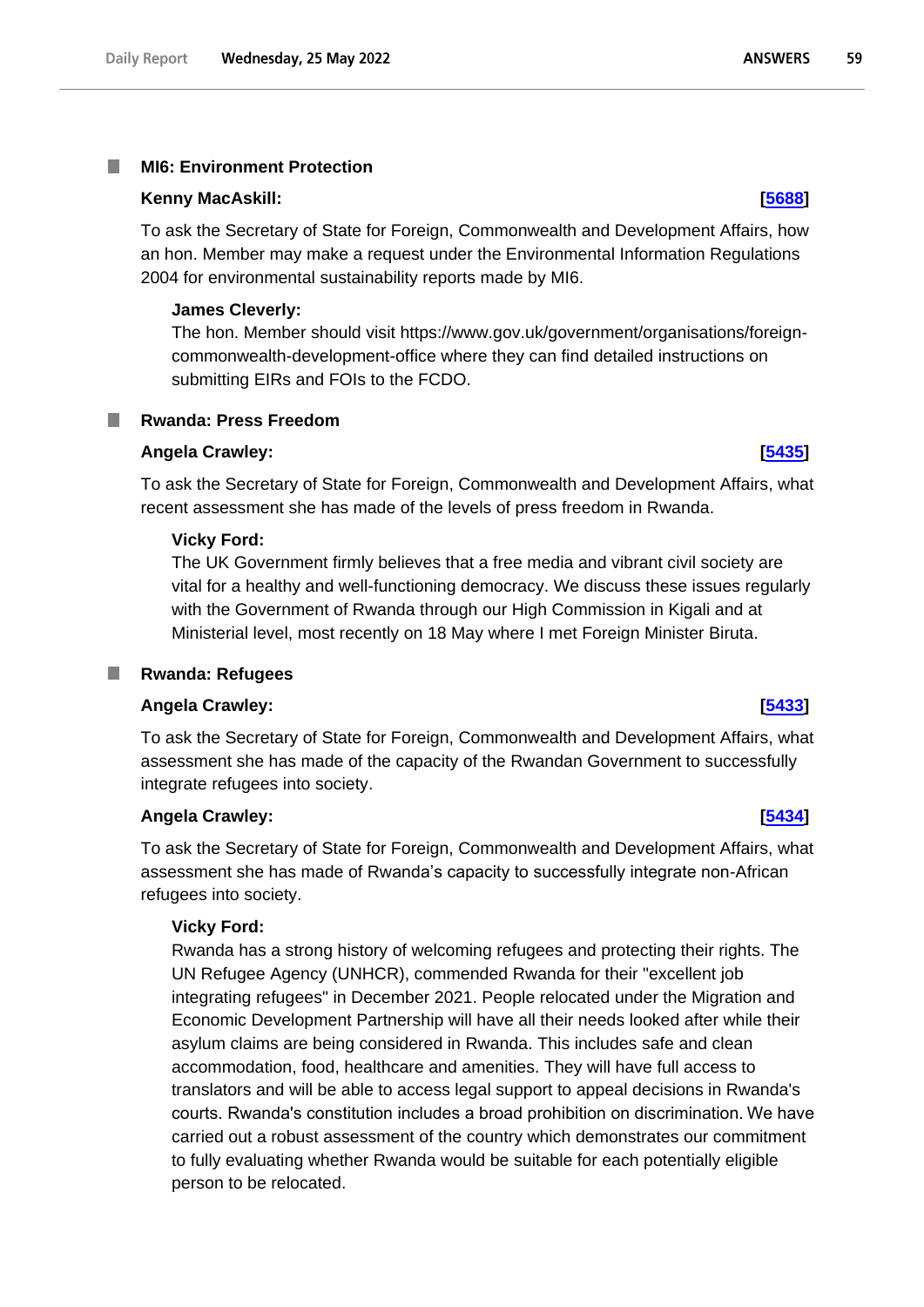### MI6: Environment Protection

**Kenny MacAskill:** **[5688]**

To ask the Secretary of State for Foreign, Commonwealth and Development Affairs, how an hon. Member may make a request under the Environmental Information Regulations 2004 for environmental sustainability reports made by MI6.

**James Cleverly:**

The hon. Member should visit https://www.gov.uk/government/organisations/foreign-commonwealth-development-office where they can find detailed instructions on submitting EIRs and FOIs to the FCDO.

### Rwanda: Press Freedom

**Angela Crawley:** **[5435]**

To ask the Secretary of State for Foreign, Commonwealth and Development Affairs, what recent assessment she has made of the levels of press freedom in Rwanda.

**Vicky Ford:**

The UK Government firmly believes that a free media and vibrant civil society are vital for a healthy and well-functioning democracy. We discuss these issues regularly with the Government of Rwanda through our High Commission in Kigali and at Ministerial level, most recently on 18 May where I met Foreign Minister Biruta.

### Rwanda: Refugees

**Angela Crawley:** **[5433]**

To ask the Secretary of State for Foreign, Commonwealth and Development Affairs, what assessment she has made of the capacity of the Rwandan Government to successfully integrate refugees into society.

**Angela Crawley:** **[5434]**

To ask the Secretary of State for Foreign, Commonwealth and Development Affairs, what assessment she has made of Rwanda's capacity to successfully integrate non-African refugees into society.

**Vicky Ford:**

Rwanda has a strong history of welcoming refugees and protecting their rights. The UN Refugee Agency (UNHCR), commended Rwanda for their "excellent job integrating refugees" in December 2021. People relocated under the Migration and Economic Development Partnership will have all their needs looked after while their asylum claims are being considered in Rwanda. This includes safe and clean accommodation, food, healthcare and amenities. They will have full access to translators and will be able to access legal support to appeal decisions in Rwanda's courts. Rwanda's constitution includes a broad prohibition on discrimination. We have carried out a robust assessment of the country which demonstrates our commitment to fully evaluating whether Rwanda would be suitable for each potentially eligible person to be relocated.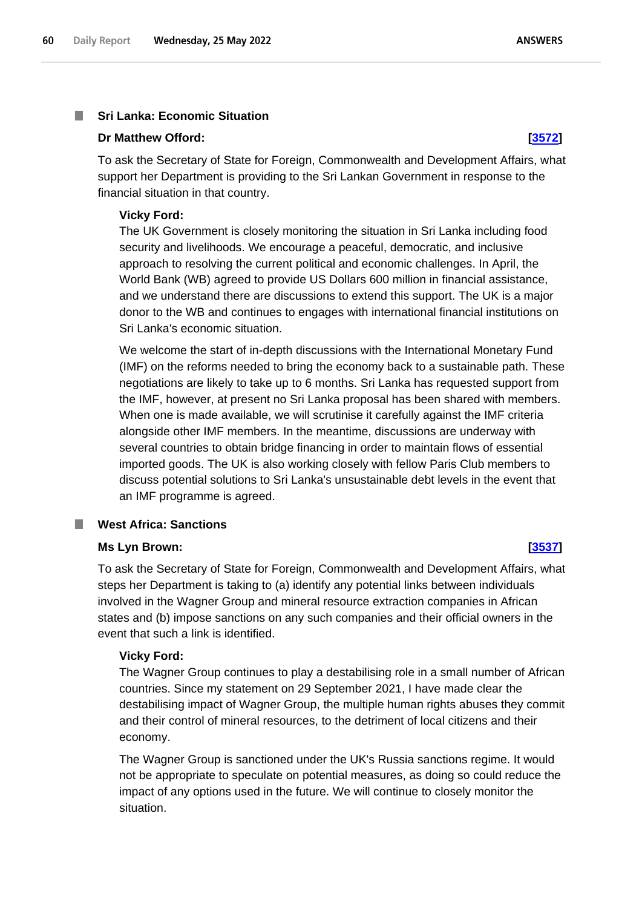### Sri Lanka: Economic Situation

**Dr Matthew Offord:** **[3572]**

To ask the Secretary of State for Foreign, Commonwealth and Development Affairs, what support her Department is providing to the Sri Lankan Government in response to the financial situation in that country.

**Vicky Ford:**

The UK Government is closely monitoring the situation in Sri Lanka including food security and livelihoods. We encourage a peaceful, democratic, and inclusive approach to resolving the current political and economic challenges. In April, the World Bank (WB) agreed to provide US Dollars 600 million in financial assistance, and we understand there are discussions to extend this support. The UK is a major donor to the WB and continues to engages with international financial institutions on Sri Lanka's economic situation.

We welcome the start of in-depth discussions with the International Monetary Fund (IMF) on the reforms needed to bring the economy back to a sustainable path. These negotiations are likely to take up to 6 months. Sri Lanka has requested support from the IMF, however, at present no Sri Lanka proposal has been shared with members. When one is made available, we will scrutinise it carefully against the IMF criteria alongside other IMF members. In the meantime, discussions are underway with several countries to obtain bridge financing in order to maintain flows of essential imported goods. The UK is also working closely with fellow Paris Club members to discuss potential solutions to Sri Lanka's unsustainable debt levels in the event that an IMF programme is agreed.

### West Africa: Sanctions

**Ms Lyn Brown:** **[3537]**

To ask the Secretary of State for Foreign, Commonwealth and Development Affairs, what steps her Department is taking to (a) identify any potential links between individuals involved in the Wagner Group and mineral resource extraction companies in African states and (b) impose sanctions on any such companies and their official owners in the event that such a link is identified.

**Vicky Ford:**

The Wagner Group continues to play a destabilising role in a small number of African countries. Since my statement on 29 September 2021, I have made clear the destabilising impact of Wagner Group, the multiple human rights abuses they commit and their control of mineral resources, to the detriment of local citizens and their economy.

The Wagner Group is sanctioned under the UK's Russia sanctions regime. It would not be appropriate to speculate on potential measures, as doing so could reduce the impact of any options used in the future. We will continue to closely monitor the situation.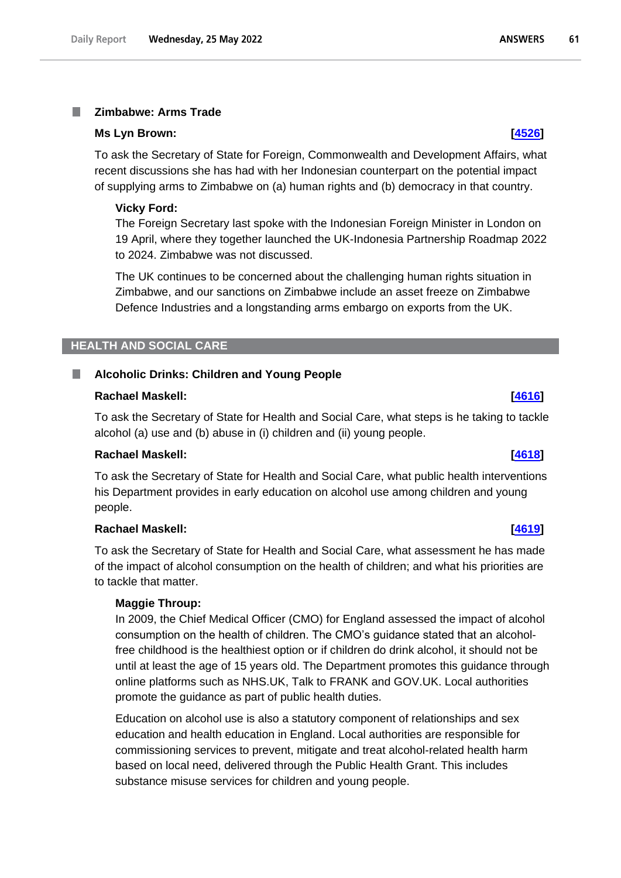### Zimbabwe: Arms Trade

**Ms Lyn Brown:** **[4526]**

To ask the Secretary of State for Foreign, Commonwealth and Development Affairs, what recent discussions she has had with her Indonesian counterpart on the potential impact of supplying arms to Zimbabwe on (a) human rights and (b) democracy in that country.

**Vicky Ford:**

The Foreign Secretary last spoke with the Indonesian Foreign Minister in London on 19 April, where they together launched the UK-Indonesia Partnership Roadmap 2022 to 2024. Zimbabwe was not discussed.

The UK continues to be concerned about the challenging human rights situation in Zimbabwe, and our sanctions on Zimbabwe include an asset freeze on Zimbabwe Defence Industries and a longstanding arms embargo on exports from the UK.

## HEALTH AND SOCIAL CARE

### Alcoholic Drinks: Children and Young People

**Rachael Maskell:** **[4616]**

To ask the Secretary of State for Health and Social Care, what steps is he taking to tackle alcohol (a) use and (b) abuse in (i) children and (ii) young people.

**Rachael Maskell:** **[4618]**

To ask the Secretary of State for Health and Social Care, what public health interventions his Department provides in early education on alcohol use among children and young people.

**Rachael Maskell:** **[4619]**

To ask the Secretary of State for Health and Social Care, what assessment he has made of the impact of alcohol consumption on the health of children; and what his priorities are to tackle that matter.

**Maggie Throup:**

In 2009, the Chief Medical Officer (CMO) for England assessed the impact of alcohol consumption on the health of children. The CMO's guidance stated that an alcohol-free childhood is the healthiest option or if children do drink alcohol, it should not be until at least the age of 15 years old. The Department promotes this guidance through online platforms such as NHS.UK, Talk to FRANK and GOV.UK. Local authorities promote the guidance as part of public health duties.

Education on alcohol use is also a statutory component of relationships and sex education and health education in England. Local authorities are responsible for commissioning services to prevent, mitigate and treat alcohol-related health harm based on local need, delivered through the Public Health Grant. This includes substance misuse services for children and young people.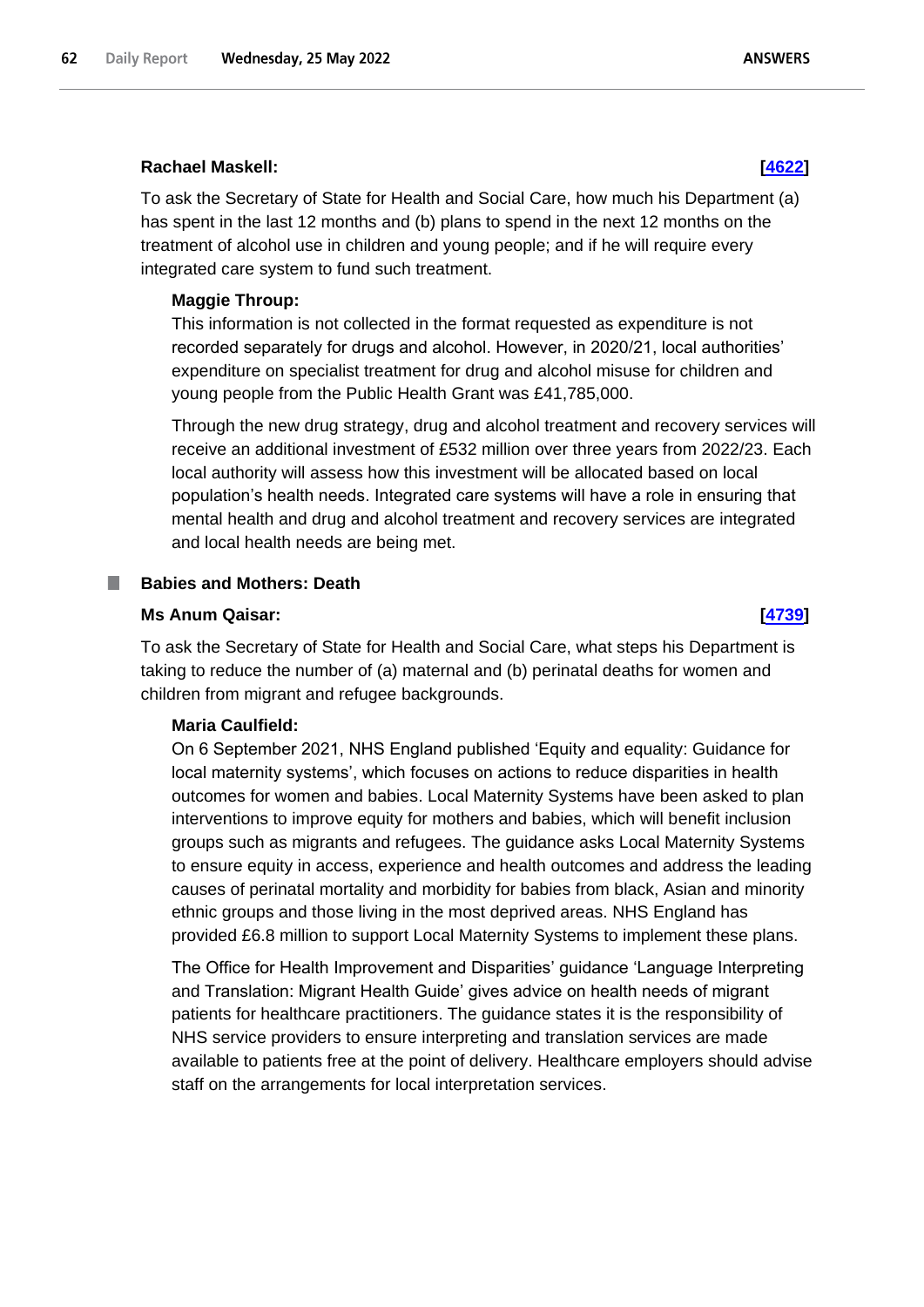**Rachael Maskell:** **[4622]**

To ask the Secretary of State for Health and Social Care, how much his Department (a) has spent in the last 12 months and (b) plans to spend in the next 12 months on the treatment of alcohol use in children and young people; and if he will require every integrated care system to fund such treatment.

**Maggie Throup:**

This information is not collected in the format requested as expenditure is not recorded separately for drugs and alcohol. However, in 2020/21, local authorities' expenditure on specialist treatment for drug and alcohol misuse for children and young people from the Public Health Grant was £41,785,000.

Through the new drug strategy, drug and alcohol treatment and recovery services will receive an additional investment of £532 million over three years from 2022/23. Each local authority will assess how this investment will be allocated based on local population's health needs. Integrated care systems will have a role in ensuring that mental health and drug and alcohol treatment and recovery services are integrated and local health needs are being met.

## Babies and Mothers: Death

**Ms Anum Qaisar:** **[4739]**

To ask the Secretary of State for Health and Social Care, what steps his Department is taking to reduce the number of (a) maternal and (b) perinatal deaths for women and children from migrant and refugee backgrounds.

**Maria Caulfield:**

On 6 September 2021, NHS England published 'Equity and equality: Guidance for local maternity systems', which focuses on actions to reduce disparities in health outcomes for women and babies. Local Maternity Systems have been asked to plan interventions to improve equity for mothers and babies, which will benefit inclusion groups such as migrants and refugees. The guidance asks Local Maternity Systems to ensure equity in access, experience and health outcomes and address the leading causes of perinatal mortality and morbidity for babies from black, Asian and minority ethnic groups and those living in the most deprived areas. NHS England has provided £6.8 million to support Local Maternity Systems to implement these plans.

The Office for Health Improvement and Disparities' guidance 'Language Interpreting and Translation: Migrant Health Guide' gives advice on health needs of migrant patients for healthcare practitioners. The guidance states it is the responsibility of NHS service providers to ensure interpreting and translation services are made available to patients free at the point of delivery. Healthcare employers should advise staff on the arrangements for local interpretation services.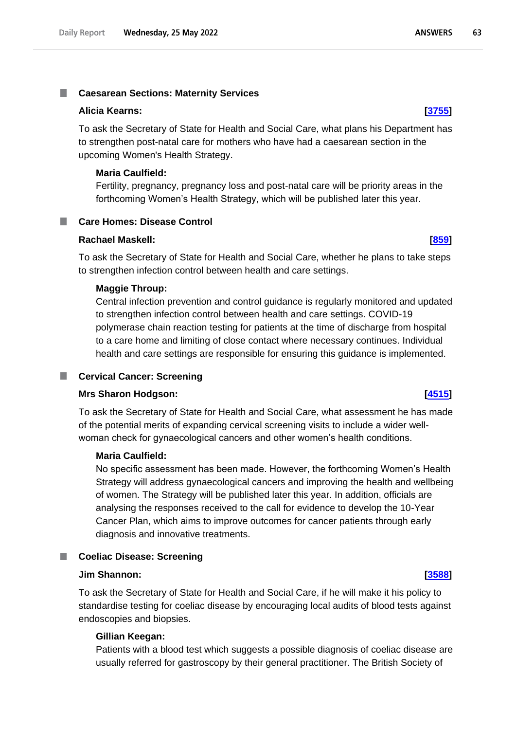## Caesarean Sections: Maternity Services

**Alicia Kearns:** **[3755]**

To ask the Secretary of State for Health and Social Care, what plans his Department has to strengthen post-natal care for mothers who have had a caesarean section in the upcoming Women's Health Strategy.

**Maria Caulfield:**

Fertility, pregnancy, pregnancy loss and post-natal care will be priority areas in the forthcoming Women's Health Strategy, which will be published later this year.

## Care Homes: Disease Control

**Rachael Maskell:** **[859]**

To ask the Secretary of State for Health and Social Care, whether he plans to take steps to strengthen infection control between health and care settings.

**Maggie Throup:**

Central infection prevention and control guidance is regularly monitored and updated to strengthen infection control between health and care settings. COVID-19 polymerase chain reaction testing for patients at the time of discharge from hospital to a care home and limiting of close contact where necessary continues. Individual health and care settings are responsible for ensuring this guidance is implemented.

## Cervical Cancer: Screening

**Mrs Sharon Hodgson:** **[4515]**

To ask the Secretary of State for Health and Social Care, what assessment he has made of the potential merits of expanding cervical screening visits to include a wider well-woman check for gynaecological cancers and other women's health conditions.

**Maria Caulfield:**

No specific assessment has been made. However, the forthcoming Women's Health Strategy will address gynaecological cancers and improving the health and wellbeing of women. The Strategy will be published later this year. In addition, officials are analysing the responses received to the call for evidence to develop the 10-Year Cancer Plan, which aims to improve outcomes for cancer patients through early diagnosis and innovative treatments.

## Coeliac Disease: Screening

**Jim Shannon:** **[3588]**

To ask the Secretary of State for Health and Social Care, if he will make it his policy to standardise testing for coeliac disease by encouraging local audits of blood tests against endoscopies and biopsies.

**Gillian Keegan:**

Patients with a blood test which suggests a possible diagnosis of coeliac disease are usually referred for gastroscopy by their general practitioner. The British Society of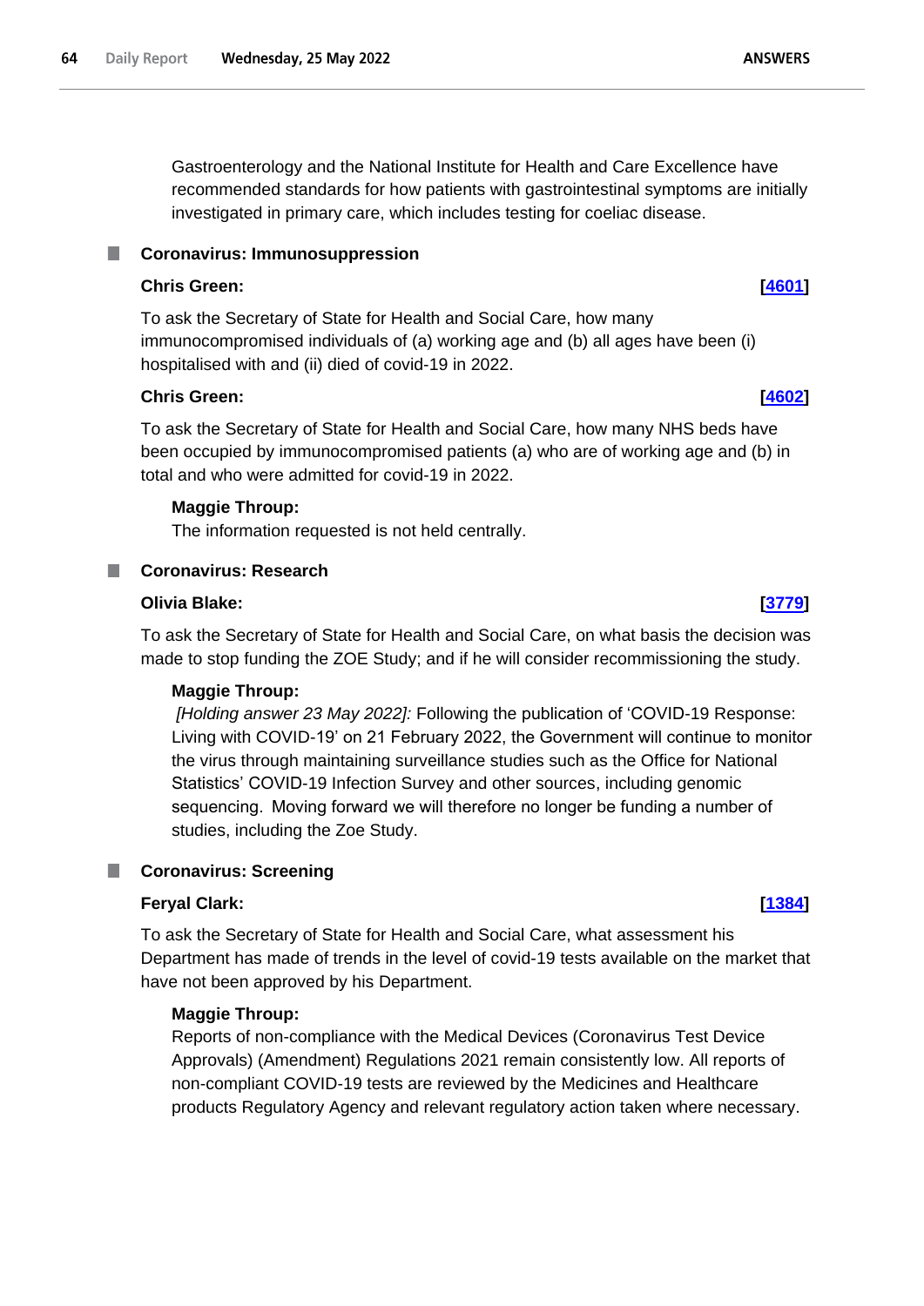Gastroenterology and the National Institute for Health and Care Excellence have recommended standards for how patients with gastrointestinal symptoms are initially investigated in primary care, which includes testing for coeliac disease.

### Coronavirus: Immunosuppression

**Chris Green:** **[4601]**

To ask the Secretary of State for Health and Social Care, how many immunocompromised individuals of (a) working age and (b) all ages have been (i) hospitalised with and (ii) died of covid-19 in 2022.

**Chris Green:** **[4602]**

To ask the Secretary of State for Health and Social Care, how many NHS beds have been occupied by immunocompromised patients (a) who are of working age and (b) in total and who were admitted for covid-19 in 2022.

**Maggie Throup:**

The information requested is not held centrally.

### Coronavirus: Research

**Olivia Blake:** **[3779]**

To ask the Secretary of State for Health and Social Care, on what basis the decision was made to stop funding the ZOE Study; and if he will consider recommissioning the study.

**Maggie Throup:**

*[Holding answer 23 May 2022]:* Following the publication of 'COVID-19 Response: Living with COVID-19' on 21 February 2022, the Government will continue to monitor the virus through maintaining surveillance studies such as the Office for National Statistics' COVID-19 Infection Survey and other sources, including genomic sequencing. Moving forward we will therefore no longer be funding a number of studies, including the Zoe Study.

### Coronavirus: Screening

**Feryal Clark:** **[1384]**

To ask the Secretary of State for Health and Social Care, what assessment his Department has made of trends in the level of covid-19 tests available on the market that have not been approved by his Department.

**Maggie Throup:**

Reports of non-compliance with the Medical Devices (Coronavirus Test Device Approvals) (Amendment) Regulations 2021 remain consistently low. All reports of non-compliant COVID-19 tests are reviewed by the Medicines and Healthcare products Regulatory Agency and relevant regulatory action taken where necessary.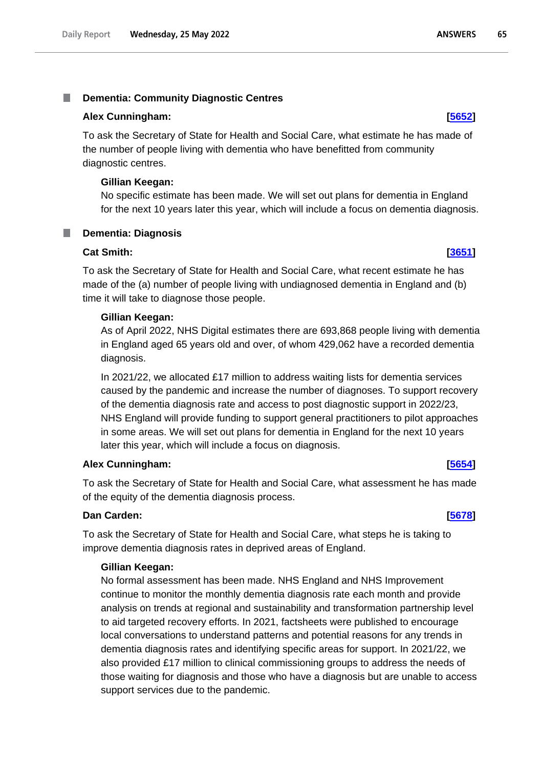## Dementia: Community Diagnostic Centres

**Alex Cunningham:** **[5652]**

To ask the Secretary of State for Health and Social Care, what estimate he has made of the number of people living with dementia who have benefitted from community diagnostic centres.

**Gillian Keegan:**

No specific estimate has been made. We will set out plans for dementia in England for the next 10 years later this year, which will include a focus on dementia diagnosis.

## Dementia: Diagnosis

**Cat Smith:** **[3651]**

To ask the Secretary of State for Health and Social Care, what recent estimate he has made of the (a) number of people living with undiagnosed dementia in England and (b) time it will take to diagnose those people.

**Gillian Keegan:**

As of April 2022, NHS Digital estimates there are 693,868 people living with dementia in England aged 65 years old and over, of whom 429,062 have a recorded dementia diagnosis.

In 2021/22, we allocated £17 million to address waiting lists for dementia services caused by the pandemic and increase the number of diagnoses. To support recovery of the dementia diagnosis rate and access to post diagnostic support in 2022/23, NHS England will provide funding to support general practitioners to pilot approaches in some areas. We will set out plans for dementia in England for the next 10 years later this year, which will include a focus on diagnosis.

**Alex Cunningham:** **[5654]**

To ask the Secretary of State for Health and Social Care, what assessment he has made of the equity of the dementia diagnosis process.

**Dan Carden:** **[5678]**

To ask the Secretary of State for Health and Social Care, what steps he is taking to improve dementia diagnosis rates in deprived areas of England.

**Gillian Keegan:**

No formal assessment has been made. NHS England and NHS Improvement continue to monitor the monthly dementia diagnosis rate each month and provide analysis on trends at regional and sustainability and transformation partnership level to aid targeted recovery efforts. In 2021, factsheets were published to encourage local conversations to understand patterns and potential reasons for any trends in dementia diagnosis rates and identifying specific areas for support. In 2021/22, we also provided £17 million to clinical commissioning groups to address the needs of those waiting for diagnosis and those who have a diagnosis but are unable to access support services due to the pandemic.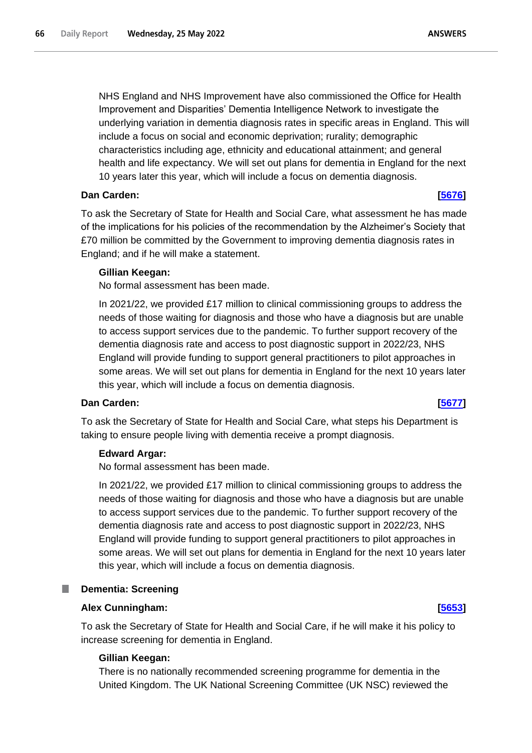NHS England and NHS Improvement have also commissioned the Office for Health Improvement and Disparities' Dementia Intelligence Network to investigate the underlying variation in dementia diagnosis rates in specific areas in England. This will include a focus on social and economic deprivation; rurality; demographic characteristics including age, ethnicity and educational attainment; and general health and life expectancy. We will set out plans for dementia in England for the next 10 years later this year, which will include a focus on dementia diagnosis.

**Dan Carden:** **[5676]**

To ask the Secretary of State for Health and Social Care, what assessment he has made of the implications for his policies of the recommendation by the Alzheimer's Society that £70 million be committed by the Government to improving dementia diagnosis rates in England; and if he will make a statement.

**Gillian Keegan:**

No formal assessment has been made.

In 2021/22, we provided £17 million to clinical commissioning groups to address the needs of those waiting for diagnosis and those who have a diagnosis but are unable to access support services due to the pandemic. To further support recovery of the dementia diagnosis rate and access to post diagnostic support in 2022/23, NHS England will provide funding to support general practitioners to pilot approaches in some areas. We will set out plans for dementia in England for the next 10 years later this year, which will include a focus on dementia diagnosis.

**Dan Carden:** **[5677]**

To ask the Secretary of State for Health and Social Care, what steps his Department is taking to ensure people living with dementia receive a prompt diagnosis.

**Edward Argar:**

No formal assessment has been made.

In 2021/22, we provided £17 million to clinical commissioning groups to address the needs of those waiting for diagnosis and those who have a diagnosis but are unable to access support services due to the pandemic. To further support recovery of the dementia diagnosis rate and access to post diagnostic support in 2022/23, NHS England will provide funding to support general practitioners to pilot approaches in some areas. We will set out plans for dementia in England for the next 10 years later this year, which will include a focus on dementia diagnosis.

## Dementia: Screening

**Alex Cunningham:** **[5653]**

To ask the Secretary of State for Health and Social Care, if he will make it his policy to increase screening for dementia in England.

**Gillian Keegan:**

There is no nationally recommended screening programme for dementia in the United Kingdom. The UK National Screening Committee (UK NSC) reviewed the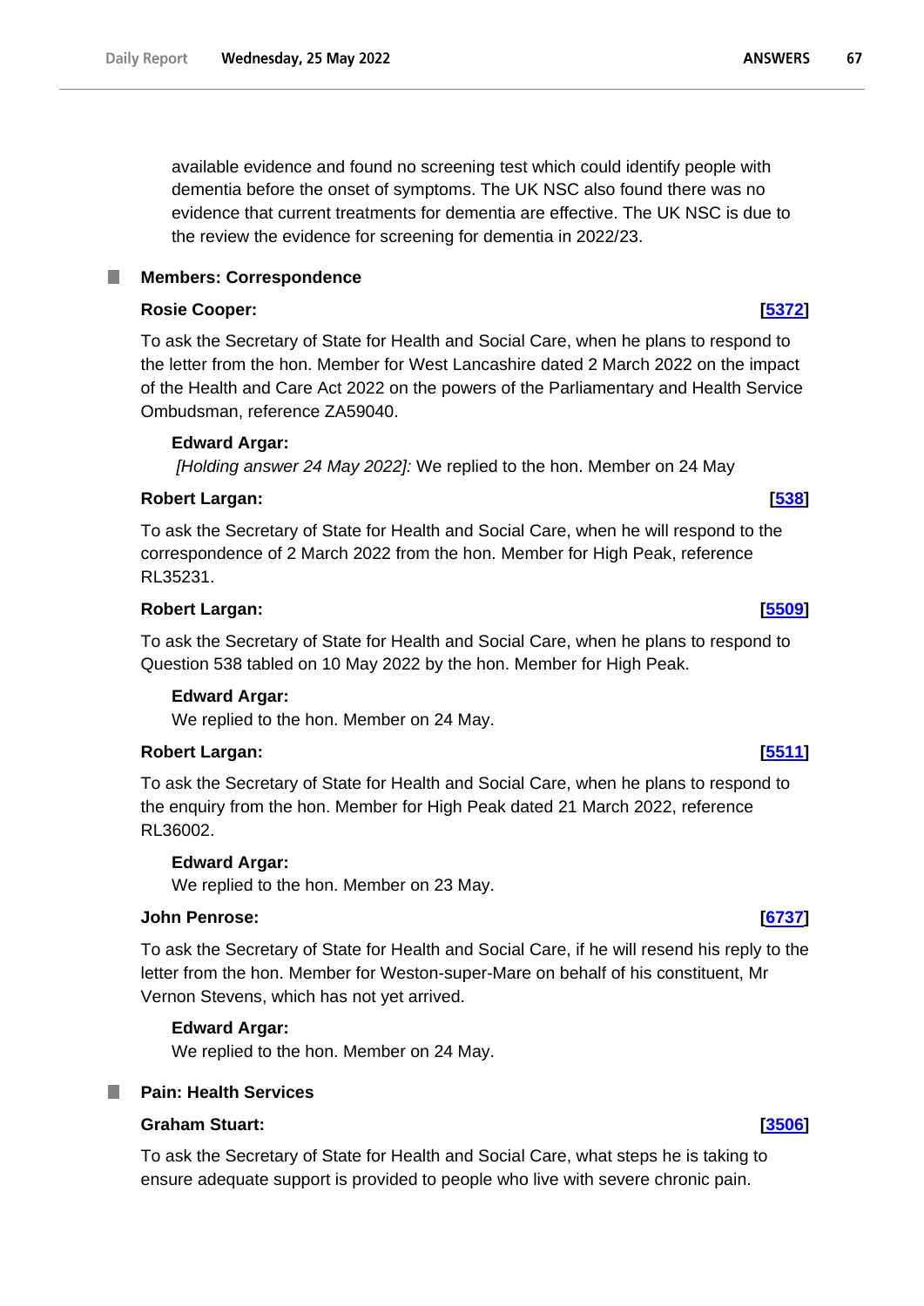available evidence and found no screening test which could identify people with dementia before the onset of symptoms. The UK NSC also found there was no evidence that current treatments for dementia are effective. The UK NSC is due to the review the evidence for screening for dementia in 2022/23.

## Members: Correspondence

**Rosie Cooper:** **[5372]**

To ask the Secretary of State for Health and Social Care, when he plans to respond to the letter from the hon. Member for West Lancashire dated 2 March 2022 on the impact of the Health and Care Act 2022 on the powers of the Parliamentary and Health Service Ombudsman, reference ZA59040.

**Edward Argar:**

*[Holding answer 24 May 2022]:* We replied to the hon. Member on 24 May

**Robert Largan:** **[538]**

To ask the Secretary of State for Health and Social Care, when he will respond to the correspondence of 2 March 2022 from the hon. Member for High Peak, reference RL35231.

**Robert Largan:** **[5509]**

To ask the Secretary of State for Health and Social Care, when he plans to respond to Question 538 tabled on 10 May 2022 by the hon. Member for High Peak.

**Edward Argar:**

We replied to the hon. Member on 24 May.

**Robert Largan:** **[5511]**

To ask the Secretary of State for Health and Social Care, when he plans to respond to the enquiry from the hon. Member for High Peak dated 21 March 2022, reference RL36002.

**Edward Argar:**

We replied to the hon. Member on 23 May.

**John Penrose:** **[6737]**

To ask the Secretary of State for Health and Social Care, if he will resend his reply to the letter from the hon. Member for Weston-super-Mare on behalf of his constituent, Mr Vernon Stevens, which has not yet arrived.

**Edward Argar:**

We replied to the hon. Member on 24 May.

## Pain: Health Services

**Graham Stuart:** **[3506]**

To ask the Secretary of State for Health and Social Care, what steps he is taking to ensure adequate support is provided to people who live with severe chronic pain.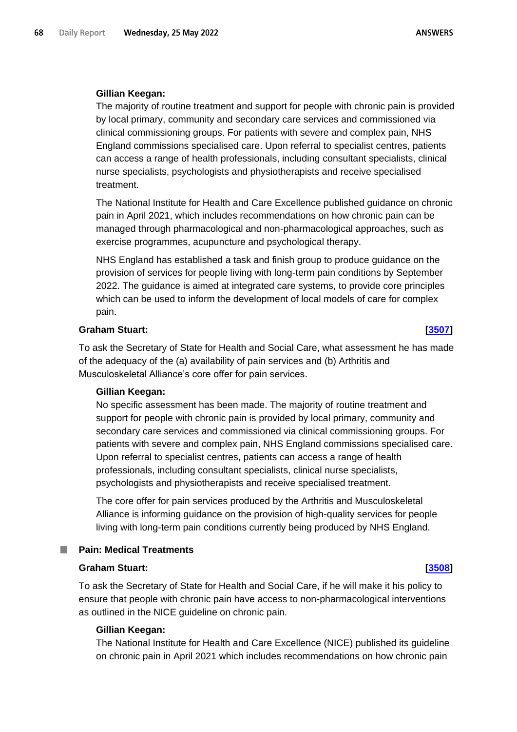**Gillian Keegan:**

The majority of routine treatment and support for people with chronic pain is provided by local primary, community and secondary care services and commissioned via clinical commissioning groups. For patients with severe and complex pain, NHS England commissions specialised care. Upon referral to specialist centres, patients can access a range of health professionals, including consultant specialists, clinical nurse specialists, psychologists and physiotherapists and receive specialised treatment.

The National Institute for Health and Care Excellence published guidance on chronic pain in April 2021, which includes recommendations on how chronic pain can be managed through pharmacological and non-pharmacological approaches, such as exercise programmes, acupuncture and psychological therapy.

NHS England has established a task and finish group to produce guidance on the provision of services for people living with long-term pain conditions by September 2022. The guidance is aimed at integrated care systems, to provide core principles which can be used to inform the development of local models of care for complex pain.

**Graham Stuart: [3507]**

To ask the Secretary of State for Health and Social Care, what assessment he has made of the adequacy of the (a) availability of pain services and (b) Arthritis and Musculoskeletal Alliance's core offer for pain services.

**Gillian Keegan:**

No specific assessment has been made. The majority of routine treatment and support for people with chronic pain is provided by local primary, community and secondary care services and commissioned via clinical commissioning groups. For patients with severe and complex pain, NHS England commissions specialised care. Upon referral to specialist centres, patients can access a range of health professionals, including consultant specialists, clinical nurse specialists, psychologists and physiotherapists and receive specialised treatment.

The core offer for pain services produced by the Arthritis and Musculoskeletal Alliance is informing guidance on the provision of high-quality services for people living with long-term pain conditions currently being produced by NHS England.

## Pain: Medical Treatments

**Graham Stuart: [3508]**

To ask the Secretary of State for Health and Social Care, if he will make it his policy to ensure that people with chronic pain have access to non-pharmacological interventions as outlined in the NICE guideline on chronic pain.

**Gillian Keegan:**

The National Institute for Health and Care Excellence (NICE) published its guideline on chronic pain in April 2021 which includes recommendations on how chronic pain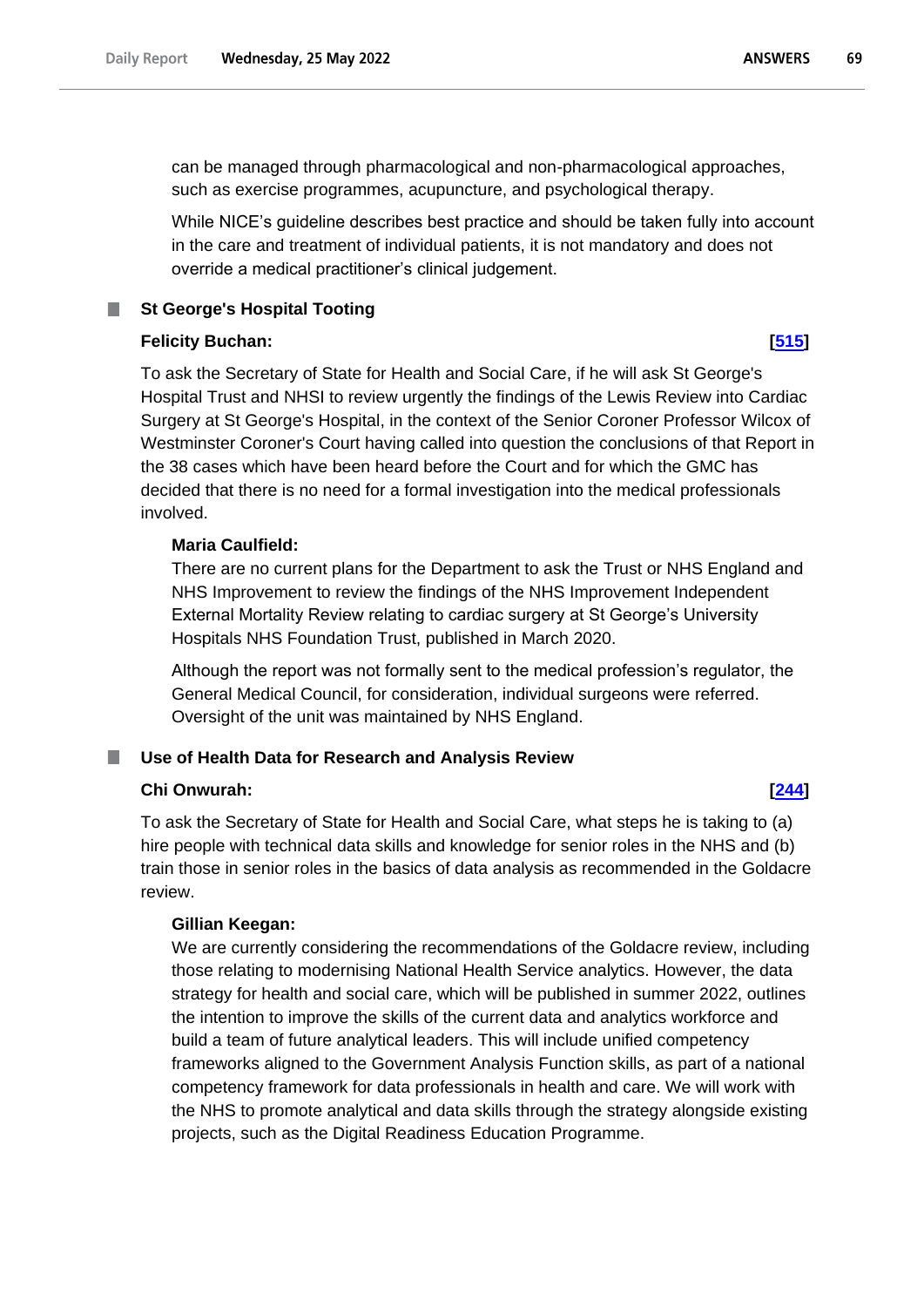can be managed through pharmacological and non-pharmacological approaches, such as exercise programmes, acupuncture, and psychological therapy.

While NICE's guideline describes best practice and should be taken fully into account in the care and treatment of individual patients, it is not mandatory and does not override a medical practitioner's clinical judgement.

### St George's Hospital Tooting

**Felicity Buchan:** **[515]**

To ask the Secretary of State for Health and Social Care, if he will ask St George's Hospital Trust and NHSI to review urgently the findings of the Lewis Review into Cardiac Surgery at St George's Hospital, in the context of the Senior Coroner Professor Wilcox of Westminster Coroner's Court having called into question the conclusions of that Report in the 38 cases which have been heard before the Court and for which the GMC has decided that there is no need for a formal investigation into the medical professionals involved.

**Maria Caulfield:**

There are no current plans for the Department to ask the Trust or NHS England and NHS Improvement to review the findings of the NHS Improvement Independent External Mortality Review relating to cardiac surgery at St George's University Hospitals NHS Foundation Trust, published in March 2020.

Although the report was not formally sent to the medical profession's regulator, the General Medical Council, for consideration, individual surgeons were referred. Oversight of the unit was maintained by NHS England.

### Use of Health Data for Research and Analysis Review

**Chi Onwurah:** **[244]**

To ask the Secretary of State for Health and Social Care, what steps he is taking to (a) hire people with technical data skills and knowledge for senior roles in the NHS and (b) train those in senior roles in the basics of data analysis as recommended in the Goldacre review.

**Gillian Keegan:**

We are currently considering the recommendations of the Goldacre review, including those relating to modernising National Health Service analytics. However, the data strategy for health and social care, which will be published in summer 2022, outlines the intention to improve the skills of the current data and analytics workforce and build a team of future analytical leaders. This will include unified competency frameworks aligned to the Government Analysis Function skills, as part of a national competency framework for data professionals in health and care. We will work with the NHS to promote analytical and data skills through the strategy alongside existing projects, such as the Digital Readiness Education Programme.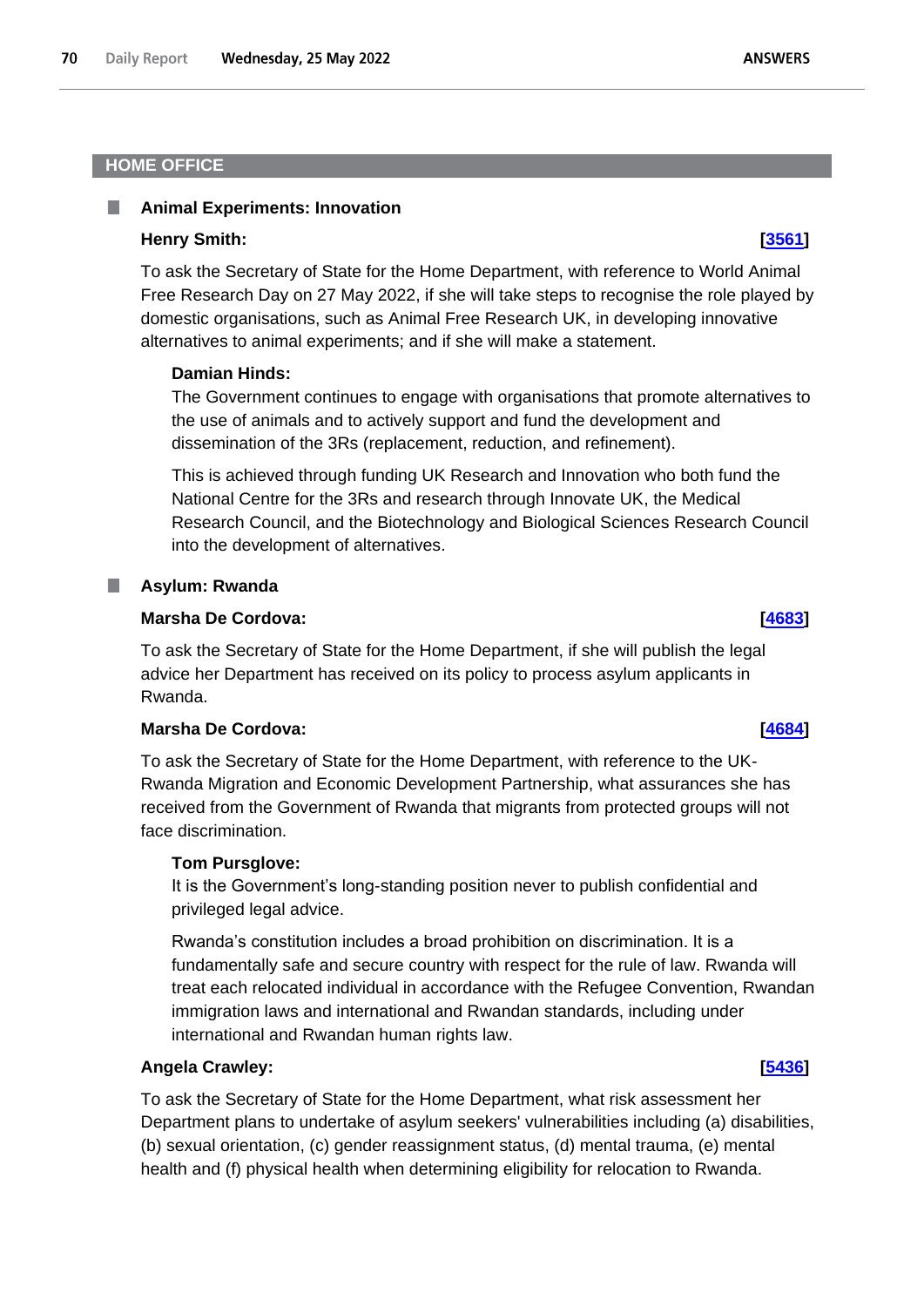## HOME OFFICE

### Animal Experiments: Innovation

**Henry Smith:** **[3561]**

To ask the Secretary of State for the Home Department, with reference to World Animal Free Research Day on 27 May 2022, if she will take steps to recognise the role played by domestic organisations, such as Animal Free Research UK, in developing innovative alternatives to animal experiments; and if she will make a statement.

**Damian Hinds:**

The Government continues to engage with organisations that promote alternatives to the use of animals and to actively support and fund the development and dissemination of the 3Rs (replacement, reduction, and refinement).

This is achieved through funding UK Research and Innovation who both fund the National Centre for the 3Rs and research through Innovate UK, the Medical Research Council, and the Biotechnology and Biological Sciences Research Council into the development of alternatives.

### Asylum: Rwanda

**Marsha De Cordova:** **[4683]**

To ask the Secretary of State for the Home Department, if she will publish the legal advice her Department has received on its policy to process asylum applicants in Rwanda.

**Marsha De Cordova:** **[4684]**

To ask the Secretary of State for the Home Department, with reference to the UK-Rwanda Migration and Economic Development Partnership, what assurances she has received from the Government of Rwanda that migrants from protected groups will not face discrimination.

**Tom Pursglove:**

It is the Government's long-standing position never to publish confidential and privileged legal advice.

Rwanda's constitution includes a broad prohibition on discrimination. It is a fundamentally safe and secure country with respect for the rule of law. Rwanda will treat each relocated individual in accordance with the Refugee Convention, Rwandan immigration laws and international and Rwandan standards, including under international and Rwandan human rights law.

**Angela Crawley:** **[5436]**

To ask the Secretary of State for the Home Department, what risk assessment her Department plans to undertake of asylum seekers' vulnerabilities including (a) disabilities, (b) sexual orientation, (c) gender reassignment status, (d) mental trauma, (e) mental health and (f) physical health when determining eligibility for relocation to Rwanda.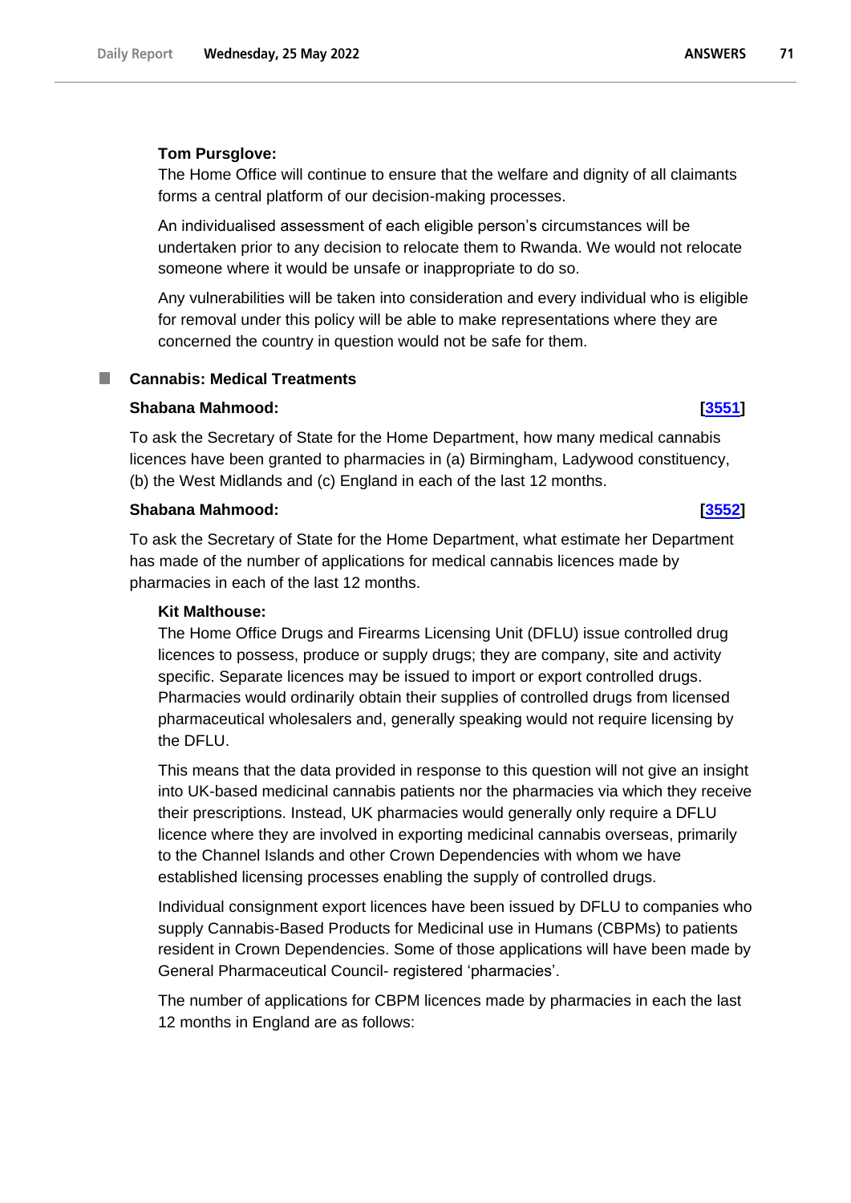**Tom Pursglove:**

The Home Office will continue to ensure that the welfare and dignity of all claimants forms a central platform of our decision-making processes.

An individualised assessment of each eligible person's circumstances will be undertaken prior to any decision to relocate them to Rwanda. We would not relocate someone where it would be unsafe or inappropriate to do so.

Any vulnerabilities will be taken into consideration and every individual who is eligible for removal under this policy will be able to make representations where they are concerned the country in question would not be safe for them.

## Cannabis: Medical Treatments

**Shabana Mahmood:** **[3551]**

To ask the Secretary of State for the Home Department, how many medical cannabis licences have been granted to pharmacies in (a) Birmingham, Ladywood constituency, (b) the West Midlands and (c) England in each of the last 12 months.

**Shabana Mahmood:** **[3552]**

To ask the Secretary of State for the Home Department, what estimate her Department has made of the number of applications for medical cannabis licences made by pharmacies in each of the last 12 months.

**Kit Malthouse:**

The Home Office Drugs and Firearms Licensing Unit (DFLU) issue controlled drug licences to possess, produce or supply drugs; they are company, site and activity specific. Separate licences may be issued to import or export controlled drugs. Pharmacies would ordinarily obtain their supplies of controlled drugs from licensed pharmaceutical wholesalers and, generally speaking would not require licensing by the DFLU.

This means that the data provided in response to this question will not give an insight into UK-based medicinal cannabis patients nor the pharmacies via which they receive their prescriptions. Instead, UK pharmacies would generally only require a DFLU licence where they are involved in exporting medicinal cannabis overseas, primarily to the Channel Islands and other Crown Dependencies with whom we have established licensing processes enabling the supply of controlled drugs.

Individual consignment export licences have been issued by DFLU to companies who supply Cannabis-Based Products for Medicinal use in Humans (CBPMs) to patients resident in Crown Dependencies. Some of those applications will have been made by General Pharmaceutical Council- registered 'pharmacies'.

The number of applications for CBPM licences made by pharmacies in each the last 12 months in England are as follows: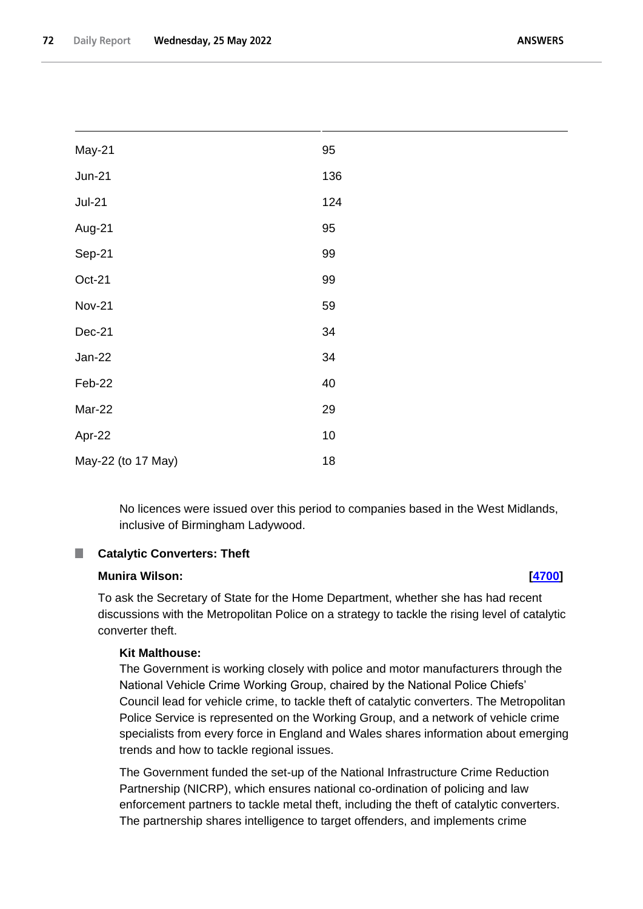| | |
|---|---|
| May-21 | 95 |
| Jun-21 | 136 |
| Jul-21 | 124 |
| Aug-21 | 95 |
| Sep-21 | 99 |
| Oct-21 | 99 |
| Nov-21 | 59 |
| Dec-21 | 34 |
| Jan-22 | 34 |
| Feb-22 | 40 |
| Mar-22 | 29 |
| Apr-22 | 10 |
| May-22 (to 17 May) | 18 |

No licences were issued over this period to companies based in the West Midlands, inclusive of Birmingham Ladywood.

### Catalytic Converters: Theft

**Munira Wilson:** **[4700]**

To ask the Secretary of State for the Home Department, whether she has had recent discussions with the Metropolitan Police on a strategy to tackle the rising level of catalytic converter theft.

**Kit Malthouse:**

The Government is working closely with police and motor manufacturers through the National Vehicle Crime Working Group, chaired by the National Police Chiefs' Council lead for vehicle crime, to tackle theft of catalytic converters. The Metropolitan Police Service is represented on the Working Group, and a network of vehicle crime specialists from every force in England and Wales shares information about emerging trends and how to tackle regional issues.

The Government funded the set-up of the National Infrastructure Crime Reduction Partnership (NICRP), which ensures national co-ordination of policing and law enforcement partners to tackle metal theft, including the theft of catalytic converters. The partnership shares intelligence to target offenders, and implements crime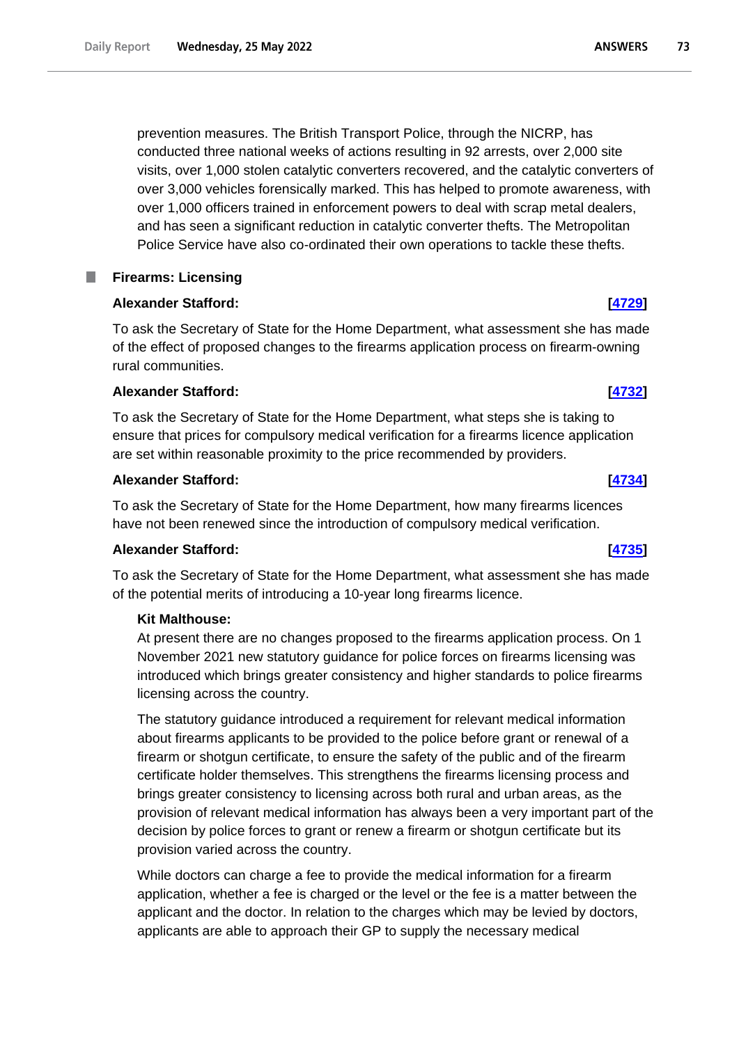prevention measures. The British Transport Police, through the NICRP, has conducted three national weeks of actions resulting in 92 arrests, over 2,000 site visits, over 1,000 stolen catalytic converters recovered, and the catalytic converters of over 3,000 vehicles forensically marked. This has helped to promote awareness, with over 1,000 officers trained in enforcement powers to deal with scrap metal dealers, and has seen a significant reduction in catalytic converter thefts. The Metropolitan Police Service have also co-ordinated their own operations to tackle these thefts.

## Firearms: Licensing

**Alexander Stafford:** **[4729]**

To ask the Secretary of State for the Home Department, what assessment she has made of the effect of proposed changes to the firearms application process on firearm-owning rural communities.

**Alexander Stafford:** **[4732]**

To ask the Secretary of State for the Home Department, what steps she is taking to ensure that prices for compulsory medical verification for a firearms licence application are set within reasonable proximity to the price recommended by providers.

**Alexander Stafford:** **[4734]**

To ask the Secretary of State for the Home Department, how many firearms licences have not been renewed since the introduction of compulsory medical verification.

**Alexander Stafford:** **[4735]**

To ask the Secretary of State for the Home Department, what assessment she has made of the potential merits of introducing a 10-year long firearms licence.

**Kit Malthouse:**

At present there are no changes proposed to the firearms application process. On 1 November 2021 new statutory guidance for police forces on firearms licensing was introduced which brings greater consistency and higher standards to police firearms licensing across the country.

The statutory guidance introduced a requirement for relevant medical information about firearms applicants to be provided to the police before grant or renewal of a firearm or shotgun certificate, to ensure the safety of the public and of the firearm certificate holder themselves. This strengthens the firearms licensing process and brings greater consistency to licensing across both rural and urban areas, as the provision of relevant medical information has always been a very important part of the decision by police forces to grant or renew a firearm or shotgun certificate but its provision varied across the country.

While doctors can charge a fee to provide the medical information for a firearm application, whether a fee is charged or the level or the fee is a matter between the applicant and the doctor. In relation to the charges which may be levied by doctors, applicants are able to approach their GP to supply the necessary medical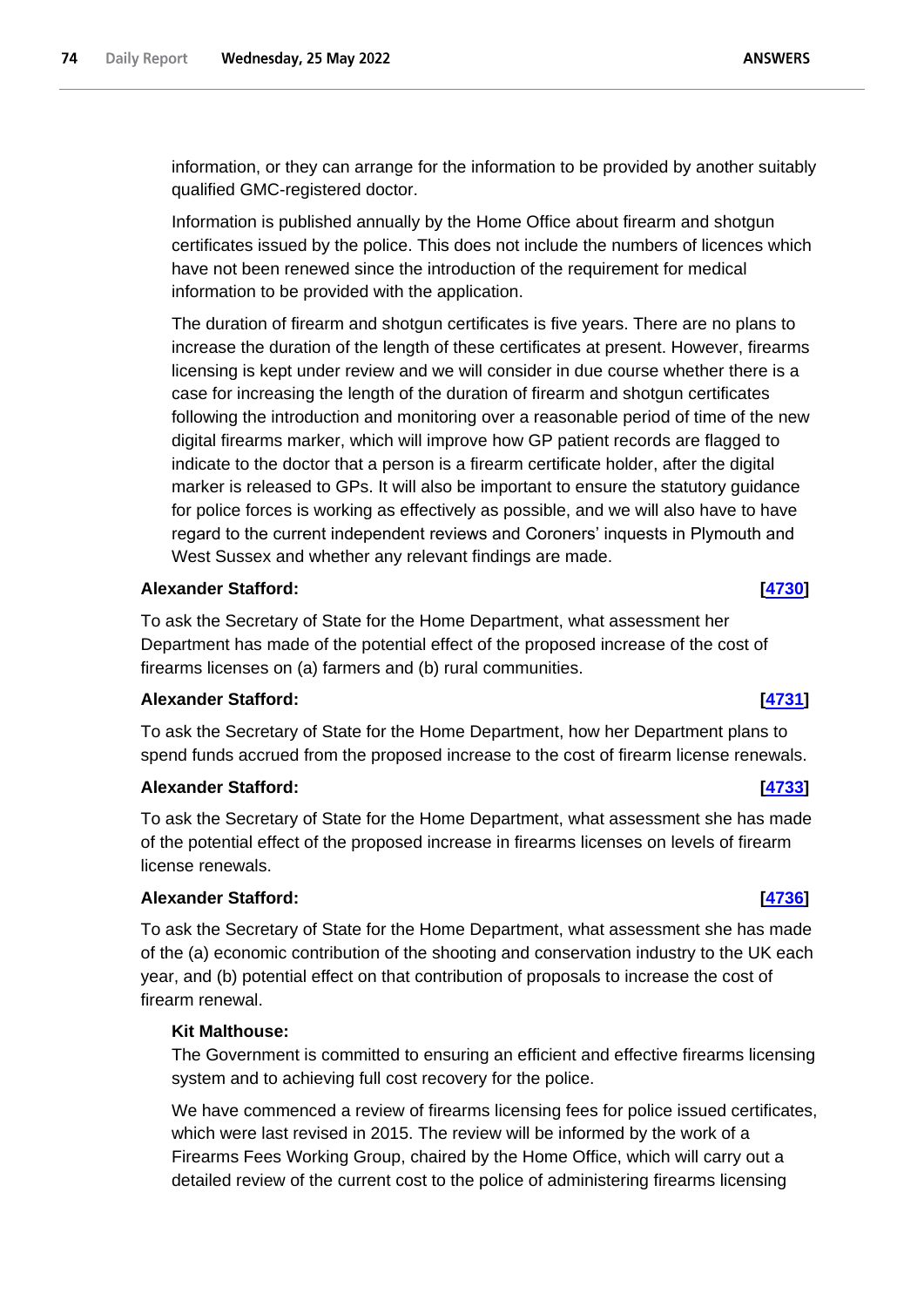information, or they can arrange for the information to be provided by another suitably qualified GMC-registered doctor.

Information is published annually by the Home Office about firearm and shotgun certificates issued by the police. This does not include the numbers of licences which have not been renewed since the introduction of the requirement for medical information to be provided with the application.

The duration of firearm and shotgun certificates is five years. There are no plans to increase the duration of the length of these certificates at present. However, firearms licensing is kept under review and we will consider in due course whether there is a case for increasing the length of the duration of firearm and shotgun certificates following the introduction and monitoring over a reasonable period of time of the new digital firearms marker, which will improve how GP patient records are flagged to indicate to the doctor that a person is a firearm certificate holder, after the digital marker is released to GPs. It will also be important to ensure the statutory guidance for police forces is working as effectively as possible, and we will also have to have regard to the current independent reviews and Coroners' inquests in Plymouth and West Sussex and whether any relevant findings are made.

**Alexander Stafford:** **[4730]**

To ask the Secretary of State for the Home Department, what assessment her Department has made of the potential effect of the proposed increase of the cost of firearms licenses on (a) farmers and (b) rural communities.

**Alexander Stafford:** **[4731]**

To ask the Secretary of State for the Home Department, how her Department plans to spend funds accrued from the proposed increase to the cost of firearm license renewals.

**Alexander Stafford:** **[4733]**

To ask the Secretary of State for the Home Department, what assessment she has made of the potential effect of the proposed increase in firearms licenses on levels of firearm license renewals.

**Alexander Stafford:** **[4736]**

To ask the Secretary of State for the Home Department, what assessment she has made of the (a) economic contribution of the shooting and conservation industry to the UK each year, and (b) potential effect on that contribution of proposals to increase the cost of firearm renewal.

**Kit Malthouse:**

The Government is committed to ensuring an efficient and effective firearms licensing system and to achieving full cost recovery for the police.

We have commenced a review of firearms licensing fees for police issued certificates, which were last revised in 2015. The review will be informed by the work of a Firearms Fees Working Group, chaired by the Home Office, which will carry out a detailed review of the current cost to the police of administering firearms licensing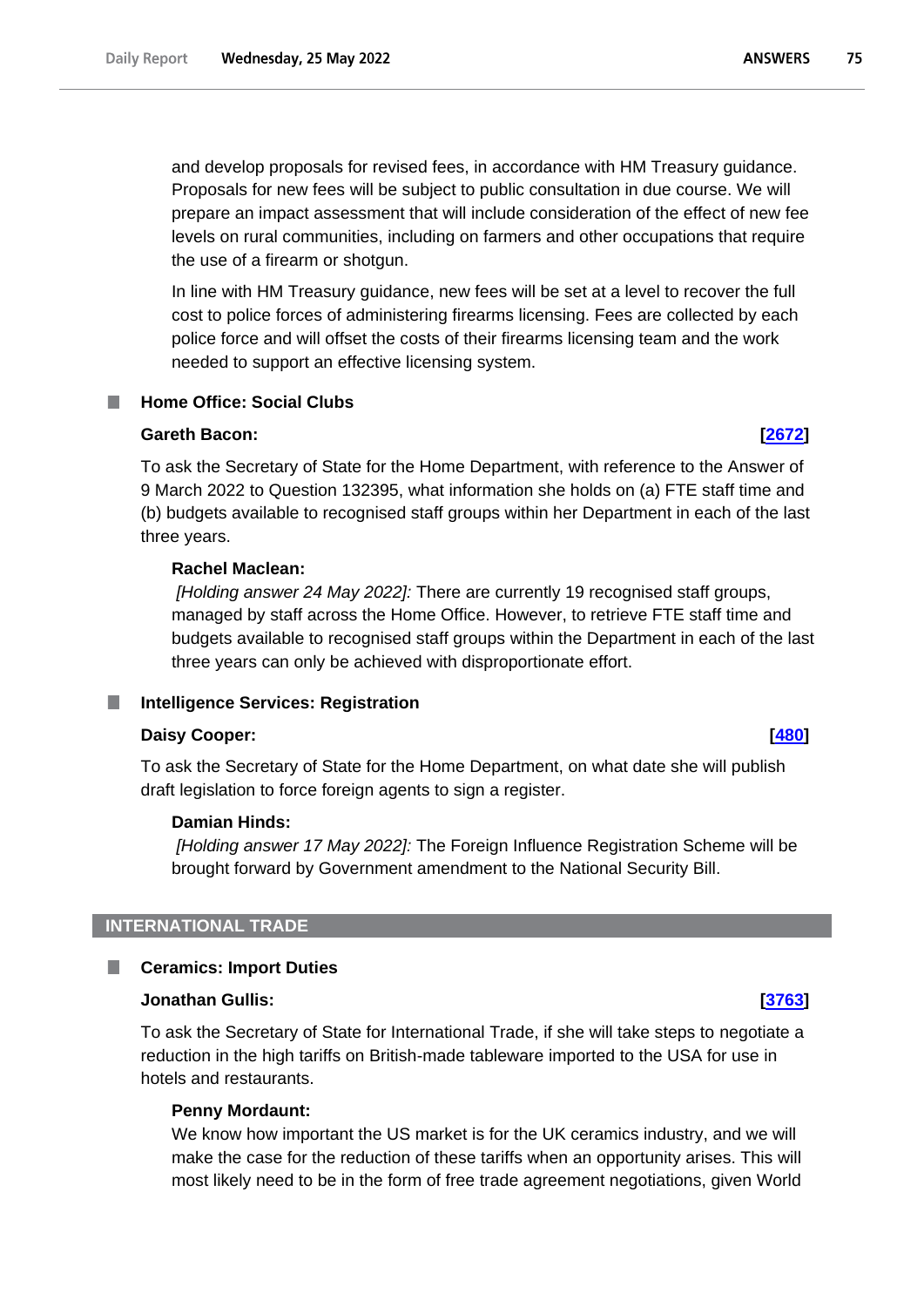and develop proposals for revised fees, in accordance with HM Treasury guidance. Proposals for new fees will be subject to public consultation in due course. We will prepare an impact assessment that will include consideration of the effect of new fee levels on rural communities, including on farmers and other occupations that require the use of a firearm or shotgun.

In line with HM Treasury guidance, new fees will be set at a level to recover the full cost to police forces of administering firearms licensing. Fees are collected by each police force and will offset the costs of their firearms licensing team and the work needed to support an effective licensing system.

### Home Office: Social Clubs

**Gareth Bacon:** **[2672]**

To ask the Secretary of State for the Home Department, with reference to the Answer of 9 March 2022 to Question 132395, what information she holds on (a) FTE staff time and (b) budgets available to recognised staff groups within her Department in each of the last three years.

**Rachel Maclean:**

*[Holding answer 24 May 2022]:* There are currently 19 recognised staff groups, managed by staff across the Home Office. However, to retrieve FTE staff time and budgets available to recognised staff groups within the Department in each of the last three years can only be achieved with disproportionate effort.

### Intelligence Services: Registration

**Daisy Cooper:** **[480]**

To ask the Secretary of State for the Home Department, on what date she will publish draft legislation to force foreign agents to sign a register.

**Damian Hinds:**

*[Holding answer 17 May 2022]:* The Foreign Influence Registration Scheme will be brought forward by Government amendment to the National Security Bill.

## INTERNATIONAL TRADE

### Ceramics: Import Duties

**Jonathan Gullis:** **[3763]**

To ask the Secretary of State for International Trade, if she will take steps to negotiate a reduction in the high tariffs on British-made tableware imported to the USA for use in hotels and restaurants.

**Penny Mordaunt:**

We know how important the US market is for the UK ceramics industry, and we will make the case for the reduction of these tariffs when an opportunity arises. This will most likely need to be in the form of free trade agreement negotiations, given World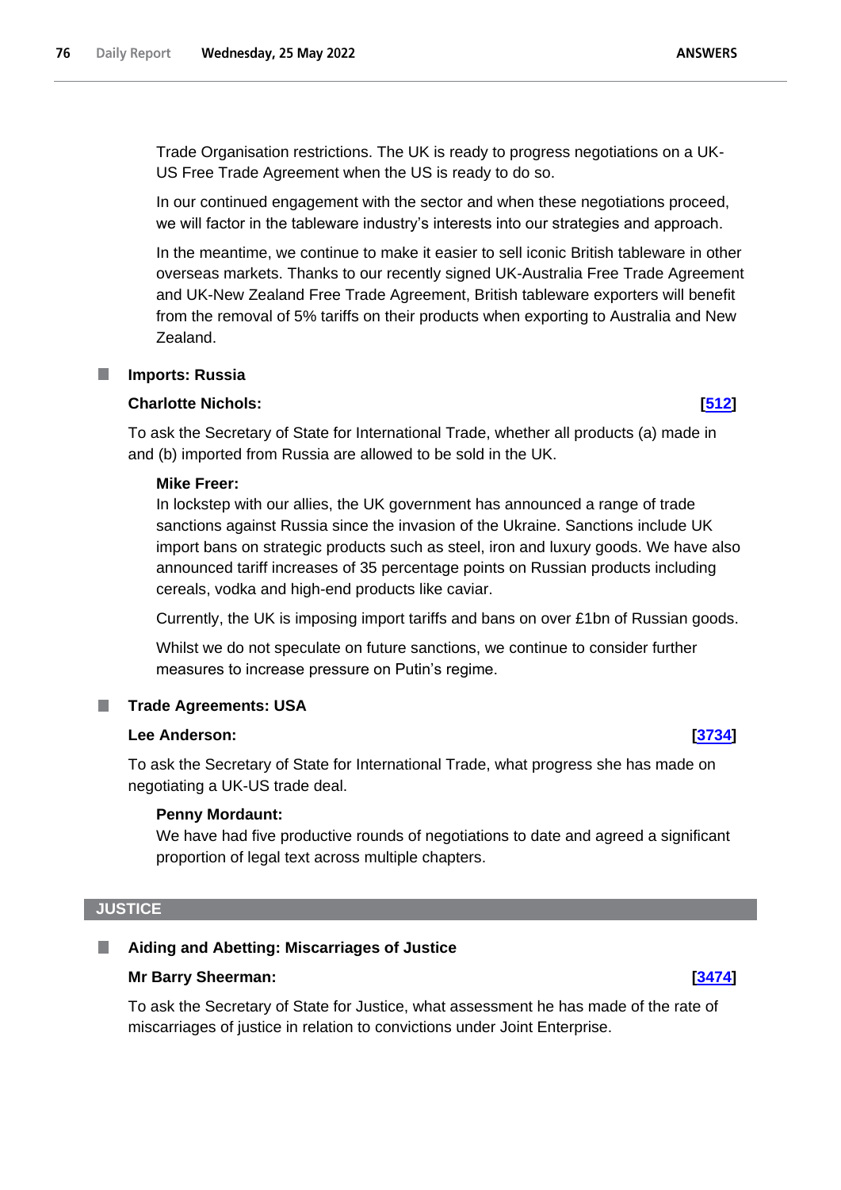Trade Organisation restrictions. The UK is ready to progress negotiations on a UK-US Free Trade Agreement when the US is ready to do so.

In our continued engagement with the sector and when these negotiations proceed, we will factor in the tableware industry's interests into our strategies and approach.

In the meantime, we continue to make it easier to sell iconic British tableware in other overseas markets. Thanks to our recently signed UK-Australia Free Trade Agreement and UK-New Zealand Free Trade Agreement, British tableware exporters will benefit from the removal of 5% tariffs on their products when exporting to Australia and New Zealand.

### Imports: Russia

**Charlotte Nichols:** **[512]**

To ask the Secretary of State for International Trade, whether all products (a) made in and (b) imported from Russia are allowed to be sold in the UK.

**Mike Freer:**

In lockstep with our allies, the UK government has announced a range of trade sanctions against Russia since the invasion of the Ukraine. Sanctions include UK import bans on strategic products such as steel, iron and luxury goods. We have also announced tariff increases of 35 percentage points on Russian products including cereals, vodka and high-end products like caviar.

Currently, the UK is imposing import tariffs and bans on over £1bn of Russian goods.

Whilst we do not speculate on future sanctions, we continue to consider further measures to increase pressure on Putin's regime.

### Trade Agreements: USA

**Lee Anderson:** **[3734]**

To ask the Secretary of State for International Trade, what progress she has made on negotiating a UK-US trade deal.

**Penny Mordaunt:**

We have had five productive rounds of negotiations to date and agreed a significant proportion of legal text across multiple chapters.

## JUSTICE

### Aiding and Abetting: Miscarriages of Justice

**Mr Barry Sheerman:** **[3474]**

To ask the Secretary of State for Justice, what assessment he has made of the rate of miscarriages of justice in relation to convictions under Joint Enterprise.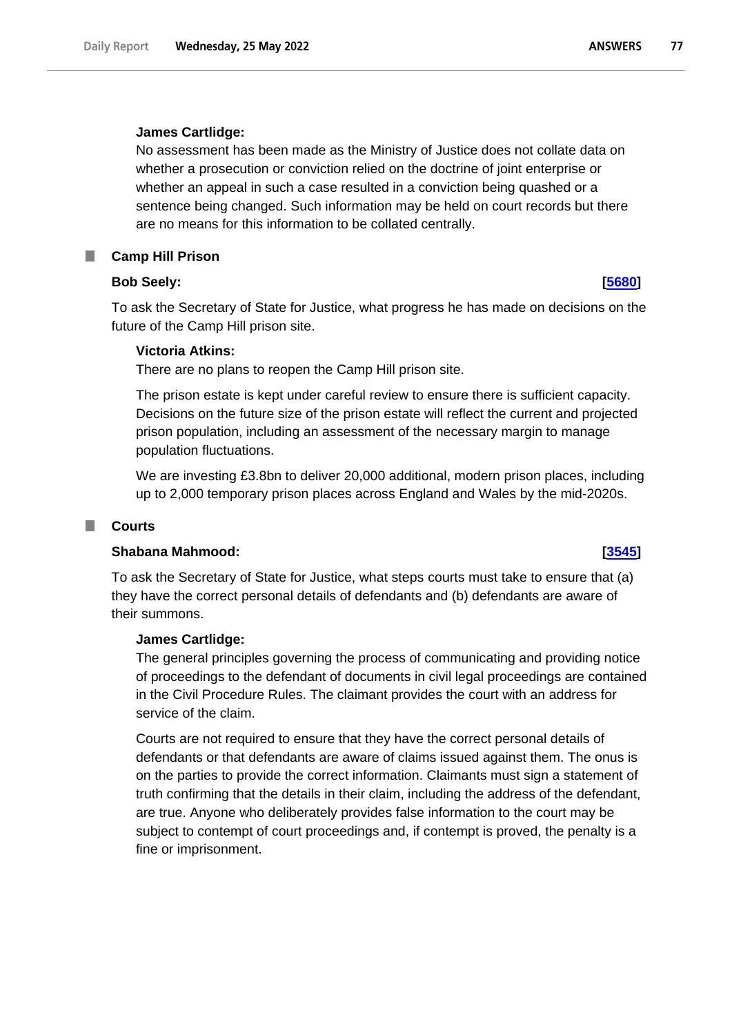**James Cartlidge:**

No assessment has been made as the Ministry of Justice does not collate data on whether a prosecution or conviction relied on the doctrine of joint enterprise or whether an appeal in such a case resulted in a conviction being quashed or a sentence being changed. Such information may be held on court records but there are no means for this information to be collated centrally.

## Camp Hill Prison

**Bob Seely:** **[5680]**

To ask the Secretary of State for Justice, what progress he has made on decisions on the future of the Camp Hill prison site.

**Victoria Atkins:**

There are no plans to reopen the Camp Hill prison site.

The prison estate is kept under careful review to ensure there is sufficient capacity. Decisions on the future size of the prison estate will reflect the current and projected prison population, including an assessment of the necessary margin to manage population fluctuations.

We are investing £3.8bn to deliver 20,000 additional, modern prison places, including up to 2,000 temporary prison places across England and Wales by the mid-2020s.

## Courts

**Shabana Mahmood:** **[3545]**

To ask the Secretary of State for Justice, what steps courts must take to ensure that (a) they have the correct personal details of defendants and (b) defendants are aware of their summons.

**James Cartlidge:**

The general principles governing the process of communicating and providing notice of proceedings to the defendant of documents in civil legal proceedings are contained in the Civil Procedure Rules. The claimant provides the court with an address for service of the claim.

Courts are not required to ensure that they have the correct personal details of defendants or that defendants are aware of claims issued against them. The onus is on the parties to provide the correct information. Claimants must sign a statement of truth confirming that the details in their claim, including the address of the defendant, are true. Anyone who deliberately provides false information to the court may be subject to contempt of court proceedings and, if contempt is proved, the penalty is a fine or imprisonment.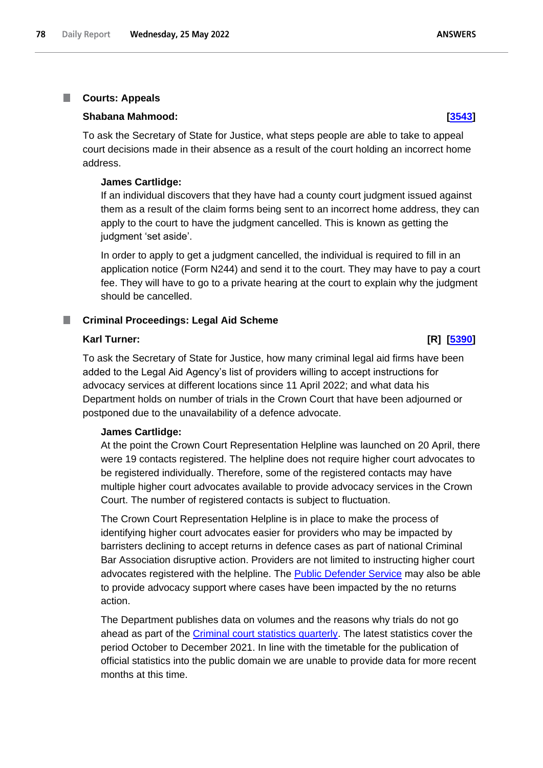## Courts: Appeals

**Shabana Mahmood:** **[3543]**

To ask the Secretary of State for Justice, what steps people are able to take to appeal court decisions made in their absence as a result of the court holding an incorrect home address.

**James Cartlidge:**

If an individual discovers that they have had a county court judgment issued against them as a result of the claim forms being sent to an incorrect home address, they can apply to the court to have the judgment cancelled. This is known as getting the judgment 'set aside'.

In order to apply to get a judgment cancelled, the individual is required to fill in an application notice (Form N244) and send it to the court. They may have to pay a court fee. They will have to go to a private hearing at the court to explain why the judgment should be cancelled.

## Criminal Proceedings: Legal Aid Scheme

**Karl Turner:** **[R] [5390]**

To ask the Secretary of State for Justice, how many criminal legal aid firms have been added to the Legal Aid Agency's list of providers willing to accept instructions for advocacy services at different locations since 11 April 2022; and what data his Department holds on number of trials in the Crown Court that have been adjourned or postponed due to the unavailability of a defence advocate.

**James Cartlidge:**

At the point the Crown Court Representation Helpline was launched on 20 April, there were 19 contacts registered. The helpline does not require higher court advocates to be registered individually. Therefore, some of the registered contacts may have multiple higher court advocates available to provide advocacy services in the Crown Court. The number of registered contacts is subject to fluctuation.

The Crown Court Representation Helpline is in place to make the process of identifying higher court advocates easier for providers who may be impacted by barristers declining to accept returns in defence cases as part of national Criminal Bar Association disruptive action. Providers are not limited to instructing higher court advocates registered with the helpline. The Public Defender Service may also be able to provide advocacy support where cases have been impacted by the no returns action.

The Department publishes data on volumes and the reasons why trials do not go ahead as part of the Criminal court statistics quarterly. The latest statistics cover the period October to December 2021. In line with the timetable for the publication of official statistics into the public domain we are unable to provide data for more recent months at this time.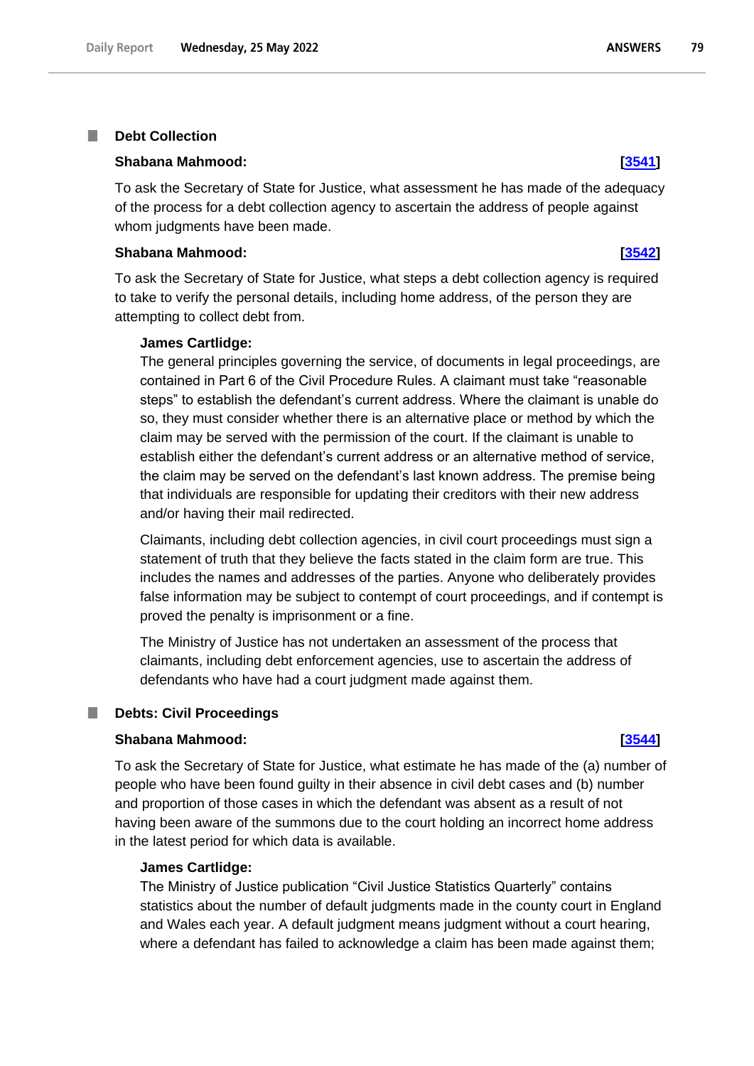## Debt Collection

**Shabana Mahmood:** **[3541]**

To ask the Secretary of State for Justice, what assessment he has made of the adequacy of the process for a debt collection agency to ascertain the address of people against whom judgments have been made.

**Shabana Mahmood:** **[3542]**

To ask the Secretary of State for Justice, what steps a debt collection agency is required to take to verify the personal details, including home address, of the person they are attempting to collect debt from.

**James Cartlidge:**

The general principles governing the service, of documents in legal proceedings, are contained in Part 6 of the Civil Procedure Rules. A claimant must take "reasonable steps" to establish the defendant's current address. Where the claimant is unable do so, they must consider whether there is an alternative place or method by which the claim may be served with the permission of the court. If the claimant is unable to establish either the defendant's current address or an alternative method of service, the claim may be served on the defendant's last known address. The premise being that individuals are responsible for updating their creditors with their new address and/or having their mail redirected.

Claimants, including debt collection agencies, in civil court proceedings must sign a statement of truth that they believe the facts stated in the claim form are true. This includes the names and addresses of the parties. Anyone who deliberately provides false information may be subject to contempt of court proceedings, and if contempt is proved the penalty is imprisonment or a fine.

The Ministry of Justice has not undertaken an assessment of the process that claimants, including debt enforcement agencies, use to ascertain the address of defendants who have had a court judgment made against them.

## Debts: Civil Proceedings

**Shabana Mahmood:** **[3544]**

To ask the Secretary of State for Justice, what estimate he has made of the (a) number of people who have been found guilty in their absence in civil debt cases and (b) number and proportion of those cases in which the defendant was absent as a result of not having been aware of the summons due to the court holding an incorrect home address in the latest period for which data is available.

**James Cartlidge:**

The Ministry of Justice publication "Civil Justice Statistics Quarterly" contains statistics about the number of default judgments made in the county court in England and Wales each year. A default judgment means judgment without a court hearing, where a defendant has failed to acknowledge a claim has been made against them;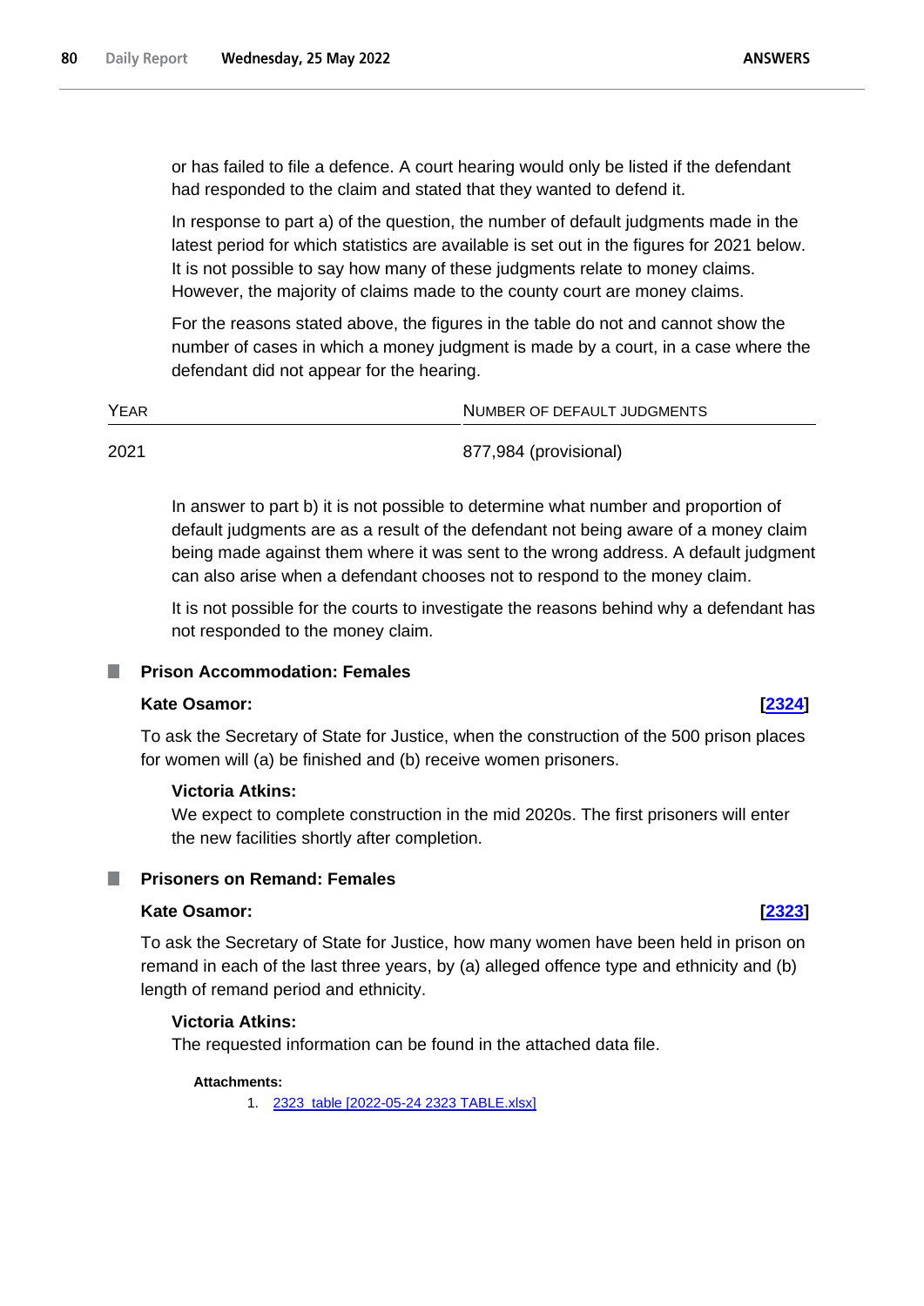or has failed to file a defence. A court hearing would only be listed if the defendant had responded to the claim and stated that they wanted to defend it.

In response to part a) of the question, the number of default judgments made in the latest period for which statistics are available is set out in the figures for 2021 below. It is not possible to say how many of these judgments relate to money claims. However, the majority of claims made to the county court are money claims.

For the reasons stated above, the figures in the table do not and cannot show the number of cases in which a money judgment is made by a court, in a case where the defendant did not appear for the hearing.

| Year | Number of default judgments |
|---|---|
| 2021 | 877,984 (provisional) |

In answer to part b) it is not possible to determine what number and proportion of default judgments are as a result of the defendant not being aware of a money claim being made against them where it was sent to the wrong address. A default judgment can also arise when a defendant chooses not to respond to the money claim.

It is not possible for the courts to investigate the reasons behind why a defendant has not responded to the money claim.

## Prison Accommodation: Females

**Kate Osamor:** **[2324]**

To ask the Secretary of State for Justice, when the construction of the 500 prison places for women will (a) be finished and (b) receive women prisoners.

**Victoria Atkins:**

We expect to complete construction in the mid 2020s. The first prisoners will enter the new facilities shortly after completion.

## Prisoners on Remand: Females

**Kate Osamor:** **[2323]**

To ask the Secretary of State for Justice, how many women have been held in prison on remand in each of the last three years, by (a) alleged offence type and ethnicity and (b) length of remand period and ethnicity.

**Victoria Atkins:**

The requested information can be found in the attached data file.

**Attachments:**

1. 2323_table [2022-05-24 2323 TABLE.xlsx]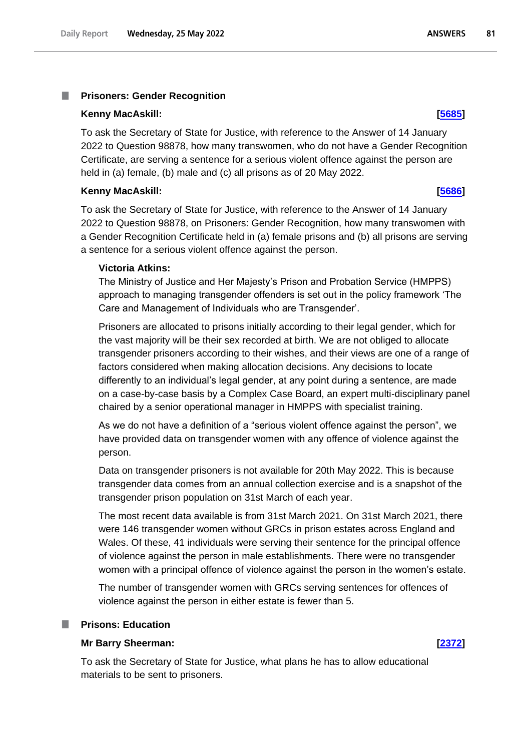### Prisoners: Gender Recognition

**Kenny MacAskill:** **[5685]**

To ask the Secretary of State for Justice, with reference to the Answer of 14 January 2022 to Question 98878, how many transwomen, who do not have a Gender Recognition Certificate, are serving a sentence for a serious violent offence against the person are held in (a) female, (b) male and (c) all prisons as of 20 May 2022.

**Kenny MacAskill:** **[5686]**

To ask the Secretary of State for Justice, with reference to the Answer of 14 January 2022 to Question 98878, on Prisoners: Gender Recognition, how many transwomen with a Gender Recognition Certificate held in (a) female prisons and (b) all prisons are serving a sentence for a serious violent offence against the person.

**Victoria Atkins:**

The Ministry of Justice and Her Majesty's Prison and Probation Service (HMPPS) approach to managing transgender offenders is set out in the policy framework 'The Care and Management of Individuals who are Transgender'.

Prisoners are allocated to prisons initially according to their legal gender, which for the vast majority will be their sex recorded at birth. We are not obliged to allocate transgender prisoners according to their wishes, and their views are one of a range of factors considered when making allocation decisions. Any decisions to locate differently to an individual's legal gender, at any point during a sentence, are made on a case-by-case basis by a Complex Case Board, an expert multi-disciplinary panel chaired by a senior operational manager in HMPPS with specialist training.

As we do not have a definition of a "serious violent offence against the person", we have provided data on transgender women with any offence of violence against the person.

Data on transgender prisoners is not available for 20th May 2022. This is because transgender data comes from an annual collection exercise and is a snapshot of the transgender prison population on 31st March of each year.

The most recent data available is from 31st March 2021. On 31st March 2021, there were 146 transgender women without GRCs in prison estates across England and Wales. Of these, 41 individuals were serving their sentence for the principal offence of violence against the person in male establishments. There were no transgender women with a principal offence of violence against the person in the women's estate.

The number of transgender women with GRCs serving sentences for offences of violence against the person in either estate is fewer than 5.

### Prisons: Education

**Mr Barry Sheerman:** **[2372]**

To ask the Secretary of State for Justice, what plans he has to allow educational materials to be sent to prisoners.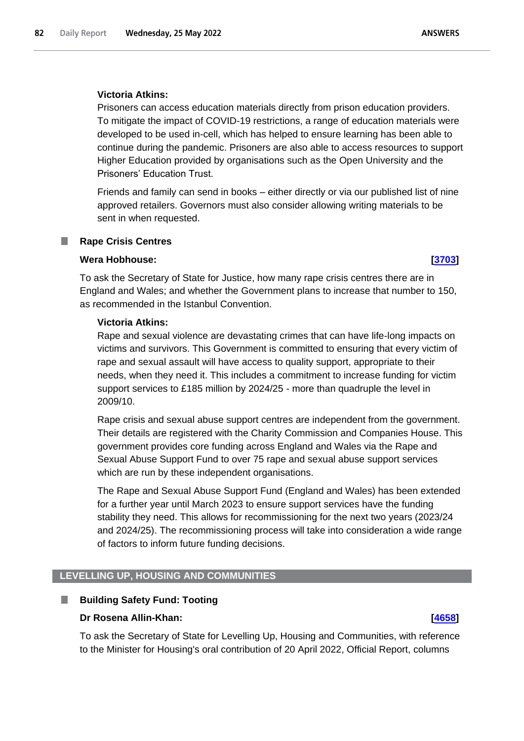**Victoria Atkins:**

Prisoners can access education materials directly from prison education providers. To mitigate the impact of COVID-19 restrictions, a range of education materials were developed to be used in-cell, which has helped to ensure learning has been able to continue during the pandemic. Prisoners are also able to access resources to support Higher Education provided by organisations such as the Open University and the Prisoners' Education Trust.

Friends and family can send in books – either directly or via our published list of nine approved retailers. Governors must also consider allowing writing materials to be sent in when requested.

### Rape Crisis Centres

**Wera Hobhouse:** **[3703]**

To ask the Secretary of State for Justice, how many rape crisis centres there are in England and Wales; and whether the Government plans to increase that number to 150, as recommended in the Istanbul Convention.

**Victoria Atkins:**

Rape and sexual violence are devastating crimes that can have life-long impacts on victims and survivors. This Government is committed to ensuring that every victim of rape and sexual assault will have access to quality support, appropriate to their needs, when they need it. This includes a commitment to increase funding for victim support services to £185 million by 2024/25 - more than quadruple the level in 2009/10.

Rape crisis and sexual abuse support centres are independent from the government. Their details are registered with the Charity Commission and Companies House. This government provides core funding across England and Wales via the Rape and Sexual Abuse Support Fund to over 75 rape and sexual abuse support services which are run by these independent organisations.

The Rape and Sexual Abuse Support Fund (England and Wales) has been extended for a further year until March 2023 to ensure support services have the funding stability they need. This allows for recommissioning for the next two years (2023/24 and 2024/25). The recommissioning process will take into consideration a wide range of factors to inform future funding decisions.

## LEVELLING UP, HOUSING AND COMMUNITIES

### Building Safety Fund: Tooting

**Dr Rosena Allin-Khan:** **[4658]**

To ask the Secretary of State for Levelling Up, Housing and Communities, with reference to the Minister for Housing's oral contribution of 20 April 2022, Official Report, columns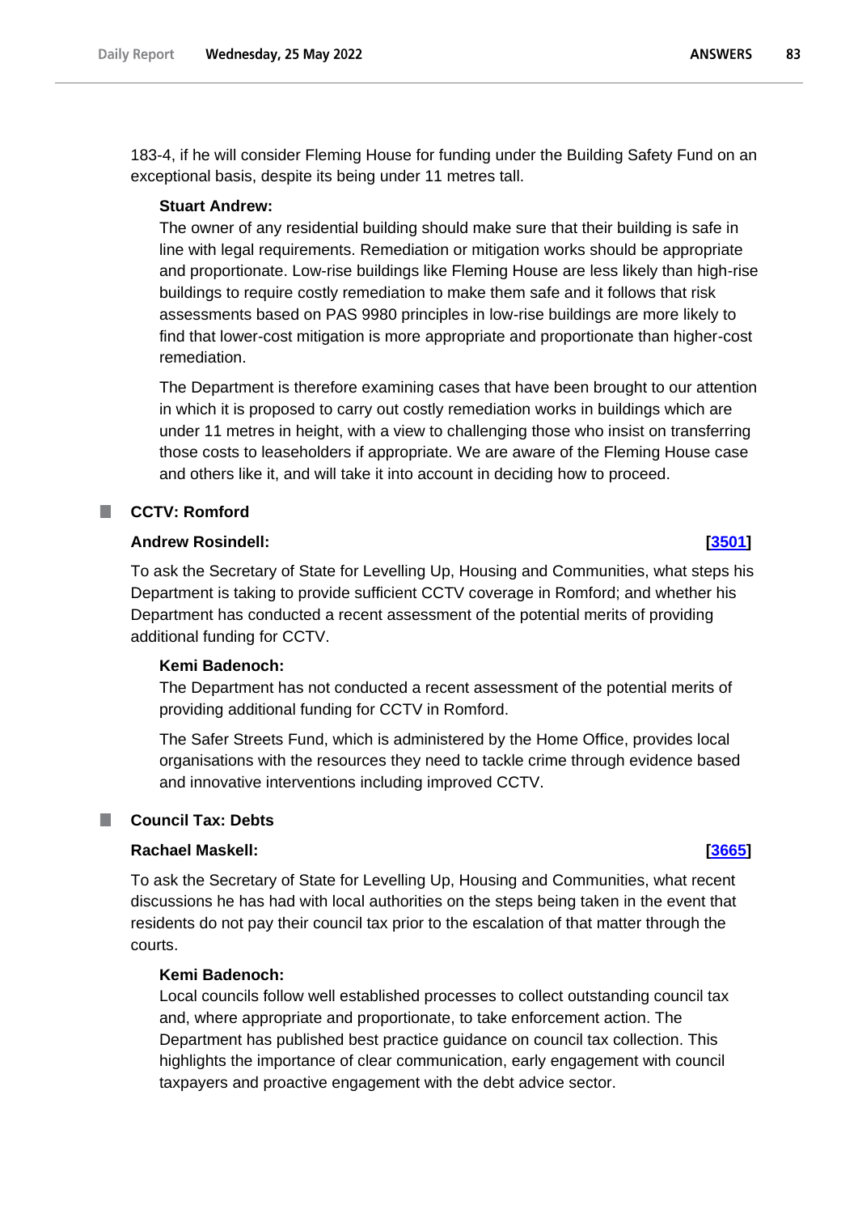183-4, if he will consider Fleming House for funding under the Building Safety Fund on an exceptional basis, despite its being under 11 metres tall.

**Stuart Andrew:**

The owner of any residential building should make sure that their building is safe in line with legal requirements. Remediation or mitigation works should be appropriate and proportionate. Low-rise buildings like Fleming House are less likely than high-rise buildings to require costly remediation to make them safe and it follows that risk assessments based on PAS 9980 principles in low-rise buildings are more likely to find that lower-cost mitigation is more appropriate and proportionate than higher-cost remediation.

The Department is therefore examining cases that have been brought to our attention in which it is proposed to carry out costly remediation works in buildings which are under 11 metres in height, with a view to challenging those who insist on transferring those costs to leaseholders if appropriate. We are aware of the Fleming House case and others like it, and will take it into account in deciding how to proceed.

## CCTV: Romford

**Andrew Rosindell:** **[3501]**

To ask the Secretary of State for Levelling Up, Housing and Communities, what steps his Department is taking to provide sufficient CCTV coverage in Romford; and whether his Department has conducted a recent assessment of the potential merits of providing additional funding for CCTV.

**Kemi Badenoch:**

The Department has not conducted a recent assessment of the potential merits of providing additional funding for CCTV in Romford.

The Safer Streets Fund, which is administered by the Home Office, provides local organisations with the resources they need to tackle crime through evidence based and innovative interventions including improved CCTV.

## Council Tax: Debts

**Rachael Maskell:** **[3665]**

To ask the Secretary of State for Levelling Up, Housing and Communities, what recent discussions he has had with local authorities on the steps being taken in the event that residents do not pay their council tax prior to the escalation of that matter through the courts.

**Kemi Badenoch:**

Local councils follow well established processes to collect outstanding council tax and, where appropriate and proportionate, to take enforcement action. The Department has published best practice guidance on council tax collection. This highlights the importance of clear communication, early engagement with council taxpayers and proactive engagement with the debt advice sector.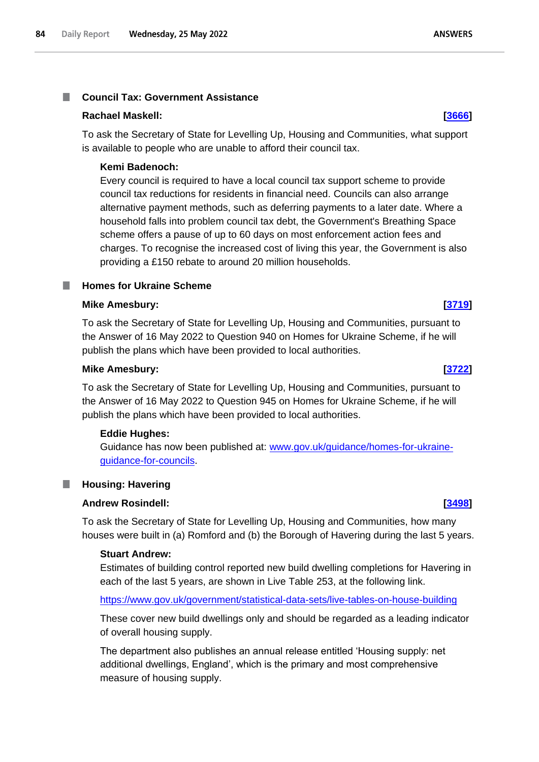## Council Tax: Government Assistance

**Rachael Maskell:** **[3666]**

To ask the Secretary of State for Levelling Up, Housing and Communities, what support is available to people who are unable to afford their council tax.

**Kemi Badenoch:**

Every council is required to have a local council tax support scheme to provide council tax reductions for residents in financial need. Councils can also arrange alternative payment methods, such as deferring payments to a later date. Where a household falls into problem council tax debt, the Government's Breathing Space scheme offers a pause of up to 60 days on most enforcement action fees and charges. To recognise the increased cost of living this year, the Government is also providing a £150 rebate to around 20 million households.

## Homes for Ukraine Scheme

**Mike Amesbury:** **[3719]**

To ask the Secretary of State for Levelling Up, Housing and Communities, pursuant to the Answer of 16 May 2022 to Question 940 on Homes for Ukraine Scheme, if he will publish the plans which have been provided to local authorities.

**Mike Amesbury:** **[3722]**

To ask the Secretary of State for Levelling Up, Housing and Communities, pursuant to the Answer of 16 May 2022 to Question 945 on Homes for Ukraine Scheme, if he will publish the plans which have been provided to local authorities.

**Eddie Hughes:**

Guidance has now been published at: www.gov.uk/guidance/homes-for-ukraine-guidance-for-councils.

## Housing: Havering

**Andrew Rosindell:** **[3498]**

To ask the Secretary of State for Levelling Up, Housing and Communities, how many houses were built in (a) Romford and (b) the Borough of Havering during the last 5 years.

**Stuart Andrew:**

Estimates of building control reported new build dwelling completions for Havering in each of the last 5 years, are shown in Live Table 253, at the following link.

https://www.gov.uk/government/statistical-data-sets/live-tables-on-house-building

These cover new build dwellings only and should be regarded as a leading indicator of overall housing supply.

The department also publishes an annual release entitled 'Housing supply: net additional dwellings, England', which is the primary and most comprehensive measure of housing supply.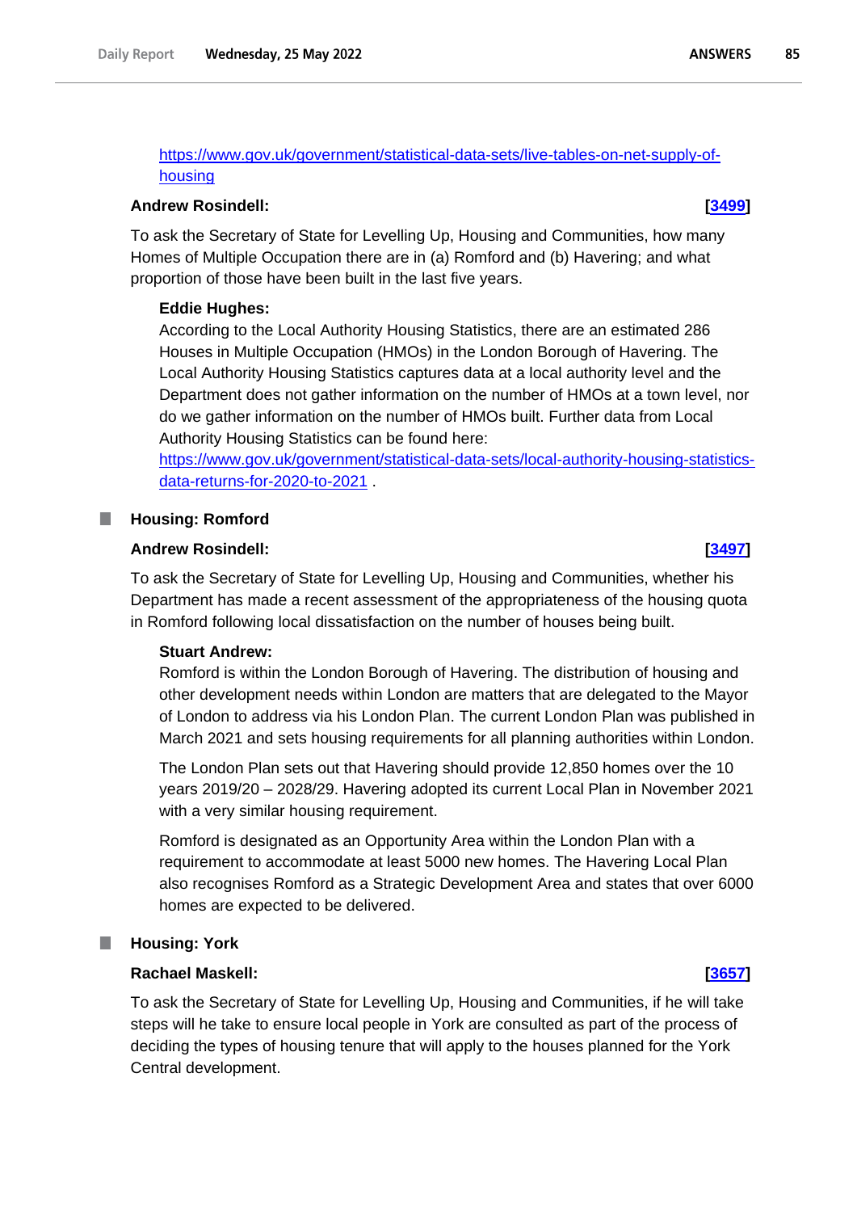https://www.gov.uk/government/statistical-data-sets/live-tables-on-net-supply-of-housing

**Andrew Rosindell:** **[3499]**

To ask the Secretary of State for Levelling Up, Housing and Communities, how many Homes of Multiple Occupation there are in (a) Romford and (b) Havering; and what proportion of those have been built in the last five years.

**Eddie Hughes:**

According to the Local Authority Housing Statistics, there are an estimated 286 Houses in Multiple Occupation (HMOs) in the London Borough of Havering. The Local Authority Housing Statistics captures data at a local authority level and the Department does not gather information on the number of HMOs at a town level, nor do we gather information on the number of HMOs built. Further data from Local Authority Housing Statistics can be found here: https://www.gov.uk/government/statistical-data-sets/local-authority-housing-statistics-data-returns-for-2020-to-2021 .

## Housing: Romford

**Andrew Rosindell:** **[3497]**

To ask the Secretary of State for Levelling Up, Housing and Communities, whether his Department has made a recent assessment of the appropriateness of the housing quota in Romford following local dissatisfaction on the number of houses being built.

**Stuart Andrew:**

Romford is within the London Borough of Havering. The distribution of housing and other development needs within London are matters that are delegated to the Mayor of London to address via his London Plan. The current London Plan was published in March 2021 and sets housing requirements for all planning authorities within London.

The London Plan sets out that Havering should provide 12,850 homes over the 10 years 2019/20 – 2028/29. Havering adopted its current Local Plan in November 2021 with a very similar housing requirement.

Romford is designated as an Opportunity Area within the London Plan with a requirement to accommodate at least 5000 new homes. The Havering Local Plan also recognises Romford as a Strategic Development Area and states that over 6000 homes are expected to be delivered.

## Housing: York

**Rachael Maskell:** **[3657]**

To ask the Secretary of State for Levelling Up, Housing and Communities, if he will take steps will he take to ensure local people in York are consulted as part of the process of deciding the types of housing tenure that will apply to the houses planned for the York Central development.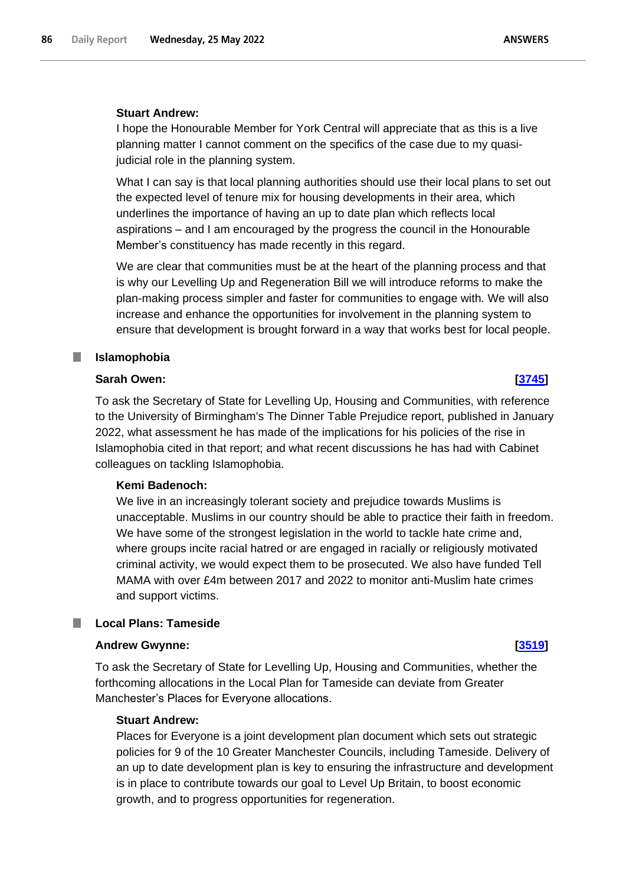**Stuart Andrew:**

I hope the Honourable Member for York Central will appreciate that as this is a live planning matter I cannot comment on the specifics of the case due to my quasi-judicial role in the planning system.

What I can say is that local planning authorities should use their local plans to set out the expected level of tenure mix for housing developments in their area, which underlines the importance of having an up to date plan which reflects local aspirations – and I am encouraged by the progress the council in the Honourable Member's constituency has made recently in this regard.

We are clear that communities must be at the heart of the planning process and that is why our Levelling Up and Regeneration Bill we will introduce reforms to make the plan-making process simpler and faster for communities to engage with. We will also increase and enhance the opportunities for involvement in the planning system to ensure that development is brought forward in a way that works best for local people.

### Islamophobia

**Sarah Owen:** **[3745]**

To ask the Secretary of State for Levelling Up, Housing and Communities, with reference to the University of Birmingham's The Dinner Table Prejudice report, published in January 2022, what assessment he has made of the implications for his policies of the rise in Islamophobia cited in that report; and what recent discussions he has had with Cabinet colleagues on tackling Islamophobia.

**Kemi Badenoch:**

We live in an increasingly tolerant society and prejudice towards Muslims is unacceptable. Muslims in our country should be able to practice their faith in freedom. We have some of the strongest legislation in the world to tackle hate crime and, where groups incite racial hatred or are engaged in racially or religiously motivated criminal activity, we would expect them to be prosecuted. We also have funded Tell MAMA with over £4m between 2017 and 2022 to monitor anti-Muslim hate crimes and support victims.

### Local Plans: Tameside

**Andrew Gwynne:** **[3519]**

To ask the Secretary of State for Levelling Up, Housing and Communities, whether the forthcoming allocations in the Local Plan for Tameside can deviate from Greater Manchester's Places for Everyone allocations.

**Stuart Andrew:**

Places for Everyone is a joint development plan document which sets out strategic policies for 9 of the 10 Greater Manchester Councils, including Tameside. Delivery of an up to date development plan is key to ensuring the infrastructure and development is in place to contribute towards our goal to Level Up Britain, to boost economic growth, and to progress opportunities for regeneration.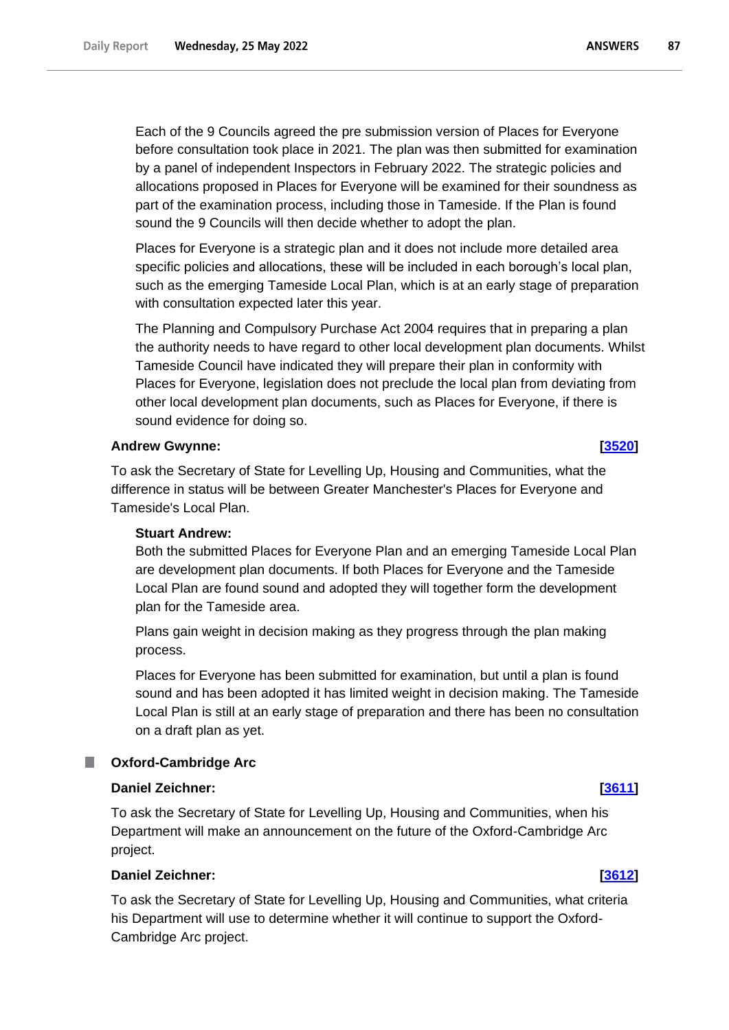Each of the 9 Councils agreed the pre submission version of Places for Everyone before consultation took place in 2021. The plan was then submitted for examination by a panel of independent Inspectors in February 2022. The strategic policies and allocations proposed in Places for Everyone will be examined for their soundness as part of the examination process, including those in Tameside. If the Plan is found sound the 9 Councils will then decide whether to adopt the plan.

Places for Everyone is a strategic plan and it does not include more detailed area specific policies and allocations, these will be included in each borough's local plan, such as the emerging Tameside Local Plan, which is at an early stage of preparation with consultation expected later this year.

The Planning and Compulsory Purchase Act 2004 requires that in preparing a plan the authority needs to have regard to other local development plan documents. Whilst Tameside Council have indicated they will prepare their plan in conformity with Places for Everyone, legislation does not preclude the local plan from deviating from other local development plan documents, such as Places for Everyone, if there is sound evidence for doing so.

**Andrew Gwynne:** **[3520]**

To ask the Secretary of State for Levelling Up, Housing and Communities, what the difference in status will be between Greater Manchester's Places for Everyone and Tameside's Local Plan.

**Stuart Andrew:**

Both the submitted Places for Everyone Plan and an emerging Tameside Local Plan are development plan documents. If both Places for Everyone and the Tameside Local Plan are found sound and adopted they will together form the development plan for the Tameside area.

Plans gain weight in decision making as they progress through the plan making process.

Places for Everyone has been submitted for examination, but until a plan is found sound and has been adopted it has limited weight in decision making. The Tameside Local Plan is still at an early stage of preparation and there has been no consultation on a draft plan as yet.

## Oxford-Cambridge Arc

**Daniel Zeichner:** **[3611]**

To ask the Secretary of State for Levelling Up, Housing and Communities, when his Department will make an announcement on the future of the Oxford-Cambridge Arc project.

**Daniel Zeichner:** **[3612]**

To ask the Secretary of State for Levelling Up, Housing and Communities, what criteria his Department will use to determine whether it will continue to support the Oxford-Cambridge Arc project.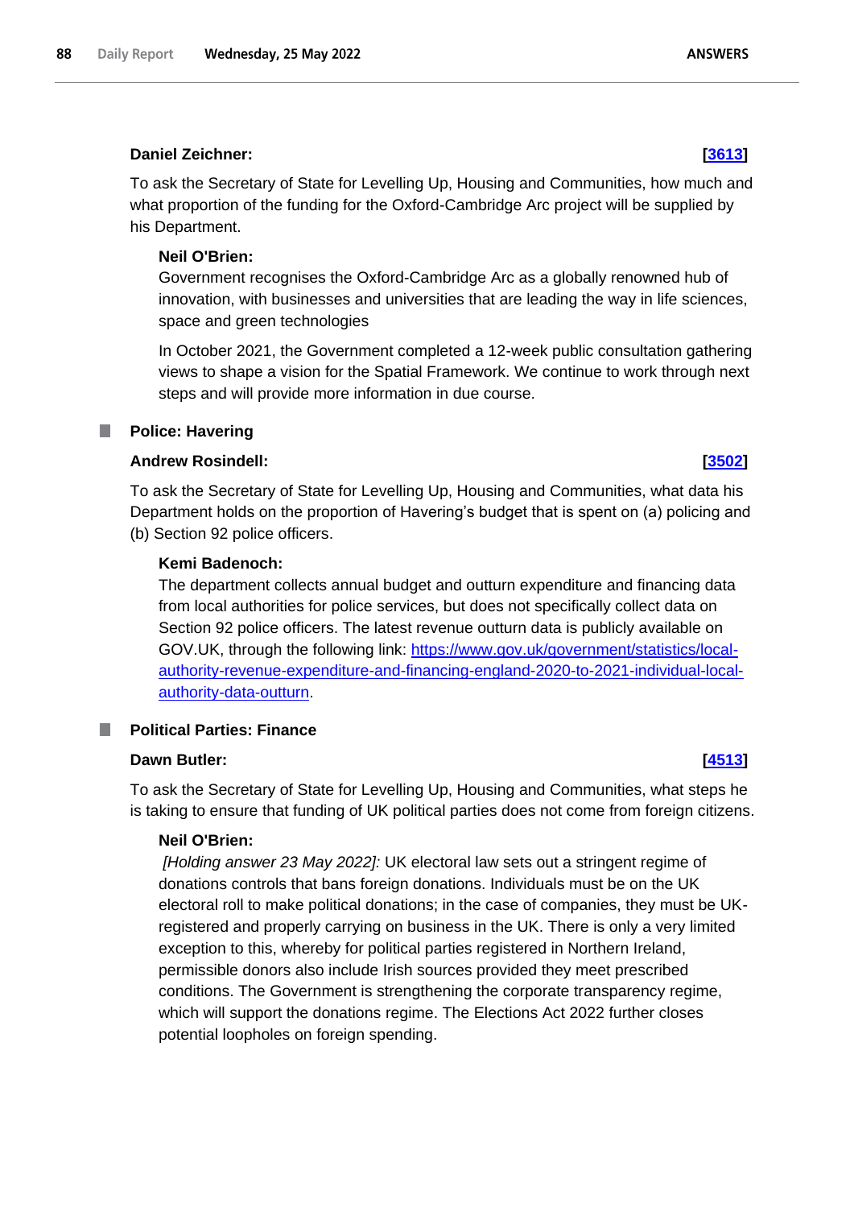**Daniel Zeichner:** **[3613]**

To ask the Secretary of State for Levelling Up, Housing and Communities, how much and what proportion of the funding for the Oxford-Cambridge Arc project will be supplied by his Department.

**Neil O'Brien:**

Government recognises the Oxford-Cambridge Arc as a globally renowned hub of innovation, with businesses and universities that are leading the way in life sciences, space and green technologies

In October 2021, the Government completed a 12-week public consultation gathering views to shape a vision for the Spatial Framework. We continue to work through next steps and will provide more information in due course.

## Police: Havering

**Andrew Rosindell:** **[3502]**

To ask the Secretary of State for Levelling Up, Housing and Communities, what data his Department holds on the proportion of Havering's budget that is spent on (a) policing and (b) Section 92 police officers.

**Kemi Badenoch:**

The department collects annual budget and outturn expenditure and financing data from local authorities for police services, but does not specifically collect data on Section 92 police officers. The latest revenue outturn data is publicly available on GOV.UK, through the following link: https://www.gov.uk/government/statistics/local-authority-revenue-expenditure-and-financing-england-2020-to-2021-individual-local-authority-data-outturn.

## Political Parties: Finance

**Dawn Butler:** **[4513]**

To ask the Secretary of State for Levelling Up, Housing and Communities, what steps he is taking to ensure that funding of UK political parties does not come from foreign citizens.

**Neil O'Brien:**

*[Holding answer 23 May 2022]:* UK electoral law sets out a stringent regime of donations controls that bans foreign donations. Individuals must be on the UK electoral roll to make political donations; in the case of companies, they must be UK-registered and properly carrying on business in the UK. There is only a very limited exception to this, whereby for political parties registered in Northern Ireland, permissible donors also include Irish sources provided they meet prescribed conditions. The Government is strengthening the corporate transparency regime, which will support the donations regime. The Elections Act 2022 further closes potential loopholes on foreign spending.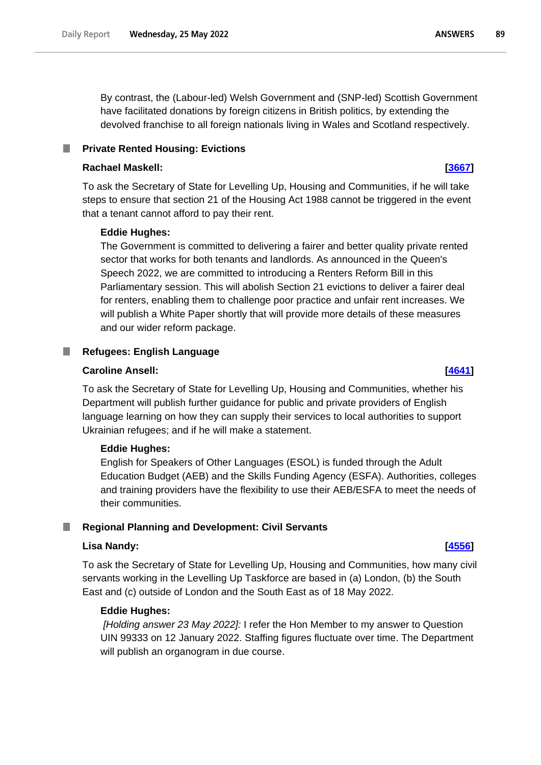By contrast, the (Labour-led) Welsh Government and (SNP-led) Scottish Government have facilitated donations by foreign citizens in British politics, by extending the devolved franchise to all foreign nationals living in Wales and Scotland respectively.

## Private Rented Housing: Evictions

**Rachael Maskell:** **[3667]**

To ask the Secretary of State for Levelling Up, Housing and Communities, if he will take steps to ensure that section 21 of the Housing Act 1988 cannot be triggered in the event that a tenant cannot afford to pay their rent.

**Eddie Hughes:**

The Government is committed to delivering a fairer and better quality private rented sector that works for both tenants and landlords. As announced in the Queen's Speech 2022, we are committed to introducing a Renters Reform Bill in this Parliamentary session. This will abolish Section 21 evictions to deliver a fairer deal for renters, enabling them to challenge poor practice and unfair rent increases. We will publish a White Paper shortly that will provide more details of these measures and our wider reform package.

## Refugees: English Language

**Caroline Ansell:** **[4641]**

To ask the Secretary of State for Levelling Up, Housing and Communities, whether his Department will publish further guidance for public and private providers of English language learning on how they can supply their services to local authorities to support Ukrainian refugees; and if he will make a statement.

**Eddie Hughes:**

English for Speakers of Other Languages (ESOL) is funded through the Adult Education Budget (AEB) and the Skills Funding Agency (ESFA). Authorities, colleges and training providers have the flexibility to use their AEB/ESFA to meet the needs of their communities.

## Regional Planning and Development: Civil Servants

**Lisa Nandy:** **[4556]**

To ask the Secretary of State for Levelling Up, Housing and Communities, how many civil servants working in the Levelling Up Taskforce are based in (a) London, (b) the South East and (c) outside of London and the South East as of 18 May 2022.

**Eddie Hughes:**

*[Holding answer 23 May 2022]:* I refer the Hon Member to my answer to Question UIN 99333 on 12 January 2022. Staffing figures fluctuate over time. The Department will publish an organogram in due course.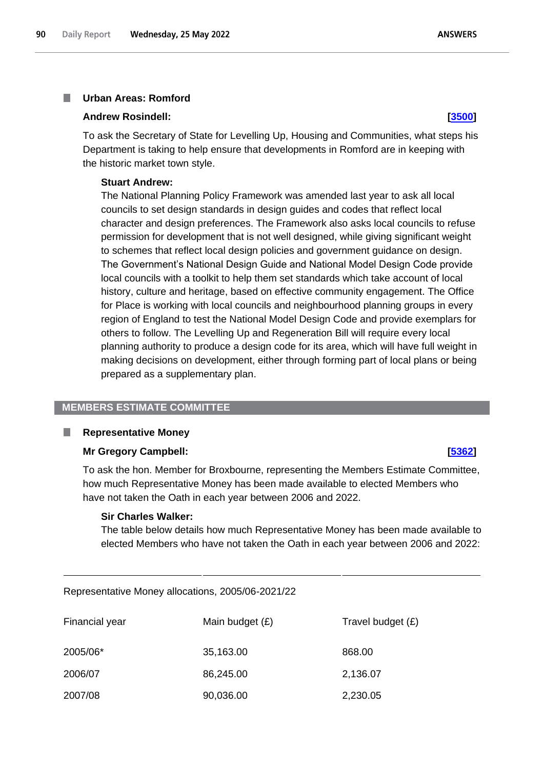### Urban Areas: Romford

**Andrew Rosindell:** **[3500]**

To ask the Secretary of State for Levelling Up, Housing and Communities, what steps his Department is taking to help ensure that developments in Romford are in keeping with the historic market town style.

**Stuart Andrew:**

The National Planning Policy Framework was amended last year to ask all local councils to set design standards in design guides and codes that reflect local character and design preferences. The Framework also asks local councils to refuse permission for development that is not well designed, while giving significant weight to schemes that reflect local design policies and government guidance on design. The Government's National Design Guide and National Model Design Code provide local councils with a toolkit to help them set standards which take account of local history, culture and heritage, based on effective community engagement. The Office for Place is working with local councils and neighbourhood planning groups in every region of England to test the National Model Design Code and provide exemplars for others to follow. The Levelling Up and Regeneration Bill will require every local planning authority to produce a design code for its area, which will have full weight in making decisions on development, either through forming part of local plans or being prepared as a supplementary plan.

## MEMBERS ESTIMATE COMMITTEE

### Representative Money

**Mr Gregory Campbell:** **[5362]**

To ask the hon. Member for Broxbourne, representing the Members Estimate Committee, how much Representative Money has been made available to elected Members who have not taken the Oath in each year between 2006 and 2022.

**Sir Charles Walker:**

The table below details how much Representative Money has been made available to elected Members who have not taken the Oath in each year between 2006 and 2022:

Representative Money allocations, 2005/06-2021/22

| Financial year | Main budget (£) | Travel budget (£) |
|---|---|---|
| 2005/06* | 35,163.00 | 868.00 |
| 2006/07 | 86,245.00 | 2,136.07 |
| 2007/08 | 90,036.00 | 2,230.05 |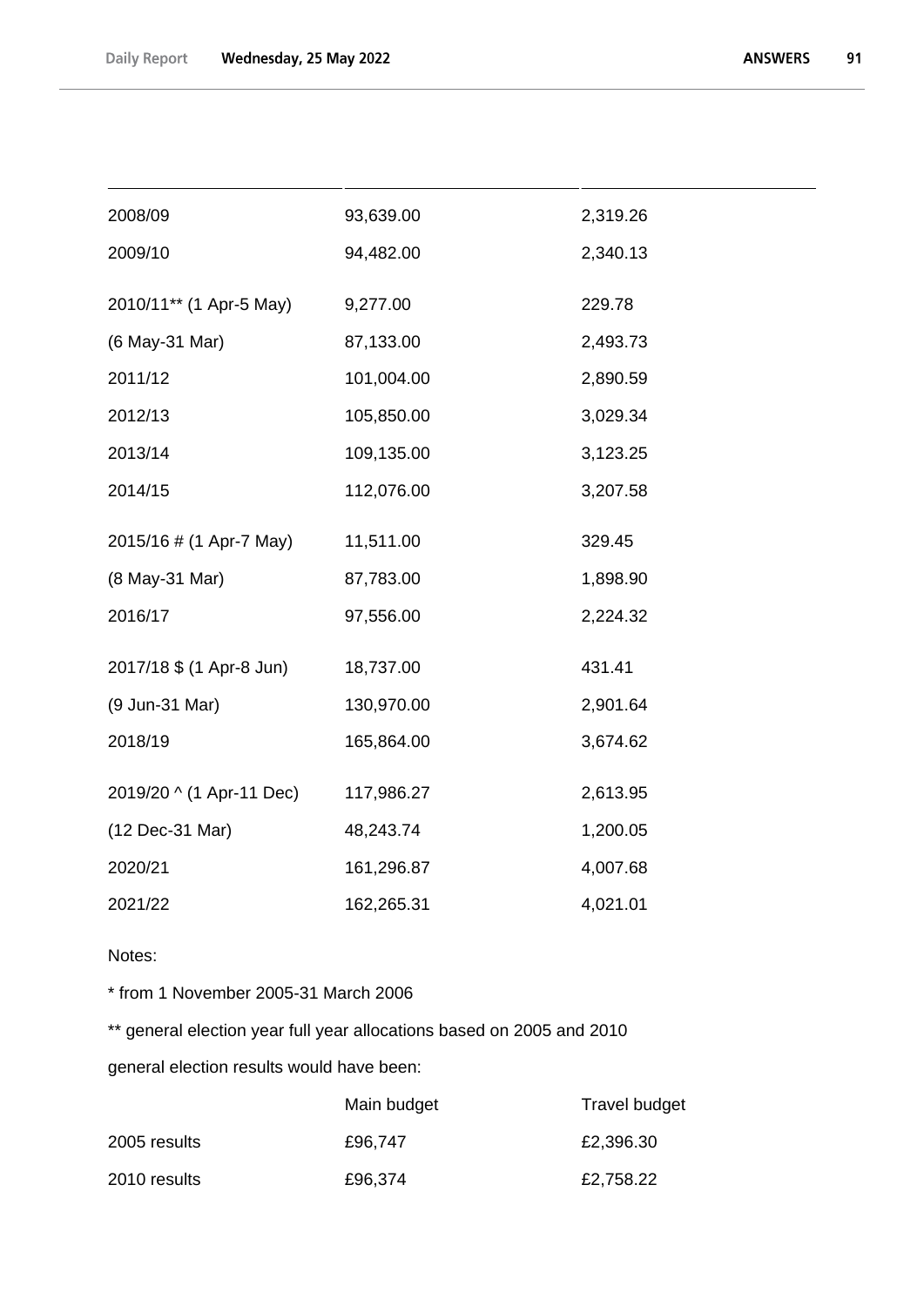| | | |
|---|---|---|
| 2008/09 | 93,639.00 | 2,319.26 |
| 2009/10 | 94,482.00 | 2,340.13 |
| 2010/11** (1 Apr-5 May) | 9,277.00 | 229.78 |
| (6 May-31 Mar) | 87,133.00 | 2,493.73 |
| 2011/12 | 101,004.00 | 2,890.59 |
| 2012/13 | 105,850.00 | 3,029.34 |
| 2013/14 | 109,135.00 | 3,123.25 |
| 2014/15 | 112,076.00 | 3,207.58 |
| 2015/16 # (1 Apr-7 May) | 11,511.00 | 329.45 |
| (8 May-31 Mar) | 87,783.00 | 1,898.90 |
| 2016/17 | 97,556.00 | 2,224.32 |
| 2017/18 $ (1 Apr-8 Jun) | 18,737.00 | 431.41 |
| (9 Jun-31 Mar) | 130,970.00 | 2,901.64 |
| 2018/19 | 165,864.00 | 3,674.62 |
| 2019/20 ^ (1 Apr-11 Dec) | 117,986.27 | 2,613.95 |
| (12 Dec-31 Mar) | 48,243.74 | 1,200.05 |
| 2020/21 | 161,296.87 | 4,007.68 |
| 2021/22 | 162,265.31 | 4,021.01 |

Notes:

* from 1 November 2005-31 March 2006

** general election year full year allocations based on 2005 and 2010 general election results would have been:

| | Main budget | Travel budget |
|---|---|---|
| 2005 results | £96,747 | £2,396.30 |
| 2010 results | £96,374 | £2,758.22 |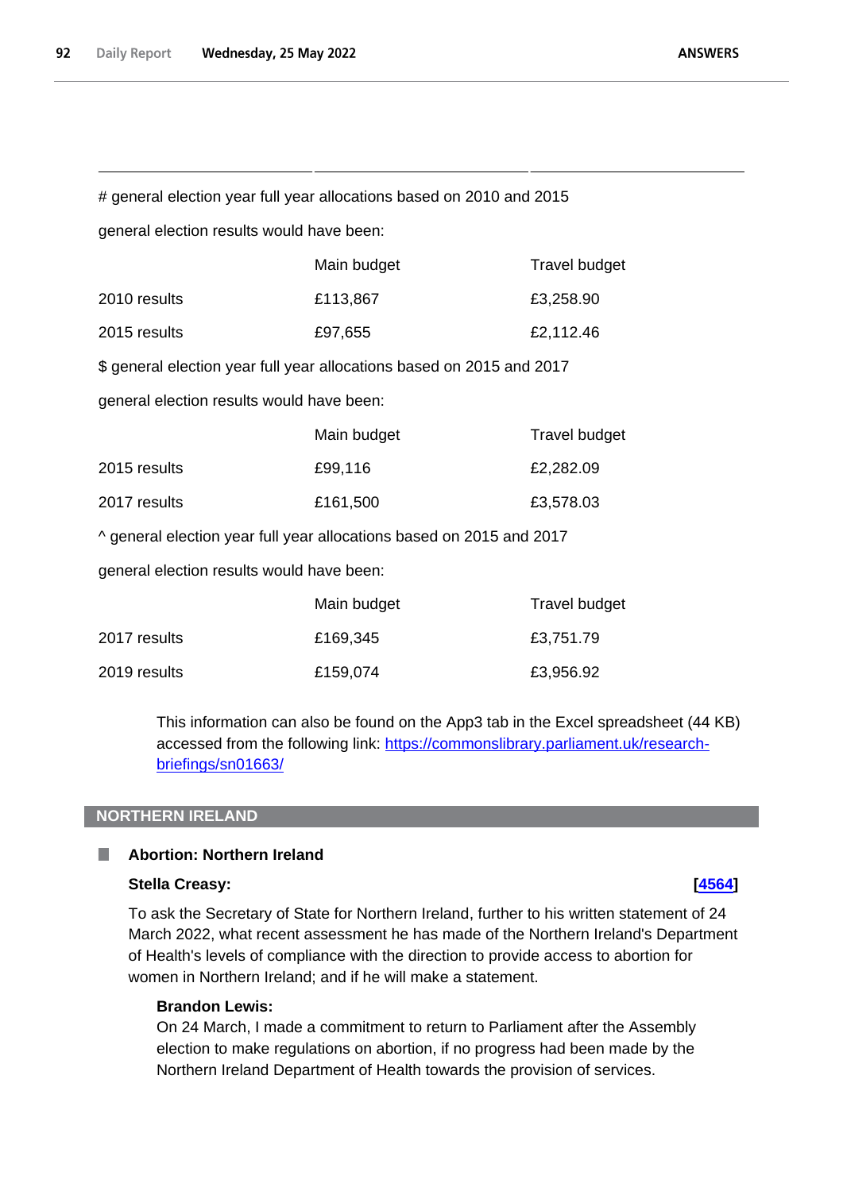# general election year full year allocations based on 2010 and 2015

general election results would have been:

| | Main budget | Travel budget |
|---|---|---|
| 2010 results | £113,867 | £3,258.90 |
| 2015 results | £97,655 | £2,112.46 |

$ general election year full year allocations based on 2015 and 2017

general election results would have been:

| | Main budget | Travel budget |
|---|---|---|
| 2015 results | £99,116 | £2,282.09 |
| 2017 results | £161,500 | £3,578.03 |

^ general election year full year allocations based on 2015 and 2017

general election results would have been:

| | Main budget | Travel budget |
|---|---|---|
| 2017 results | £169,345 | £3,751.79 |
| 2019 results | £159,074 | £3,956.92 |

This information can also be found on the App3 tab in the Excel spreadsheet (44 KB) accessed from the following link: https://commonslibrary.parliament.uk/research-briefings/sn01663/

## NORTHERN IRELAND

### Abortion: Northern Ireland

**Stella Creasy:** [4564]

To ask the Secretary of State for Northern Ireland, further to his written statement of 24 March 2022, what recent assessment he has made of the Northern Ireland's Department of Health's levels of compliance with the direction to provide access to abortion for women in Northern Ireland; and if he will make a statement.

**Brandon Lewis:**

On 24 March, I made a commitment to return to Parliament after the Assembly election to make regulations on abortion, if no progress had been made by the Northern Ireland Department of Health towards the provision of services.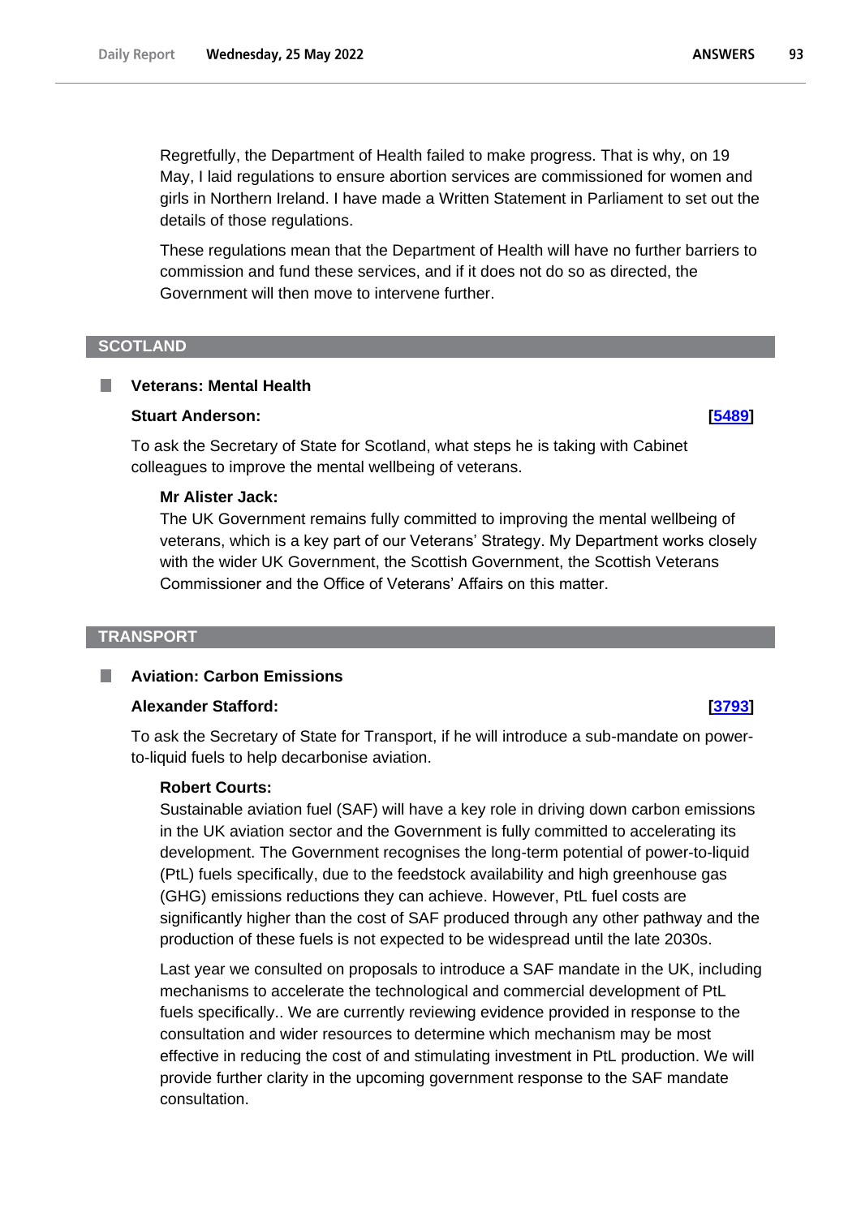Regretfully, the Department of Health failed to make progress. That is why, on 19 May, I laid regulations to ensure abortion services are commissioned for women and girls in Northern Ireland. I have made a Written Statement in Parliament to set out the details of those regulations.

These regulations mean that the Department of Health will have no further barriers to commission and fund these services, and if it does not do so as directed, the Government will then move to intervene further.

## SCOTLAND

### Veterans: Mental Health

**Stuart Anderson:** **[5489]**

To ask the Secretary of State for Scotland, what steps he is taking with Cabinet colleagues to improve the mental wellbeing of veterans.

**Mr Alister Jack:**

The UK Government remains fully committed to improving the mental wellbeing of veterans, which is a key part of our Veterans' Strategy. My Department works closely with the wider UK Government, the Scottish Government, the Scottish Veterans Commissioner and the Office of Veterans' Affairs on this matter.

## TRANSPORT

### Aviation: Carbon Emissions

**Alexander Stafford:** **[3793]**

To ask the Secretary of State for Transport, if he will introduce a sub-mandate on power-to-liquid fuels to help decarbonise aviation.

**Robert Courts:**

Sustainable aviation fuel (SAF) will have a key role in driving down carbon emissions in the UK aviation sector and the Government is fully committed to accelerating its development. The Government recognises the long-term potential of power-to-liquid (PtL) fuels specifically, due to the feedstock availability and high greenhouse gas (GHG) emissions reductions they can achieve. However, PtL fuel costs are significantly higher than the cost of SAF produced through any other pathway and the production of these fuels is not expected to be widespread until the late 2030s.

Last year we consulted on proposals to introduce a SAF mandate in the UK, including mechanisms to accelerate the technological and commercial development of PtL fuels specifically.. We are currently reviewing evidence provided in response to the consultation and wider resources to determine which mechanism may be most effective in reducing the cost of and stimulating investment in PtL production. We will provide further clarity in the upcoming government response to the SAF mandate consultation.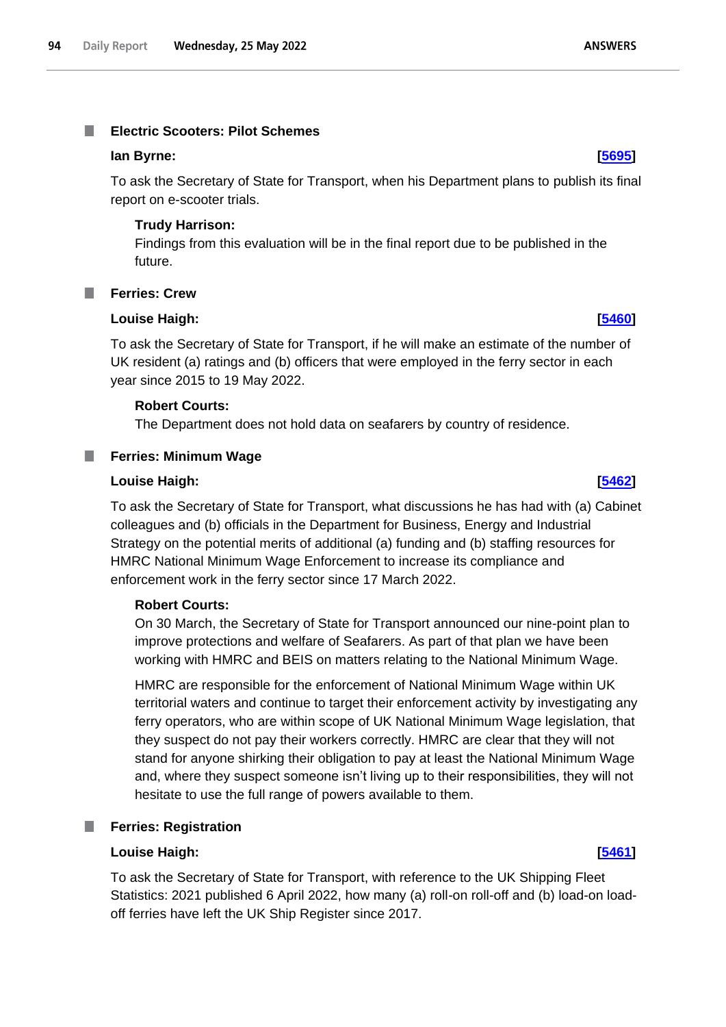### Electric Scooters: Pilot Schemes

**Ian Byrne:** **[5695]**

To ask the Secretary of State for Transport, when his Department plans to publish its final report on e-scooter trials.

**Trudy Harrison:**

Findings from this evaluation will be in the final report due to be published in the future.

### Ferries: Crew

**Louise Haigh:** **[5460]**

To ask the Secretary of State for Transport, if he will make an estimate of the number of UK resident (a) ratings and (b) officers that were employed in the ferry sector in each year since 2015 to 19 May 2022.

**Robert Courts:**

The Department does not hold data on seafarers by country of residence.

### Ferries: Minimum Wage

**Louise Haigh:** **[5462]**

To ask the Secretary of State for Transport, what discussions he has had with (a) Cabinet colleagues and (b) officials in the Department for Business, Energy and Industrial Strategy on the potential merits of additional (a) funding and (b) staffing resources for HMRC National Minimum Wage Enforcement to increase its compliance and enforcement work in the ferry sector since 17 March 2022.

**Robert Courts:**

On 30 March, the Secretary of State for Transport announced our nine-point plan to improve protections and welfare of Seafarers. As part of that plan we have been working with HMRC and BEIS on matters relating to the National Minimum Wage.

HMRC are responsible for the enforcement of National Minimum Wage within UK territorial waters and continue to target their enforcement activity by investigating any ferry operators, who are within scope of UK National Minimum Wage legislation, that they suspect do not pay their workers correctly. HMRC are clear that they will not stand for anyone shirking their obligation to pay at least the National Minimum Wage and, where they suspect someone isn't living up to their responsibilities, they will not hesitate to use the full range of powers available to them.

### Ferries: Registration

**Louise Haigh:** **[5461]**

To ask the Secretary of State for Transport, with reference to the UK Shipping Fleet Statistics: 2021 published 6 April 2022, how many (a) roll-on roll-off and (b) load-on load-off ferries have left the UK Ship Register since 2017.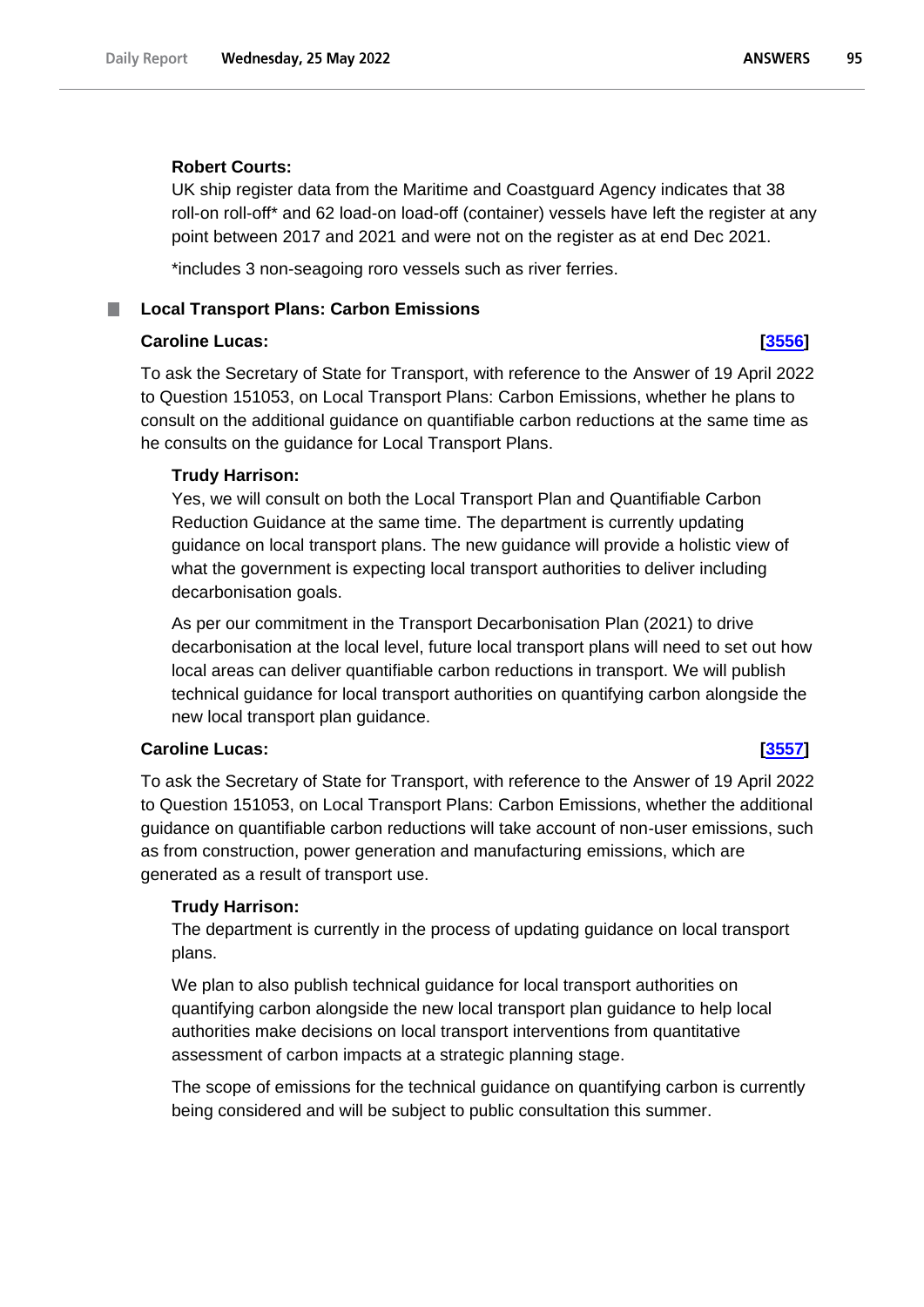**Robert Courts:**

UK ship register data from the Maritime and Coastguard Agency indicates that 38 roll-on roll-off* and 62 load-on load-off (container) vessels have left the register at any point between 2017 and 2021 and were not on the register as at end Dec 2021.

*includes 3 non-seagoing roro vessels such as river ferries.

## Local Transport Plans: Carbon Emissions

**Caroline Lucas:** **[3556]**

To ask the Secretary of State for Transport, with reference to the Answer of 19 April 2022 to Question 151053, on Local Transport Plans: Carbon Emissions, whether he plans to consult on the additional guidance on quantifiable carbon reductions at the same time as he consults on the guidance for Local Transport Plans.

**Trudy Harrison:**

Yes, we will consult on both the Local Transport Plan and Quantifiable Carbon Reduction Guidance at the same time. The department is currently updating guidance on local transport plans. The new guidance will provide a holistic view of what the government is expecting local transport authorities to deliver including decarbonisation goals.

As per our commitment in the Transport Decarbonisation Plan (2021) to drive decarbonisation at the local level, future local transport plans will need to set out how local areas can deliver quantifiable carbon reductions in transport. We will publish technical guidance for local transport authorities on quantifying carbon alongside the new local transport plan guidance.

**Caroline Lucas:** **[3557]**

To ask the Secretary of State for Transport, with reference to the Answer of 19 April 2022 to Question 151053, on Local Transport Plans: Carbon Emissions, whether the additional guidance on quantifiable carbon reductions will take account of non-user emissions, such as from construction, power generation and manufacturing emissions, which are generated as a result of transport use.

**Trudy Harrison:**

The department is currently in the process of updating guidance on local transport plans.

We plan to also publish technical guidance for local transport authorities on quantifying carbon alongside the new local transport plan guidance to help local authorities make decisions on local transport interventions from quantitative assessment of carbon impacts at a strategic planning stage.

The scope of emissions for the technical guidance on quantifying carbon is currently being considered and will be subject to public consultation this summer.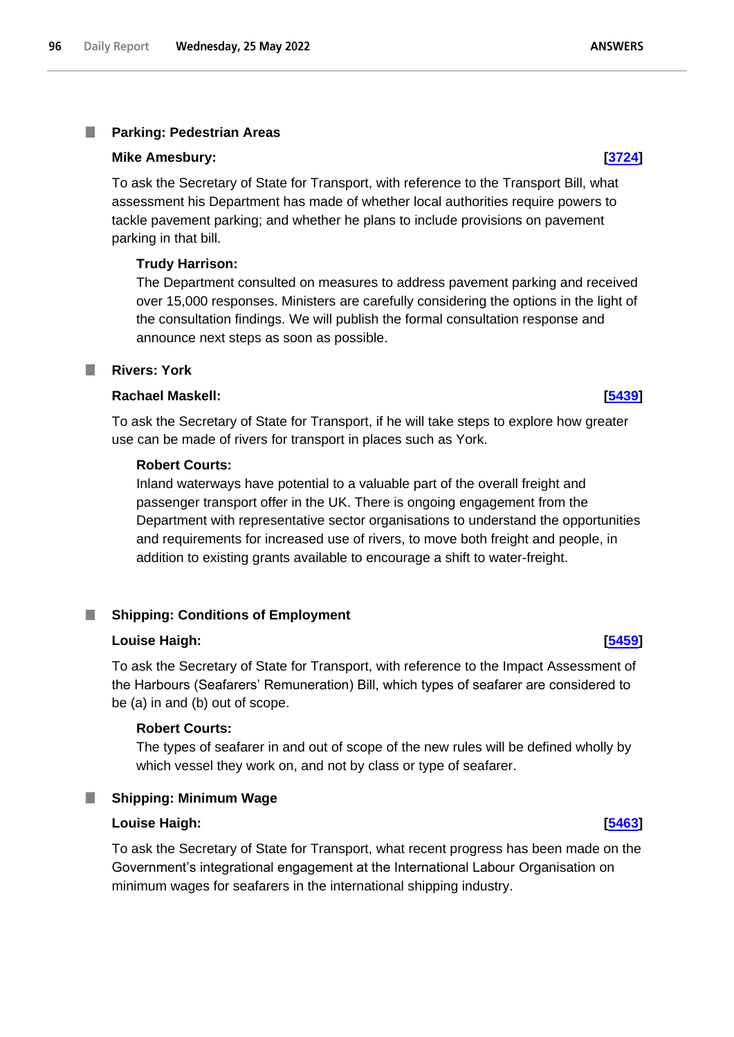### Parking: Pedestrian Areas

**Mike Amesbury:** **[3724]**

To ask the Secretary of State for Transport, with reference to the Transport Bill, what assessment his Department has made of whether local authorities require powers to tackle pavement parking; and whether he plans to include provisions on pavement parking in that bill.

**Trudy Harrison:**

The Department consulted on measures to address pavement parking and received over 15,000 responses. Ministers are carefully considering the options in the light of the consultation findings. We will publish the formal consultation response and announce next steps as soon as possible.

### Rivers: York

**Rachael Maskell:** **[5439]**

To ask the Secretary of State for Transport, if he will take steps to explore how greater use can be made of rivers for transport in places such as York.

**Robert Courts:**

Inland waterways have potential to a valuable part of the overall freight and passenger transport offer in the UK. There is ongoing engagement from the Department with representative sector organisations to understand the opportunities and requirements for increased use of rivers, to move both freight and people, in addition to existing grants available to encourage a shift to water-freight.

### Shipping: Conditions of Employment

**Louise Haigh:** **[5459]**

To ask the Secretary of State for Transport, with reference to the Impact Assessment of the Harbours (Seafarers' Remuneration) Bill, which types of seafarer are considered to be (a) in and (b) out of scope.

**Robert Courts:**

The types of seafarer in and out of scope of the new rules will be defined wholly by which vessel they work on, and not by class or type of seafarer.

### Shipping: Minimum Wage

**Louise Haigh:** **[5463]**

To ask the Secretary of State for Transport, what recent progress has been made on the Government's integrational engagement at the International Labour Organisation on minimum wages for seafarers in the international shipping industry.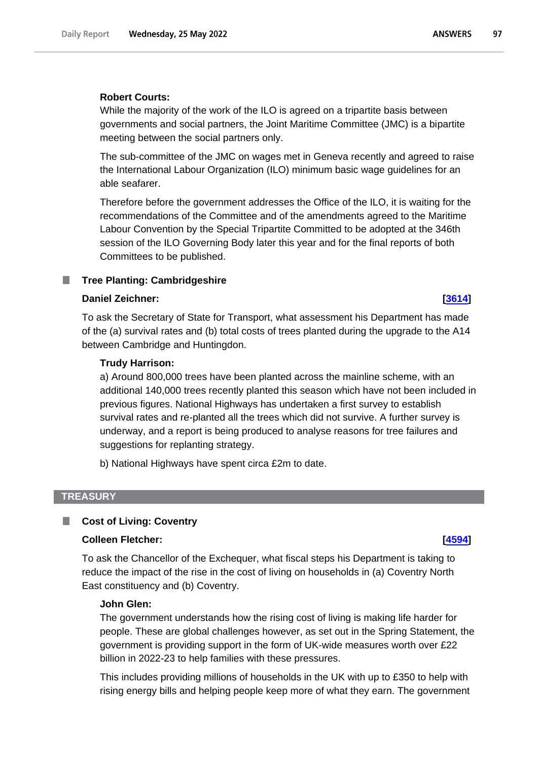**Robert Courts:**

While the majority of the work of the ILO is agreed on a tripartite basis between governments and social partners, the Joint Maritime Committee (JMC) is a bipartite meeting between the social partners only.

The sub-committee of the JMC on wages met in Geneva recently and agreed to raise the International Labour Organization (ILO) minimum basic wage guidelines for an able seafarer.

Therefore before the government addresses the Office of the ILO, it is waiting for the recommendations of the Committee and of the amendments agreed to the Maritime Labour Convention by the Special Tripartite Committed to be adopted at the 346th session of the ILO Governing Body later this year and for the final reports of both Committees to be published.

### Tree Planting: Cambridgeshire

**Daniel Zeichner:** **[3614]**

To ask the Secretary of State for Transport, what assessment his Department has made of the (a) survival rates and (b) total costs of trees planted during the upgrade to the A14 between Cambridge and Huntingdon.

**Trudy Harrison:**

a) Around 800,000 trees have been planted across the mainline scheme, with an additional 140,000 trees recently planted this season which have not been included in previous figures. National Highways has undertaken a first survey to establish survival rates and re-planted all the trees which did not survive. A further survey is underway, and a report is being produced to analyse reasons for tree failures and suggestions for replanting strategy.

b) National Highways have spent circa £2m to date.

## TREASURY

### Cost of Living: Coventry

**Colleen Fletcher:** **[4594]**

To ask the Chancellor of the Exchequer, what fiscal steps his Department is taking to reduce the impact of the rise in the cost of living on households in (a) Coventry North East constituency and (b) Coventry.

**John Glen:**

The government understands how the rising cost of living is making life harder for people. These are global challenges however, as set out in the Spring Statement, the government is providing support in the form of UK-wide measures worth over £22 billion in 2022-23 to help families with these pressures.

This includes providing millions of households in the UK with up to £350 to help with rising energy bills and helping people keep more of what they earn. The government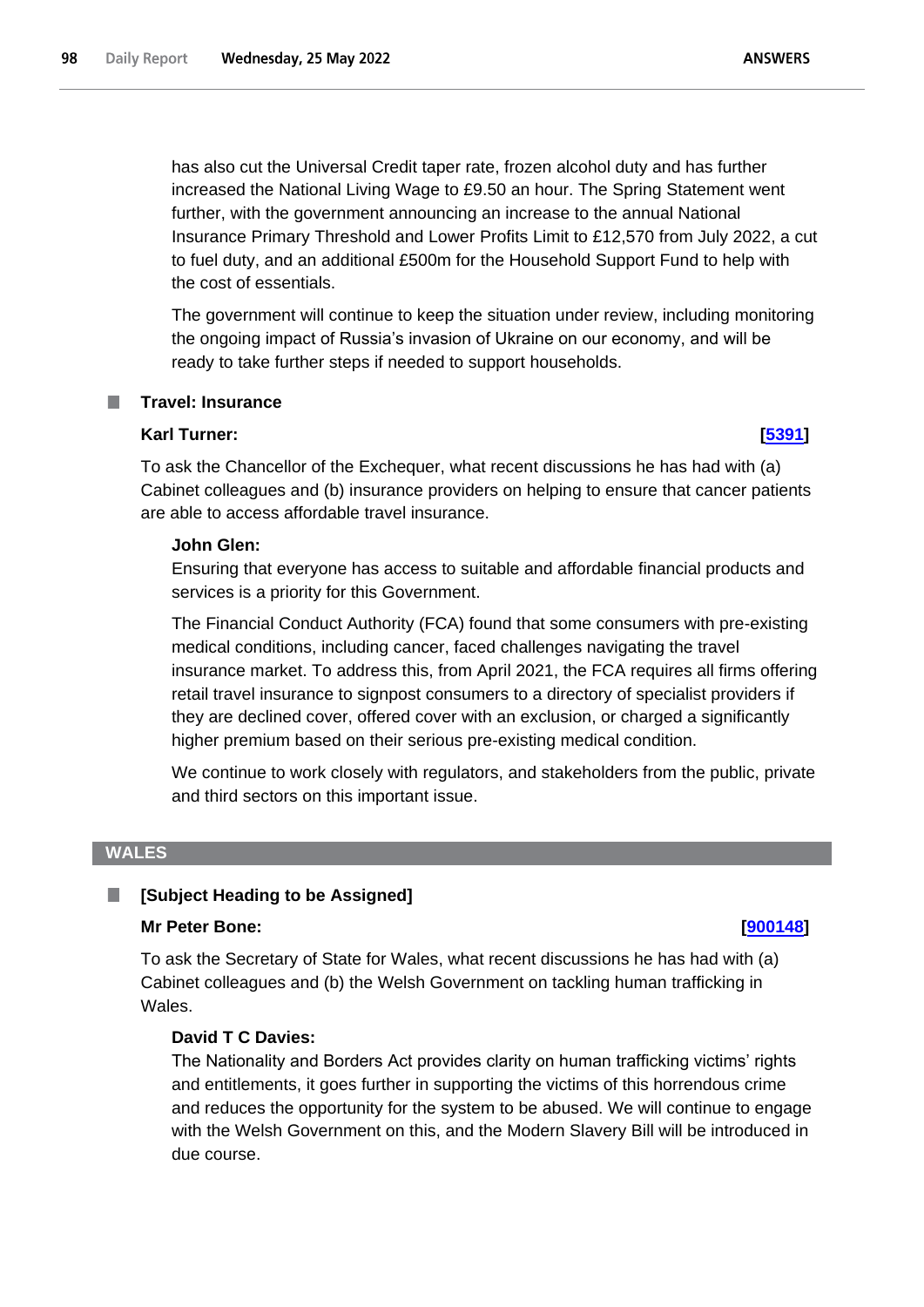has also cut the Universal Credit taper rate, frozen alcohol duty and has further increased the National Living Wage to £9.50 an hour. The Spring Statement went further, with the government announcing an increase to the annual National Insurance Primary Threshold and Lower Profits Limit to £12,570 from July 2022, a cut to fuel duty, and an additional £500m for the Household Support Fund to help with the cost of essentials.

The government will continue to keep the situation under review, including monitoring the ongoing impact of Russia's invasion of Ukraine on our economy, and will be ready to take further steps if needed to support households.

### Travel: Insurance

**Karl Turner:** **[5391]**

To ask the Chancellor of the Exchequer, what recent discussions he has had with (a) Cabinet colleagues and (b) insurance providers on helping to ensure that cancer patients are able to access affordable travel insurance.

**John Glen:**

Ensuring that everyone has access to suitable and affordable financial products and services is a priority for this Government.

The Financial Conduct Authority (FCA) found that some consumers with pre-existing medical conditions, including cancer, faced challenges navigating the travel insurance market. To address this, from April 2021, the FCA requires all firms offering retail travel insurance to signpost consumers to a directory of specialist providers if they are declined cover, offered cover with an exclusion, or charged a significantly higher premium based on their serious pre-existing medical condition.

We continue to work closely with regulators, and stakeholders from the public, private and third sectors on this important issue.

## WALES

### [Subject Heading to be Assigned]

**Mr Peter Bone:** **[900148]**

To ask the Secretary of State for Wales, what recent discussions he has had with (a) Cabinet colleagues and (b) the Welsh Government on tackling human trafficking in Wales.

**David T C Davies:**

The Nationality and Borders Act provides clarity on human trafficking victims' rights and entitlements, it goes further in supporting the victims of this horrendous crime and reduces the opportunity for the system to be abused. We will continue to engage with the Welsh Government on this, and the Modern Slavery Bill will be introduced in due course.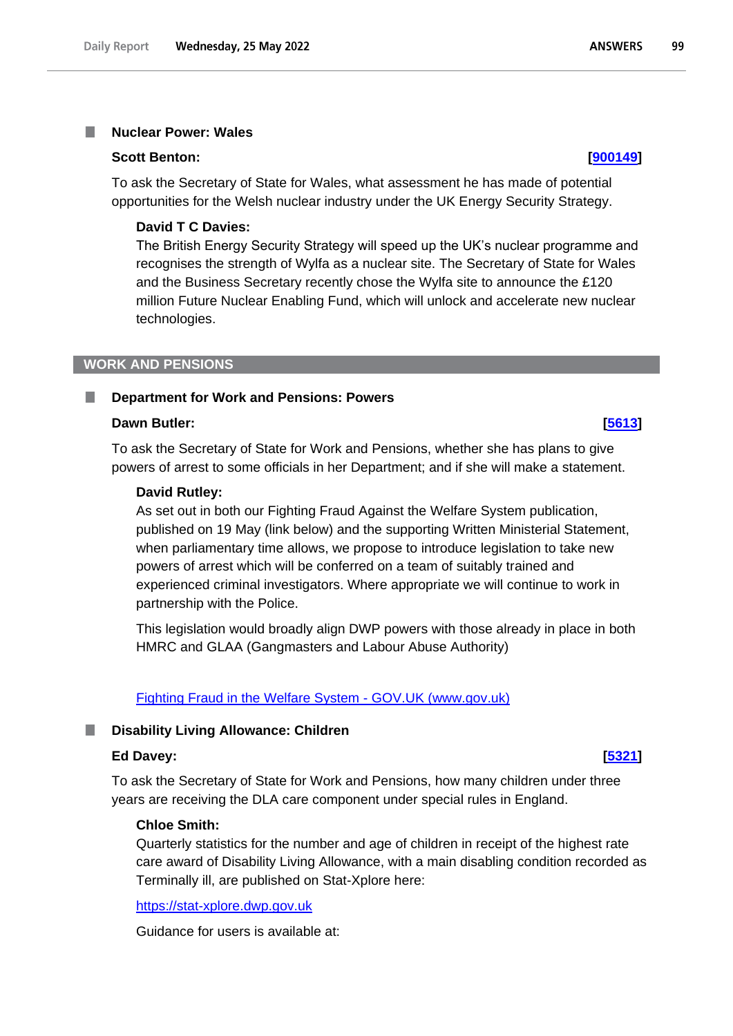### Nuclear Power: Wales

**Scott Benton:** **[900149]**

To ask the Secretary of State for Wales, what assessment he has made of potential opportunities for the Welsh nuclear industry under the UK Energy Security Strategy.

**David T C Davies:**

The British Energy Security Strategy will speed up the UK's nuclear programme and recognises the strength of Wylfa as a nuclear site. The Secretary of State for Wales and the Business Secretary recently chose the Wylfa site to announce the £120 million Future Nuclear Enabling Fund, which will unlock and accelerate new nuclear technologies.

## WORK AND PENSIONS

### Department for Work and Pensions: Powers

**Dawn Butler:** **[5613]**

To ask the Secretary of State for Work and Pensions, whether she has plans to give powers of arrest to some officials in her Department; and if she will make a statement.

**David Rutley:**

As set out in both our Fighting Fraud Against the Welfare System publication, published on 19 May (link below) and the supporting Written Ministerial Statement, when parliamentary time allows, we propose to introduce legislation to take new powers of arrest which will be conferred on a team of suitably trained and experienced criminal investigators. Where appropriate we will continue to work in partnership with the Police.

This legislation would broadly align DWP powers with those already in place in both HMRC and GLAA (Gangmasters and Labour Abuse Authority)

Fighting Fraud in the Welfare System - GOV.UK (www.gov.uk)

### Disability Living Allowance: Children

**Ed Davey:** **[5321]**

To ask the Secretary of State for Work and Pensions, how many children under three years are receiving the DLA care component under special rules in England.

**Chloe Smith:**

Quarterly statistics for the number and age of children in receipt of the highest rate care award of Disability Living Allowance, with a main disabling condition recorded as Terminally ill, are published on Stat-Xplore here:

https://stat-xplore.dwp.gov.uk

Guidance for users is available at: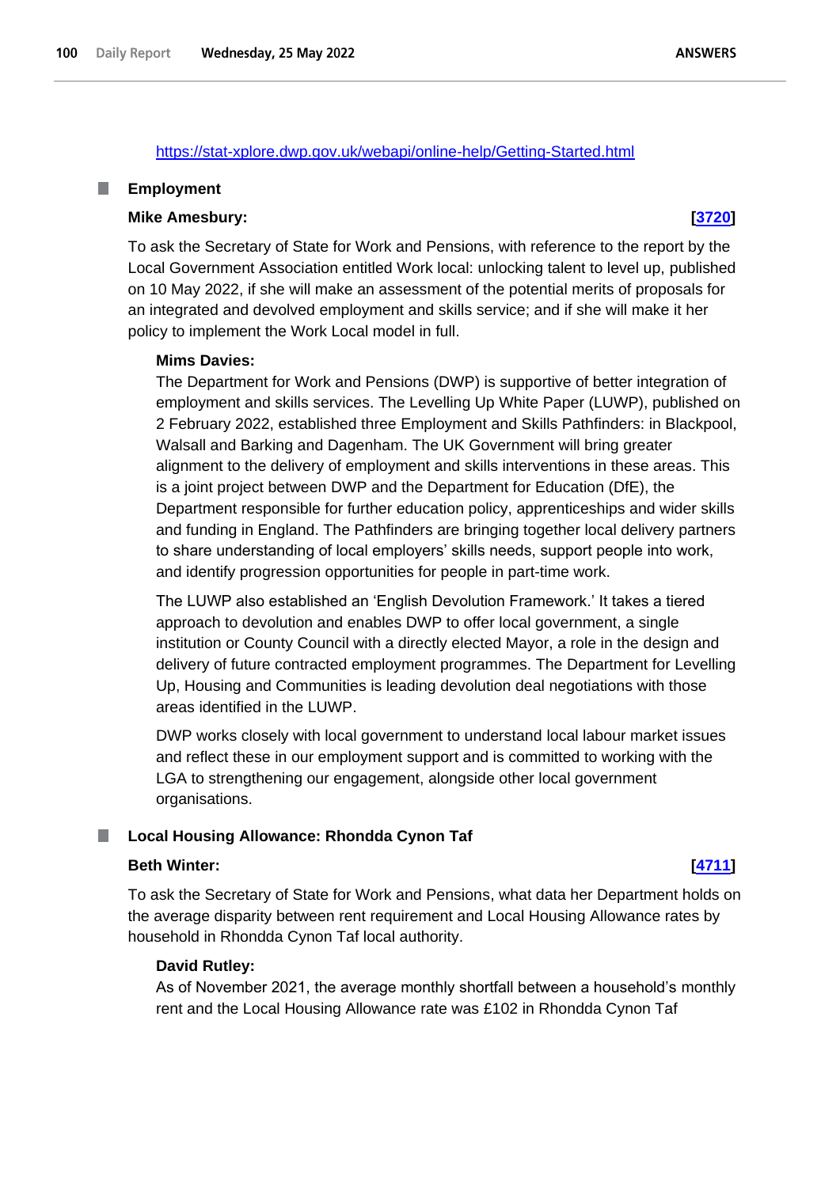https://stat-xplore.dwp.gov.uk/webapi/online-help/Getting-Started.html

## Employment

**Mike Amesbury:** **[3720]**

To ask the Secretary of State for Work and Pensions, with reference to the report by the Local Government Association entitled Work local: unlocking talent to level up, published on 10 May 2022, if she will make an assessment of the potential merits of proposals for an integrated and devolved employment and skills service; and if she will make it her policy to implement the Work Local model in full.

**Mims Davies:**

The Department for Work and Pensions (DWP) is supportive of better integration of employment and skills services. The Levelling Up White Paper (LUWP), published on 2 February 2022, established three Employment and Skills Pathfinders: in Blackpool, Walsall and Barking and Dagenham. The UK Government will bring greater alignment to the delivery of employment and skills interventions in these areas. This is a joint project between DWP and the Department for Education (DfE), the Department responsible for further education policy, apprenticeships and wider skills and funding in England. The Pathfinders are bringing together local delivery partners to share understanding of local employers' skills needs, support people into work, and identify progression opportunities for people in part-time work.

The LUWP also established an 'English Devolution Framework.' It takes a tiered approach to devolution and enables DWP to offer local government, a single institution or County Council with a directly elected Mayor, a role in the design and delivery of future contracted employment programmes. The Department for Levelling Up, Housing and Communities is leading devolution deal negotiations with those areas identified in the LUWP.

DWP works closely with local government to understand local labour market issues and reflect these in our employment support and is committed to working with the LGA to strengthening our engagement, alongside other local government organisations.

## Local Housing Allowance: Rhondda Cynon Taf

**Beth Winter:** **[4711]**

To ask the Secretary of State for Work and Pensions, what data her Department holds on the average disparity between rent requirement and Local Housing Allowance rates by household in Rhondda Cynon Taf local authority.

**David Rutley:**

As of November 2021, the average monthly shortfall between a household's monthly rent and the Local Housing Allowance rate was £102 in Rhondda Cynon Taf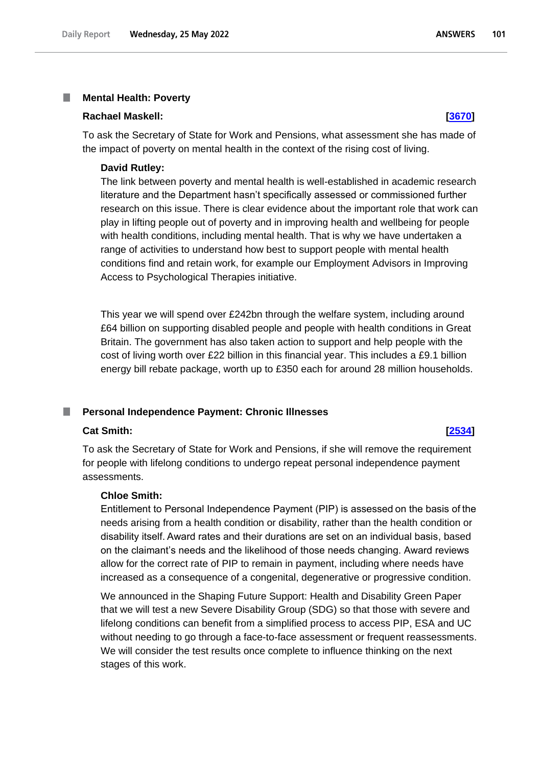### Mental Health: Poverty

**Rachael Maskell:** **[3670]**

To ask the Secretary of State for Work and Pensions, what assessment she has made of the impact of poverty on mental health in the context of the rising cost of living.

**David Rutley:**

The link between poverty and mental health is well-established in academic research literature and the Department hasn't specifically assessed or commissioned further research on this issue. There is clear evidence about the important role that work can play in lifting people out of poverty and in improving health and wellbeing for people with health conditions, including mental health. That is why we have undertaken a range of activities to understand how best to support people with mental health conditions find and retain work, for example our Employment Advisors in Improving Access to Psychological Therapies initiative.

This year we will spend over £242bn through the welfare system, including around £64 billion on supporting disabled people and people with health conditions in Great Britain. The government has also taken action to support and help people with the cost of living worth over £22 billion in this financial year. This includes a £9.1 billion energy bill rebate package, worth up to £350 each for around 28 million households.

### Personal Independence Payment: Chronic Illnesses

**Cat Smith:** **[2534]**

To ask the Secretary of State for Work and Pensions, if she will remove the requirement for people with lifelong conditions to undergo repeat personal independence payment assessments.

**Chloe Smith:**

Entitlement to Personal Independence Payment (PIP) is assessed on the basis of the needs arising from a health condition or disability, rather than the health condition or disability itself. Award rates and their durations are set on an individual basis, based on the claimant's needs and the likelihood of those needs changing. Award reviews allow for the correct rate of PIP to remain in payment, including where needs have increased as a consequence of a congenital, degenerative or progressive condition.

We announced in the Shaping Future Support: Health and Disability Green Paper that we will test a new Severe Disability Group (SDG) so that those with severe and lifelong conditions can benefit from a simplified process to access PIP, ESA and UC without needing to go through a face-to-face assessment or frequent reassessments. We will consider the test results once complete to influence thinking on the next stages of this work.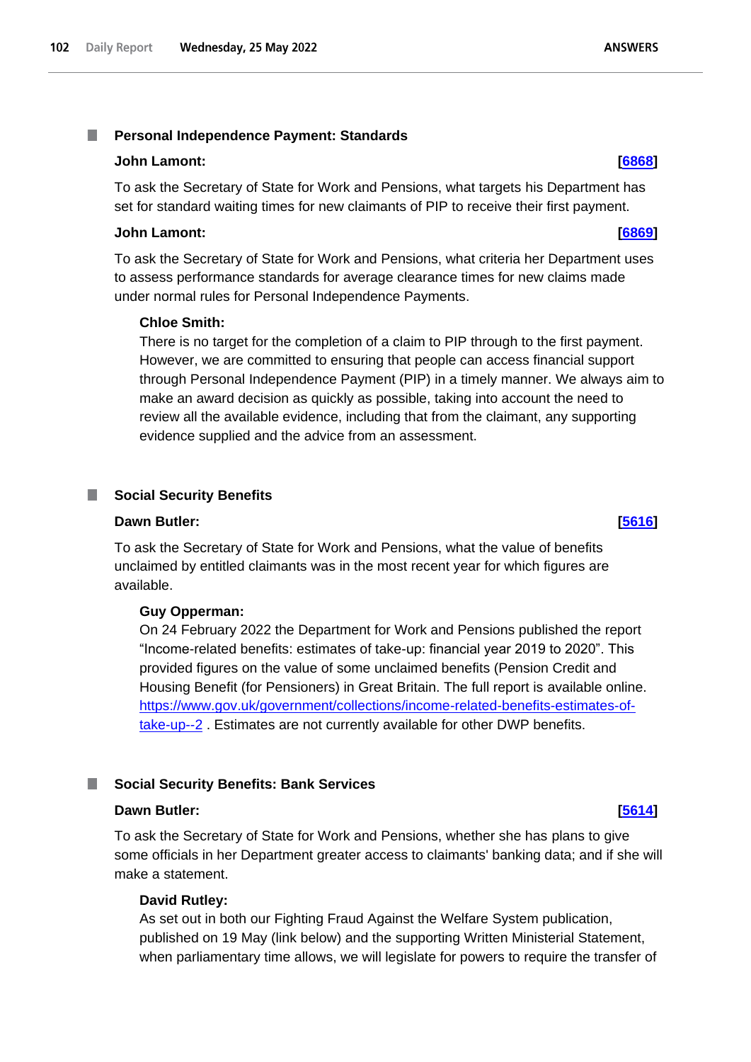## Personal Independence Payment: Standards

**John Lamont:** **[6868]**

To ask the Secretary of State for Work and Pensions, what targets his Department has set for standard waiting times for new claimants of PIP to receive their first payment.

**John Lamont:** **[6869]**

To ask the Secretary of State for Work and Pensions, what criteria her Department uses to assess performance standards for average clearance times for new claims made under normal rules for Personal Independence Payments.

**Chloe Smith:**

There is no target for the completion of a claim to PIP through to the first payment. However, we are committed to ensuring that people can access financial support through Personal Independence Payment (PIP) in a timely manner. We always aim to make an award decision as quickly as possible, taking into account the need to review all the available evidence, including that from the claimant, any supporting evidence supplied and the advice from an assessment.

## Social Security Benefits

**Dawn Butler:** **[5616]**

To ask the Secretary of State for Work and Pensions, what the value of benefits unclaimed by entitled claimants was in the most recent year for which figures are available.

**Guy Opperman:**

On 24 February 2022 the Department for Work and Pensions published the report "Income-related benefits: estimates of take-up: financial year 2019 to 2020". This provided figures on the value of some unclaimed benefits (Pension Credit and Housing Benefit (for Pensioners) in Great Britain. The full report is available online. https://www.gov.uk/government/collections/income-related-benefits-estimates-of-take-up--2 . Estimates are not currently available for other DWP benefits.

## Social Security Benefits: Bank Services

**Dawn Butler:** **[5614]**

To ask the Secretary of State for Work and Pensions, whether she has plans to give some officials in her Department greater access to claimants' banking data; and if she will make a statement.

**David Rutley:**

As set out in both our Fighting Fraud Against the Welfare System publication, published on 19 May (link below) and the supporting Written Ministerial Statement, when parliamentary time allows, we will legislate for powers to require the transfer of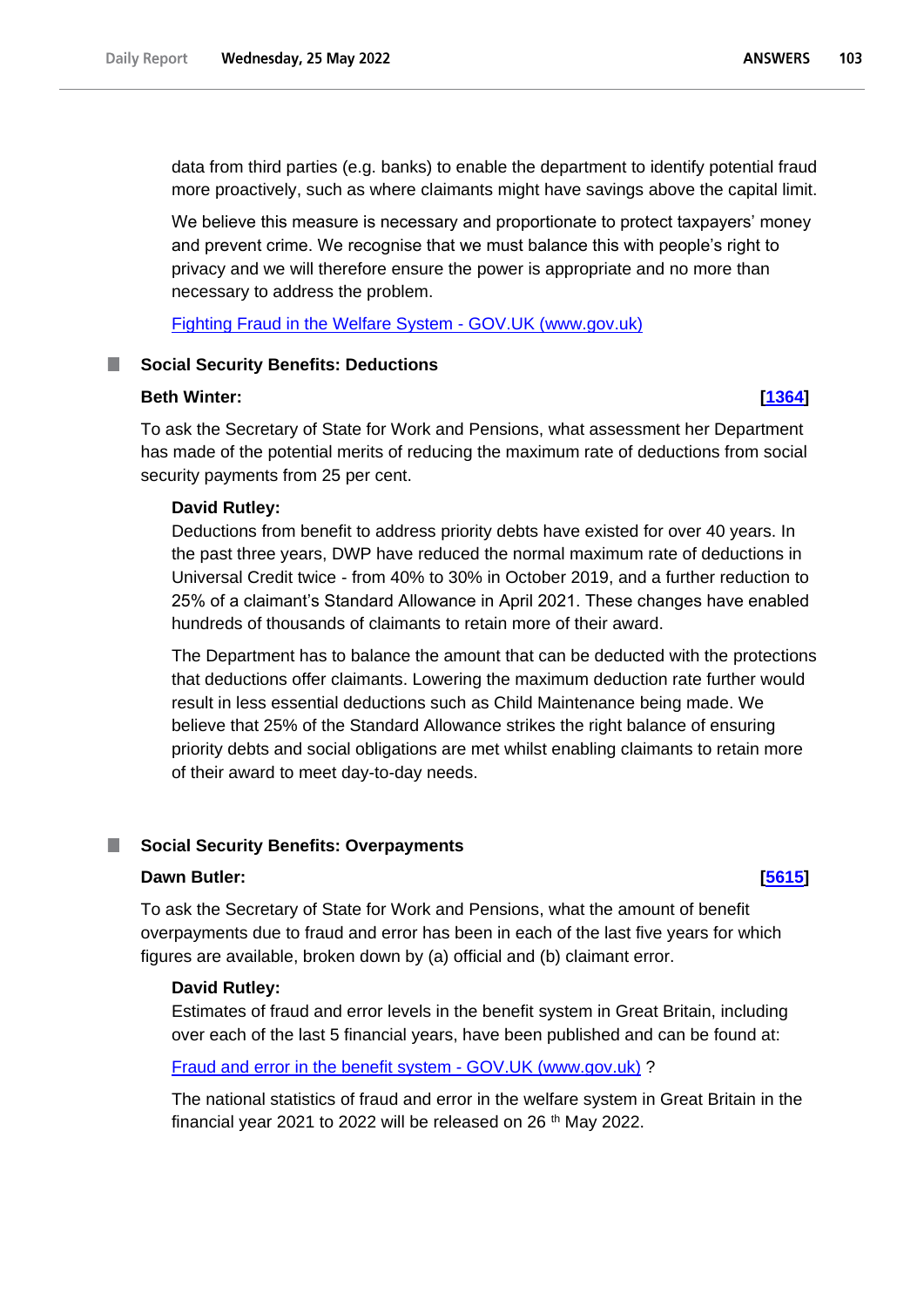data from third parties (e.g. banks) to enable the department to identify potential fraud more proactively, such as where claimants might have savings above the capital limit.

We believe this measure is necessary and proportionate to protect taxpayers' money and prevent crime. We recognise that we must balance this with people's right to privacy and we will therefore ensure the power is appropriate and no more than necessary to address the problem.

Fighting Fraud in the Welfare System - GOV.UK (www.gov.uk)

### Social Security Benefits: Deductions

**Beth Winter:** **[1364]**

To ask the Secretary of State for Work and Pensions, what assessment her Department has made of the potential merits of reducing the maximum rate of deductions from social security payments from 25 per cent.

**David Rutley:**

Deductions from benefit to address priority debts have existed for over 40 years. In the past three years, DWP have reduced the normal maximum rate of deductions in Universal Credit twice - from 40% to 30% in October 2019, and a further reduction to 25% of a claimant's Standard Allowance in April 2021. These changes have enabled hundreds of thousands of claimants to retain more of their award.

The Department has to balance the amount that can be deducted with the protections that deductions offer claimants. Lowering the maximum deduction rate further would result in less essential deductions such as Child Maintenance being made. We believe that 25% of the Standard Allowance strikes the right balance of ensuring priority debts and social obligations are met whilst enabling claimants to retain more of their award to meet day-to-day needs.

### Social Security Benefits: Overpayments

**Dawn Butler:** **[5615]**

To ask the Secretary of State for Work and Pensions, what the amount of benefit overpayments due to fraud and error has been in each of the last five years for which figures are available, broken down by (a) official and (b) claimant error.

**David Rutley:**

Estimates of fraud and error levels in the benefit system in Great Britain, including over each of the last 5 financial years, have been published and can be found at:

Fraud and error in the benefit system - GOV.UK (www.gov.uk) ?

The national statistics of fraud and error in the welfare system in Great Britain in the financial year 2021 to 2022 will be released on 26 th May 2022.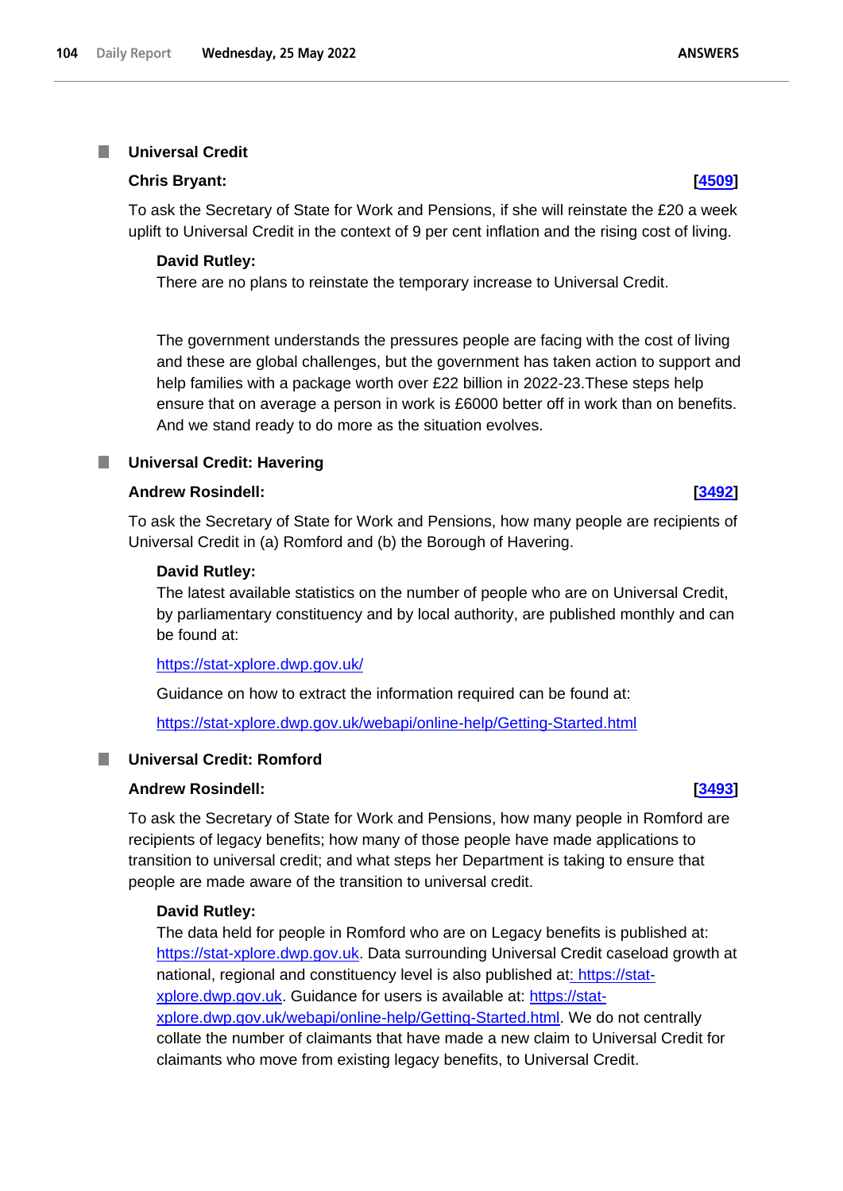## Universal Credit

**Chris Bryant:** **[4509]**

To ask the Secretary of State for Work and Pensions, if she will reinstate the £20 a week uplift to Universal Credit in the context of 9 per cent inflation and the rising cost of living.

**David Rutley:**

There are no plans to reinstate the temporary increase to Universal Credit.

The government understands the pressures people are facing with the cost of living and these are global challenges, but the government has taken action to support and help families with a package worth over £22 billion in 2022-23.These steps help ensure that on average a person in work is £6000 better off in work than on benefits. And we stand ready to do more as the situation evolves.

## Universal Credit: Havering

**Andrew Rosindell:** **[3492]**

To ask the Secretary of State for Work and Pensions, how many people are recipients of Universal Credit in (a) Romford and (b) the Borough of Havering.

**David Rutley:**

The latest available statistics on the number of people who are on Universal Credit, by parliamentary constituency and by local authority, are published monthly and can be found at:

https://stat-xplore.dwp.gov.uk/

Guidance on how to extract the information required can be found at:

https://stat-xplore.dwp.gov.uk/webapi/online-help/Getting-Started.html

## Universal Credit: Romford

**Andrew Rosindell:** **[3493]**

To ask the Secretary of State for Work and Pensions, how many people in Romford are recipients of legacy benefits; how many of those people have made applications to transition to universal credit; and what steps her Department is taking to ensure that people are made aware of the transition to universal credit.

**David Rutley:**

The data held for people in Romford who are on Legacy benefits is published at: https://stat-xplore.dwp.gov.uk. Data surrounding Universal Credit caseload growth at national, regional and constituency level is also published at: https://stat-xplore.dwp.gov.uk. Guidance for users is available at: https://stat-xplore.dwp.gov.uk/webapi/online-help/Getting-Started.html. We do not centrally collate the number of claimants that have made a new claim to Universal Credit for claimants who move from existing legacy benefits, to Universal Credit.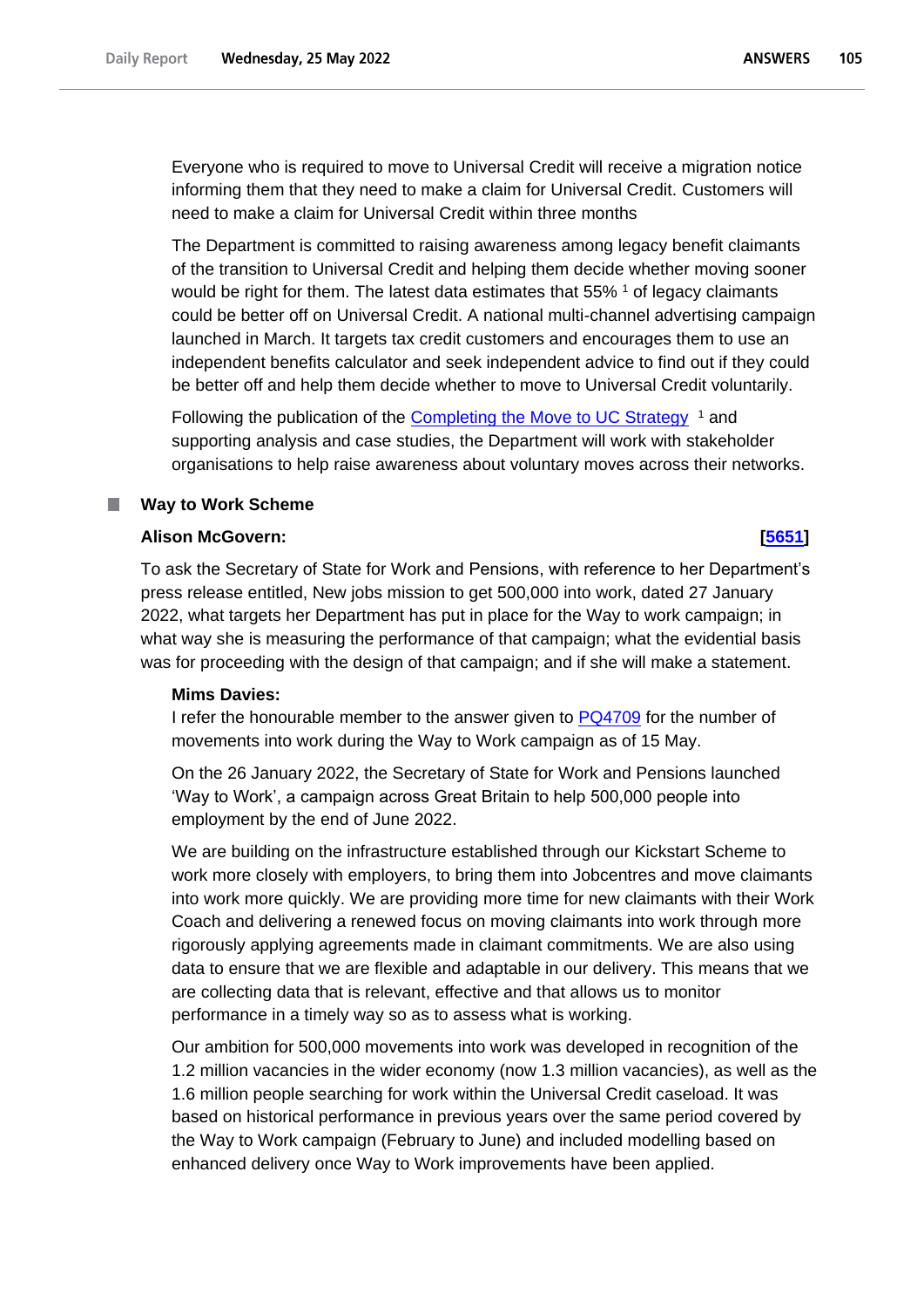Everyone who is required to move to Universal Credit will receive a migration notice informing them that they need to make a claim for Universal Credit. Customers will need to make a claim for Universal Credit within three months

The Department is committed to raising awareness among legacy benefit claimants of the transition to Universal Credit and helping them decide whether moving sooner would be right for them. The latest data estimates that 55% [1] of legacy claimants could be better off on Universal Credit. A national multi-channel advertising campaign launched in March. It targets tax credit customers and encourages them to use an independent benefits calculator and seek independent advice to find out if they could be better off and help them decide whether to move to Universal Credit voluntarily.

Following the publication of the Completing the Move to UC Strategy [1] and supporting analysis and case studies, the Department will work with stakeholder organisations to help raise awareness about voluntary moves across their networks.

### Way to Work Scheme

**Alison McGovern:** **[5651]**

To ask the Secretary of State for Work and Pensions, with reference to her Department's press release entitled, New jobs mission to get 500,000 into work, dated 27 January 2022, what targets her Department has put in place for the Way to work campaign; in what way she is measuring the performance of that campaign; what the evidential basis was for proceeding with the design of that campaign; and if she will make a statement.

**Mims Davies:**

I refer the honourable member to the answer given to PQ4709 for the number of movements into work during the Way to Work campaign as of 15 May.

On the 26 January 2022, the Secretary of State for Work and Pensions launched 'Way to Work', a campaign across Great Britain to help 500,000 people into employment by the end of June 2022.

We are building on the infrastructure established through our Kickstart Scheme to work more closely with employers, to bring them into Jobcentres and move claimants into work more quickly. We are providing more time for new claimants with their Work Coach and delivering a renewed focus on moving claimants into work through more rigorously applying agreements made in claimant commitments. We are also using data to ensure that we are flexible and adaptable in our delivery. This means that we are collecting data that is relevant, effective and that allows us to monitor performance in a timely way so as to assess what is working.

Our ambition for 500,000 movements into work was developed in recognition of the 1.2 million vacancies in the wider economy (now 1.3 million vacancies), as well as the 1.6 million people searching for work within the Universal Credit caseload. It was based on historical performance in previous years over the same period covered by the Way to Work campaign (February to June) and included modelling based on enhanced delivery once Way to Work improvements have been applied.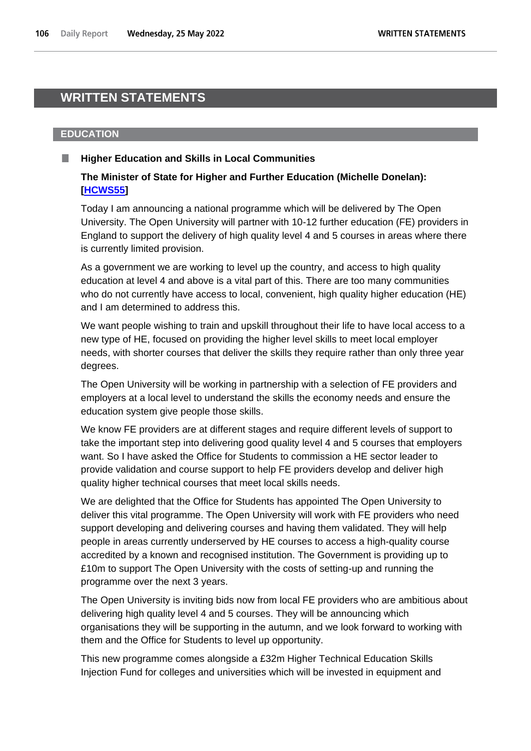# WRITTEN STATEMENTS

## EDUCATION

### Higher Education and Skills in Local Communities

**The Minister of State for Higher and Further Education (Michelle Donelan): [HCWS55]**

Today I am announcing a national programme which will be delivered by The Open University. The Open University will partner with 10-12 further education (FE) providers in England to support the delivery of high quality level 4 and 5 courses in areas where there is currently limited provision.

As a government we are working to level up the country, and access to high quality education at level 4 and above is a vital part of this. There are too many communities who do not currently have access to local, convenient, high quality higher education (HE) and I am determined to address this.

We want people wishing to train and upskill throughout their life to have local access to a new type of HE, focused on providing the higher level skills to meet local employer needs, with shorter courses that deliver the skills they require rather than only three year degrees.

The Open University will be working in partnership with a selection of FE providers and employers at a local level to understand the skills the economy needs and ensure the education system give people those skills.

We know FE providers are at different stages and require different levels of support to take the important step into delivering good quality level 4 and 5 courses that employers want. So I have asked the Office for Students to commission a HE sector leader to provide validation and course support to help FE providers develop and deliver high quality higher technical courses that meet local skills needs.

We are delighted that the Office for Students has appointed The Open University to deliver this vital programme. The Open University will work with FE providers who need support developing and delivering courses and having them validated. They will help people in areas currently underserved by HE courses to access a high-quality course accredited by a known and recognised institution. The Government is providing up to £10m to support The Open University with the costs of setting-up and running the programme over the next 3 years.

The Open University is inviting bids now from local FE providers who are ambitious about delivering high quality level 4 and 5 courses. They will be announcing which organisations they will be supporting in the autumn, and we look forward to working with them and the Office for Students to level up opportunity.

This new programme comes alongside a £32m Higher Technical Education Skills Injection Fund for colleges and universities which will be invested in equipment and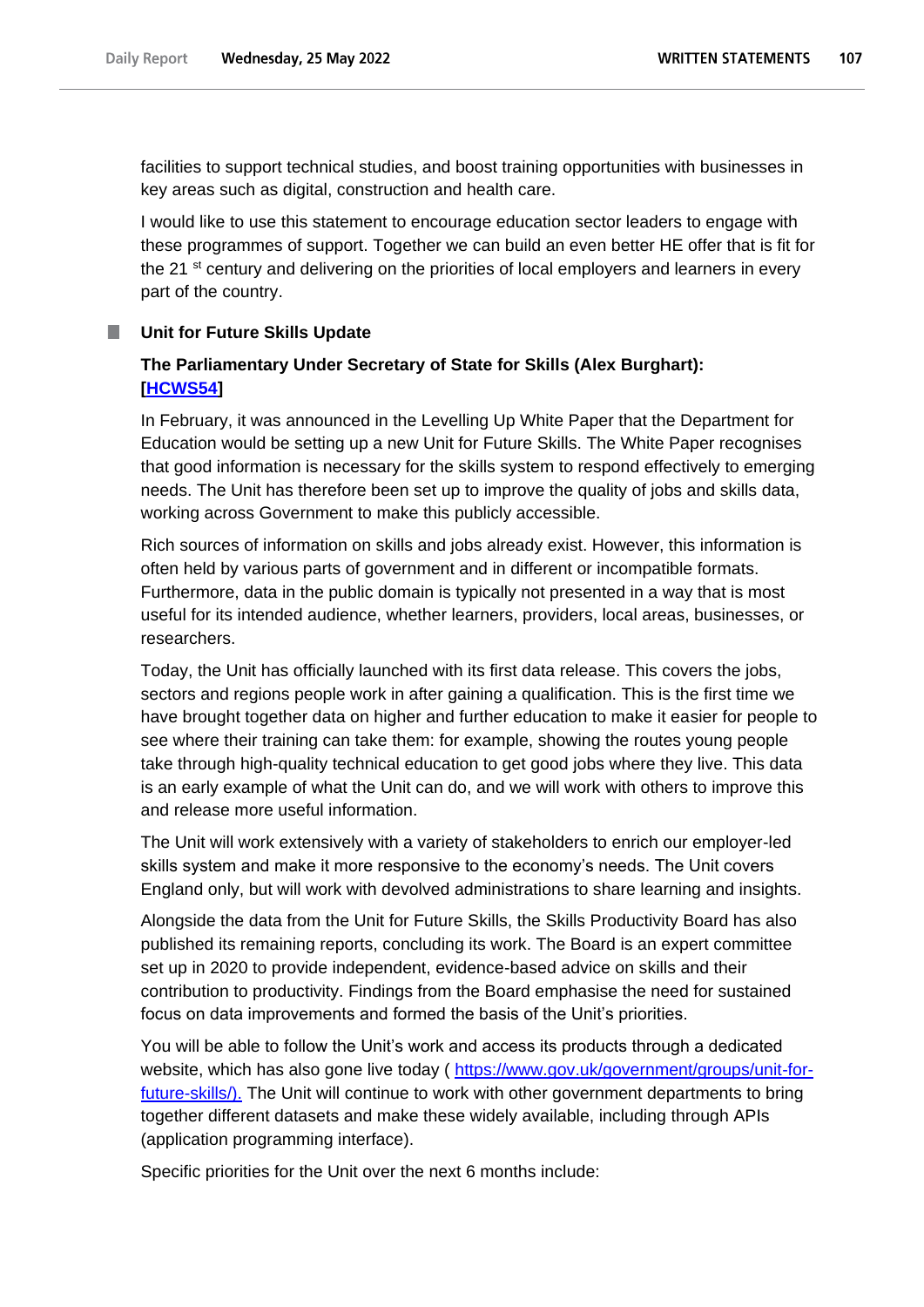facilities to support technical studies, and boost training opportunities with businesses in key areas such as digital, construction and health care.

I would like to use this statement to encourage education sector leaders to engage with these programmes of support. Together we can build an even better HE offer that is fit for the 21 st century and delivering on the priorities of local employers and learners in every part of the country.

## Unit for Future Skills Update

**The Parliamentary Under Secretary of State for Skills (Alex Burghart): [HCWS54]**

In February, it was announced in the Levelling Up White Paper that the Department for Education would be setting up a new Unit for Future Skills. The White Paper recognises that good information is necessary for the skills system to respond effectively to emerging needs. The Unit has therefore been set up to improve the quality of jobs and skills data, working across Government to make this publicly accessible.

Rich sources of information on skills and jobs already exist. However, this information is often held by various parts of government and in different or incompatible formats. Furthermore, data in the public domain is typically not presented in a way that is most useful for its intended audience, whether learners, providers, local areas, businesses, or researchers.

Today, the Unit has officially launched with its first data release. This covers the jobs, sectors and regions people work in after gaining a qualification. This is the first time we have brought together data on higher and further education to make it easier for people to see where their training can take them: for example, showing the routes young people take through high-quality technical education to get good jobs where they live. This data is an early example of what the Unit can do, and we will work with others to improve this and release more useful information.

The Unit will work extensively with a variety of stakeholders to enrich our employer-led skills system and make it more responsive to the economy's needs. The Unit covers England only, but will work with devolved administrations to share learning and insights.

Alongside the data from the Unit for Future Skills, the Skills Productivity Board has also published its remaining reports, concluding its work. The Board is an expert committee set up in 2020 to provide independent, evidence-based advice on skills and their contribution to productivity. Findings from the Board emphasise the need for sustained focus on data improvements and formed the basis of the Unit's priorities.

You will be able to follow the Unit's work and access its products through a dedicated website, which has also gone live today ( https://www.gov.uk/government/groups/unit-for-future-skills/). The Unit will continue to work with other government departments to bring together different datasets and make these widely available, including through APIs (application programming interface).

Specific priorities for the Unit over the next 6 months include: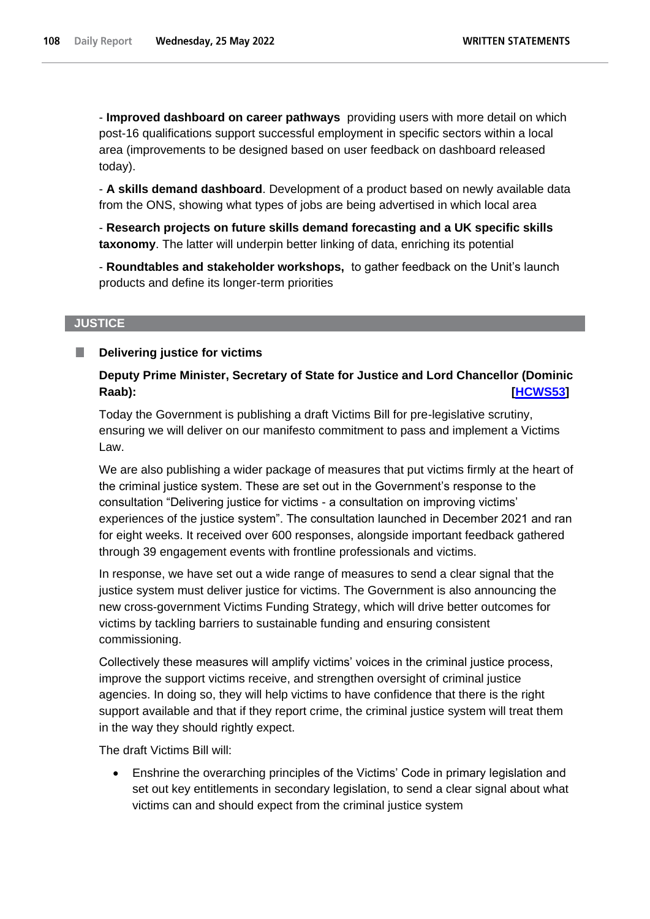- **Improved dashboard on career pathways** providing users with more detail on which post-16 qualifications support successful employment in specific sectors within a local area (improvements to be designed based on user feedback on dashboard released today).

- **A skills demand dashboard**. Development of a product based on newly available data from the ONS, showing what types of jobs are being advertised in which local area

- **Research projects on future skills demand forecasting and a UK specific skills taxonomy**. The latter will underpin better linking of data, enriching its potential

- **Roundtables and stakeholder workshops,** to gather feedback on the Unit's launch products and define its longer-term priorities

## JUSTICE

### Delivering justice for victims

**Deputy Prime Minister, Secretary of State for Justice and Lord Chancellor (Dominic Raab):** **[HCWS53]**

Today the Government is publishing a draft Victims Bill for pre-legislative scrutiny, ensuring we will deliver on our manifesto commitment to pass and implement a Victims Law.

We are also publishing a wider package of measures that put victims firmly at the heart of the criminal justice system. These are set out in the Government's response to the consultation "Delivering justice for victims - a consultation on improving victims' experiences of the justice system". The consultation launched in December 2021 and ran for eight weeks. It received over 600 responses, alongside important feedback gathered through 39 engagement events with frontline professionals and victims.

In response, we have set out a wide range of measures to send a clear signal that the justice system must deliver justice for victims. The Government is also announcing the new cross-government Victims Funding Strategy, which will drive better outcomes for victims by tackling barriers to sustainable funding and ensuring consistent commissioning.

Collectively these measures will amplify victims' voices in the criminal justice process, improve the support victims receive, and strengthen oversight of criminal justice agencies. In doing so, they will help victims to have confidence that there is the right support available and that if they report crime, the criminal justice system will treat them in the way they should rightly expect.

The draft Victims Bill will:

- Enshrine the overarching principles of the Victims' Code in primary legislation and set out key entitlements in secondary legislation, to send a clear signal about what victims can and should expect from the criminal justice system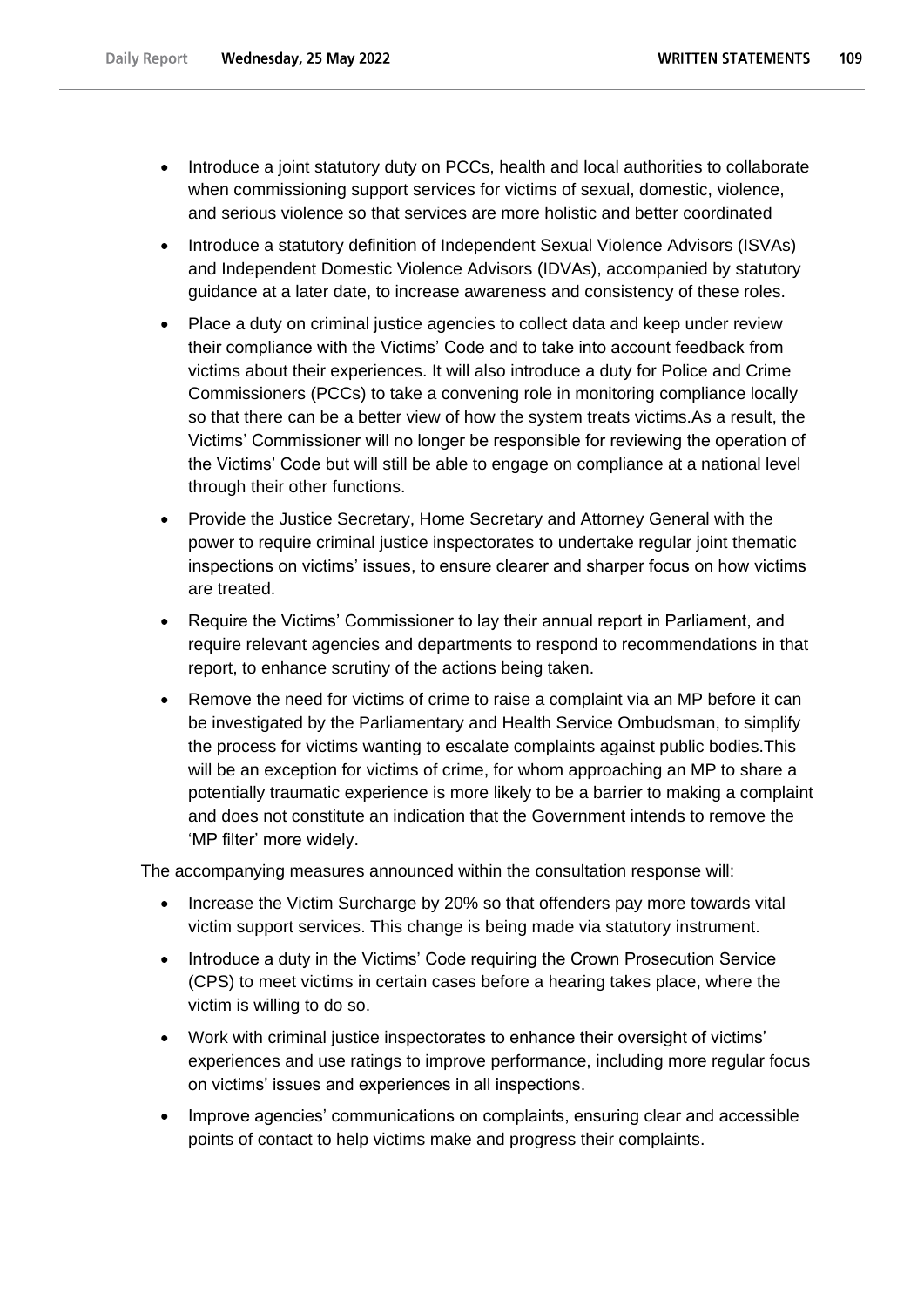- Introduce a joint statutory duty on PCCs, health and local authorities to collaborate when commissioning support services for victims of sexual, domestic, violence, and serious violence so that services are more holistic and better coordinated
- Introduce a statutory definition of Independent Sexual Violence Advisors (ISVAs) and Independent Domestic Violence Advisors (IDVAs), accompanied by statutory guidance at a later date, to increase awareness and consistency of these roles.
- Place a duty on criminal justice agencies to collect data and keep under review their compliance with the Victims' Code and to take into account feedback from victims about their experiences. It will also introduce a duty for Police and Crime Commissioners (PCCs) to take a convening role in monitoring compliance locally so that there can be a better view of how the system treats victims.As a result, the Victims' Commissioner will no longer be responsible for reviewing the operation of the Victims' Code but will still be able to engage on compliance at a national level through their other functions.
- Provide the Justice Secretary, Home Secretary and Attorney General with the power to require criminal justice inspectorates to undertake regular joint thematic inspections on victims' issues, to ensure clearer and sharper focus on how victims are treated.
- Require the Victims' Commissioner to lay their annual report in Parliament, and require relevant agencies and departments to respond to recommendations in that report, to enhance scrutiny of the actions being taken.
- Remove the need for victims of crime to raise a complaint via an MP before it can be investigated by the Parliamentary and Health Service Ombudsman, to simplify the process for victims wanting to escalate complaints against public bodies.This will be an exception for victims of crime, for whom approaching an MP to share a potentially traumatic experience is more likely to be a barrier to making a complaint and does not constitute an indication that the Government intends to remove the 'MP filter' more widely.

The accompanying measures announced within the consultation response will:

- Increase the Victim Surcharge by 20% so that offenders pay more towards vital victim support services. This change is being made via statutory instrument.
- Introduce a duty in the Victims' Code requiring the Crown Prosecution Service (CPS) to meet victims in certain cases before a hearing takes place, where the victim is willing to do so.
- Work with criminal justice inspectorates to enhance their oversight of victims' experiences and use ratings to improve performance, including more regular focus on victims' issues and experiences in all inspections.
- Improve agencies' communications on complaints, ensuring clear and accessible points of contact to help victims make and progress their complaints.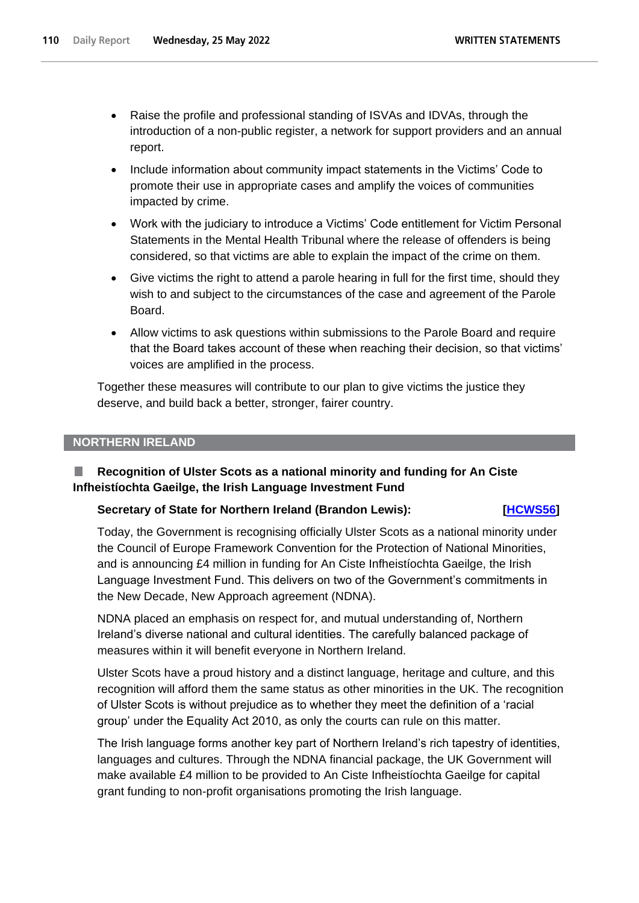- Raise the profile and professional standing of ISVAs and IDVAs, through the introduction of a non-public register, a network for support providers and an annual report.
- Include information about community impact statements in the Victims' Code to promote their use in appropriate cases and amplify the voices of communities impacted by crime.
- Work with the judiciary to introduce a Victims' Code entitlement for Victim Personal Statements in the Mental Health Tribunal where the release of offenders is being considered, so that victims are able to explain the impact of the crime on them.
- Give victims the right to attend a parole hearing in full for the first time, should they wish to and subject to the circumstances of the case and agreement of the Parole Board.
- Allow victims to ask questions within submissions to the Parole Board and require that the Board takes account of these when reaching their decision, so that victims' voices are amplified in the process.

Together these measures will contribute to our plan to give victims the justice they deserve, and build back a better, stronger, fairer country.

## NORTHERN IRELAND

### Recognition of Ulster Scots as a national minority and funding for An Ciste Infheistíochta Gaeilge, the Irish Language Investment Fund

**Secretary of State for Northern Ireland (Brandon Lewis):** **[HCWS56]**

Today, the Government is recognising officially Ulster Scots as a national minority under the Council of Europe Framework Convention for the Protection of National Minorities, and is announcing £4 million in funding for An Ciste Infheistíochta Gaeilge, the Irish Language Investment Fund. This delivers on two of the Government's commitments in the New Decade, New Approach agreement (NDNA).

NDNA placed an emphasis on respect for, and mutual understanding of, Northern Ireland's diverse national and cultural identities. The carefully balanced package of measures within it will benefit everyone in Northern Ireland.

Ulster Scots have a proud history and a distinct language, heritage and culture, and this recognition will afford them the same status as other minorities in the UK. The recognition of Ulster Scots is without prejudice as to whether they meet the definition of a 'racial group' under the Equality Act 2010, as only the courts can rule on this matter.

The Irish language forms another key part of Northern Ireland's rich tapestry of identities, languages and cultures. Through the NDNA financial package, the UK Government will make available £4 million to be provided to An Ciste Infheistíochta Gaeilge for capital grant funding to non-profit organisations promoting the Irish language.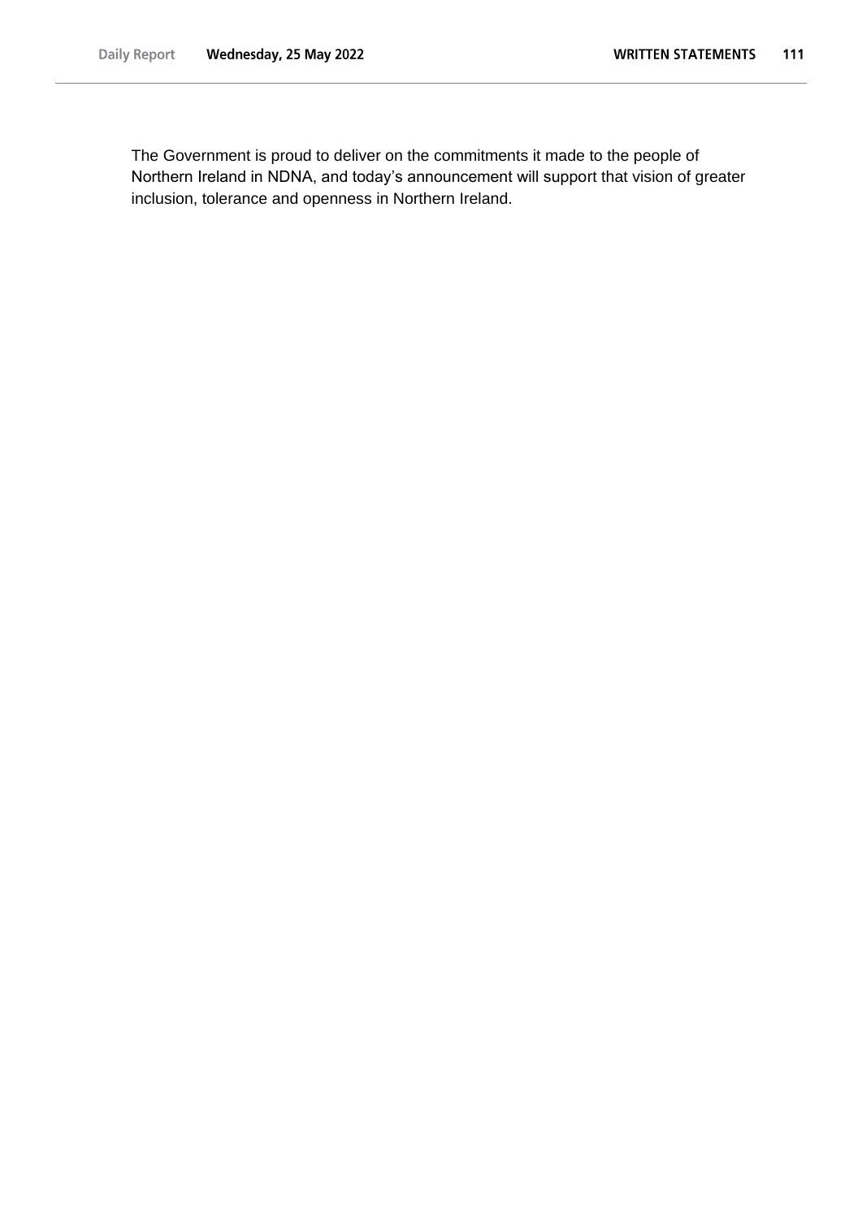The Government is proud to deliver on the commitments it made to the people of Northern Ireland in NDNA, and today's announcement will support that vision of greater inclusion, tolerance and openness in Northern Ireland.